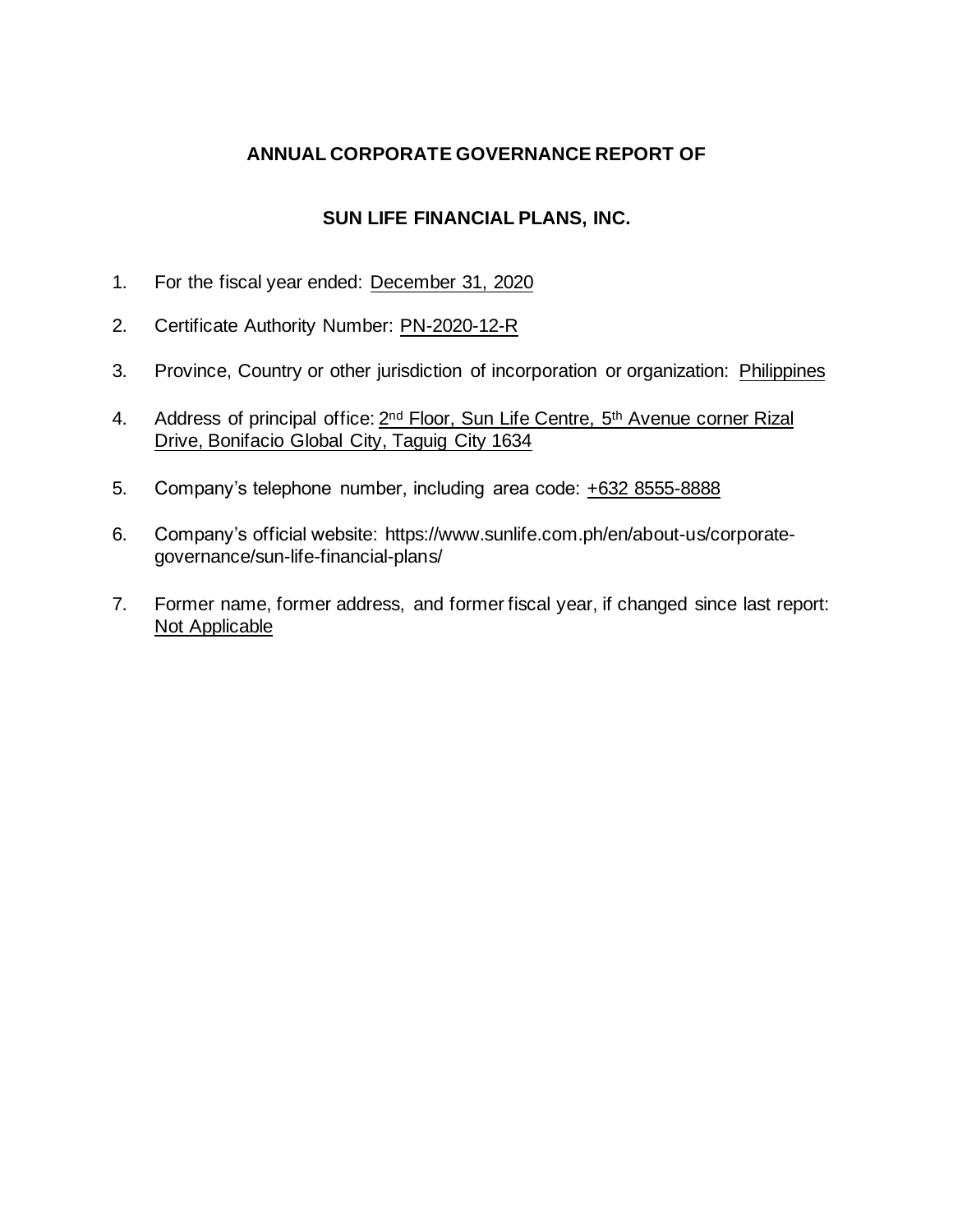# ANNUAL CORPORATE GOVERNANCE REPORT OF

# SUN LIFE FINANCIAL PLANS, INC.

1. For the fiscal year ended: December 31, 2020

2. Certificate Authority Number: PN-2020-12-R

3. Province, Country or other jurisdiction of incorporation or organization: Philippines

4. Address of principal office: 2nd Floor, Sun Life Centre, 5th Avenue corner Rizal Drive, Bonifacio Global City, Taguig City 1634

5. Company's telephone number, including area code: +632 8555-8888

6. Company's official website: https://www.sunlife.com.ph/en/about-us/corporate-governance/sun-life-financial-plans/

7. Former name, former address, and former fiscal year, if changed since last report: Not Applicable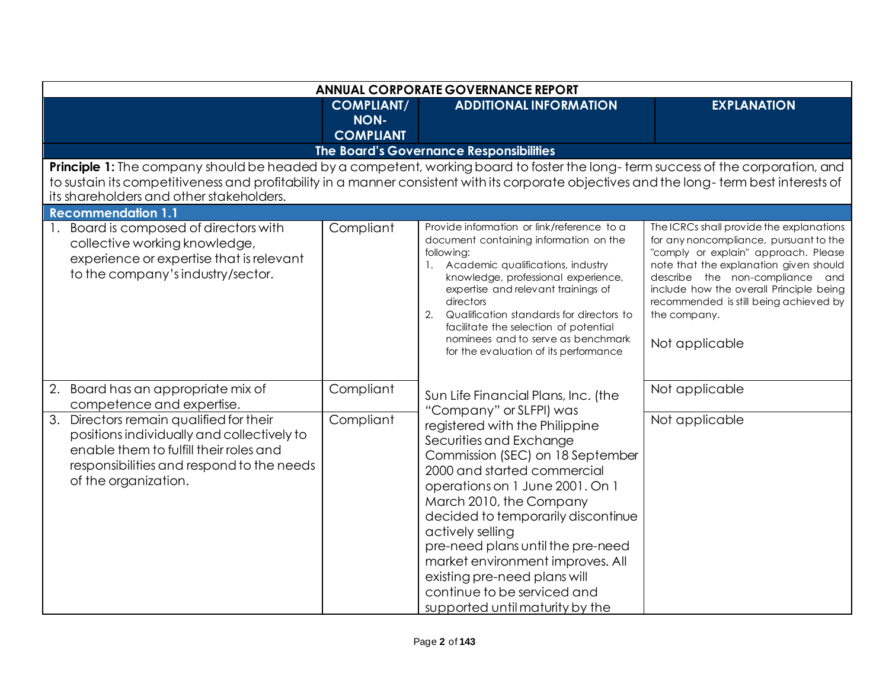| ANNUAL CORPORATE GOVERNANCE REPORT | | | |
|---|---|---|---|
| | **COMPLIANT/ NON-COMPLIANT** | **ADDITIONAL INFORMATION** | **EXPLANATION** |
| **The Board's Governance Responsibilities** | | | |
| **Principle 1:** The company should be headed by a competent, working board to foster the long- term success of the corporation, and to sustain its competitiveness and profitability in a manner consistent with its corporate objectives and the long- term best interests of its shareholders and other stakeholders. | | | |
| **Recommendation 1.1** | | | |
| 1. Board is composed of directors with collective working knowledge, experience or expertise that is relevant to the company's industry/sector. | Compliant | Provide information or link/reference to a document containing information on the following:<br>1. Academic qualifications, industry knowledge, professional experience, expertise and relevant trainings of directors<br>2. Qualification standards for directors to facilitate the selection of potential nominees and to serve as benchmark for the evaluation of its performance | The ICRCs shall provide the explanations for any noncompliance, pursuant to the "comply or explain" approach. Please note that the explanation given should describe the non-compliance and include how the overall Principle being recommended is still being achieved by the company.<br><br>Not applicable |
| 2. Board has an appropriate mix of competence and expertise. | Compliant | Sun Life Financial Plans, Inc. (the "Company" or SLFPI) was registered with the Philippine Securities and Exchange Commission (SEC) on 18 September 2000 and started commercial operations on 1 June 2001. On 1 March 2010, the Company decided to temporarily discontinue actively selling pre-need plans until the pre-need market environment improves. All existing pre-need plans will continue to be serviced and supported until maturity by the | Not applicable |
| 3. Directors remain qualified for their positions individually and collectively to enable them to fulfill their roles and responsibilities and respond to the needs of the organization. | Compliant | | Not applicable |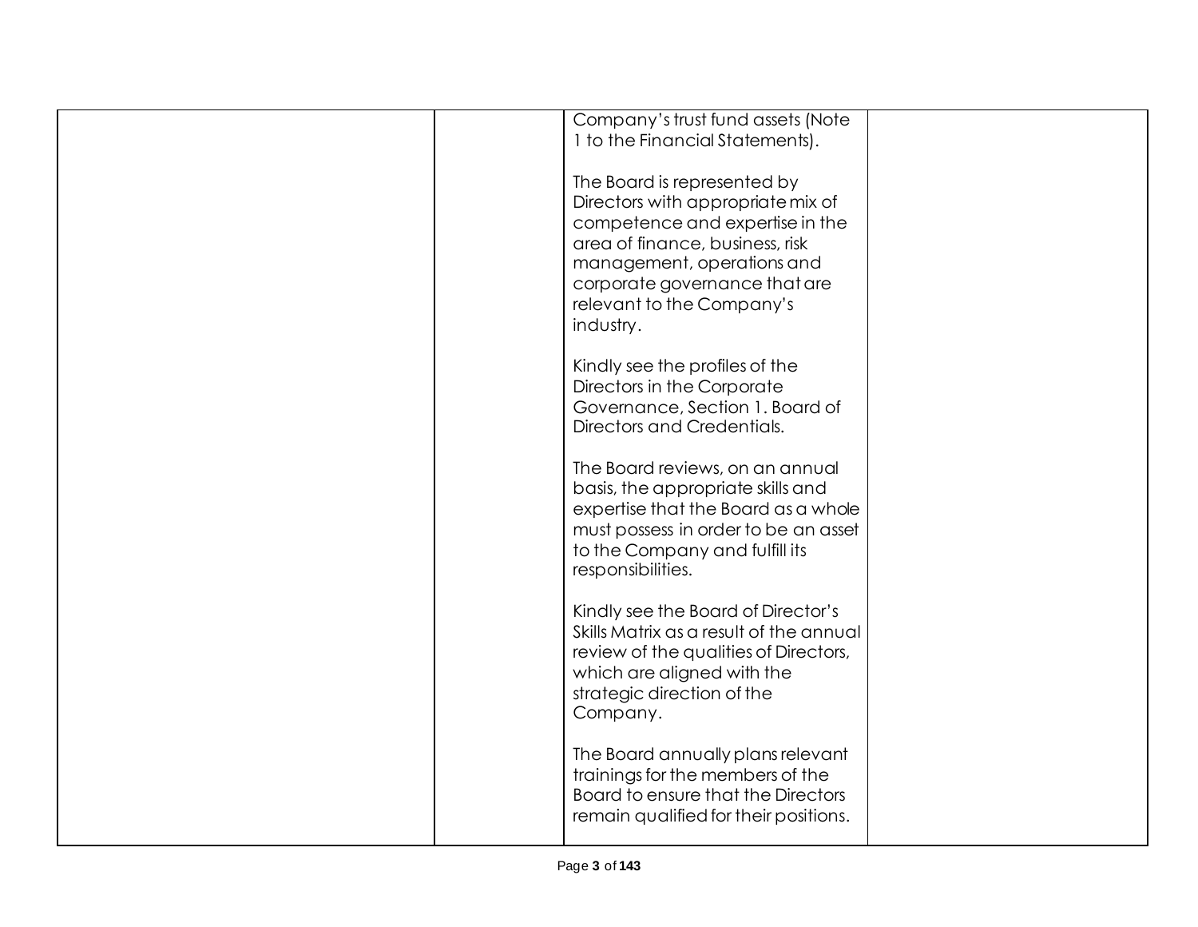| | | | |
|---|---|---|---|
| | | Company's trust fund assets (Note 1 to the Financial Statements).<br><br>The Board is represented by Directors with appropriate mix of competence and expertise in the area of finance, business, risk management, operations and corporate governance that are relevant to the Company's industry.<br><br>Kindly see the profiles of the Directors in the Corporate Governance, Section 1. Board of Directors and Credentials.<br><br>The Board reviews, on an annual basis, the appropriate skills and expertise that the Board as a whole must possess in order to be an asset to the Company and fulfill its responsibilities.<br><br>Kindly see the Board of Director's Skills Matrix as a result of the annual review of the qualities of Directors, which are aligned with the strategic direction of the Company.<br><br>The Board annually plans relevant trainings for the members of the Board to ensure that the Directors remain qualified for their positions. | |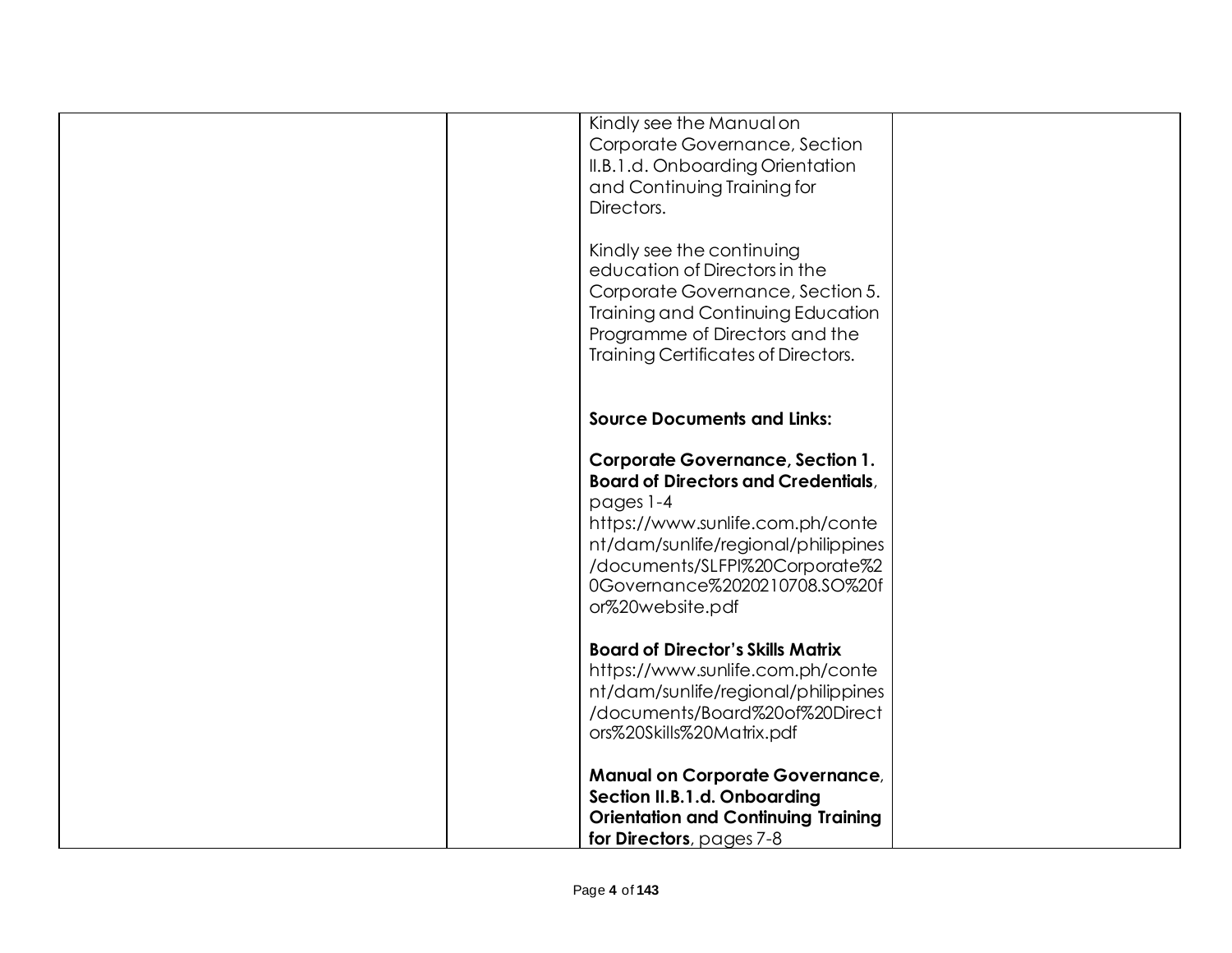| | | Kindly see the Manual on Corporate Governance, Section II.B.1.d. Onboarding Orientation and Continuing Training for Directors.<br><br>Kindly see the continuing education of Directors in the Corporate Governance, Section 5. Training and Continuing Education Programme of Directors and the Training Certificates of Directors.<br><br>**Source Documents and Links:**<br><br>**Corporate Governance, Section 1. Board of Directors and Credentials**, pages 1-4<br>https://www.sunlife.com.ph/content/dam/sunlife/regional/philippines/documents/SLFPI%20Corporate%20Governance%2020210708.SO%20for%20website.pdf<br><br>**Board of Director's Skills Matrix**<br>https://www.sunlife.com.ph/content/dam/sunlife/regional/philippines/documents/Board%20of%20Directors%20Skills%20Matrix.pdf<br><br>**Manual on Corporate Governance, Section II.B.1.d. Onboarding Orientation and Continuing Training for Directors**, pages 7-8 | |
|---|---|---|---|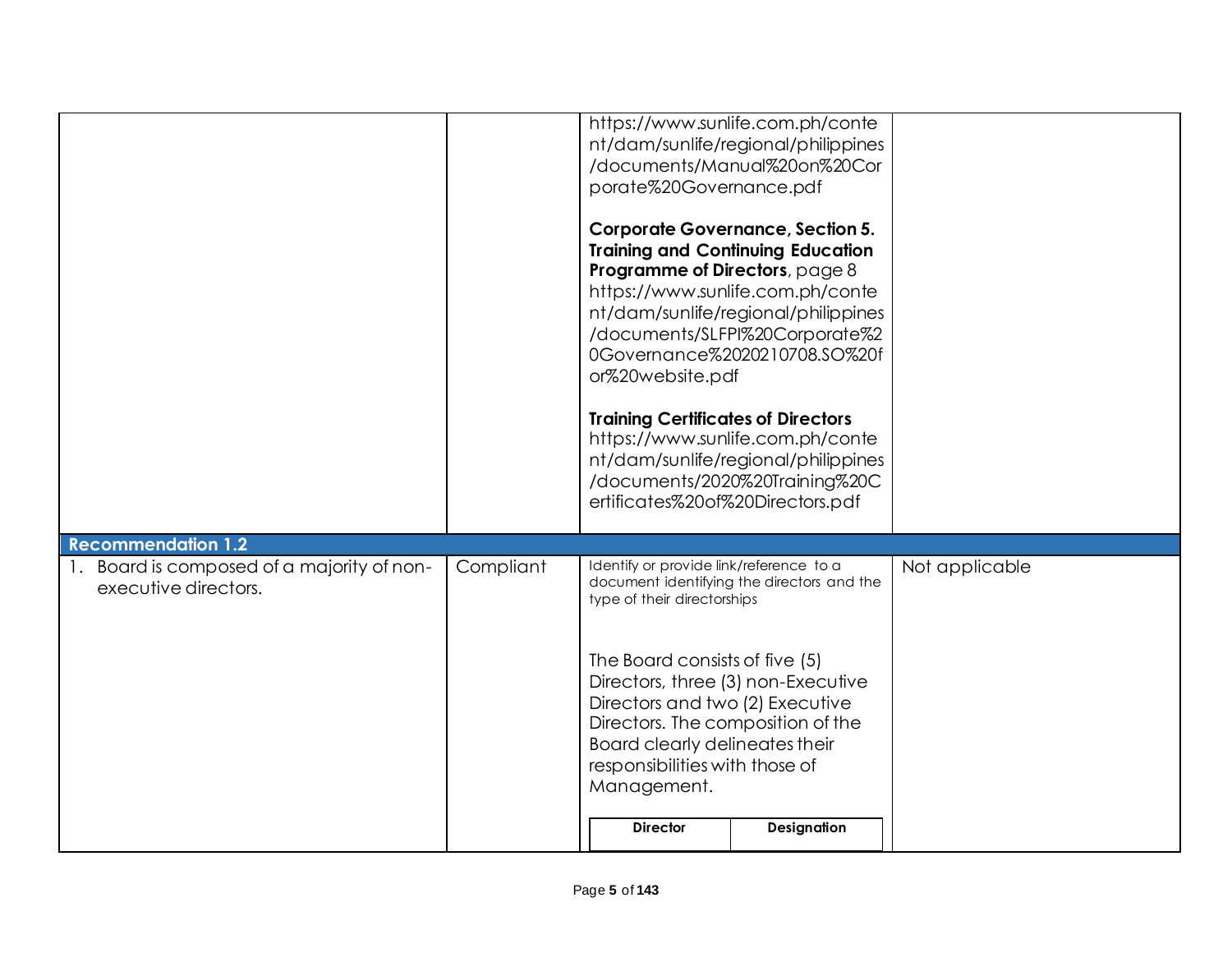| | | | |
|---|---|---|---|
| | | https://www.sunlife.com.ph/content/dam/sunlife/regional/philippines/documents/Manual%20on%20Corporate%20Governance.pdf<br><br>**Corporate Governance, Section 5. Training and Continuing Education Programme of Directors**, page 8 https://www.sunlife.com.ph/content/dam/sunlife/regional/philippines/documents/SLFPI%20Corporate%20Governance%2020210708.SO%20for%20website.pdf<br><br>**Training Certificates of Directors** https://www.sunlife.com.ph/content/dam/sunlife/regional/philippines/documents/2020%20Training%20Certificates%20of%20Directors.pdf | |
| **Recommendation 1.2** | | | |
| 1. Board is composed of a majority of non-executive directors. | Compliant | Identify or provide link/reference to a document identifying the directors and the type of their directorships<br><br>The Board consists of five (5) Directors, three (3) non-Executive Directors and two (2) Executive Directors. The composition of the Board clearly delineates their responsibilities with those of Management.<br><br>**Director** \| **Designation** | Not applicable |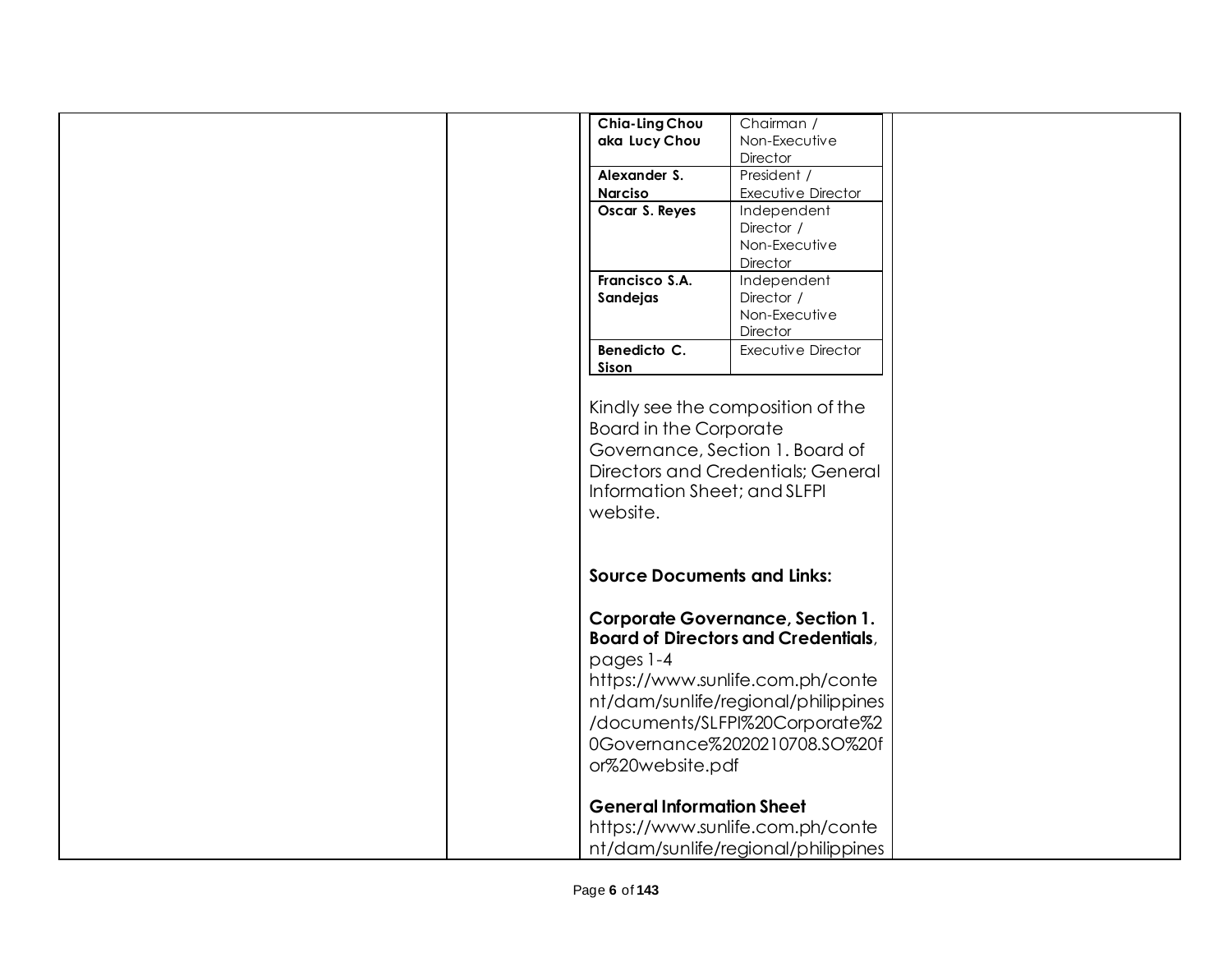| Name | Position |
| --- | --- |
| **Chia-Ling Chou aka Lucy Chou** | Chairman / Non-Executive Director |
| **Alexander S. Narciso** | President / Executive Director |
| **Oscar S. Reyes** | Independent Director / Non-Executive Director |
| **Francisco S.A. Sandejas** | Independent Director / Non-Executive Director |
| **Benedicto C. Sison** | Executive Director |

Kindly see the composition of the Board in the Corporate Governance, Section 1. Board of Directors and Credentials; General Information Sheet; and SLFPI website.

**Source Documents and Links:**

**Corporate Governance, Section 1. Board of Directors and Credentials**, pages 1-4
https://www.sunlife.com.ph/content/dam/sunlife/regional/philippines/documents/SLFPI%20Corporate%20Governance%2020210708.SO%20for%20website.pdf

**General Information Sheet**
https://www.sunlife.com.ph/content/dam/sunlife/regional/philippines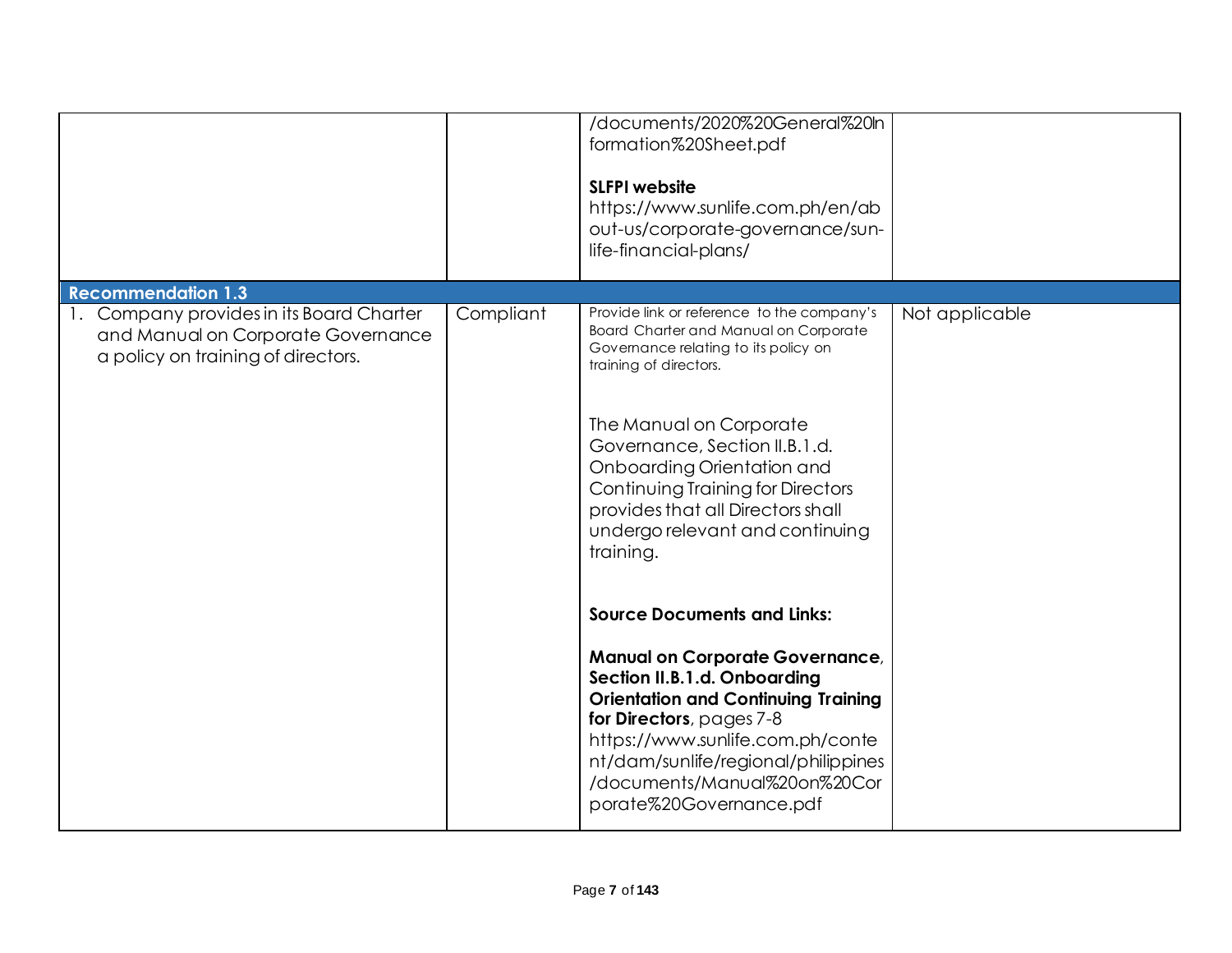| | | | |
|---|---|---|---|
| | | /documents/2020%20General%20Information%20Sheet.pdf<br><br>**SLFPI website**<br>https://www.sunlife.com.ph/en/about-us/corporate-governance/sun-life-financial-plans/ | |
| **Recommendation 1.3** | | | |
| 1. Company provides in its Board Charter and Manual on Corporate Governance a policy on training of directors. | Compliant | Provide link or reference to the company's Board Charter and Manual on Corporate Governance relating to its policy on training of directors.<br><br>The Manual on Corporate Governance, Section II.B.1.d. Onboarding Orientation and Continuing Training for Directors provides that all Directors shall undergo relevant and continuing training.<br><br>**Source Documents and Links:**<br><br>**Manual on Corporate Governance, Section II.B.1.d. Onboarding Orientation and Continuing Training for Directors**, pages 7-8<br>https://www.sunlife.com.ph/content/dam/sunlife/regional/philippines/documents/Manual%20on%20Corporate%20Governance.pdf | Not applicable |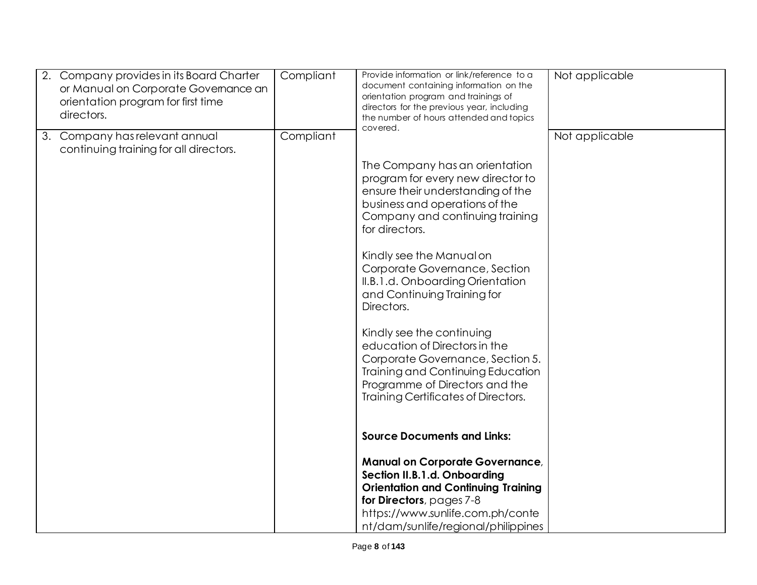| | | | |
|---|---|---|---|
| 2. Company provides in its Board Charter or Manual on Corporate Governance an orientation program for first time directors. | Compliant | Provide information or link/reference to a document containing information on the orientation program and trainings of directors for the previous year, including the number of hours attended and topics covered.<br><br>The Company has an orientation program for every new director to ensure their understanding of the business and operations of the Company and continuing training for directors.<br><br>Kindly see the Manual on Corporate Governance, Section II.B.1.d. Onboarding Orientation and Continuing Training for Directors.<br><br>Kindly see the continuing education of Directors in the Corporate Governance, Section 5. Training and Continuing Education Programme of Directors and the Training Certificates of Directors.<br><br>**Source Documents and Links:**<br><br>**Manual on Corporate Governance**, **Section II.B.1.d. Onboarding Orientation and Continuing Training for Directors**, pages 7-8<br>https://www.sunlife.com.ph/content/dam/sunlife/regional/philippines | Not applicable |
| 3. Company has relevant annual continuing training for all directors. | Compliant | | Not applicable |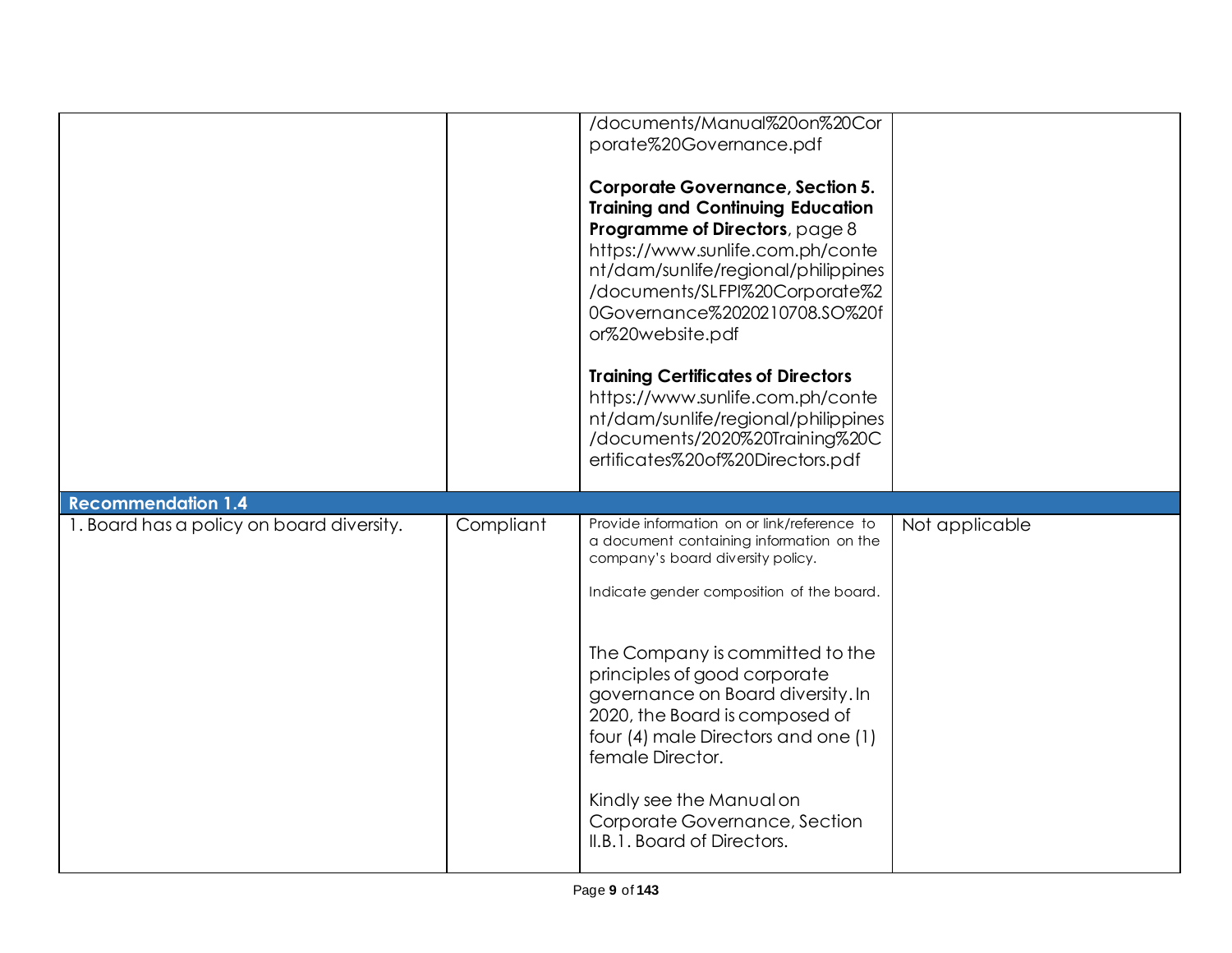| | | | |
|---|---|---|---|
| | | /documents/Manual%20on%20Corporate%20Governance.pdf<br><br>**Corporate Governance, Section 5. Training and Continuing Education Programme of Directors**, page 8 https://www.sunlife.com.ph/content/dam/sunlife/regional/philippines/documents/SLFPI%20Corporate%20Governance%2020210708.SO%20for%20website.pdf<br><br>**Training Certificates of Directors** https://www.sunlife.com.ph/content/dam/sunlife/regional/philippines/documents/2020%20Training%20Certificates%20of%20Directors.pdf | |
| **Recommendation 1.4** | | | |
| 1. Board has a policy on board diversity. | Compliant | Provide information on or link/reference to a document containing information on the company's board diversity policy.<br><br>Indicate gender composition of the board.<br><br>The Company is committed to the principles of good corporate governance on Board diversity. In 2020, the Board is composed of four (4) male Directors and one (1) female Director.<br><br>Kindly see the Manual on Corporate Governance, Section II.B.1. Board of Directors. | Not applicable |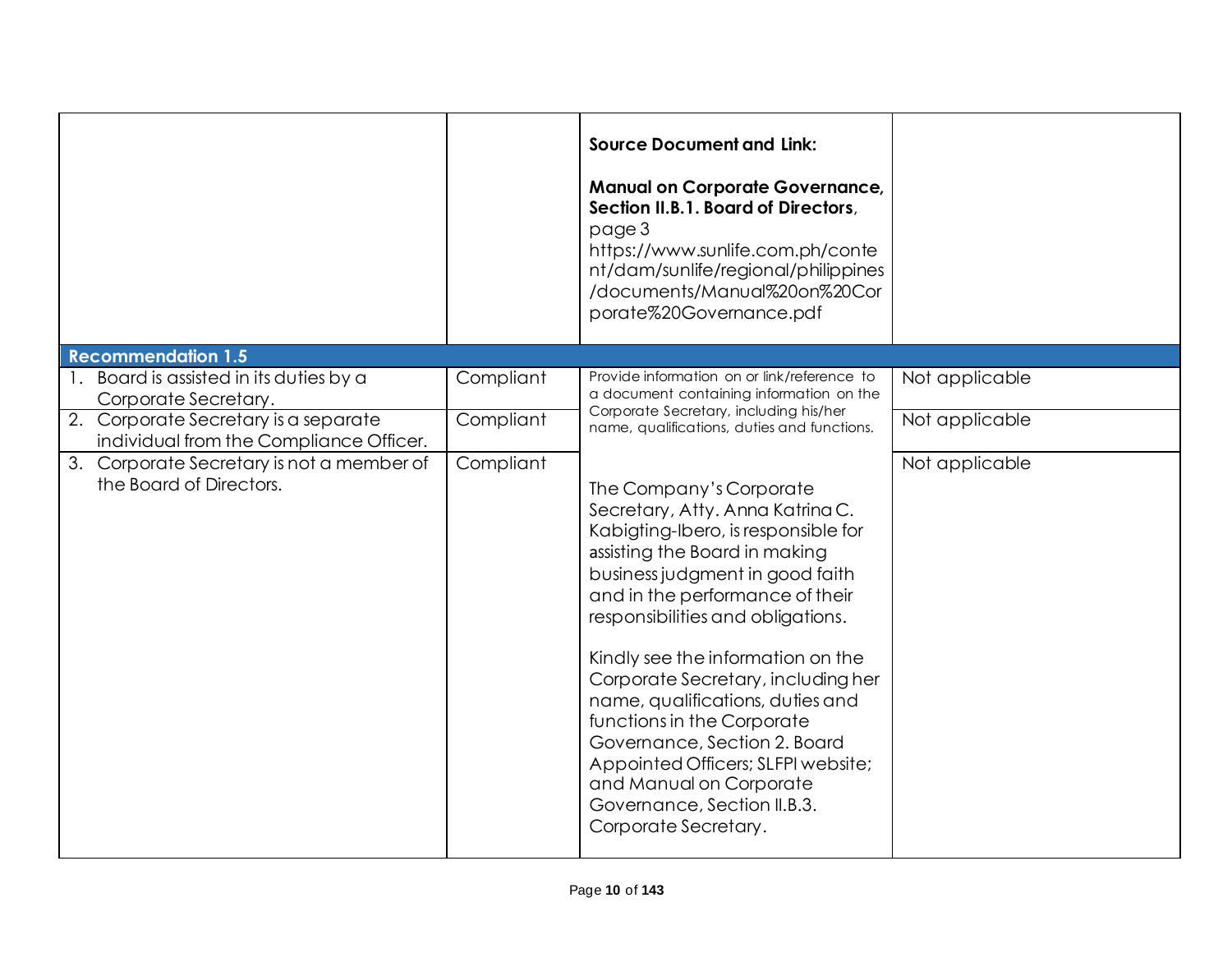| | | | |
|---|---|---|---|
| | | **Source Document and Link:**<br><br>**Manual on Corporate Governance, Section II.B.1. Board of Directors**, page 3 https://www.sunlife.com.ph/content/dam/sunlife/regional/philippines/documents/Manual%20on%20Corporate%20Governance.pdf | |
| **Recommendation 1.5** | | | |
| 1. Board is assisted in its duties by a Corporate Secretary. | Compliant | Provide information on or link/reference to a document containing information on the Corporate Secretary, including his/her name, qualifications, duties and functions.<br><br>The Company's Corporate Secretary, Atty. Anna Katrina C. Kabigting-Ibero, is responsible for assisting the Board in making business judgment in good faith and in the performance of their responsibilities and obligations.<br><br>Kindly see the information on the Corporate Secretary, including her name, qualifications, duties and functions in the Corporate Governance, Section 2. Board Appointed Officers; SLFPI website; and Manual on Corporate Governance, Section II.B.3. Corporate Secretary. | Not applicable |
| 2. Corporate Secretary is a separate individual from the Compliance Officer. | Compliant | | Not applicable |
| 3. Corporate Secretary is not a member of the Board of Directors. | Compliant | | Not applicable |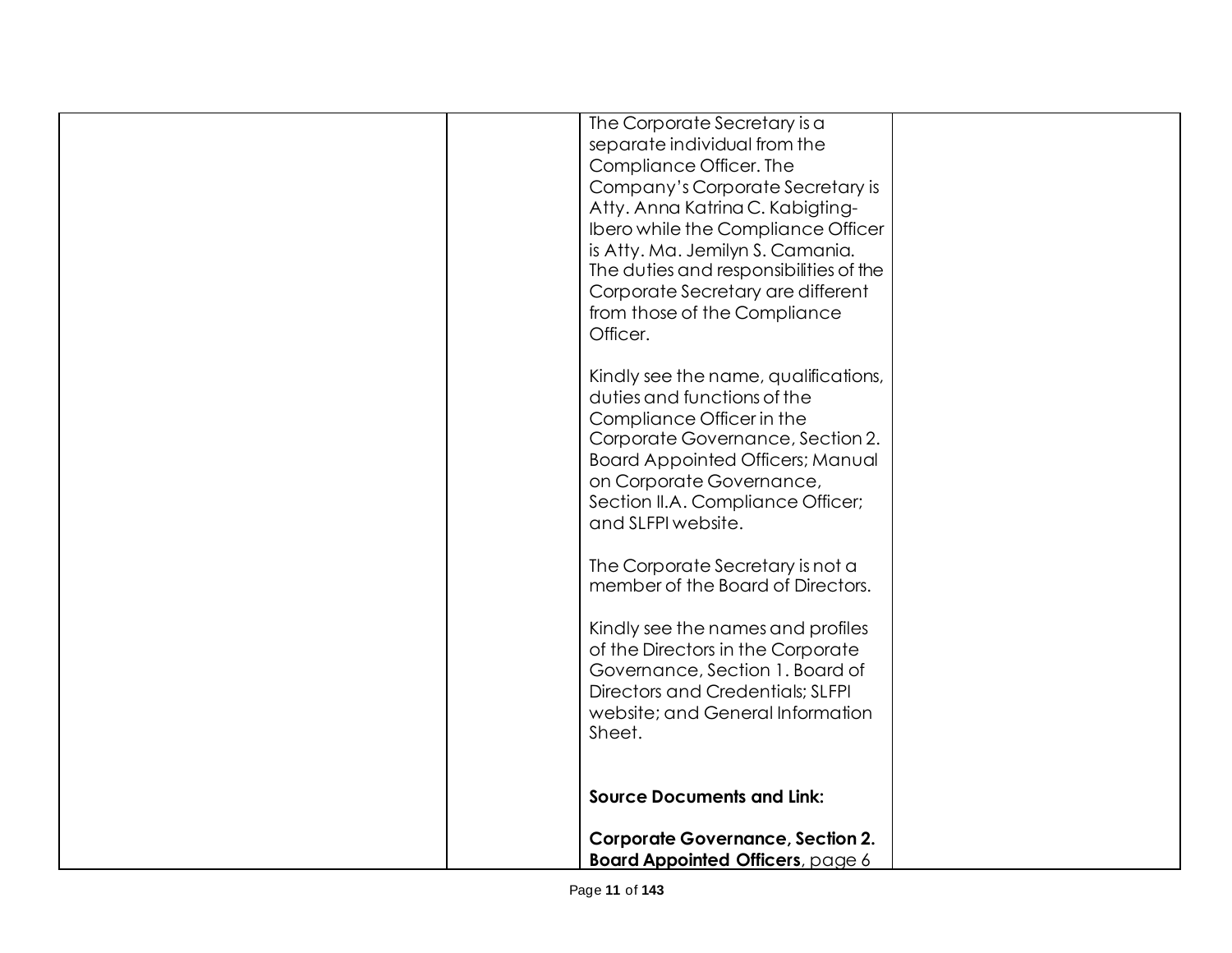|  |  |  |  |
|---|---|---|---|
|  |  | The Corporate Secretary is a separate individual from the Compliance Officer. The Company's Corporate Secretary is Atty. Anna Katrina C. Kabigting-Ibero while the Compliance Officer is Atty. Ma. Jemilyn S. Camania. The duties and responsibilities of the Corporate Secretary are different from those of the Compliance Officer.<br><br>Kindly see the name, qualifications, duties and functions of the Compliance Officer in the Corporate Governance, Section 2. Board Appointed Officers; Manual on Corporate Governance, Section II.A. Compliance Officer; and SLFPI website.<br><br>The Corporate Secretary is not a member of the Board of Directors.<br><br>Kindly see the names and profiles of the Directors in the Corporate Governance, Section 1. Board of Directors and Credentials; SLFPI website; and General Information Sheet.<br><br>**Source Documents and Link:**<br><br>**Corporate Governance, Section 2. Board Appointed Officers**, page 6 |  |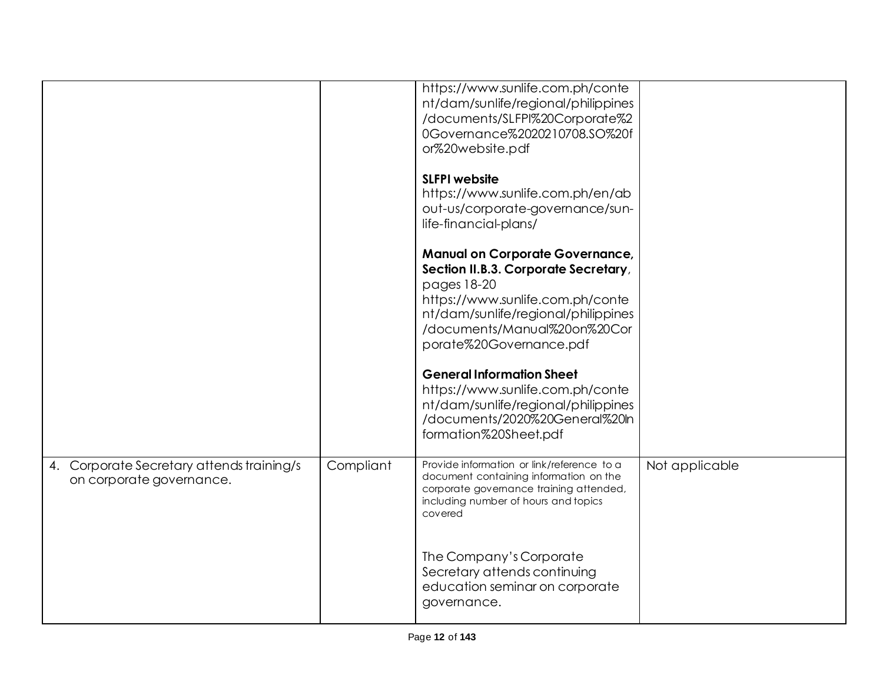| | | | |
|---|---|---|---|
| | | https://www.sunlife.com.ph/content/dam/sunlife/regional/philippines/documents/SLFPI%20Corporate%20Governance%2020210708.SO%20for%20website.pdf<br><br>**SLFPI website**<br>https://www.sunlife.com.ph/en/about-us/corporate-governance/sun-life-financial-plans/<br><br>**Manual on Corporate Governance, Section II.B.3. Corporate Secretary**, pages 18-20<br>https://www.sunlife.com.ph/content/dam/sunlife/regional/philippines/documents/Manual%20on%20Corporate%20Governance.pdf<br><br>**General Information Sheet**<br>https://www.sunlife.com.ph/content/dam/sunlife/regional/philippines/documents/2020%20General%20Information%20Sheet.pdf | |
| 4. Corporate Secretary attends training/s on corporate governance. | Compliant | Provide information or link/reference to a document containing information on the corporate governance training attended, including number of hours and topics covered<br><br>The Company's Corporate Secretary attends continuing education seminar on corporate governance. | Not applicable |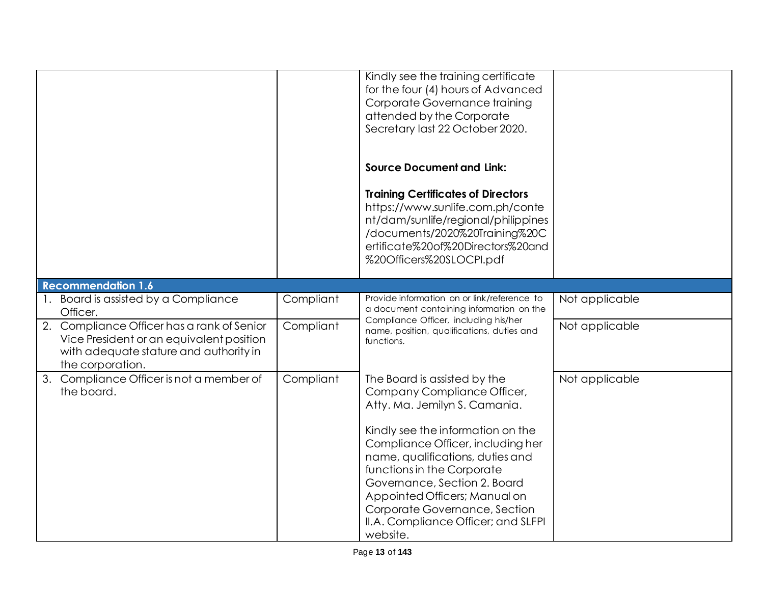| | | | |
|---|---|---|---|
| | | Kindly see the training certificate for the four (4) hours of Advanced Corporate Governance training attended by the Corporate Secretary last 22 October 2020.<br><br>**Source Document and Link:**<br><br>**Training Certificates of Directors**<br>https://www.sunlife.com.ph/content/dam/sunlife/regional/philippines/documents/2020%20Training%20Certificate%20of%20Directors%20and%20Officers%20SLOCPI.pdf | |
| **Recommendation 1.6** | | | |
| 1. Board is assisted by a Compliance Officer. | Compliant | Provide information on or link/reference to a document containing information on the Compliance Officer, including his/her name, position, qualifications, duties and functions. | Not applicable |
| 2. Compliance Officer has a rank of Senior Vice President or an equivalent position with adequate stature and authority in the corporation. | Compliant | | Not applicable |
| 3. Compliance Officer is not a member of the board. | Compliant | The Board is assisted by the Company Compliance Officer, Atty. Ma. Jemilyn S. Camania.<br><br>Kindly see the information on the Compliance Officer, including her name, qualifications, duties and functions in the Corporate Governance, Section 2. Board Appointed Officers; Manual on Corporate Governance, Section II.A. Compliance Officer; and SLFPI website. | Not applicable |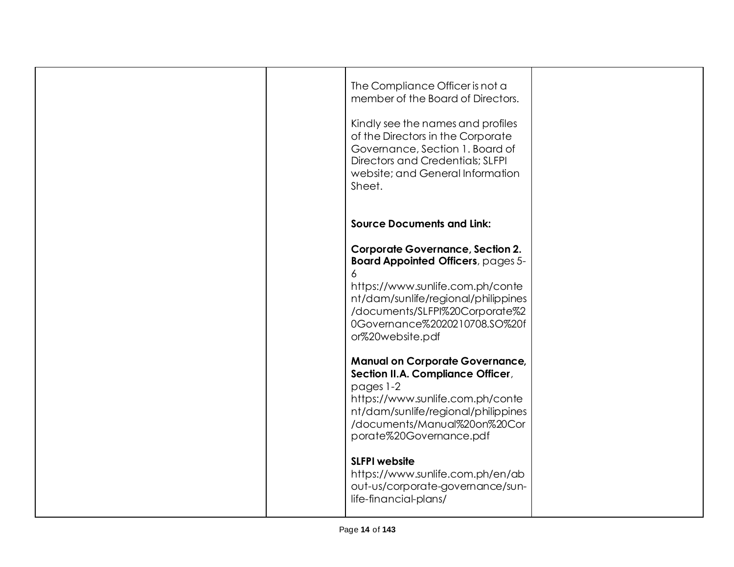|  |  | The Compliance Officer is not a member of the Board of Directors.<br><br>Kindly see the names and profiles of the Directors in the Corporate Governance, Section 1. Board of Directors and Credentials; SLFPI website; and General Information Sheet.<br><br>**Source Documents and Link:**<br><br>**Corporate Governance, Section 2. Board Appointed Officers**, pages 5-6<br>https://www.sunlife.com.ph/content/dam/sunlife/regional/philippines/documents/SLFPI%20Corporate%20Governance%2020210708.SO%20for%20website.pdf<br><br>**Manual on Corporate Governance, Section II.A. Compliance Officer**, pages 1-2<br>https://www.sunlife.com.ph/content/dam/sunlife/regional/philippines/documents/Manual%20on%20Corporate%20Governance.pdf<br><br>**SLFPI website**<br>https://www.sunlife.com.ph/en/about-us/corporate-governance/sun-life-financial-plans/ |  |
|---|---|---|---|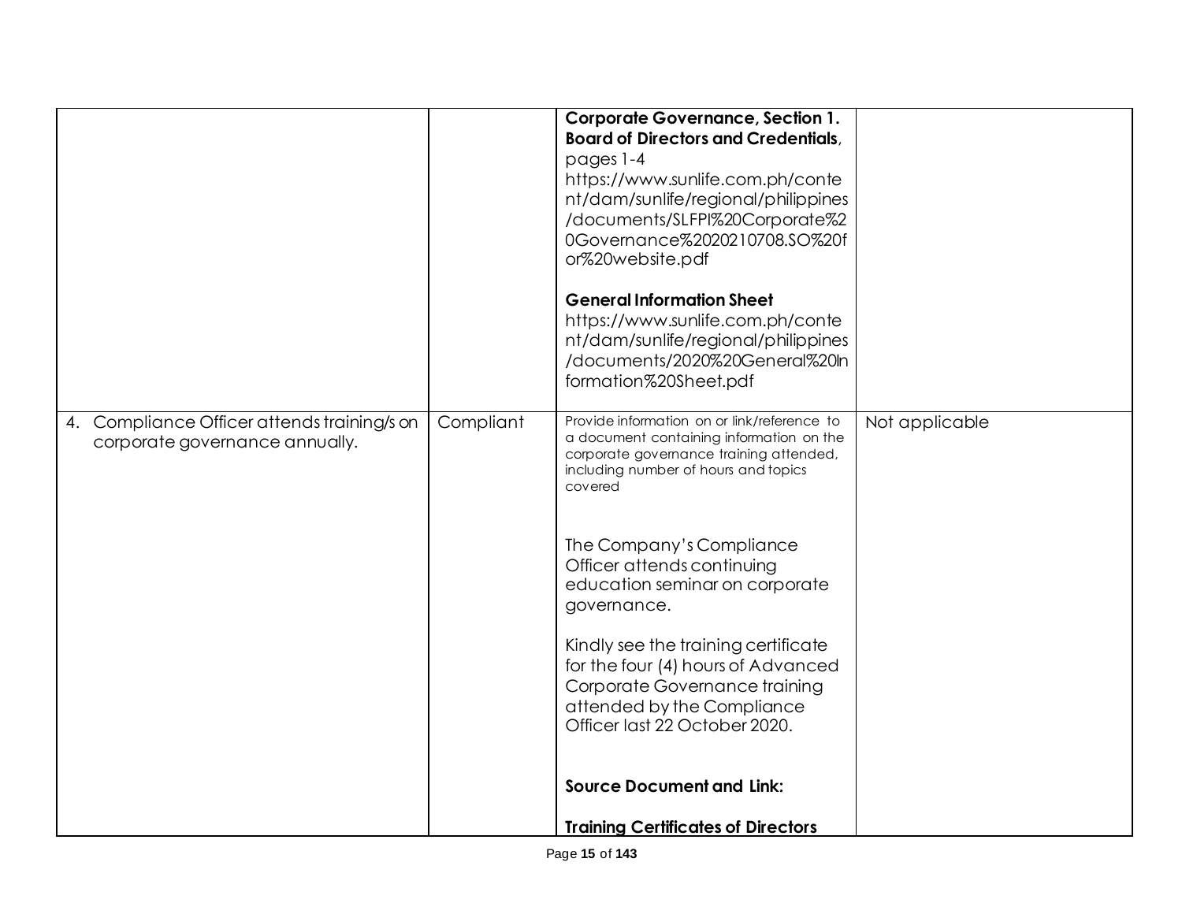| | | | |
|---|---|---|---|
| | | **Corporate Governance, Section 1. Board of Directors and Credentials**, pages 1-4 https://www.sunlife.com.ph/content/dam/sunlife/regional/philippines/documents/SLFPI%20Corporate%20Governance%2020210708.SO%20for%20website.pdf<br><br>**General Information Sheet** https://www.sunlife.com.ph/content/dam/sunlife/regional/philippines/documents/2020%20General%20Information%20Sheet.pdf | |
| 4. Compliance Officer attends training/s on corporate governance annually. | Compliant | Provide information on or link/reference to a document containing information on the corporate governance training attended, including number of hours and topics covered<br><br>The Company's Compliance Officer attends continuing education seminar on corporate governance.<br><br>Kindly see the training certificate for the four (4) hours of Advanced Corporate Governance training attended by the Compliance Officer last 22 October 2020.<br><br>**Source Document and Link:**<br><br>**Training Certificates of Directors** | Not applicable |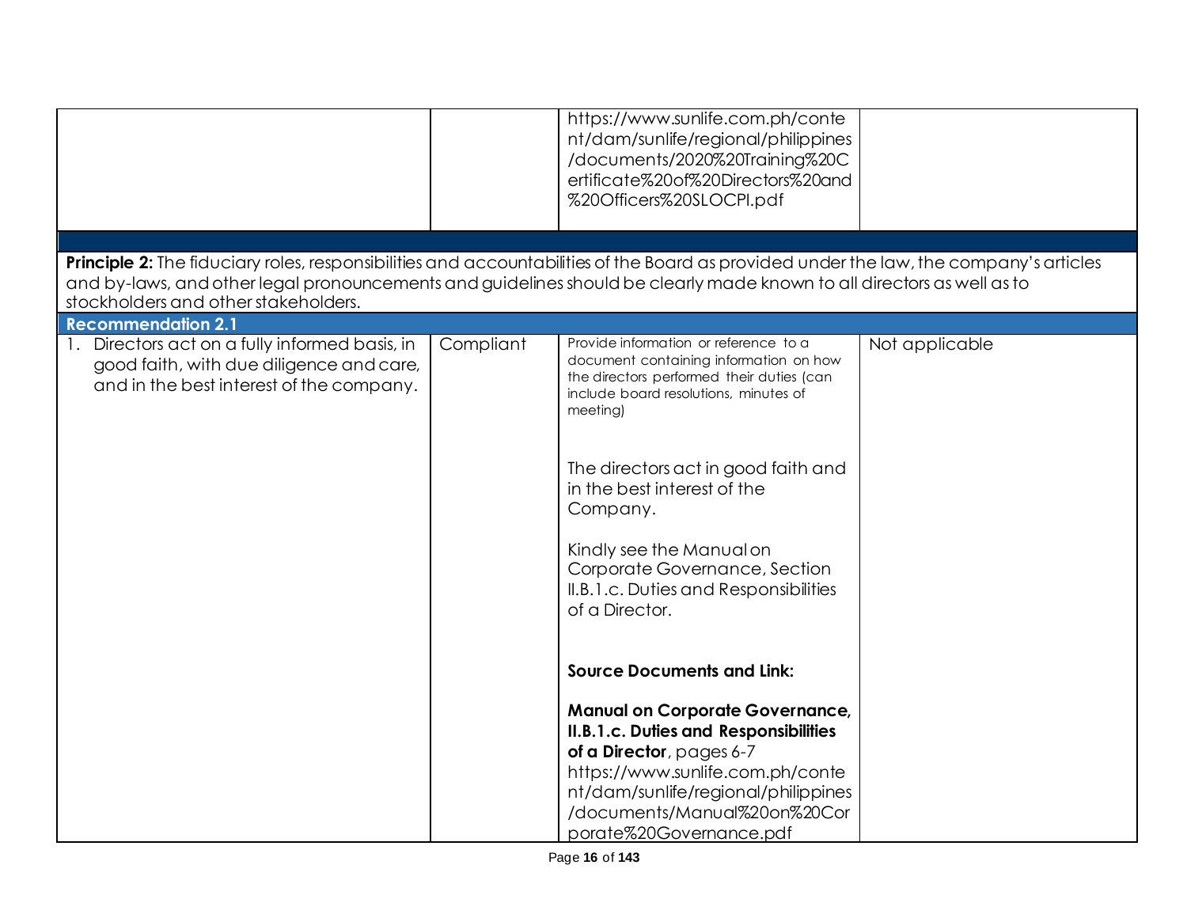| | | | |
|---|---|---|---|
| | | https://www.sunlife.com.ph/content/dam/sunlife/regional/philippines/documents/2020%20Training%20Certificate%20of%20Directors%20and%20Officers%20SLOCPI.pdf | |

**Principle 2:** The fiduciary roles, responsibilities and accountabilities of the Board as provided under the law, the company's articles and by-laws, and other legal pronouncements and guidelines should be clearly made known to all directors as well as to stockholders and other stakeholders.

**Recommendation 2.1**

| | | | |
|---|---|---|---|
| 1. Directors act on a fully informed basis, in good faith, with due diligence and care, and in the best interest of the company. | Compliant | Provide information or reference to a document containing information on how the directors performed their duties (can include board resolutions, minutes of meeting)<br><br>The directors act in good faith and in the best interest of the Company.<br><br>Kindly see the Manual on Corporate Governance, Section II.B.1.c. Duties and Responsibilities of a Director.<br><br>**Source Documents and Link:**<br><br>**Manual on Corporate Governance, II.B.1.c. Duties and Responsibilities of a Director**, pages 6-7 https://www.sunlife.com.ph/content/dam/sunlife/regional/philippines/documents/Manual%20on%20Corporate%20Governance.pdf | Not applicable |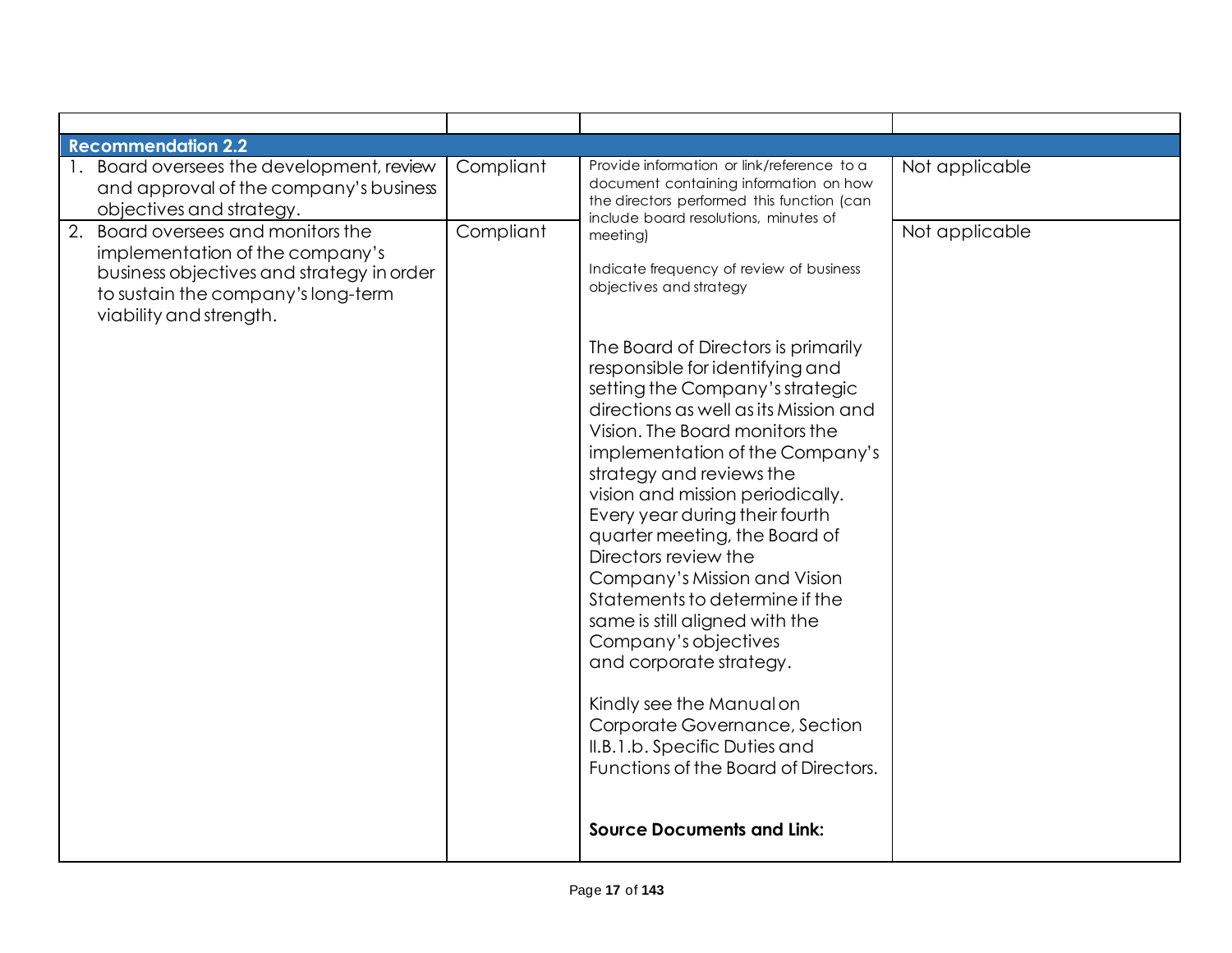| | | | |
|---|---|---|---|
| **Recommendation 2.2** | | | |
| 1. Board oversees the development, review and approval of the company's business objectives and strategy. | Compliant | Provide information or link/reference to a document containing information on how the directors performed this function (can include board resolutions, minutes of meeting)<br><br>Indicate frequency of review of business objectives and strategy<br><br>The Board of Directors is primarily responsible for identifying and setting the Company's strategic directions as well as its Mission and Vision. The Board monitors the implementation of the Company's strategy and reviews the vision and mission periodically. Every year during their fourth quarter meeting, the Board of Directors review the Company's Mission and Vision Statements to determine if the same is still aligned with the Company's objectives and corporate strategy.<br><br>Kindly see the Manual on Corporate Governance, Section II.B.1.b. Specific Duties and Functions of the Board of Directors.<br><br>**Source Documents and Link:** | Not applicable |
| 2. Board oversees and monitors the implementation of the company's business objectives and strategy in order to sustain the company's long-term viability and strength. | Compliant | | Not applicable |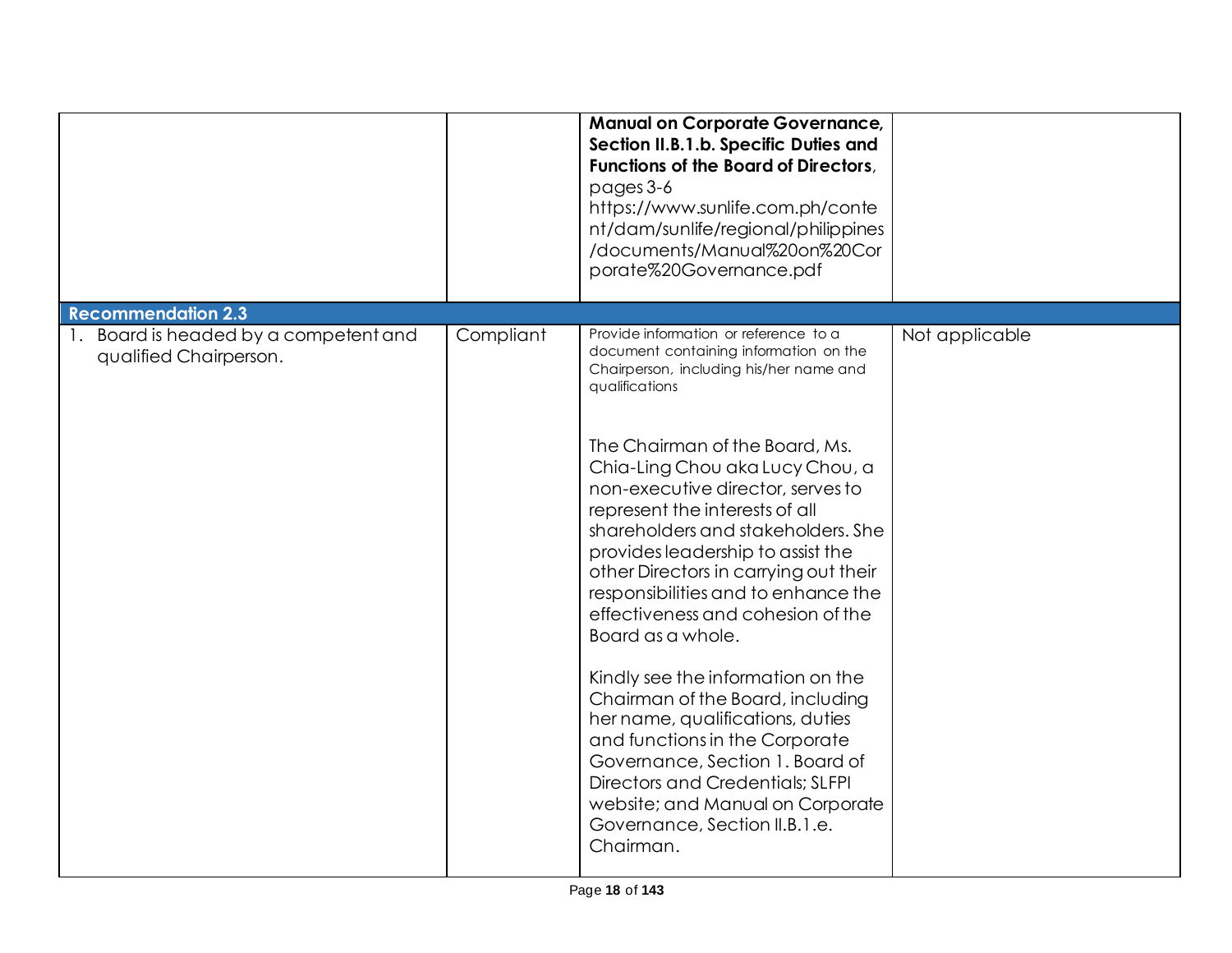| | | | |
|---|---|---|---|
| | | **Manual on Corporate Governance, Section II.B.1.b. Specific Duties and Functions of the Board of Directors**, pages 3-6 https://www.sunlife.com.ph/content/dam/sunlife/regional/philippines/documents/Manual%20on%20Corporate%20Governance.pdf | |
| **Recommendation 2.3** | | | |
| 1. Board is headed by a competent and qualified Chairperson. | Compliant | Provide information or reference to a document containing information on the Chairperson, including his/her name and qualifications<br><br>The Chairman of the Board, Ms. Chia-Ling Chou aka Lucy Chou, a non-executive director, serves to represent the interests of all shareholders and stakeholders. She provides leadership to assist the other Directors in carrying out their responsibilities and to enhance the effectiveness and cohesion of the Board as a whole.<br><br>Kindly see the information on the Chairman of the Board, including her name, qualifications, duties and functions in the Corporate Governance, Section 1. Board of Directors and Credentials; SLFPI website; and Manual on Corporate Governance, Section II.B.1.e. Chairman. | Not applicable |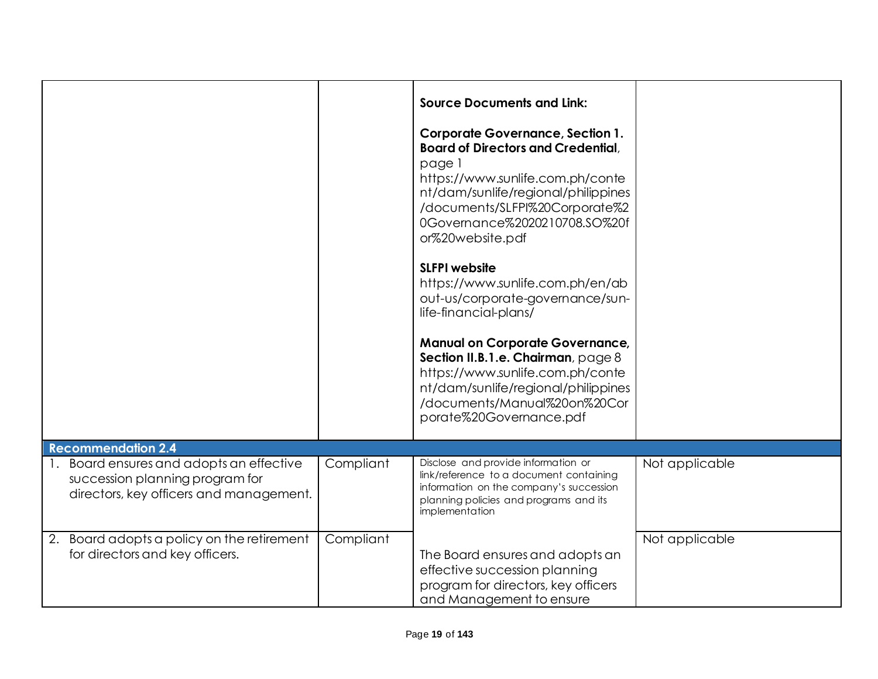| | | | |
|---|---|---|---|
| | | **Source Documents and Link:**<br><br>**Corporate Governance, Section 1. Board of Directors and Credential**, page 1 https://www.sunlife.com.ph/content/dam/sunlife/regional/philippines/documents/SLFPI%20Corporate%20Governance%2020210708.SO%20for%20website.pdf<br><br>**SLFPI website** https://www.sunlife.com.ph/en/about-us/corporate-governance/sun-life-financial-plans/<br><br>**Manual on Corporate Governance, Section II.B.1.e. Chairman**, page 8 https://www.sunlife.com.ph/content/dam/sunlife/regional/philippines/documents/Manual%20on%20Corporate%20Governance.pdf | |
| **Recommendation 2.4** | | | |
| 1. Board ensures and adopts an effective succession planning program for directors, key officers and management. | Compliant | Disclose and provide information or link/reference to a document containing information on the company's succession planning policies and programs and its implementation | Not applicable |
| 2. Board adopts a policy on the retirement for directors and key officers. | Compliant | The Board ensures and adopts an effective succession planning program for directors, key officers and Management to ensure | Not applicable |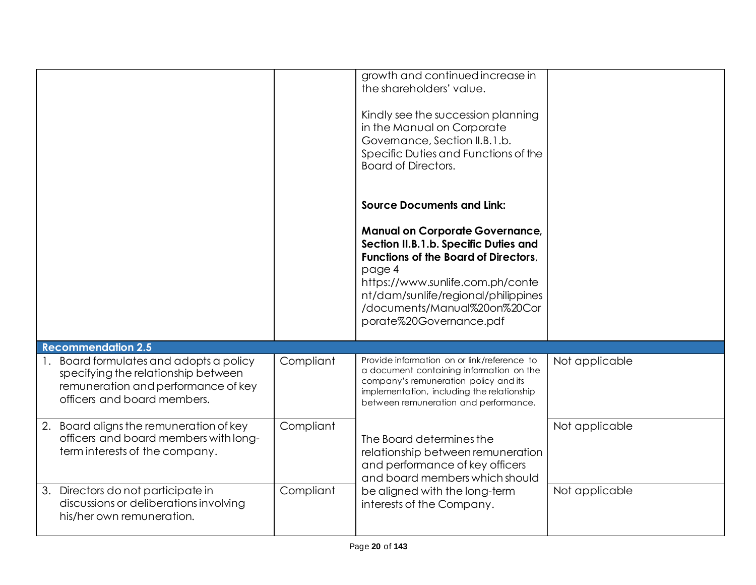| | | | |
|---|---|---|---|
| | | growth and continued increase in the shareholders' value.<br><br>Kindly see the succession planning in the Manual on Corporate Governance, Section II.B.1.b. Specific Duties and Functions of the Board of Directors.<br><br>**Source Documents and Link:**<br><br>**Manual on Corporate Governance, Section II.B.1.b. Specific Duties and Functions of the Board of Directors**, page 4 https://www.sunlife.com.ph/content/dam/sunlife/regional/philippines/documents/Manual%20on%20Corporate%20Governance.pdf | |
| **Recommendation 2.5** | | | |
| 1. Board formulates and adopts a policy specifying the relationship between remuneration and performance of key officers and board members. | Compliant | Provide information on or link/reference to a document containing information on the company's remuneration policy and its implementation, including the relationship between remuneration and performance. | Not applicable |
| 2. Board aligns the remuneration of key officers and board members with long-term interests of the company. | Compliant | The Board determines the relationship between remuneration and performance of key officers and board members which should be aligned with the long-term interests of the Company. | Not applicable |
| 3. Directors do not participate in discussions or deliberations involving his/her own remuneration. | Compliant | | Not applicable |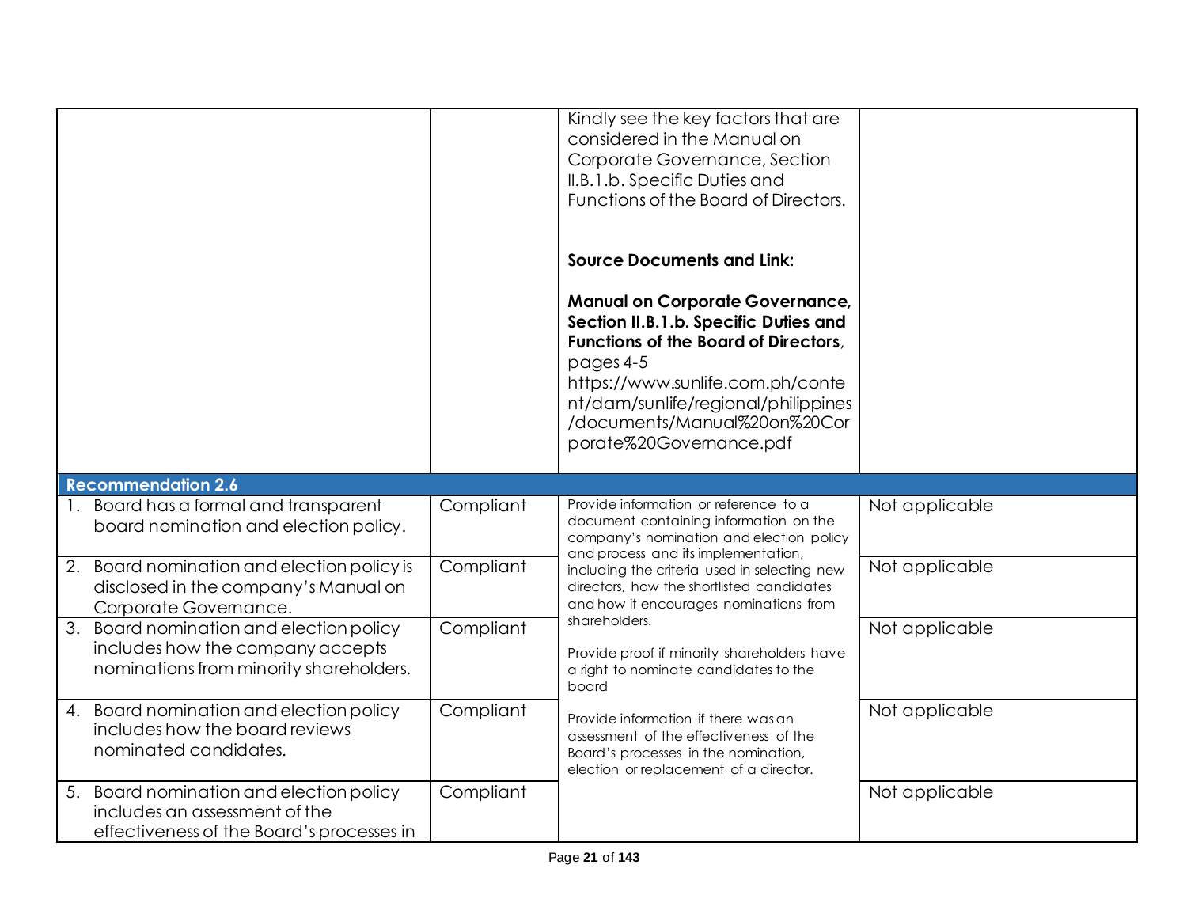| | | | |
|---|---|---|---|
| | | Kindly see the key factors that are considered in the Manual on Corporate Governance, Section II.B.1.b. Specific Duties and Functions of the Board of Directors.<br><br>**Source Documents and Link:**<br><br>**Manual on Corporate Governance, Section II.B.1.b. Specific Duties and Functions of the Board of Directors**, pages 4-5 https://www.sunlife.com.ph/content/dam/sunlife/regional/philippines/documents/Manual%20on%20Corporate%20Governance.pdf | |
| **Recommendation 2.6** | | | |
| 1. Board has a formal and transparent board nomination and election policy. | Compliant | Provide information or reference to a document containing information on the company's nomination and election policy and process and its implementation, including the criteria used in selecting new directors, how the shortlisted candidates and how it encourages nominations from shareholders.<br><br>Provide proof if minority shareholders have a right to nominate candidates to the board<br><br>Provide information if there was an assessment of the effectiveness of the Board's processes in the nomination, election or replacement of a director. | Not applicable |
| 2. Board nomination and election policy is disclosed in the company's Manual on Corporate Governance. | Compliant | | Not applicable |
| 3. Board nomination and election policy includes how the company accepts nominations from minority shareholders. | Compliant | | Not applicable |
| 4. Board nomination and election policy includes how the board reviews nominated candidates. | Compliant | | Not applicable |
| 5. Board nomination and election policy includes an assessment of the effectiveness of the Board's processes in | Compliant | | Not applicable |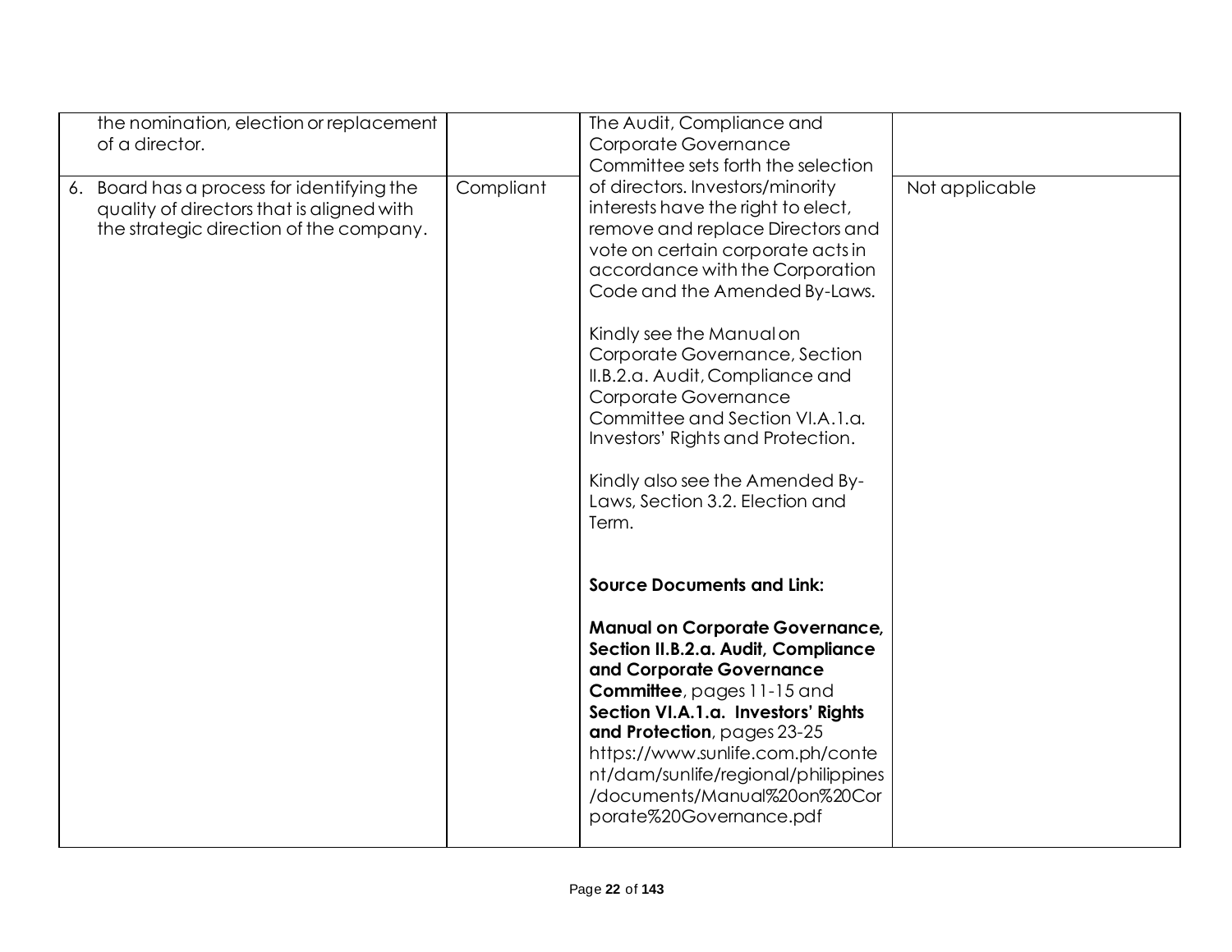| | | | |
|---|---|---|---|
| the nomination, election or replacement of a director. | | The Audit, Compliance and Corporate Governance Committee sets forth the selection of directors. Investors/minority interests have the right to elect, remove and replace Directors and vote on certain corporate acts in accordance with the Corporation Code and the Amended By-Laws.<br><br>Kindly see the Manual on Corporate Governance, Section II.B.2.a. Audit, Compliance and Corporate Governance Committee and Section VI.A.1.a. Investors' Rights and Protection.<br><br>Kindly also see the Amended By-Laws, Section 3.2. Election and Term.<br><br>**Source Documents and Link:**<br><br>**Manual on Corporate Governance, Section II.B.2.a. Audit, Compliance and Corporate Governance Committee**, pages 11-15 and **Section VI.A.1.a. Investors' Rights and Protection**, pages 23-25 https://www.sunlife.com.ph/content/dam/sunlife/regional/philippines/documents/Manual%20on%20Corporate%20Governance.pdf | |
| 6. Board has a process for identifying the quality of directors that is aligned with the strategic direction of the company. | Compliant | | Not applicable |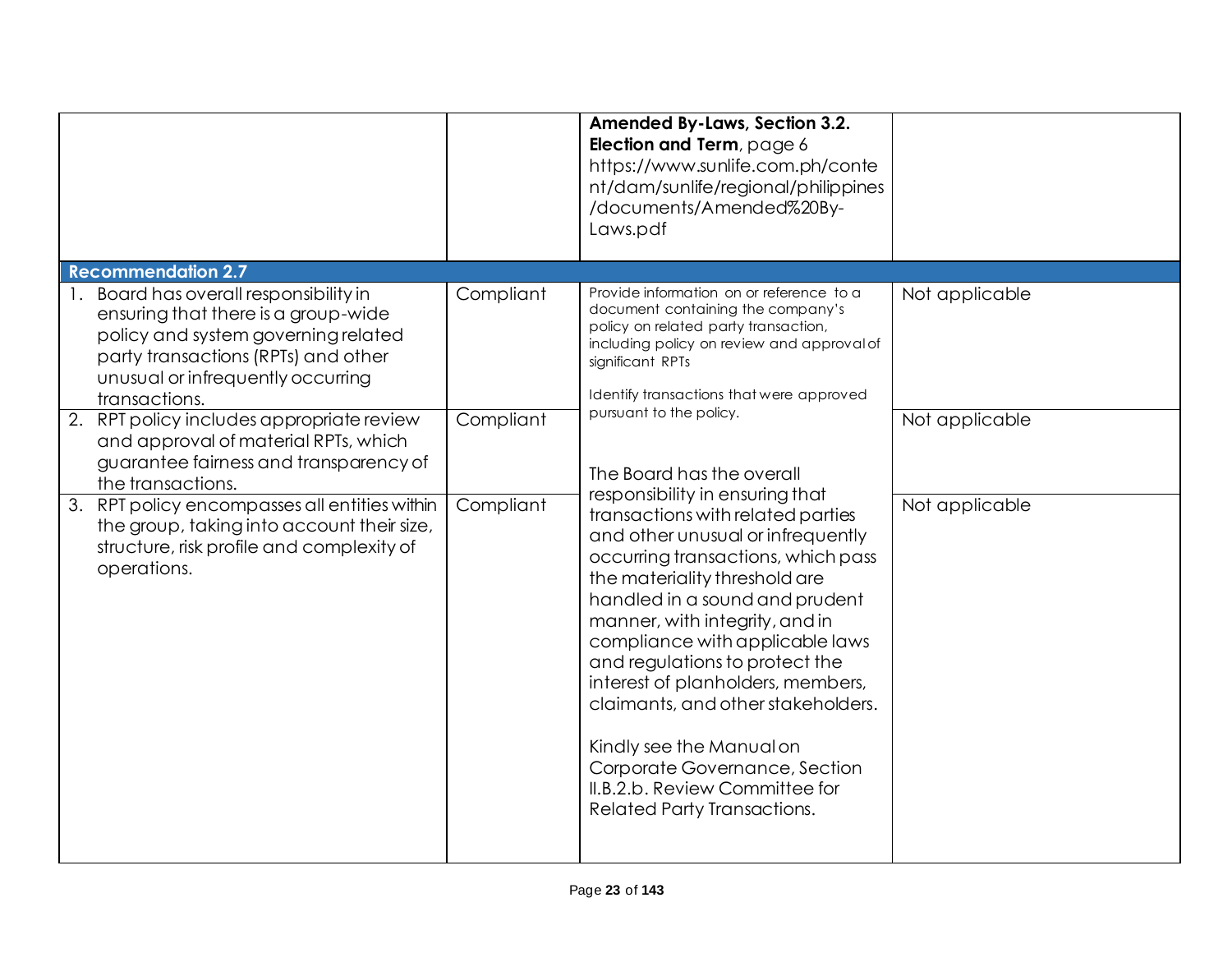| | | | |
|---|---|---|---|
| | | **Amended By-Laws, Section 3.2. Election and Term**, page 6 https://www.sunlife.com.ph/content/dam/sunlife/regional/philippines/documents/Amended%20By-Laws.pdf | |
| **Recommendation 2.7** | | | |
| 1. Board has overall responsibility in ensuring that there is a group-wide policy and system governing related party transactions (RPTs) and other unusual or infrequently occurring transactions. | Compliant | Provide information on or reference to a document containing the company's policy on related party transaction, including policy on review and approval of significant RPTs<br><br>Identify transactions that were approved pursuant to the policy.<br><br>The Board has the overall responsibility in ensuring that transactions with related parties and other unusual or infrequently occurring transactions, which pass the materiality threshold are handled in a sound and prudent manner, with integrity, and in compliance with applicable laws and regulations to protect the interest of planholders, members, claimants, and other stakeholders.<br><br>Kindly see the Manual on Corporate Governance, Section II.B.2.b. Review Committee for Related Party Transactions. | Not applicable |
| 2. RPT policy includes appropriate review and approval of material RPTs, which guarantee fairness and transparency of the transactions. | Compliant | | Not applicable |
| 3. RPT policy encompasses all entities within the group, taking into account their size, structure, risk profile and complexity of operations. | Compliant | | Not applicable |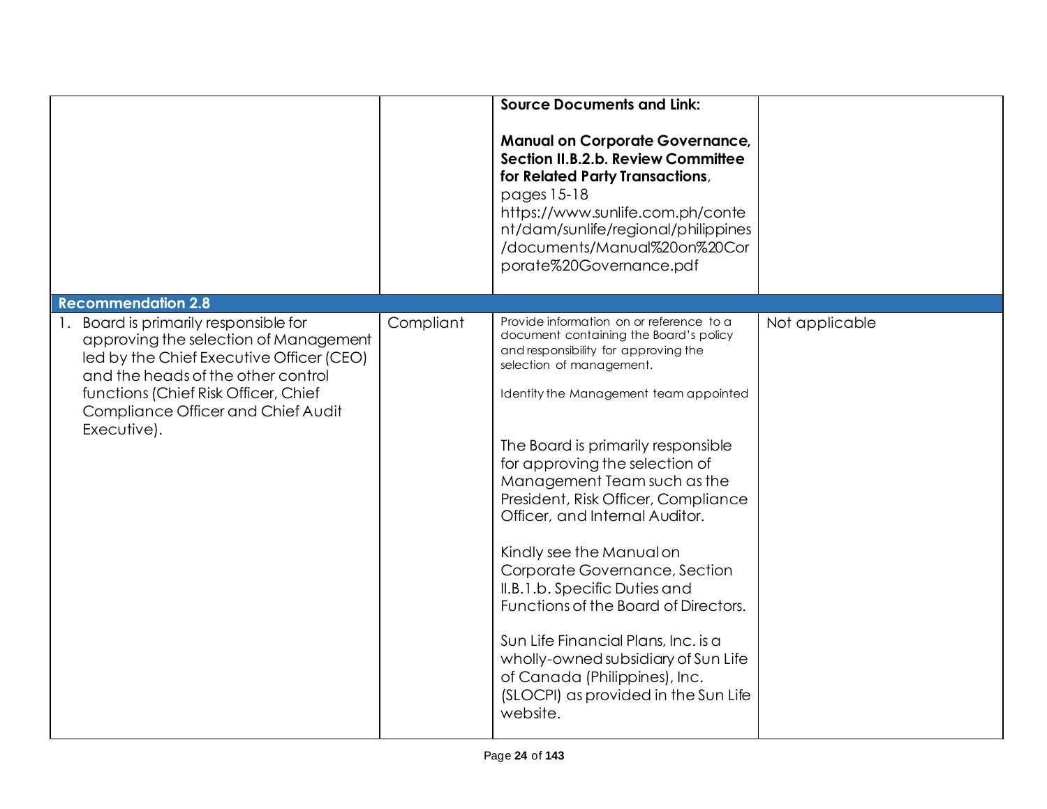| | | | |
|---|---|---|---|
| | | **Source Documents and Link:**<br><br>**Manual on Corporate Governance, Section II.B.2.b. Review Committee for Related Party Transactions**, pages 15-18<br>https://www.sunlife.com.ph/content/dam/sunlife/regional/philippines/documents/Manual%20on%20Corporate%20Governance.pdf | |
| **Recommendation 2.8** | | | |
| 1. Board is primarily responsible for approving the selection of Management led by the Chief Executive Officer (CEO) and the heads of the other control functions (Chief Risk Officer, Chief Compliance Officer and Chief Audit Executive). | Compliant | Provide information on or reference to a document containing the Board's policy and responsibility for approving the selection of management.<br><br>Identity the Management team appointed<br><br>The Board is primarily responsible for approving the selection of Management Team such as the President, Risk Officer, Compliance Officer, and Internal Auditor.<br><br>Kindly see the Manual on Corporate Governance, Section II.B.1.b. Specific Duties and Functions of the Board of Directors.<br><br>Sun Life Financial Plans, Inc. is a wholly-owned subsidiary of Sun Life of Canada (Philippines), Inc. (SLOCPI) as provided in the Sun Life website. | Not applicable |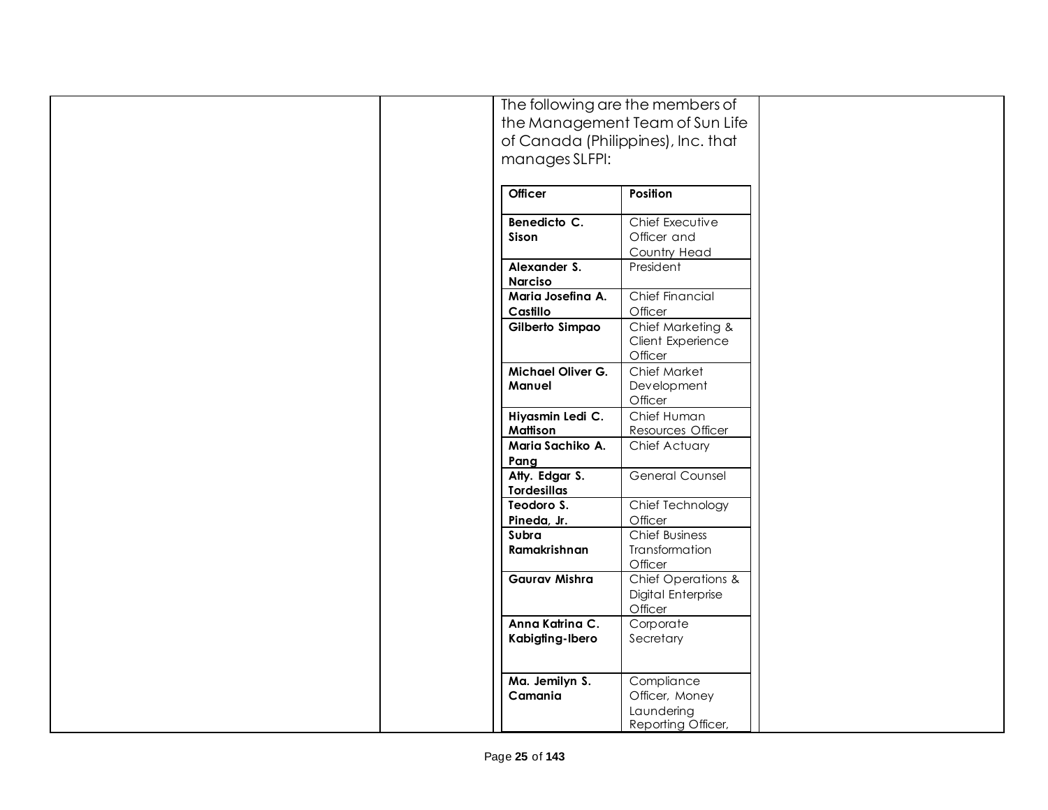The following are the members of the Management Team of Sun Life of Canada (Philippines), Inc. that manages SLFPI:

| Officer | Position |
|---|---|
| **Benedicto C. Sison** | Chief Executive Officer and Country Head |
| **Alexander S. Narciso** | President |
| **Maria Josefina A. Castillo** | Chief Financial Officer |
| **Gilberto Simpao** | Chief Marketing & Client Experience Officer |
| **Michael Oliver G. Manuel** | Chief Market Development Officer |
| **Hiyasmin Ledi C. Mattison** | Chief Human Resources Officer |
| **Maria Sachiko A. Pang** | Chief Actuary |
| **Atty. Edgar S. Tordesillas** | General Counsel |
| **Teodoro S. Pineda, Jr.** | Chief Technology Officer |
| **Subra Ramakrishnan** | Chief Business Transformation Officer |
| **Gaurav Mishra** | Chief Operations & Digital Enterprise Officer |
| **Anna Katrina C. Kabigting-Ibero** | Corporate Secretary |
| **Ma. Jemilyn S. Camania** | Compliance Officer, Money Laundering Reporting Officer, |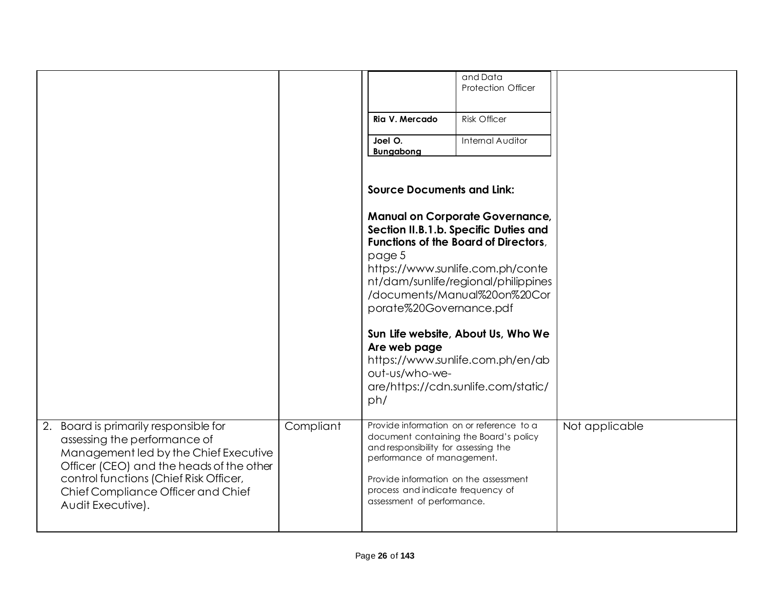| | | | |
|---|---|---|---|
| | | (continued table) <br> \| \| and Data Protection Officer \| <br> \| **Ria V. Mercado** \| Risk Officer \| <br> \| **Joel O. Bungabong** \| Internal Auditor \| <br><br> **Source Documents and Link:** <br><br> **Manual on Corporate Governance, Section II.B.1.b. Specific Duties and Functions of the Board of Directors**, page 5 <br> https://www.sunlife.com.ph/content/dam/sunlife/regional/philippines/documents/Manual%20on%20Corporate%20Governance.pdf <br><br> **Sun Life website, About Us, Who We Are web page** <br> https://www.sunlife.com.ph/en/about-us/who-we-are/https://cdn.sunlife.com/static/ph/ | |
| 2. Board is primarily responsible for assessing the performance of Management led by the Chief Executive Officer (CEO) and the heads of the other control functions (Chief Risk Officer, Chief Compliance Officer and Chief Audit Executive). | Compliant | Provide information on or reference to a document containing the Board's policy and responsibility for assessing the performance of management. <br><br> Provide information on the assessment process and indicate frequency of assessment of performance. | Not applicable |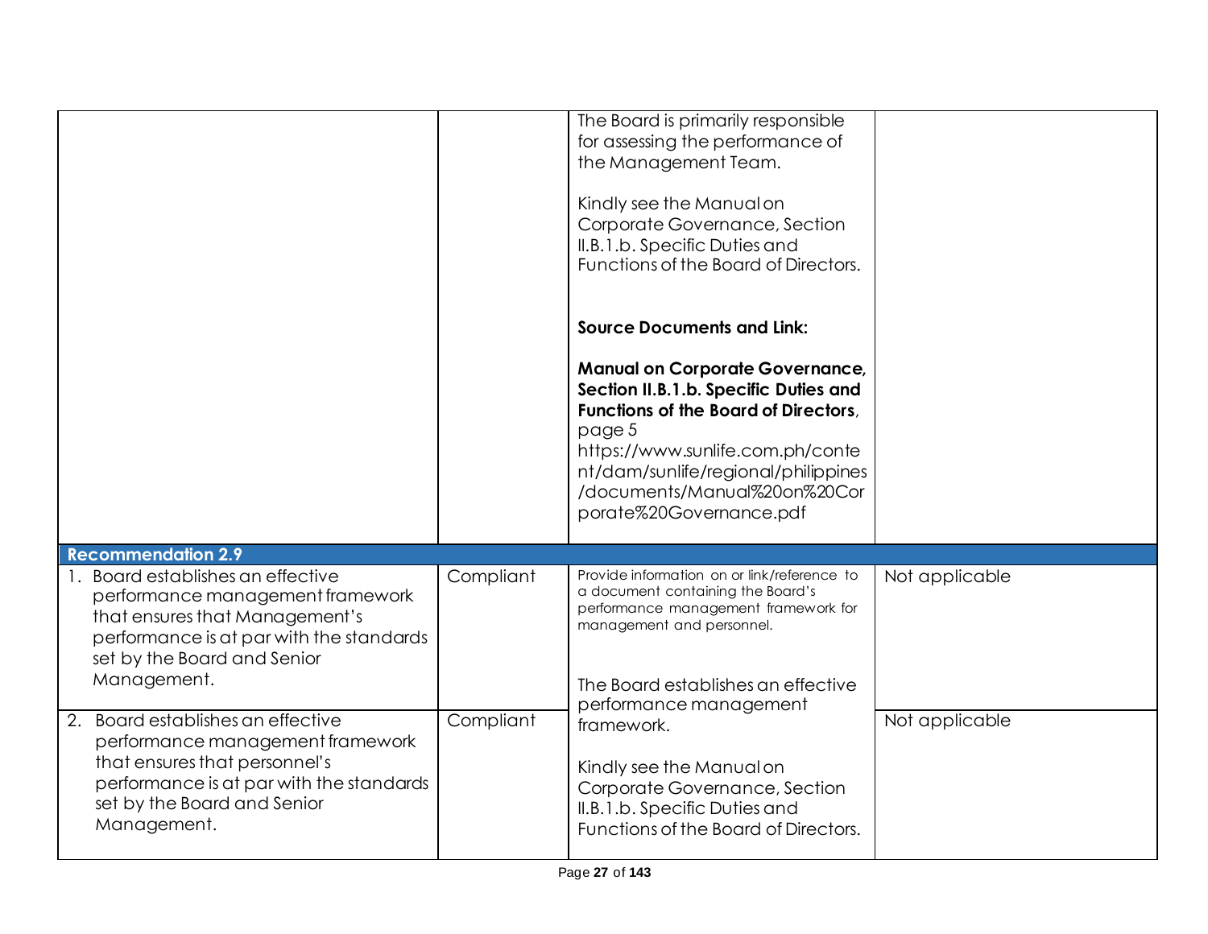| | | | |
|---|---|---|---|
| | | The Board is primarily responsible for assessing the performance of the Management Team.<br><br>Kindly see the Manual on Corporate Governance, Section II.B.1.b. Specific Duties and Functions of the Board of Directors.<br><br>**Source Documents and Link:**<br><br>**Manual on Corporate Governance, Section II.B.1.b. Specific Duties and Functions of the Board of Directors**, page 5 https://www.sunlife.com.ph/content/dam/sunlife/regional/philippines/documents/Manual%20on%20Corporate%20Governance.pdf | |
| **Recommendation 2.9** | | | |
| 1. Board establishes an effective performance management framework that ensures that Management's performance is at par with the standards set by the Board and Senior Management. | Compliant | Provide information on or link/reference to a document containing the Board's performance management framework for management and personnel.<br><br>The Board establishes an effective performance management framework.<br><br>Kindly see the Manual on Corporate Governance, Section II.B.1.b. Specific Duties and Functions of the Board of Directors. | Not applicable |
| 2. Board establishes an effective performance management framework that ensures that personnel's performance is at par with the standards set by the Board and Senior Management. | Compliant | | Not applicable |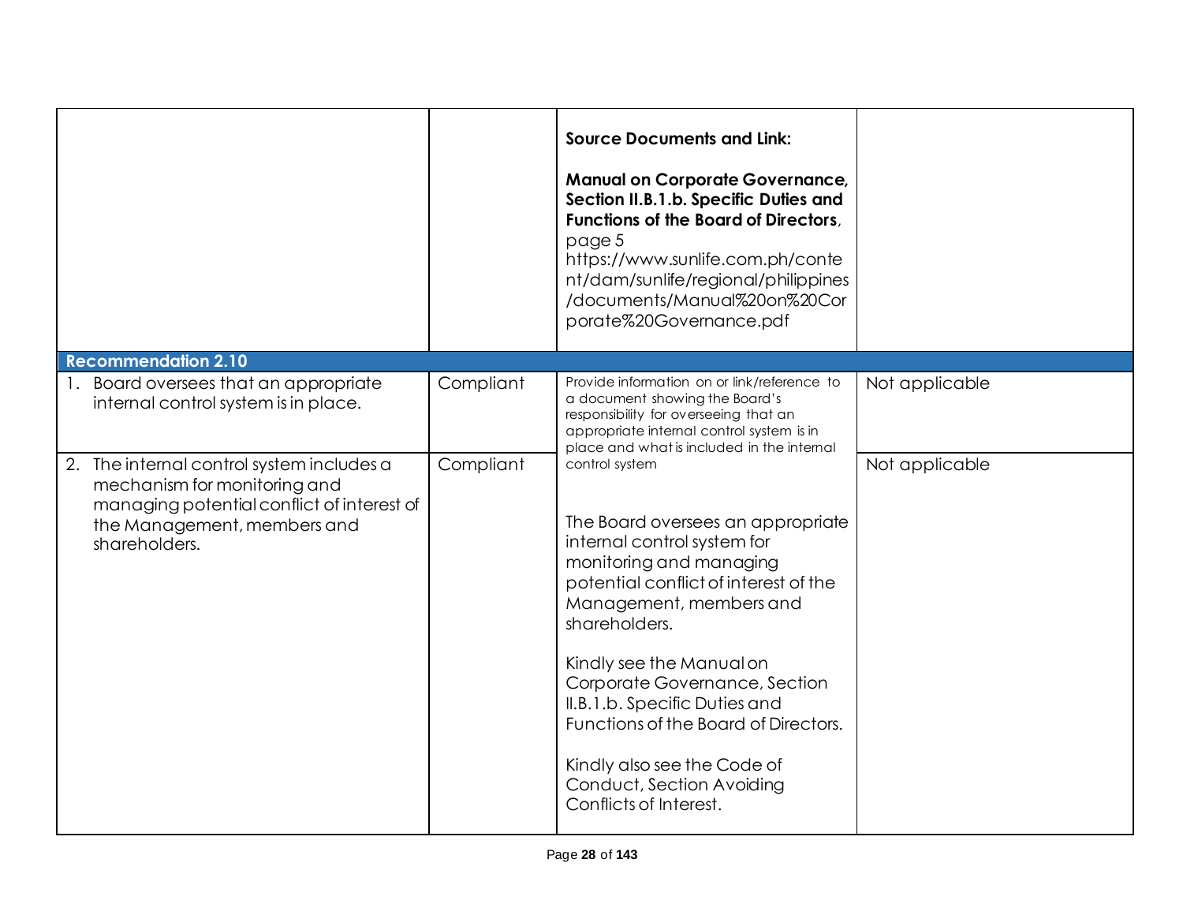| | | | |
|---|---|---|---|
| | | **Source Documents and Link:**<br><br>**Manual on Corporate Governance, Section II.B.1.b. Specific Duties and Functions of the Board of Directors**, page 5<br>https://www.sunlife.com.ph/content/dam/sunlife/regional/philippines/documents/Manual%20on%20Corporate%20Governance.pdf | |
| **Recommendation 2.10** | | | |
| 1. Board oversees that an appropriate internal control system is in place. | Compliant | Provide information on or link/reference to a document showing the Board's responsibility for overseeing that an appropriate internal control system is in place and what is included in the internal control system<br><br>The Board oversees an appropriate internal control system for monitoring and managing potential conflict of interest of the Management, members and shareholders.<br><br>Kindly see the Manual on Corporate Governance, Section II.B.1.b. Specific Duties and Functions of the Board of Directors.<br><br>Kindly also see the Code of Conduct, Section Avoiding Conflicts of Interest. | Not applicable |
| 2. The internal control system includes a mechanism for monitoring and managing potential conflict of interest of the Management, members and shareholders. | Compliant | | Not applicable |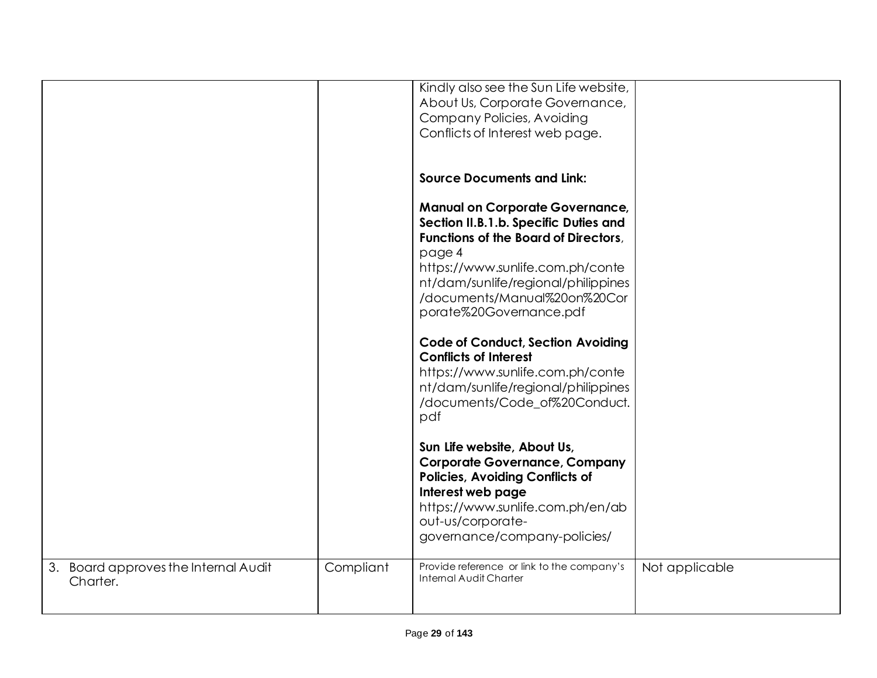| | | | |
|---|---|---|---|
| | | Kindly also see the Sun Life website, About Us, Corporate Governance, Company Policies, Avoiding Conflicts of Interest web page.<br><br>**Source Documents and Link:**<br><br>**Manual on Corporate Governance, Section II.B.1.b. Specific Duties and Functions of the Board of Directors**, page 4<br>https://www.sunlife.com.ph/content/dam/sunlife/regional/philippines/documents/Manual%20on%20Corporate%20Governance.pdf<br><br>**Code of Conduct, Section Avoiding Conflicts of Interest**<br>https://www.sunlife.com.ph/content/dam/sunlife/regional/philippines/documents/Code_of%20Conduct.pdf<br><br>**Sun Life website, About Us, Corporate Governance, Company Policies, Avoiding Conflicts of Interest web page**<br>https://www.sunlife.com.ph/en/about-us/corporate-governance/company-policies/ | |
| 3. Board approves the Internal Audit Charter. | Compliant | Provide reference or link to the company's Internal Audit Charter | Not applicable |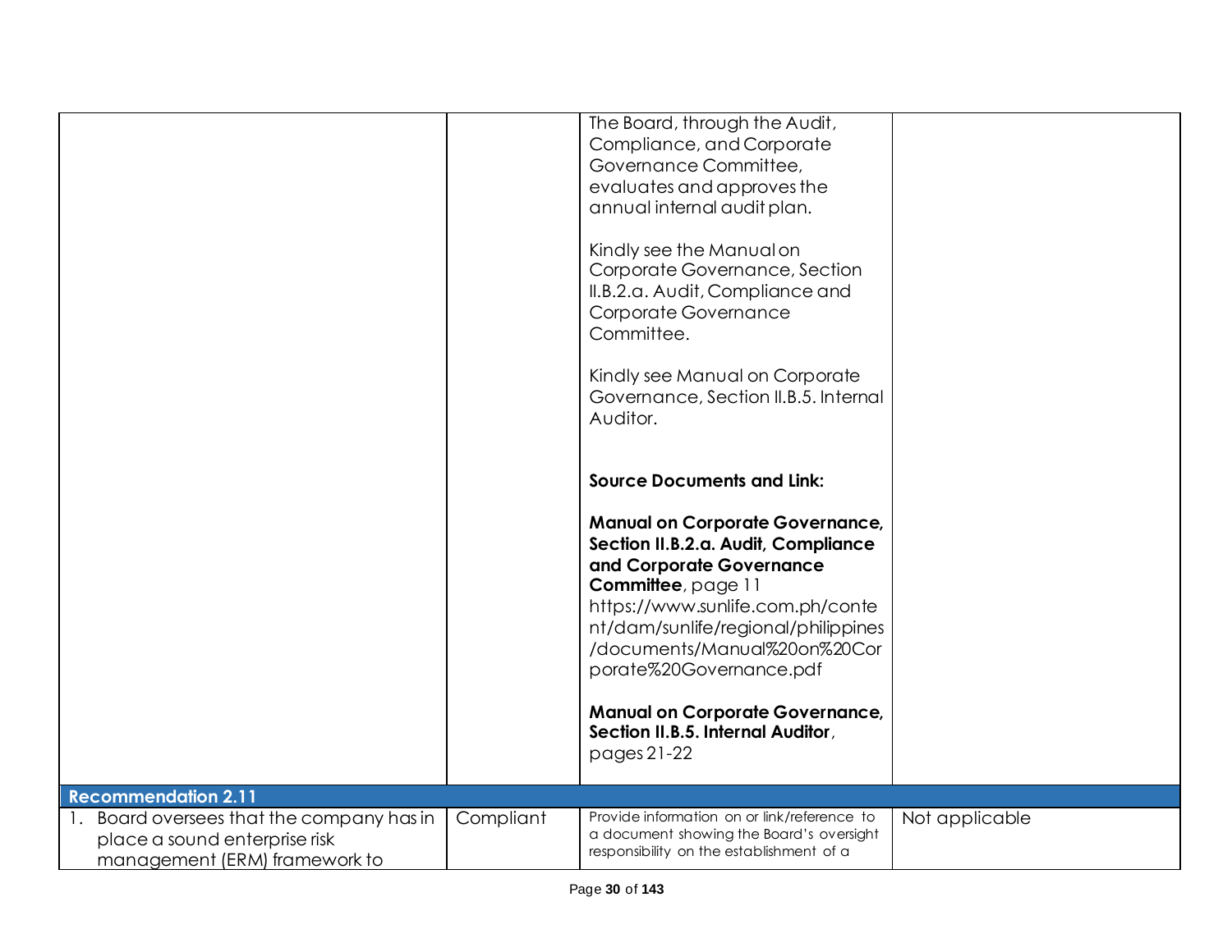| | | | |
|---|---|---|---|
| | | The Board, through the Audit, Compliance, and Corporate Governance Committee, evaluates and approves the annual internal audit plan.<br><br>Kindly see the Manual on Corporate Governance, Section II.B.2.a. Audit, Compliance and Corporate Governance Committee.<br><br>Kindly see Manual on Corporate Governance, Section II.B.5. Internal Auditor.<br><br>**Source Documents and Link:**<br><br>**Manual on Corporate Governance, Section II.B.2.a. Audit, Compliance and Corporate Governance Committee**, page 11 https://www.sunlife.com.ph/content/dam/sunlife/regional/philippines/documents/Manual%20on%20Corporate%20Governance.pdf<br><br>**Manual on Corporate Governance, Section II.B.5. Internal Auditor**, pages 21-22 | |
| **Recommendation 2.11** | | | |
| 1. Board oversees that the company has in place a sound enterprise risk management (ERM) framework to | Compliant | Provide information on or link/reference to a document showing the Board's oversight responsibility on the establishment of a | Not applicable |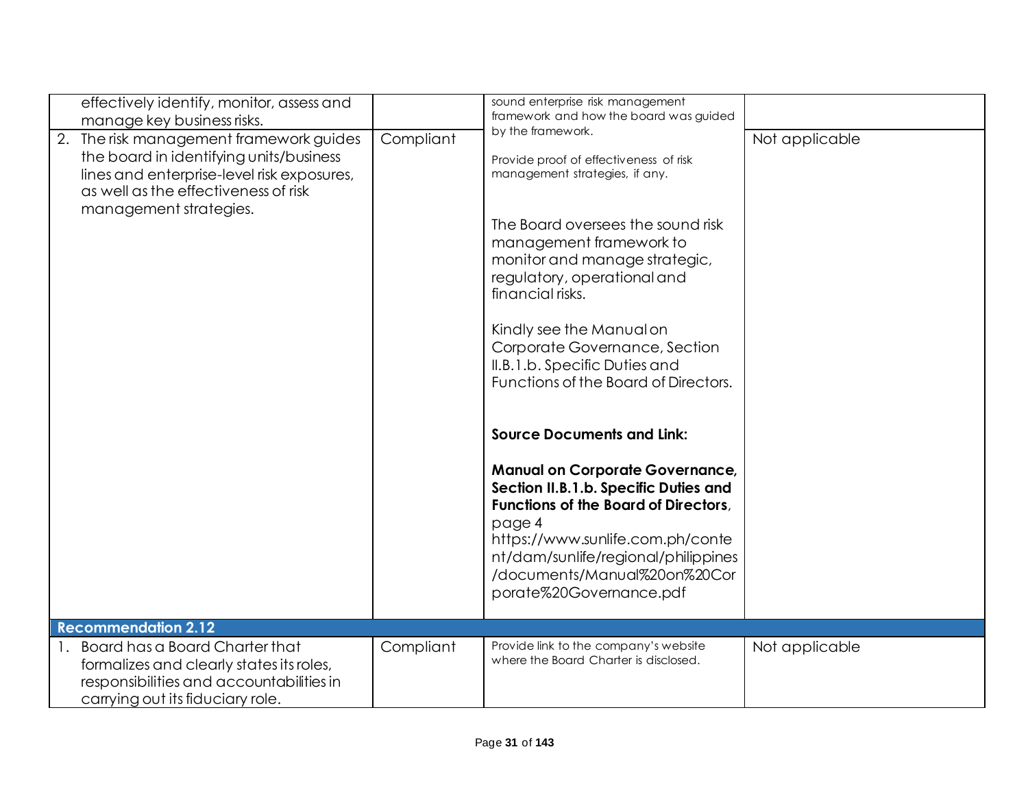| | | | |
|---|---|---|---|
| effectively identify, monitor, assess and manage key business risks. | | sound enterprise risk management framework and how the board was guided by the framework. | |
| 2. The risk management framework guides the board in identifying units/business lines and enterprise-level risk exposures, as well as the effectiveness of risk management strategies. | Compliant | Provide proof of effectiveness of risk management strategies, if any.<br><br>The Board oversees the sound risk management framework to monitor and manage strategic, regulatory, operational and financial risks.<br><br>Kindly see the Manual on Corporate Governance, Section II.B.1.b. Specific Duties and Functions of the Board of Directors.<br><br>**Source Documents and Link:**<br><br>**Manual on Corporate Governance, Section II.B.1.b. Specific Duties and Functions of the Board of Directors**, page 4<br>https://www.sunlife.com.ph/content/dam/sunlife/regional/philippines/documents/Manual%20on%20Corporate%20Governance.pdf | Not applicable |
| **Recommendation 2.12** | | | |
| 1. Board has a Board Charter that formalizes and clearly states its roles, responsibilities and accountabilities in carrying out its fiduciary role. | Compliant | Provide link to the company's website where the Board Charter is disclosed. | Not applicable |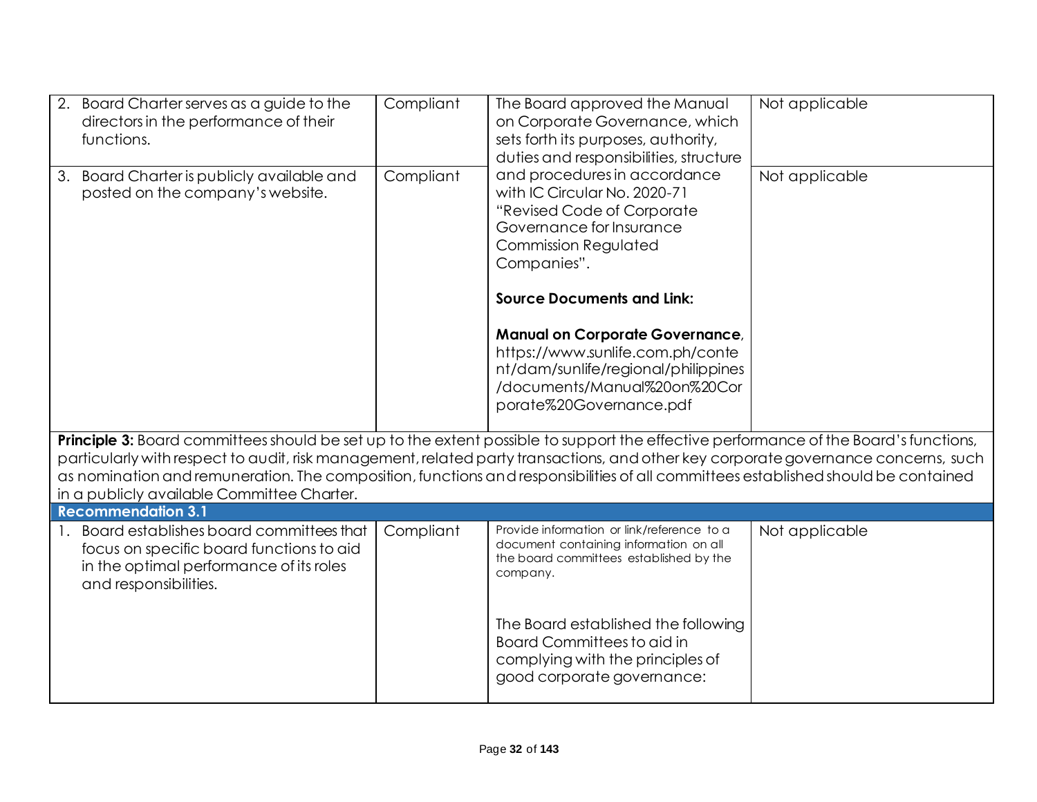| | | | |
|---|---|---|---|
| 2. Board Charter serves as a guide to the directors in the performance of their functions. | Compliant | The Board approved the Manual on Corporate Governance, which sets forth its purposes, authority, duties and responsibilities, structure and procedures in accordance with IC Circular No. 2020-71 "Revised Code of Corporate Governance for Insurance Commission Regulated Companies".<br><br>**Source Documents and Link:**<br><br>**Manual on Corporate Governance**, https://www.sunlife.com.ph/content/dam/sunlife/regional/philippines/documents/Manual%20on%20Corporate%20Governance.pdf | Not applicable |
| 3. Board Charter is publicly available and posted on the company's website. | Compliant | | Not applicable |
| **Principle 3:** Board committees should be set up to the extent possible to support the effective performance of the Board's functions, particularly with respect to audit, risk management, related party transactions, and other key corporate governance concerns, such as nomination and remuneration. The composition, functions and responsibilities of all committees established should be contained in a publicly available Committee Charter. | | | |
| **Recommendation 3.1** | | | |
| 1. Board establishes board committees that focus on specific board functions to aid in the optimal performance of its roles and responsibilities. | Compliant | Provide information or link/reference to a document containing information on all the board committees established by the company.<br><br>The Board established the following Board Committees to aid in complying with the principles of good corporate governance: | Not applicable |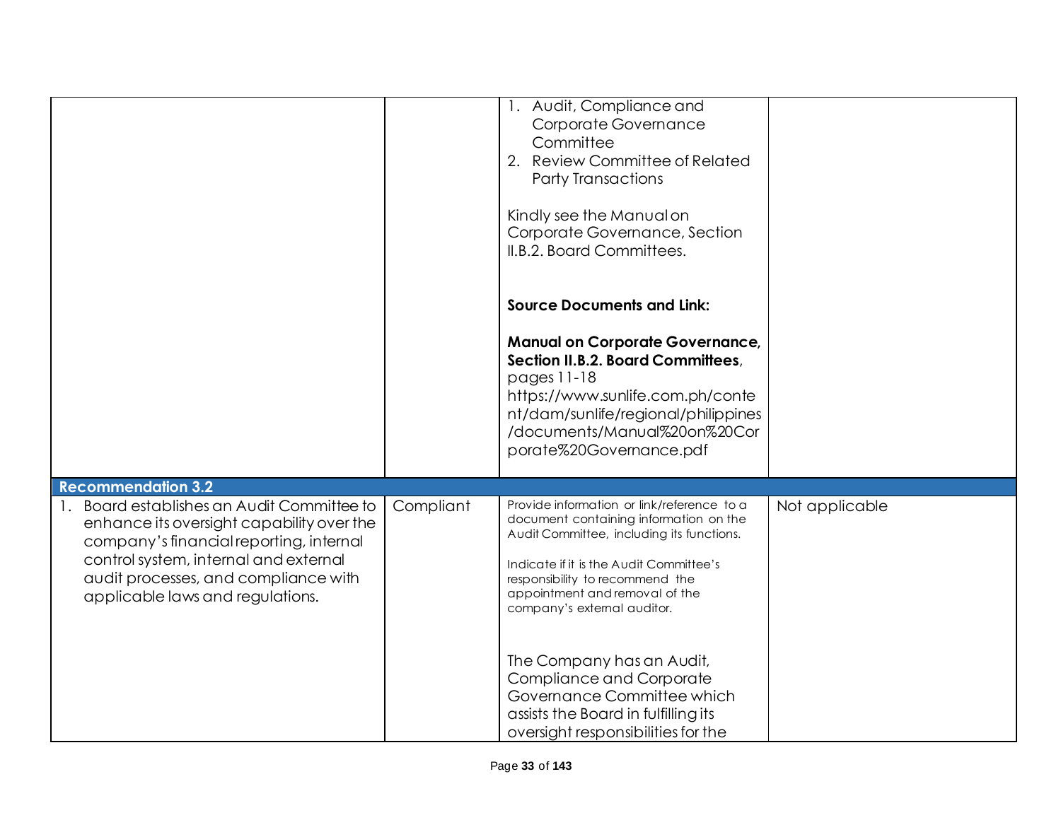| | | | |
|---|---|---|---|
| | | 1. Audit, Compliance and Corporate Governance Committee<br>2. Review Committee of Related Party Transactions<br><br>Kindly see the Manual on Corporate Governance, Section II.B.2. Board Committees.<br><br>**Source Documents and Link:**<br><br>**Manual on Corporate Governance, Section II.B.2. Board Committees**, pages 11-18<br>https://www.sunlife.com.ph/content/dam/sunlife/regional/philippines/documents/Manual%20on%20Corporate%20Governance.pdf | |
| **Recommendation 3.2** | | | |
| 1. Board establishes an Audit Committee to enhance its oversight capability over the company's financial reporting, internal control system, internal and external audit processes, and compliance with applicable laws and regulations. | Compliant | Provide information or link/reference to a document containing information on the Audit Committee, including its functions.<br><br>Indicate if it is the Audit Committee's responsibility to recommend the appointment and removal of the company's external auditor.<br><br>The Company has an Audit, Compliance and Corporate Governance Committee which assists the Board in fulfilling its oversight responsibilities for the | Not applicable |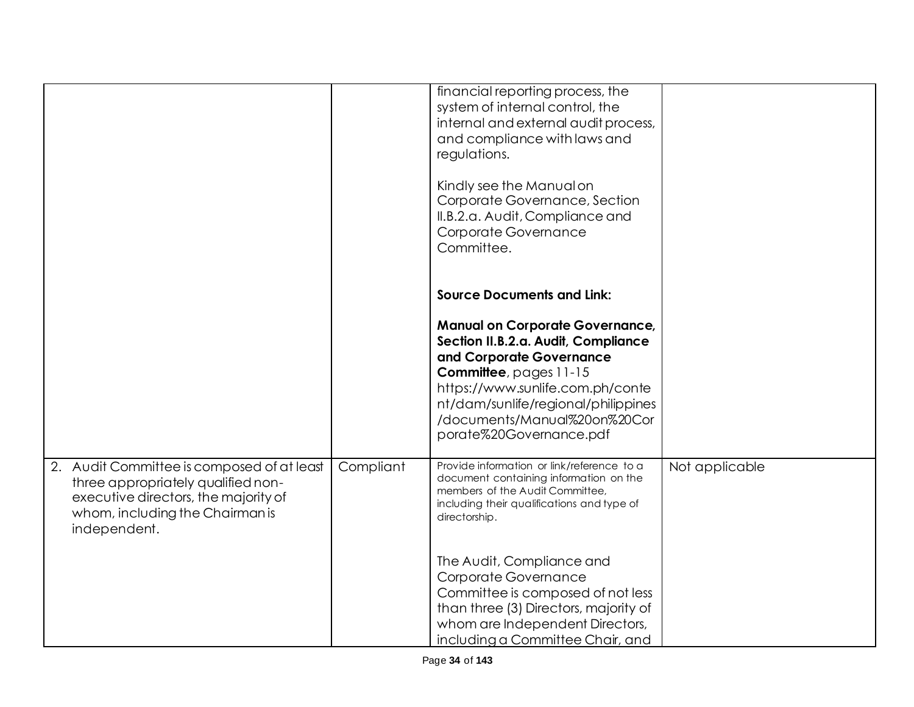| | | | |
|---|---|---|---|
| | | financial reporting process, the system of internal control, the internal and external audit process, and compliance with laws and regulations.<br><br>Kindly see the Manual on Corporate Governance, Section II.B.2.a. Audit, Compliance and Corporate Governance Committee.<br><br>**Source Documents and Link:**<br><br>**Manual on Corporate Governance, Section II.B.2.a. Audit, Compliance and Corporate Governance Committee**, pages 11-15 https://www.sunlife.com.ph/content/dam/sunlife/regional/philippines/documents/Manual%20on%20Corporate%20Governance.pdf | |
| 2. Audit Committee is composed of at least three appropriately qualified non-executive directors, the majority of whom, including the Chairman is independent. | Compliant | Provide information or link/reference to a document containing information on the members of the Audit Committee, including their qualifications and type of directorship.<br><br>The Audit, Compliance and Corporate Governance Committee is composed of not less than three (3) Directors, majority of whom are Independent Directors, including a Committee Chair, and | Not applicable |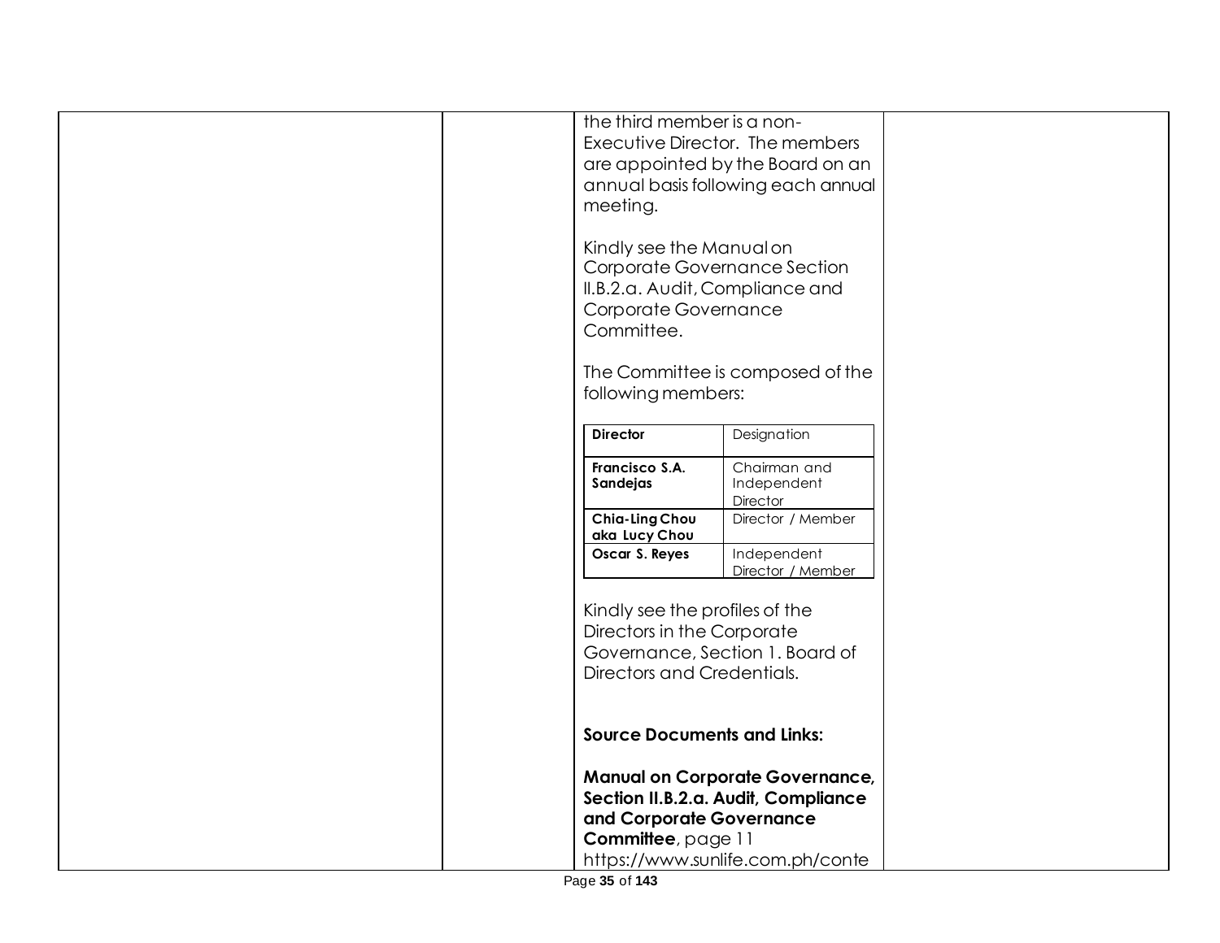the third member is a non-Executive Director. The members are appointed by the Board on an annual basis following each annual meeting.

Kindly see the Manual on Corporate Governance Section II.B.2.a. Audit, Compliance and Corporate Governance Committee.

The Committee is composed of the following members:

| **Director** | Designation |
|---|---|
| **Francisco S.A. Sandejas** | Chairman and Independent Director |
| **Chia-Ling Chou aka Lucy Chou** | Director / Member |
| **Oscar S. Reyes** | Independent Director / Member |

Kindly see the profiles of the Directors in the Corporate Governance, Section 1. Board of Directors and Credentials.

**Source Documents and Links:**

**Manual on Corporate Governance, Section II.B.2.a. Audit, Compliance and Corporate Governance Committee**, page 11
https://www.sunlife.com.ph/conte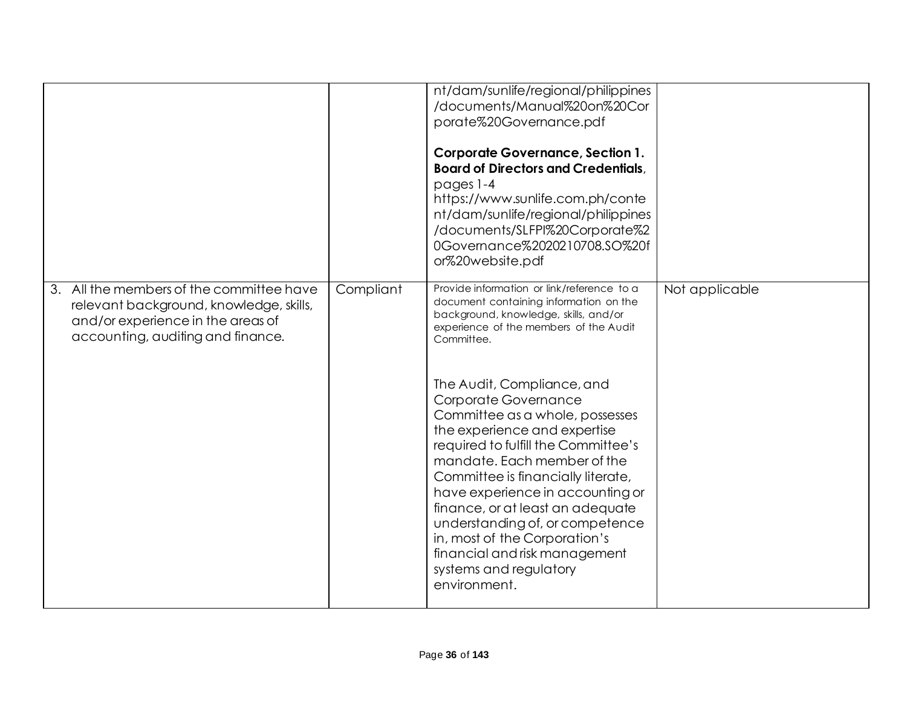| | | | |
|---|---|---|---|
| | | nt/dam/sunlife/regional/philippines/documents/Manual%20on%20Corporate%20Governance.pdf<br><br>**Corporate Governance, Section 1. Board of Directors and Credentials**, pages 1-4<br>https://www.sunlife.com.ph/content/dam/sunlife/regional/philippines/documents/SLFPI%20Corporate%20Governance%2020210708.SO%20for%20website.pdf | |
| 3. All the members of the committee have relevant background, knowledge, skills, and/or experience in the areas of accounting, auditing and finance. | Compliant | Provide information or link/reference to a document containing information on the background, knowledge, skills, and/or experience of the members of the Audit Committee.<br><br>The Audit, Compliance, and Corporate Governance Committee as a whole, possesses the experience and expertise required to fulfill the Committee's mandate. Each member of the Committee is financially literate, have experience in accounting or finance, or at least an adequate understanding of, or competence in, most of the Corporation's financial and risk management systems and regulatory environment. | Not applicable |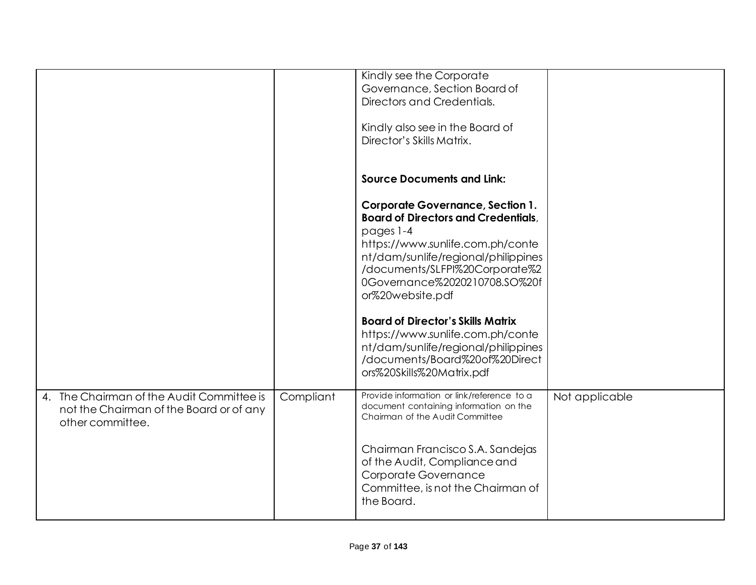| | | | |
|---|---|---|---|
| | | Kindly see the Corporate Governance, Section Board of Directors and Credentials.<br><br>Kindly also see in the Board of Director's Skills Matrix.<br><br>**Source Documents and Link:**<br><br>**Corporate Governance, Section 1. Board of Directors and Credentials**, pages 1-4<br>https://www.sunlife.com.ph/content/dam/sunlife/regional/philippines/documents/SLFPI%20Corporate%20Governance%2020210708.SO%20for%20website.pdf<br><br>**Board of Director's Skills Matrix**<br>https://www.sunlife.com.ph/content/dam/sunlife/regional/philippines/documents/Board%20of%20Directors%20Skills%20Matrix.pdf | |
| 4. The Chairman of the Audit Committee is not the Chairman of the Board or of any other committee. | Compliant | Provide information or link/reference to a document containing information on the Chairman of the Audit Committee<br><br>Chairman Francisco S.A. Sandejas of the Audit, Compliance and Corporate Governance Committee, is not the Chairman of the Board. | Not applicable |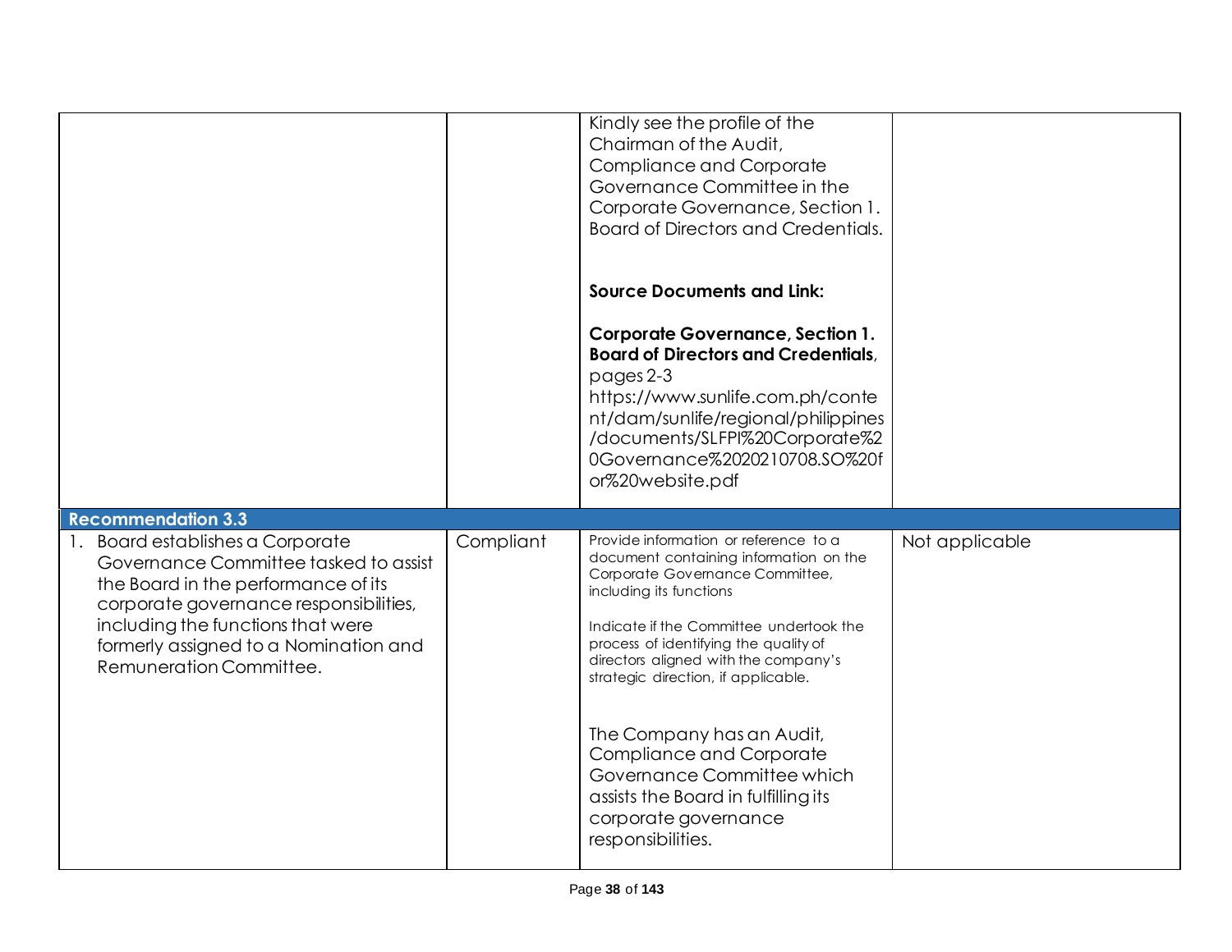| | | | |
|---|---|---|---|
| | | Kindly see the profile of the Chairman of the Audit, Compliance and Corporate Governance Committee in the Corporate Governance, Section 1. Board of Directors and Credentials.<br><br>**Source Documents and Link:**<br><br>**Corporate Governance, Section 1. Board of Directors and Credentials**, pages 2-3<br>https://www.sunlife.com.ph/content/dam/sunlife/regional/philippines/documents/SLFPI%20Corporate%20Governance%2020210708.SO%20for%20website.pdf | |
| **Recommendation 3.3** | | | |
| 1. Board establishes a Corporate Governance Committee tasked to assist the Board in the performance of its corporate governance responsibilities, including the functions that were formerly assigned to a Nomination and Remuneration Committee. | Compliant | Provide information or reference to a document containing information on the Corporate Governance Committee, including its functions<br><br>Indicate if the Committee undertook the process of identifying the quality of directors aligned with the company's strategic direction, if applicable.<br><br>The Company has an Audit, Compliance and Corporate Governance Committee which assists the Board in fulfilling its corporate governance responsibilities. | Not applicable |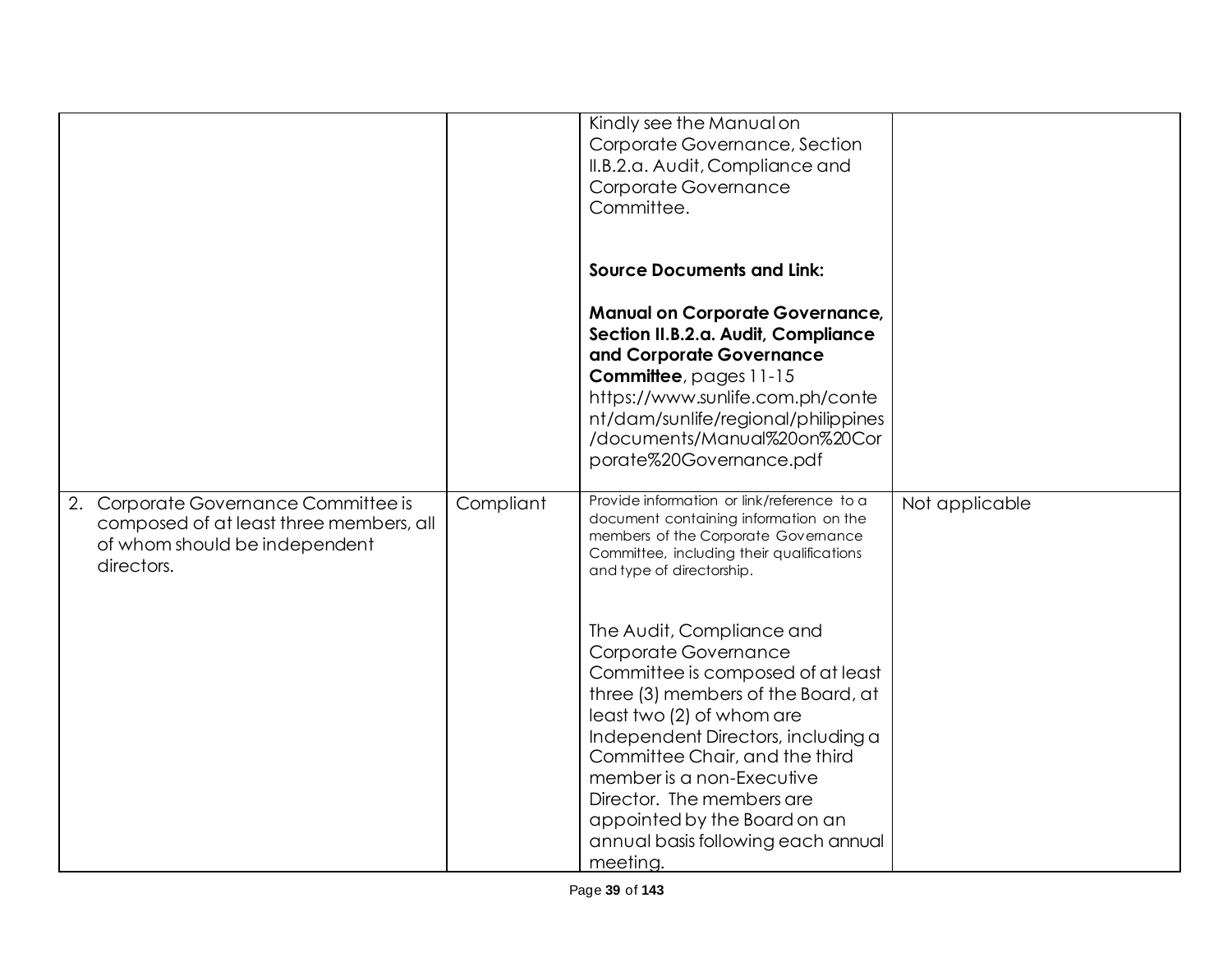| | | | |
|---|---|---|---|
| | | Kindly see the Manual on Corporate Governance, Section II.B.2.a. Audit, Compliance and Corporate Governance Committee.<br><br>**Source Documents and Link:**<br><br>**Manual on Corporate Governance, Section II.B.2.a. Audit, Compliance and Corporate Governance Committee**, pages 11-15 https://www.sunlife.com.ph/content/dam/sunlife/regional/philippines/documents/Manual%20on%20Corporate%20Governance.pdf | |
| 2. Corporate Governance Committee is composed of at least three members, all of whom should be independent directors. | Compliant | Provide information or link/reference to a document containing information on the members of the Corporate Governance Committee, including their qualifications and type of directorship.<br><br>The Audit, Compliance and Corporate Governance Committee is composed of at least three (3) members of the Board, at least two (2) of whom are Independent Directors, including a Committee Chair, and the third member is a non-Executive Director. The members are appointed by the Board on an annual basis following each annual meeting. | Not applicable |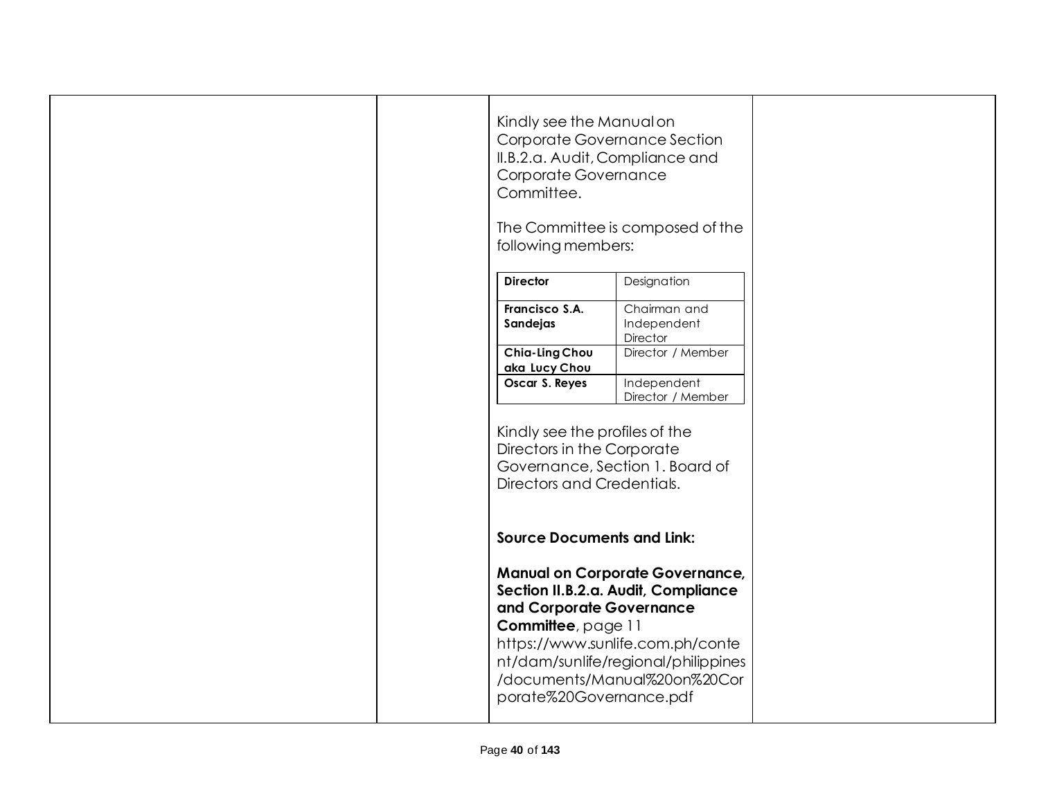Kindly see the Manual on Corporate Governance Section II.B.2.a. Audit, Compliance and Corporate Governance Committee.

The Committee is composed of the following members:

| **Director** | Designation |
| --- | --- |
| **Francisco S.A. Sandejas** | Chairman and Independent Director |
| **Chia-Ling Chou aka Lucy Chou** | Director / Member |
| **Oscar S. Reyes** | Independent Director / Member |

Kindly see the profiles of the Directors in the Corporate Governance, Section 1. Board of Directors and Credentials.

**Source Documents and Link:**

**Manual on Corporate Governance, Section II.B.2.a. Audit, Compliance and Corporate Governance Committee**, page 11
https://www.sunlife.com.ph/content/dam/sunlife/regional/philippines/documents/Manual%20on%20Corporate%20Governance.pdf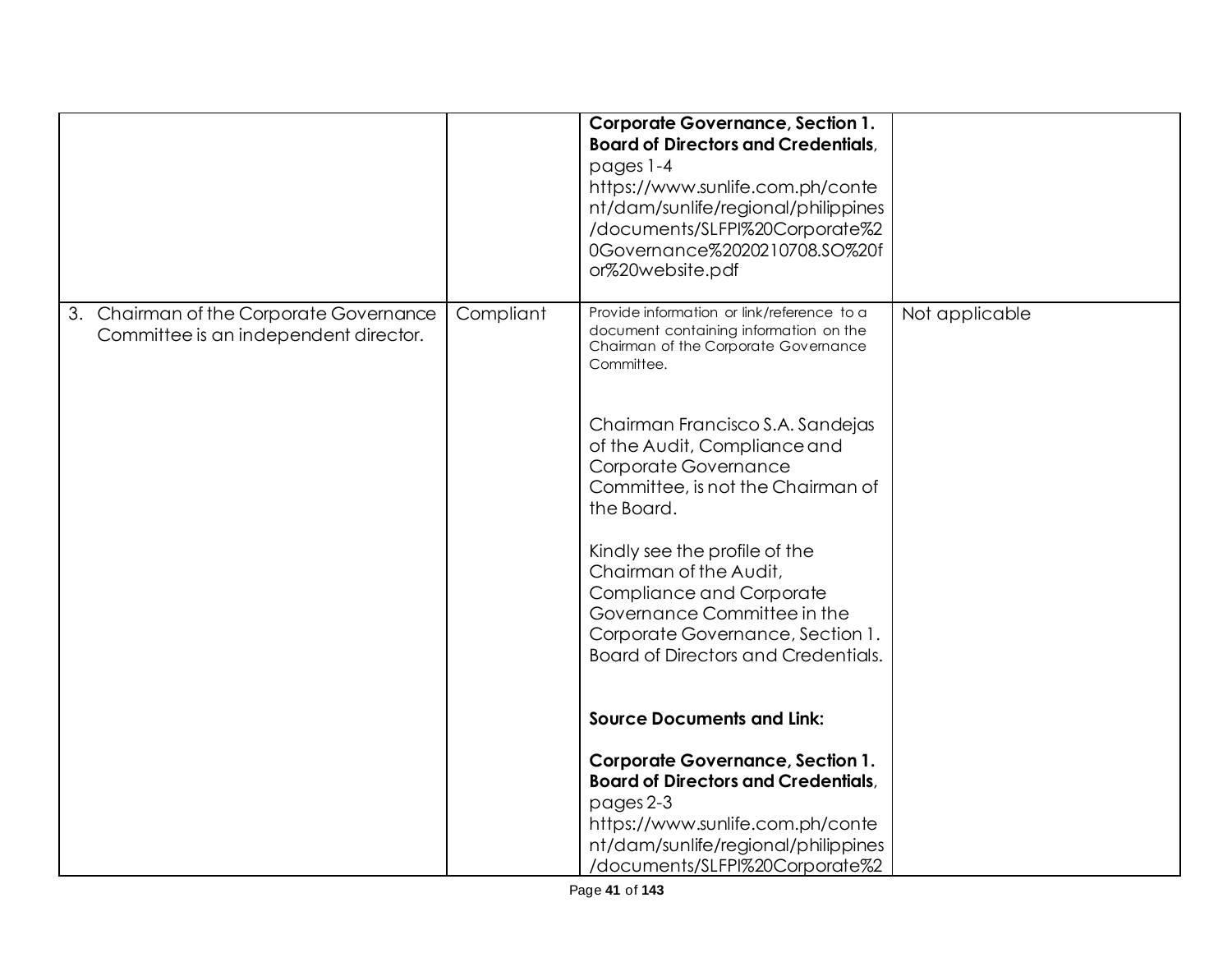| | | | |
|---|---|---|---|
| | | **Corporate Governance, Section 1. Board of Directors and Credentials**, pages 1-4 https://www.sunlife.com.ph/content/dam/sunlife/regional/philippines/documents/SLFPI%20Corporate%20Governance%2020210708.SO%20for%20website.pdf | |
| 3. Chairman of the Corporate Governance Committee is an independent director. | Compliant | Provide information or link/reference to a document containing information on the Chairman of the Corporate Governance Committee.<br><br>Chairman Francisco S.A. Sandejas of the Audit, Compliance and Corporate Governance Committee, is not the Chairman of the Board.<br><br>Kindly see the profile of the Chairman of the Audit, Compliance and Corporate Governance Committee in the Corporate Governance, Section 1. Board of Directors and Credentials.<br><br>**Source Documents and Link:**<br><br>**Corporate Governance, Section 1. Board of Directors and Credentials**, pages 2-3 https://www.sunlife.com.ph/content/dam/sunlife/regional/philippines/documents/SLFPI%20Corporate%2 | Not applicable |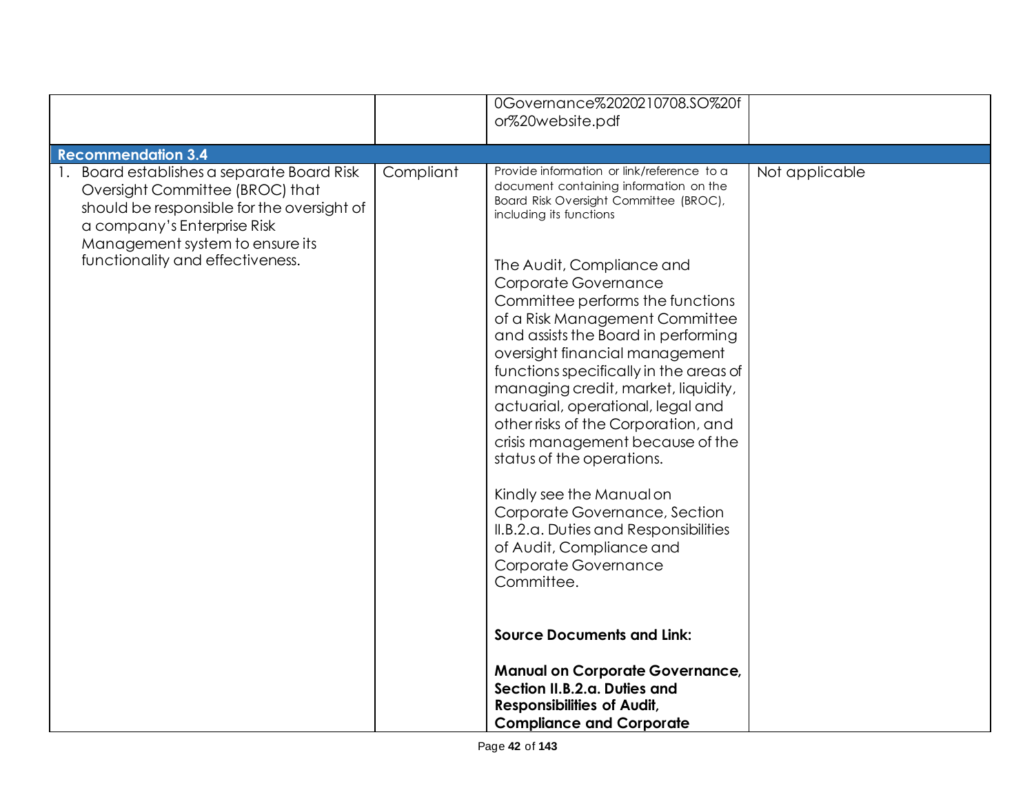| | | | |
|---|---|---|---|
| | | 0Governance%2020210708.SO%20for%20website.pdf | |
| **Recommendation 3.4** | | | |
| 1. Board establishes a separate Board Risk Oversight Committee (BROC) that should be responsible for the oversight of a company's Enterprise Risk Management system to ensure its functionality and effectiveness. | Compliant | Provide information or link/reference to a document containing information on the Board Risk Oversight Committee (BROC), including its functions<br><br>The Audit, Compliance and Corporate Governance Committee performs the functions of a Risk Management Committee and assists the Board in performing oversight financial management functions specifically in the areas of managing credit, market, liquidity, actuarial, operational, legal and other risks of the Corporation, and crisis management because of the status of the operations.<br><br>Kindly see the Manual on Corporate Governance, Section II.B.2.a. Duties and Responsibilities of Audit, Compliance and Corporate Governance Committee.<br><br>**Source Documents and Link:**<br><br>**Manual on Corporate Governance, Section II.B.2.a. Duties and Responsibilities of Audit, Compliance and Corporate** | Not applicable |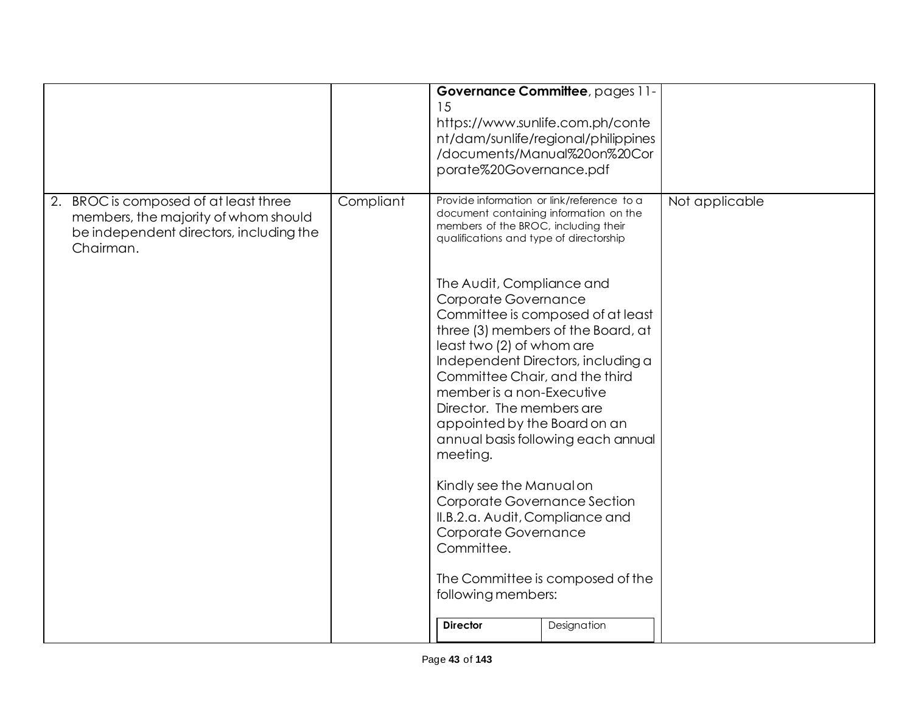| | | | |
|---|---|---|---|
| | | **Governance Committee**, pages 11-15 https://www.sunlife.com.ph/content/dam/sunlife/regional/philippines/documents/Manual%20on%20Corporate%20Governance.pdf | |
| 2. BROC is composed of at least three members, the majority of whom should be independent directors, including the Chairman. | Compliant | Provide information or link/reference to a document containing information on the members of the BROC, including their qualifications and type of directorship<br><br>The Audit, Compliance and Corporate Governance Committee is composed of at least three (3) members of the Board, at least two (2) of whom are Independent Directors, including a Committee Chair, and the third member is a non-Executive Director. The members are appointed by the Board on an annual basis following each annual meeting.<br><br>Kindly see the Manual on Corporate Governance Section II.B.2.a. Audit, Compliance and Corporate Governance Committee.<br><br>The Committee is composed of the following members:<br><br>**Director** / Designation | Not applicable |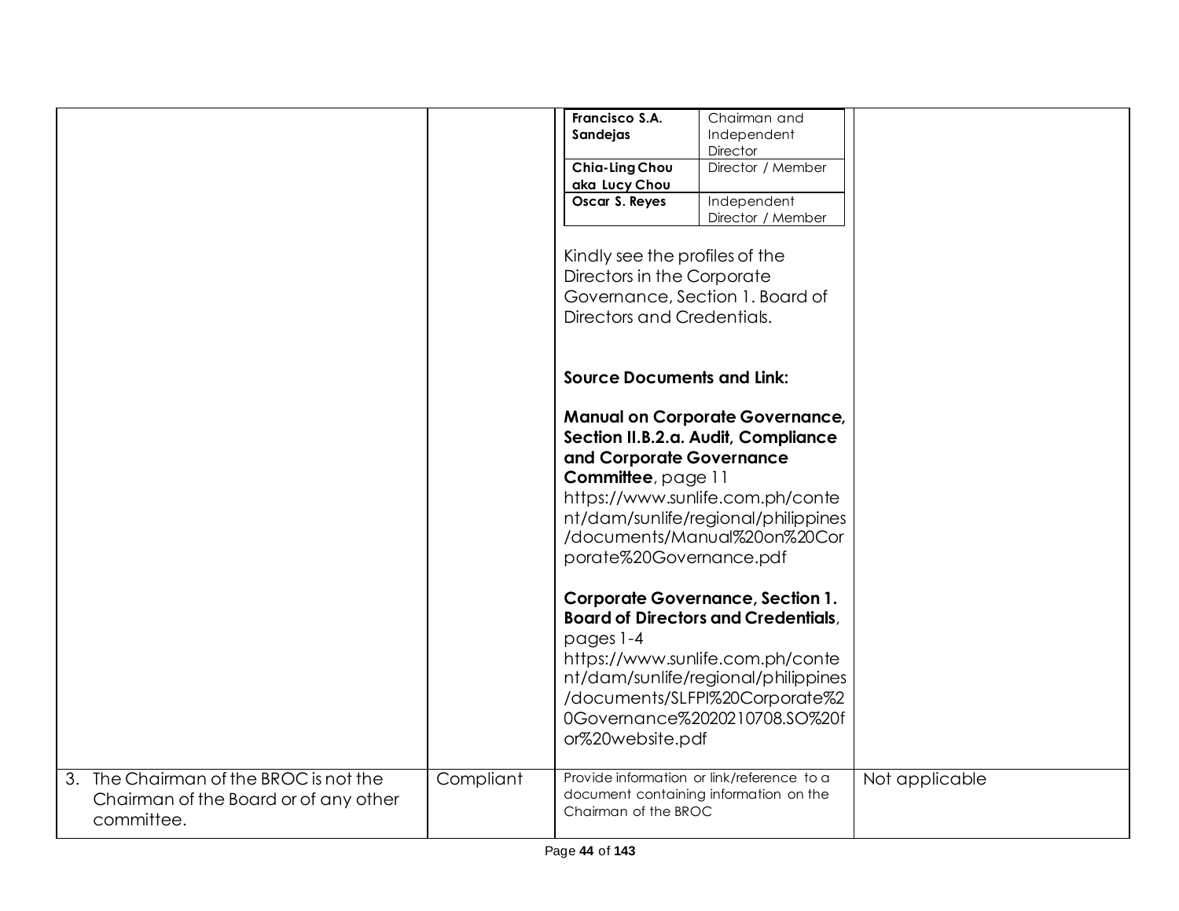| | | | |
|---|---|---|---|
| | | <table><tr><td>**Francisco S.A. Sandejas**</td><td>Chairman and Independent Director</td></tr><tr><td>**Chia-Ling Chou aka Lucy Chou**</td><td>Director / Member</td></tr><tr><td>**Oscar S. Reyes**</td><td>Independent Director / Member</td></tr></table><br><br>Kindly see the profiles of the Directors in the Corporate Governance, Section 1. Board of Directors and Credentials.<br><br>**Source Documents and Link:**<br><br>**Manual on Corporate Governance, Section II.B.2.a. Audit, Compliance and Corporate Governance Committee**, page 11<br>https://www.sunlife.com.ph/content/dam/sunlife/regional/philippines/documents/Manual%20on%20Corporate%20Governance.pdf<br><br>**Corporate Governance, Section 1. Board of Directors and Credentials**, pages 1-4<br>https://www.sunlife.com.ph/content/dam/sunlife/regional/philippines/documents/SLFPI%20Corporate%20Governance%2020210708.SO%20for%20website.pdf | |
| 3. The Chairman of the BROC is not the Chairman of the Board or of any other committee. | Compliant | Provide information or link/reference to a document containing information on the Chairman of the BROC | Not applicable |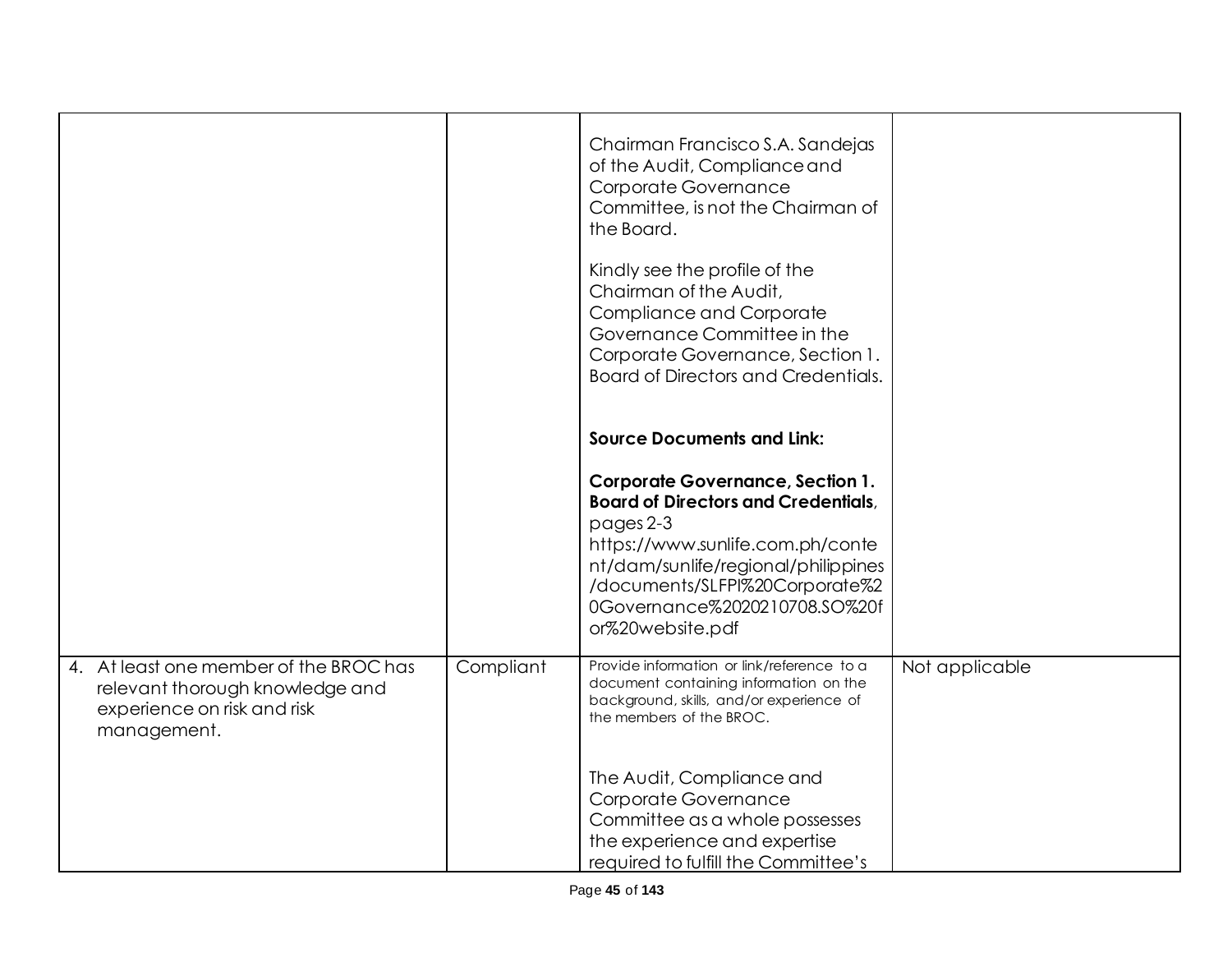| | | | |
|---|---|---|---|
| | | Chairman Francisco S.A. Sandejas of the Audit, Compliance and Corporate Governance Committee, is not the Chairman of the Board.<br><br>Kindly see the profile of the Chairman of the Audit, Compliance and Corporate Governance Committee in the Corporate Governance, Section 1. Board of Directors and Credentials.<br><br>**Source Documents and Link:**<br><br>**Corporate Governance, Section 1. Board of Directors and Credentials**, pages 2-3 https://www.sunlife.com.ph/content/dam/sunlife/regional/philippines/documents/SLFPI%20Corporate%20Governance%2020210708.SO%20for%20website.pdf | |
| 4. At least one member of the BROC has relevant thorough knowledge and experience on risk and risk management. | Compliant | Provide information or link/reference to a document containing information on the background, skills, and/or experience of the members of the BROC.<br><br>The Audit, Compliance and Corporate Governance Committee as a whole possesses the experience and expertise required to fulfill the Committee's | Not applicable |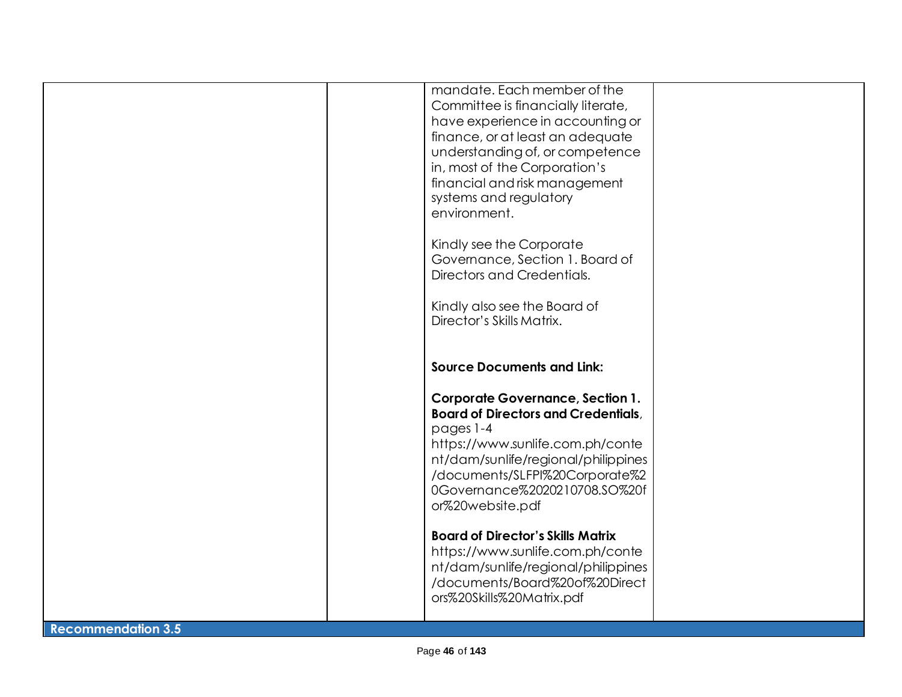| | | | |
|---|---|---|---|
| | | mandate. Each member of the Committee is financially literate, have experience in accounting or finance, or at least an adequate understanding of, or competence in, most of the Corporation's financial and risk management systems and regulatory environment.<br><br>Kindly see the Corporate Governance, Section 1. Board of Directors and Credentials.<br><br>Kindly also see the Board of Director's Skills Matrix.<br><br>**Source Documents and Link:**<br><br>**Corporate Governance, Section 1. Board of Directors and Credentials**, pages 1-4 https://www.sunlife.com.ph/content/dam/sunlife/regional/philippines/documents/SLFPI%20Corporate%20Governance%2020210708.SO%20for%20website.pdf<br><br>**Board of Director's Skills Matrix** https://www.sunlife.com.ph/content/dam/sunlife/regional/philippines/documents/Board%20of%20Directors%20Skills%20Matrix.pdf | |

**Recommendation 3.5**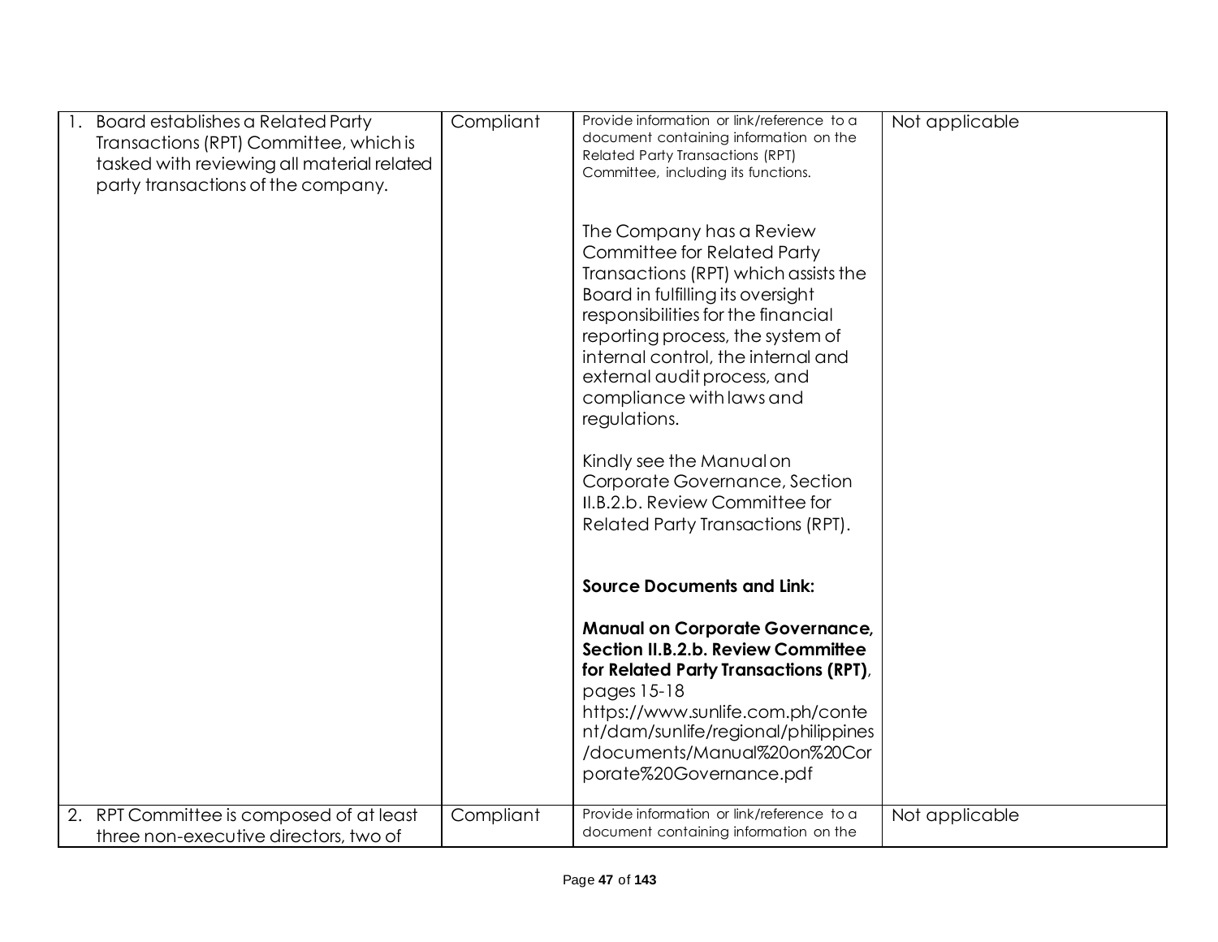| | | | |
|---|---|---|---|
| 1. Board establishes a Related Party Transactions (RPT) Committee, which is tasked with reviewing all material related party transactions of the company. | Compliant | Provide information or link/reference to a document containing information on the Related Party Transactions (RPT) Committee, including its functions.<br><br>The Company has a Review Committee for Related Party Transactions (RPT) which assists the Board in fulfilling its oversight responsibilities for the financial reporting process, the system of internal control, the internal and external audit process, and compliance with laws and regulations.<br><br>Kindly see the Manual on Corporate Governance, Section II.B.2.b. Review Committee for Related Party Transactions (RPT).<br><br>**Source Documents and Link:**<br><br>**Manual on Corporate Governance, Section II.B.2.b. Review Committee for Related Party Transactions (RPT)**, pages 15-18 https://www.sunlife.com.ph/content/dam/sunlife/regional/philippines/documents/Manual%20on%20Corporate%20Governance.pdf | Not applicable |
| 2. RPT Committee is composed of at least three non-executive directors, two of | Compliant | Provide information or link/reference to a document containing information on the | Not applicable |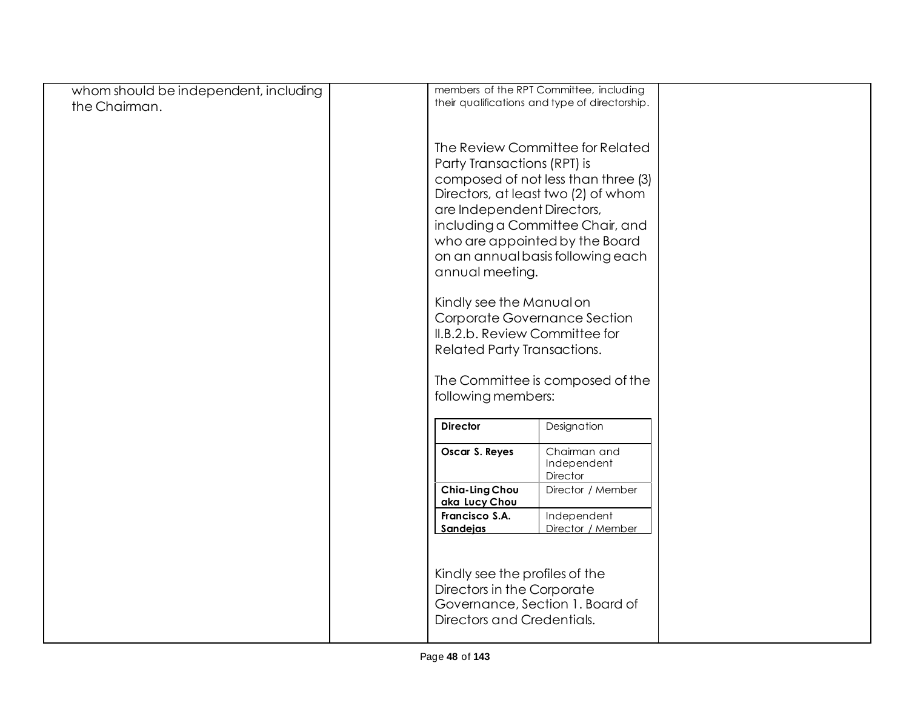| | | | |
|---|---|---|---|
| whom should be independent, including the Chairman. | | members of the RPT Committee, including their qualifications and type of directorship.<br><br>The Review Committee for Related Party Transactions (RPT) is composed of not less than three (3) Directors, at least two (2) of whom are Independent Directors, including a Committee Chair, and who are appointed by the Board on an annual basis following each annual meeting.<br><br>Kindly see the Manual on Corporate Governance Section II.B.2.b. Review Committee for Related Party Transactions.<br><br>The Committee is composed of the following members:<br><br>**Director** – Designation<br>**Oscar S. Reyes** – Chairman and Independent Director<br>**Chia-Ling Chou aka Lucy Chou** – Director / Member<br>**Francisco S.A. Sandejas** – Independent Director / Member<br><br>Kindly see the profiles of the Directors in the Corporate Governance, Section 1. Board of Directors and Credentials. | |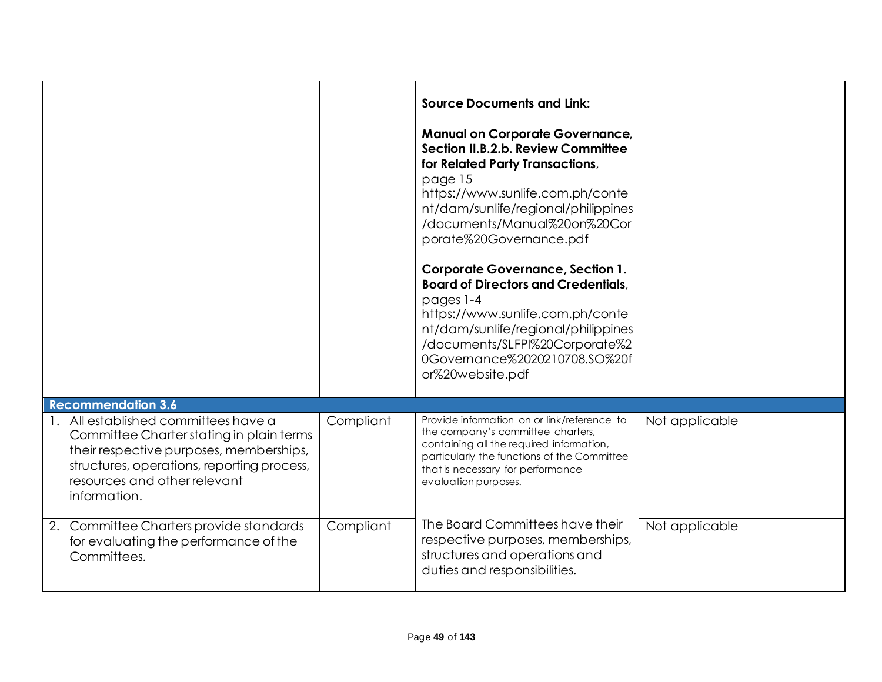|  |  |  |  |
|---|---|---|---|
|  |  | **Source Documents and Link:**<br><br>**Manual on Corporate Governance, Section II.B.2.b. Review Committee for Related Party Transactions**, page 15<br>https://www.sunlife.com.ph/content/dam/sunlife/regional/philippines/documents/Manual%20on%20Corporate%20Governance.pdf<br><br>**Corporate Governance, Section 1. Board of Directors and Credentials**, pages 1-4<br>https://www.sunlife.com.ph/content/dam/sunlife/regional/philippines/documents/SLFPI%20Corporate%20Governance%2020210708.SO%20for%20website.pdf |  |
| **Recommendation 3.6** |  |  |  |
| 1. All established committees have a Committee Charter stating in plain terms their respective purposes, memberships, structures, operations, reporting process, resources and other relevant information. | Compliant | Provide information on or link/reference to the company's committee charters, containing all the required information, particularly the functions of the Committee that is necessary for performance evaluation purposes. | Not applicable |
| 2. Committee Charters provide standards for evaluating the performance of the Committees. | Compliant | The Board Committees have their respective purposes, memberships, structures and operations and duties and responsibilities. | Not applicable |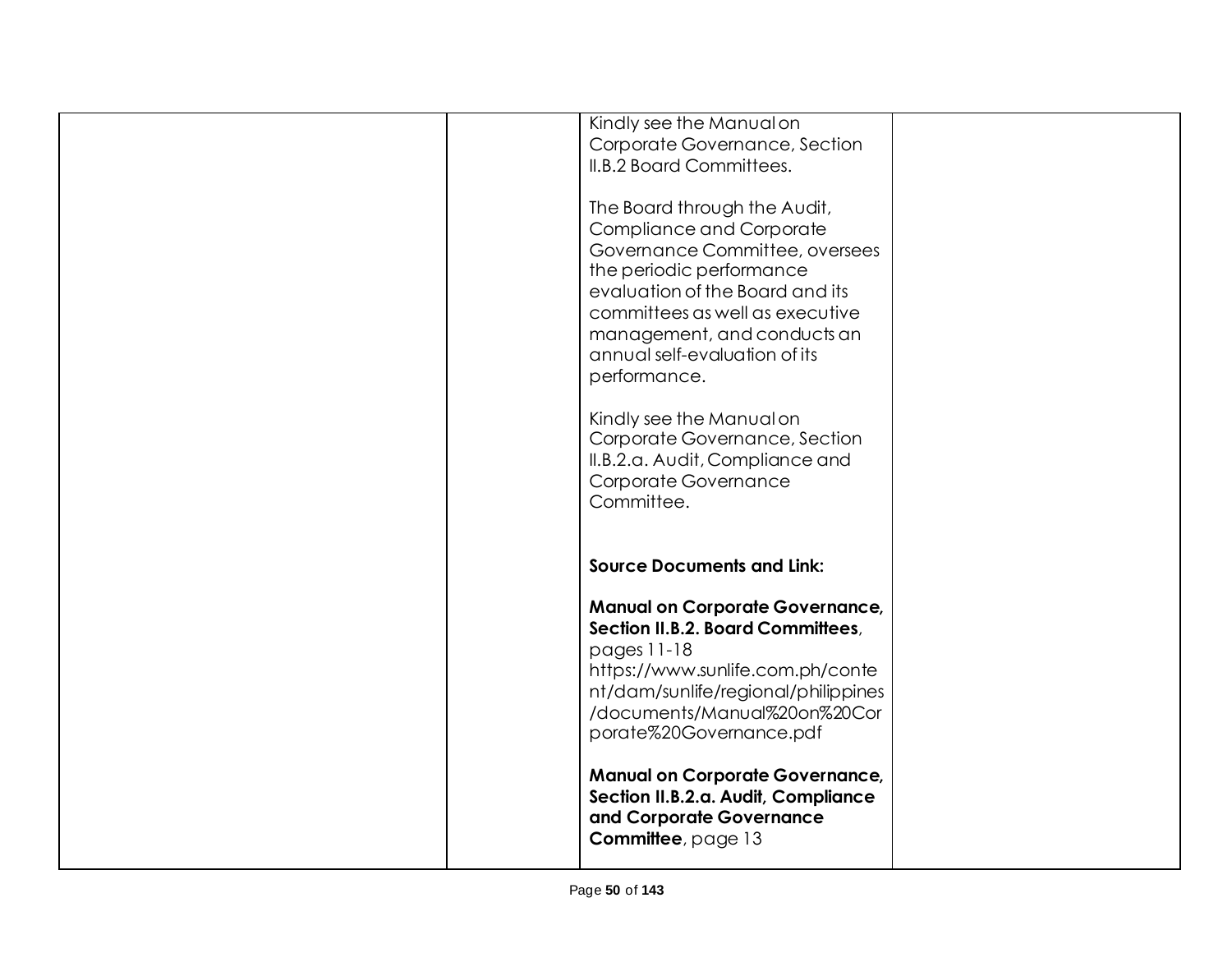|  |  | Kindly see the Manual on Corporate Governance, Section II.B.2 Board Committees.<br><br>The Board through the Audit, Compliance and Corporate Governance Committee, oversees the periodic performance evaluation of the Board and its committees as well as executive management, and conducts an annual self-evaluation of its performance.<br><br>Kindly see the Manual on Corporate Governance, Section II.B.2.a. Audit, Compliance and Corporate Governance Committee.<br><br><br>**Source Documents and Link:**<br><br>**Manual on Corporate Governance, Section II.B.2. Board Committees**, pages 11-18 https://www.sunlife.com.ph/content/dam/sunlife/regional/philippines/documents/Manual%20on%20Corporate%20Governance.pdf<br><br>**Manual on Corporate Governance, Section II.B.2.a. Audit, Compliance and Corporate Governance Committee**, page 13 |  |
|---|---|---|---|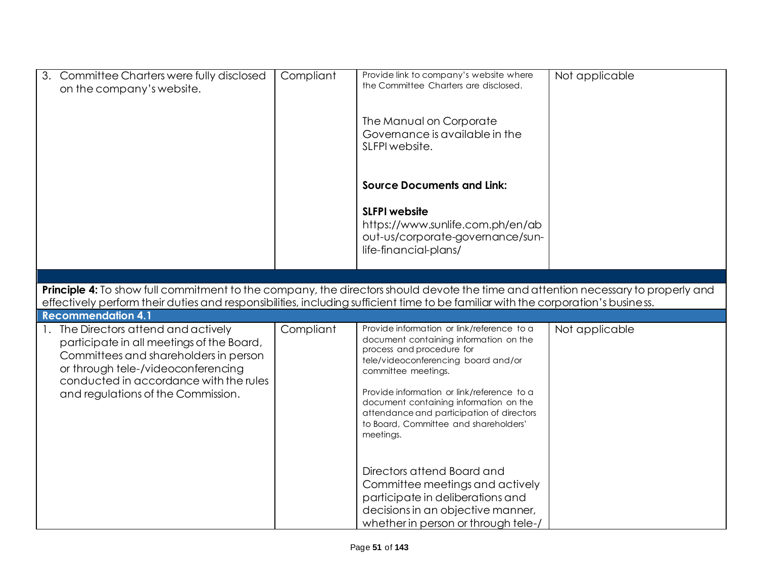| | | | |
|---|---|---|---|
| 3. Committee Charters were fully disclosed on the company's website. | Compliant | Provide link to company's website where the Committee Charters are disclosed.<br><br>The Manual on Corporate Governance is available in the SLFPI website.<br><br>**Source Documents and Link:**<br><br>**SLFPI website**<br>https://www.sunlife.com.ph/en/about-us/corporate-governance/sun-life-financial-plans/ | Not applicable |

**Principle 4:** To show full commitment to the company, the directors should devote the time and attention necessary to properly and effectively perform their duties and responsibilities, including sufficient time to be familiar with the corporation's business.

**Recommendation 4.1**

| | | | |
|---|---|---|---|
| 1. The Directors attend and actively participate in all meetings of the Board, Committees and shareholders in person or through tele-/videoconferencing conducted in accordance with the rules and regulations of the Commission. | Compliant | Provide information or link/reference to a document containing information on the process and procedure for tele/videoconferencing board and/or committee meetings.<br><br>Provide information or link/reference to a document containing information on the attendance and participation of directors to Board, Committee and shareholders' meetings.<br><br>Directors attend Board and Committee meetings and actively participate in deliberations and decisions in an objective manner, whether in person or through tele-/ | Not applicable |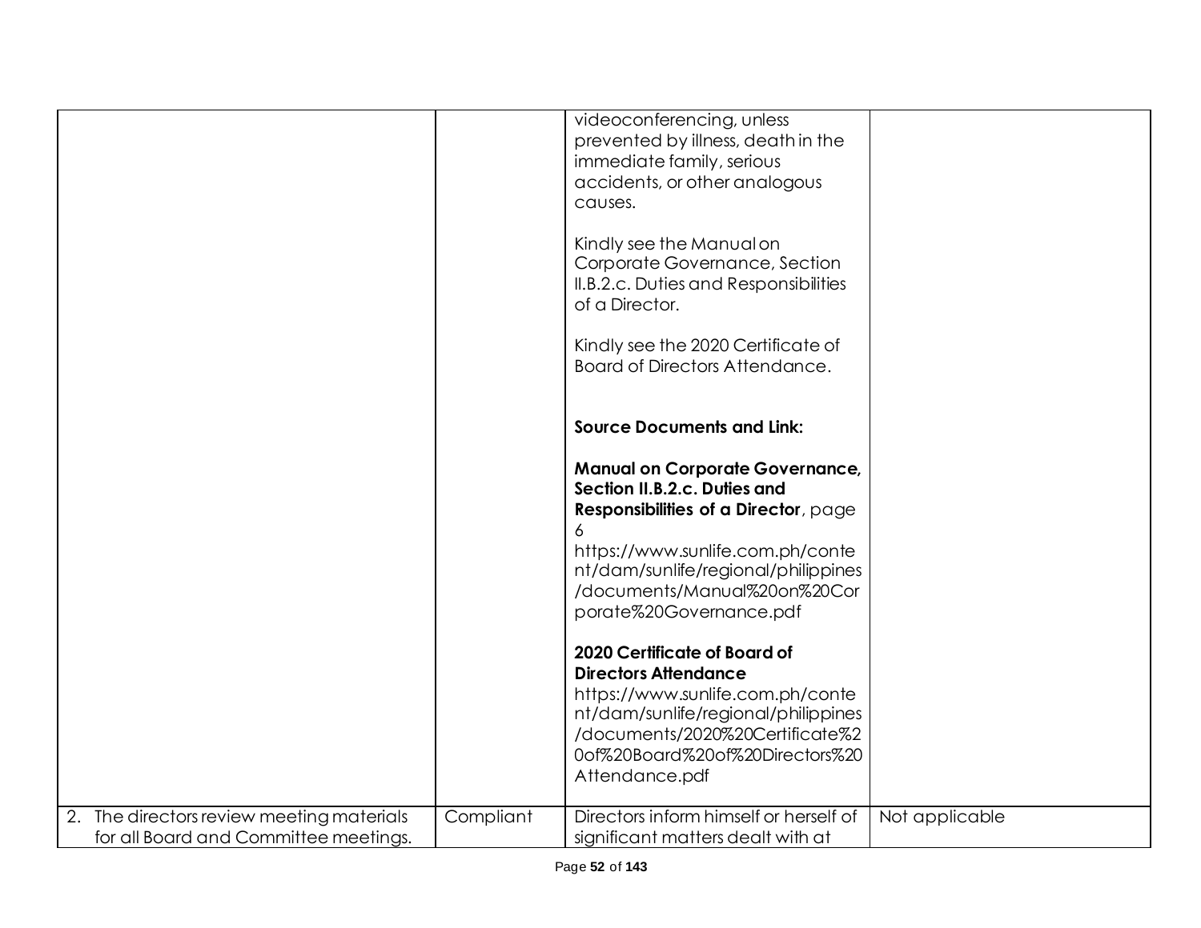| | | | |
|---|---|---|---|
| | | videoconferencing, unless prevented by illness, death in the immediate family, serious accidents, or other analogous causes.<br><br>Kindly see the Manual on Corporate Governance, Section II.B.2.c. Duties and Responsibilities of a Director.<br><br>Kindly see the 2020 Certificate of Board of Directors Attendance.<br><br>**Source Documents and Link:**<br><br>**Manual on Corporate Governance, Section II.B.2.c. Duties and Responsibilities of a Director**, page 6<br>https://www.sunlife.com.ph/content/dam/sunlife/regional/philippines/documents/Manual%20on%20Corporate%20Governance.pdf<br><br>**2020 Certificate of Board of Directors Attendance**<br>https://www.sunlife.com.ph/content/dam/sunlife/regional/philippines/documents/2020%20Certificate%20of%20Board%20of%20Directors%20Attendance.pdf | |
| 2. The directors review meeting materials for all Board and Committee meetings. | Compliant | Directors inform himself or herself of significant matters dealt with at | Not applicable |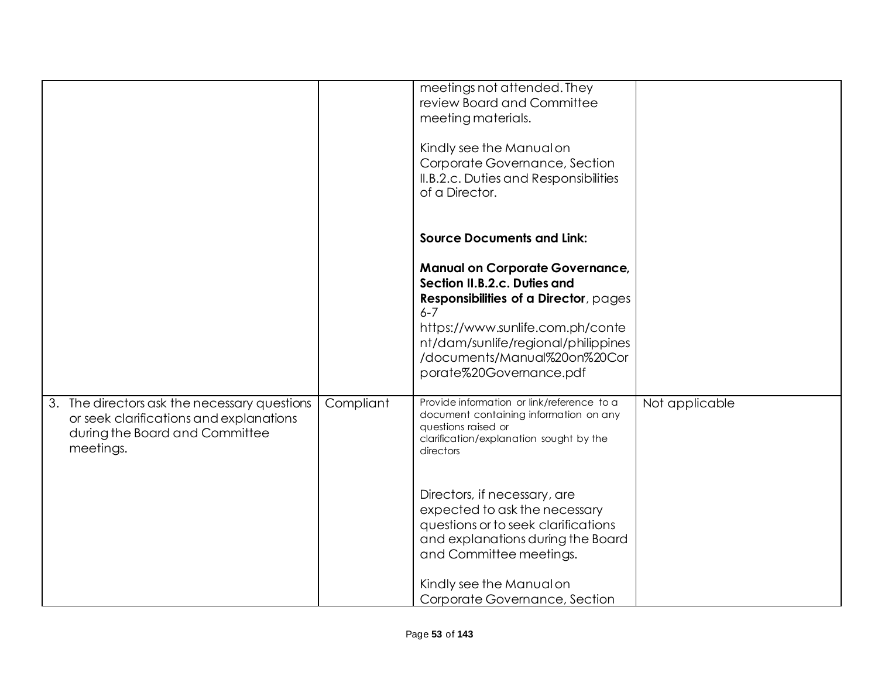| | | | |
|---|---|---|---|
| | | meetings not attended. They review Board and Committee meeting materials.<br><br>Kindly see the Manual on Corporate Governance, Section II.B.2.c. Duties and Responsibilities of a Director.<br><br>**Source Documents and Link:**<br><br>**Manual on Corporate Governance, Section II.B.2.c. Duties and Responsibilities of a Director**, pages 6-7<br>https://www.sunlife.com.ph/content/dam/sunlife/regional/philippines/documents/Manual%20on%20Corporate%20Governance.pdf | |
| 3. The directors ask the necessary questions or seek clarifications and explanations during the Board and Committee meetings. | Compliant | Provide information or link/reference to a document containing information on any questions raised or clarification/explanation sought by the directors<br><br>Directors, if necessary, are expected to ask the necessary questions or to seek clarifications and explanations during the Board and Committee meetings.<br><br>Kindly see the Manual on Corporate Governance, Section | Not applicable |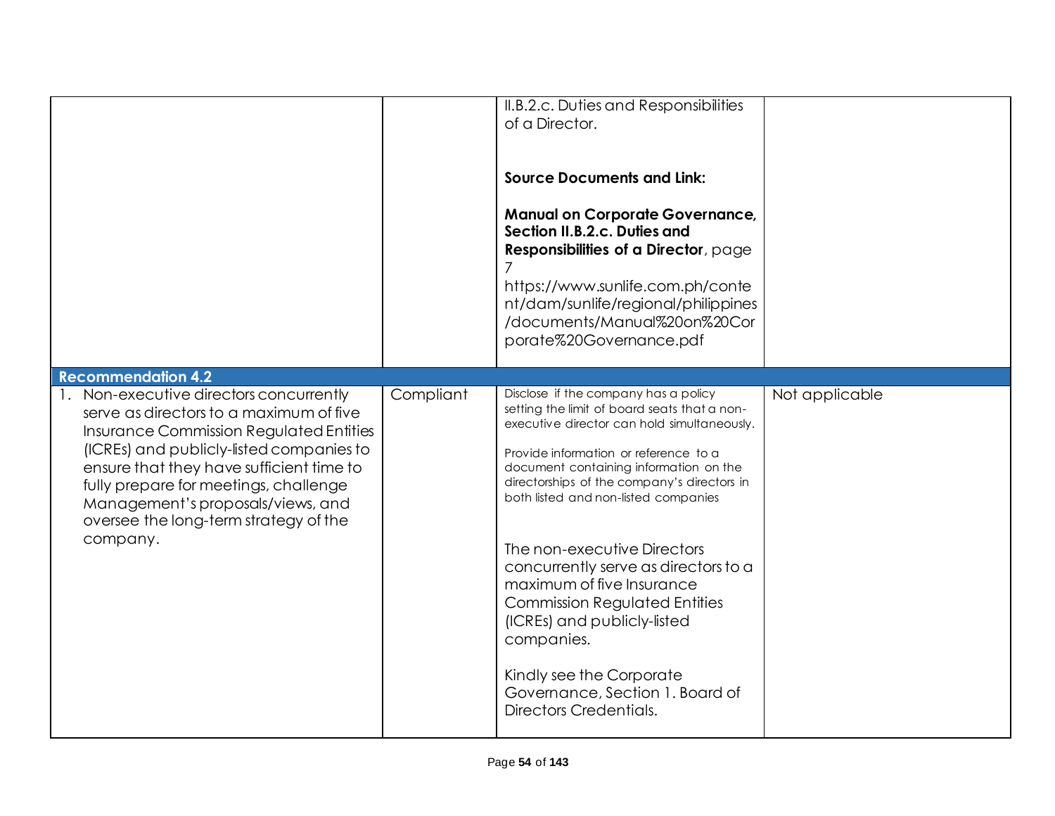| | | | |
|---|---|---|---|
| | | II.B.2.c. Duties and Responsibilities of a Director.<br><br>**Source Documents and Link:**<br><br>**Manual on Corporate Governance, Section II.B.2.c. Duties and Responsibilities of a Director**, page 7<br>https://www.sunlife.com.ph/content/dam/sunlife/regional/philippines/documents/Manual%20on%20Corporate%20Governance.pdf | |
| **Recommendation 4.2** | | | |
| 1. Non-executive directors concurrently serve as directors to a maximum of five Insurance Commission Regulated Entities (ICREs) and publicly-listed companies to ensure that they have sufficient time to fully prepare for meetings, challenge Management's proposals/views, and oversee the long-term strategy of the company. | Compliant | Disclose if the company has a policy setting the limit of board seats that a non-executive director can hold simultaneously.<br><br>Provide information or reference to a document containing information on the directorships of the company's directors in both listed and non-listed companies<br><br>The non-executive Directors concurrently serve as directors to a maximum of five Insurance Commission Regulated Entities (ICREs) and publicly-listed companies.<br><br>Kindly see the Corporate Governance, Section 1. Board of Directors Credentials. | Not applicable |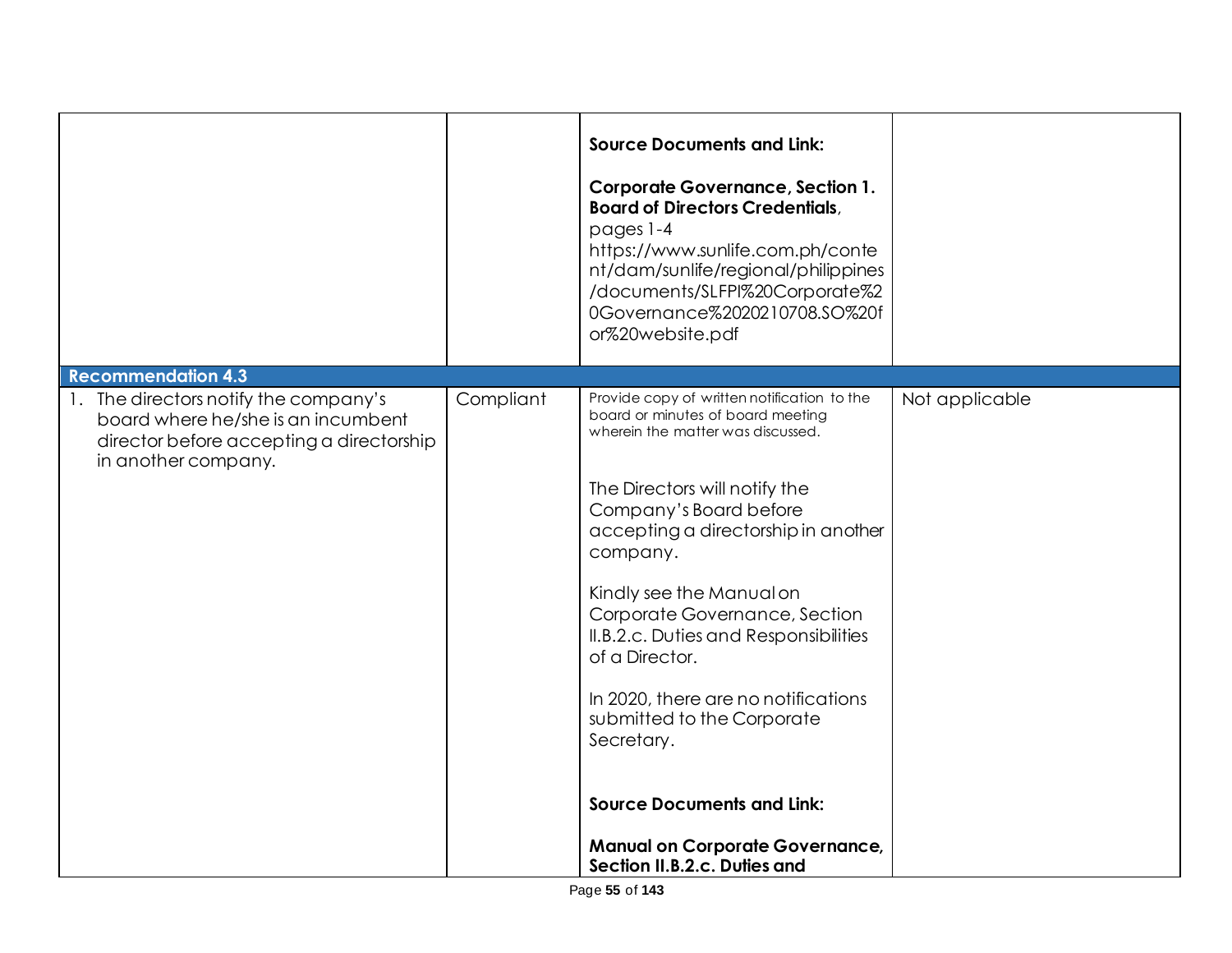| | | | |
|---|---|---|---|
| | | **Source Documents and Link:**<br><br>**Corporate Governance, Section 1. Board of Directors Credentials**, pages 1-4<br>https://www.sunlife.com.ph/content/dam/sunlife/regional/philippines/documents/SLFPI%20Corporate%20Governance%2020210708.SO%20for%20website.pdf | |
| **Recommendation 4.3** | | | |
| 1. The directors notify the company's board where he/she is an incumbent director before accepting a directorship in another company. | Compliant | Provide copy of written notification to the board or minutes of board meeting wherein the matter was discussed.<br><br>The Directors will notify the Company's Board before accepting a directorship in another company.<br><br>Kindly see the Manual on Corporate Governance, Section II.B.2.c. Duties and Responsibilities of a Director.<br><br>In 2020, there are no notifications submitted to the Corporate Secretary.<br><br>**Source Documents and Link:**<br><br>**Manual on Corporate Governance, Section II.B.2.c. Duties and** | Not applicable |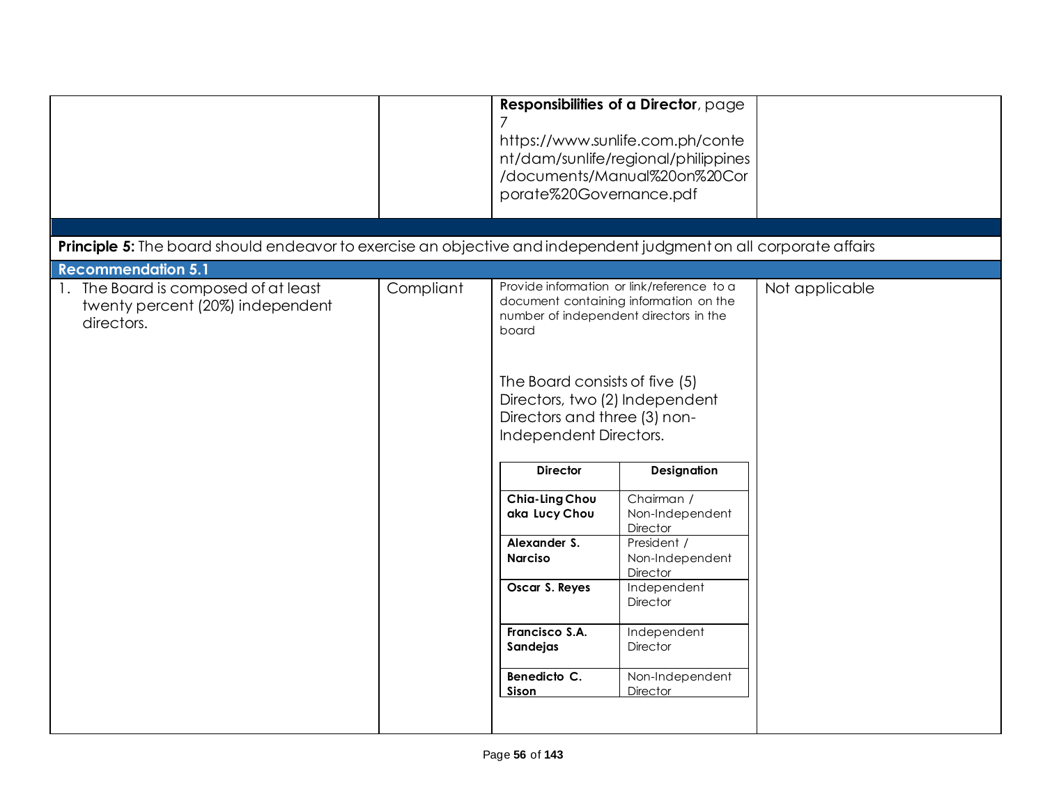| | | **Responsibilities of a Director**, page 7 https://www.sunlife.com.ph/content/dam/sunlife/regional/philippines/documents/Manual%20on%20Corporate%20Governance.pdf | |
|---|---|---|---|

**Principle 5:** The board should endeavor to exercise an objective and independent judgment on all corporate affairs

**Recommendation 5.1**

| | | | |
|---|---|---|---|
| 1. The Board is composed of at least twenty percent (20%) independent directors. | Compliant | Provide information or link/reference to a document containing information on the number of independent directors in the board<br><br>The Board consists of five (5) Directors, two (2) Independent Directors and three (3) non-Independent Directors. | Not applicable |

| Director | Designation |
|---|---|
| **Chia-Ling Chou aka Lucy Chou** | Chairman / Non-Independent Director |
| **Alexander S. Narciso** | President / Non-Independent Director |
| **Oscar S. Reyes** | Independent Director |
| **Francisco S.A. Sandejas** | Independent Director |
| **Benedicto C. Sison** | Non-Independent Director |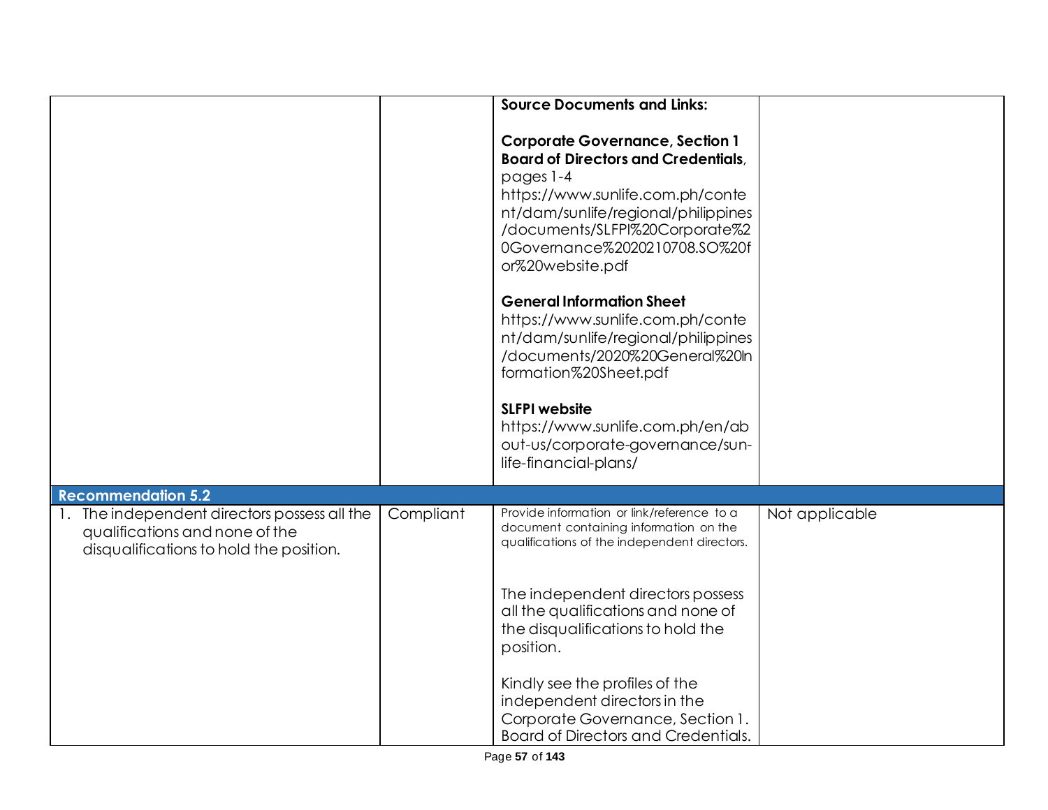| | | | |
|---|---|---|---|
| | | **Source Documents and Links:**<br><br>**Corporate Governance, Section 1 Board of Directors and Credentials**, pages 1-4<br>https://www.sunlife.com.ph/content/dam/sunlife/regional/philippines/documents/SLFPI%20Corporate%20Governance%2020210708.SO%20for%20website.pdf<br><br>**General Information Sheet**<br>https://www.sunlife.com.ph/content/dam/sunlife/regional/philippines/documents/2020%20General%20Information%20Sheet.pdf<br><br>**SLFPI website**<br>https://www.sunlife.com.ph/en/about-us/corporate-governance/sun-life-financial-plans/ | |
| **Recommendation 5.2** | | | |
| 1. The independent directors possess all the qualifications and none of the disqualifications to hold the position. | Compliant | Provide information or link/reference to a document containing information on the qualifications of the independent directors.<br><br>The independent directors possess all the qualifications and none of the disqualifications to hold the position.<br><br>Kindly see the profiles of the independent directors in the Corporate Governance, Section 1. Board of Directors and Credentials. | Not applicable |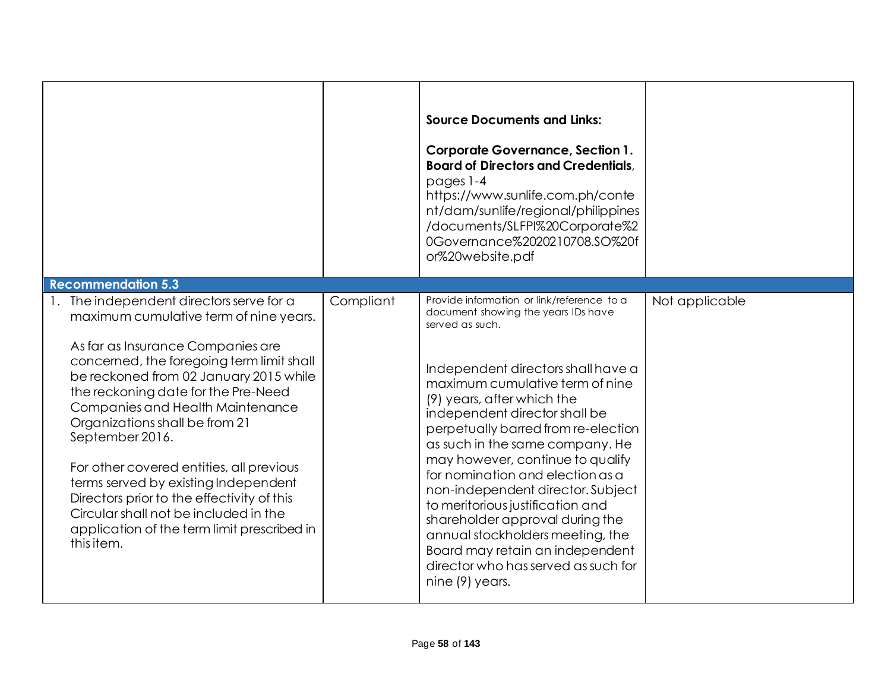| | | | |
|---|---|---|---|
| | | **Source Documents and Links:**<br><br>**Corporate Governance, Section 1. Board of Directors and Credentials**, pages 1-4<br>https://www.sunlife.com.ph/content/dam/sunlife/regional/philippines/documents/SLFPI%20Corporate%20Governance%2020210708.SO%20for%20website.pdf | |
| **Recommendation 5.3** | | | |
| 1. The independent directors serve for a maximum cumulative term of nine years.<br><br>As far as Insurance Companies are concerned, the foregoing term limit shall be reckoned from 02 January 2015 while the reckoning date for the Pre-Need Companies and Health Maintenance Organizations shall be from 21 September 2016.<br><br>For other covered entities, all previous terms served by existing Independent Directors prior to the effectivity of this Circular shall not be included in the application of the term limit prescribed in this item. | Compliant | Provide information or link/reference to a document showing the years IDs have served as such.<br><br>Independent directors shall have a maximum cumulative term of nine (9) years, after which the independent director shall be perpetually barred from re-election as such in the same company. He may however, continue to qualify for nomination and election as a non-independent director. Subject to meritorious justification and shareholder approval during the annual stockholders meeting, the Board may retain an independent director who has served as such for nine (9) years. | Not applicable |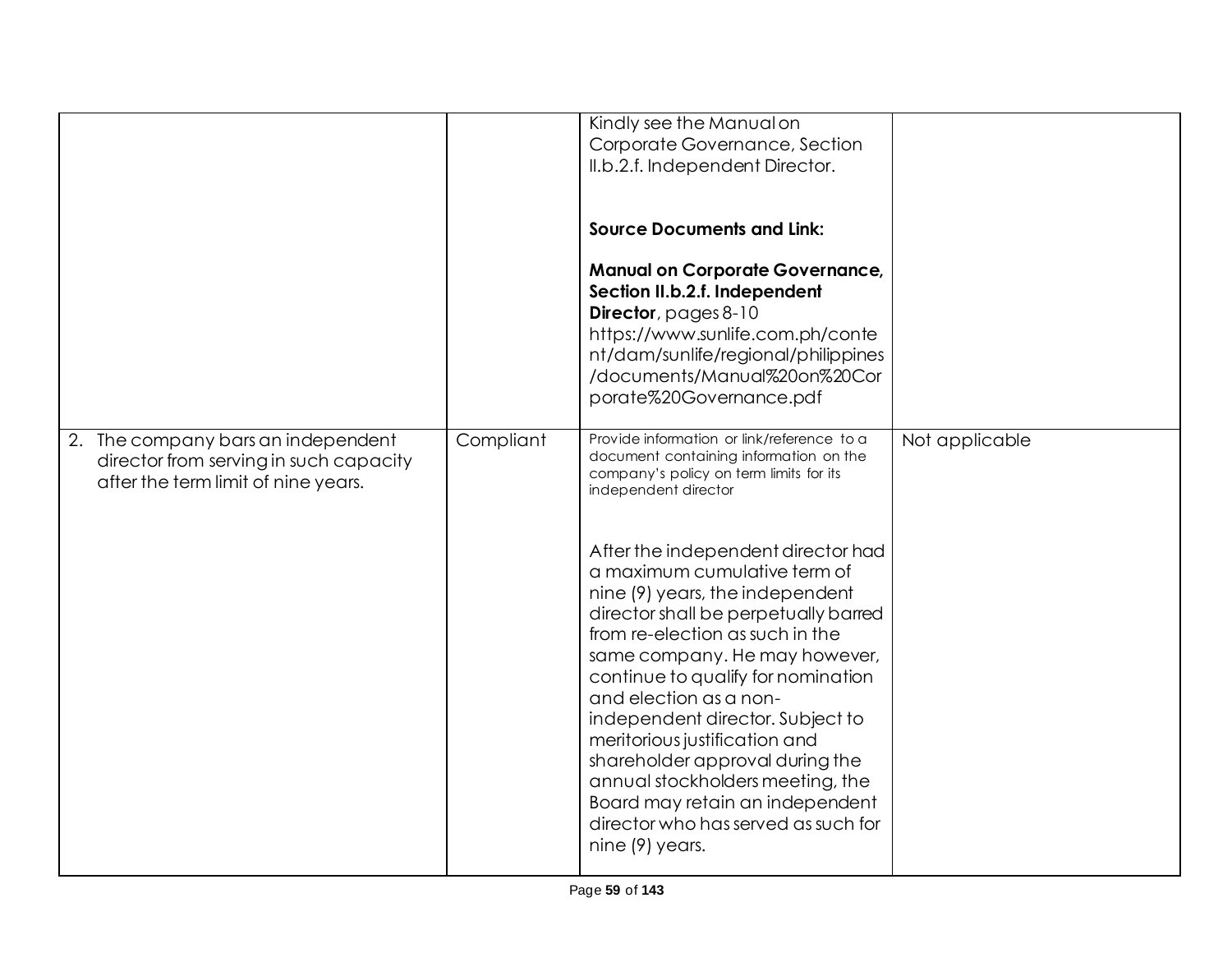| | | | |
|---|---|---|---|
| | | Kindly see the Manual on Corporate Governance, Section II.b.2.f. Independent Director.<br><br>**Source Documents and Link:**<br><br>**Manual on Corporate Governance, Section II.b.2.f. Independent Director**, pages 8-10 https://www.sunlife.com.ph/content/dam/sunlife/regional/philippines/documents/Manual%20on%20Corporate%20Governance.pdf | |
| 2. The company bars an independent director from serving in such capacity after the term limit of nine years. | Compliant | Provide information or link/reference to a document containing information on the company's policy on term limits for its independent director<br><br>After the independent director had a maximum cumulative term of nine (9) years, the independent director shall be perpetually barred from re-election as such in the same company. He may however, continue to qualify for nomination and election as a non-independent director. Subject to meritorious justification and shareholder approval during the annual stockholders meeting, the Board may retain an independent director who has served as such for nine (9) years. | Not applicable |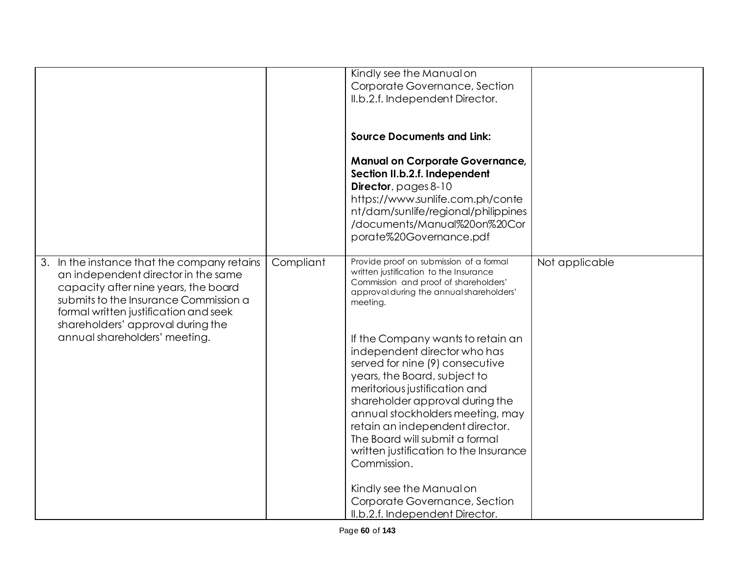| | | | |
|---|---|---|---|
| | | Kindly see the Manual on Corporate Governance, Section II.b.2.f. Independent Director.<br><br>**Source Documents and Link:**<br><br>**Manual on Corporate Governance, Section II.b.2.f. Independent Director**, pages 8-10 https://www.sunlife.com.ph/content/dam/sunlife/regional/philippines/documents/Manual%20on%20Corporate%20Governance.pdf | |
| 3. In the instance that the company retains an independent director in the same capacity after nine years, the board submits to the Insurance Commission a formal written justification and seek shareholders' approval during the annual shareholders' meeting. | Compliant | Provide proof on submission of a formal written justification to the Insurance Commission and proof of shareholders' approval during the annual shareholders' meeting.<br><br>If the Company wants to retain an independent director who has served for nine (9) consecutive years, the Board, subject to meritorious justification and shareholder approval during the annual stockholders meeting, may retain an independent director. The Board will submit a formal written justification to the Insurance Commission.<br><br>Kindly see the Manual on Corporate Governance, Section II.b.2.f. Independent Director. | Not applicable |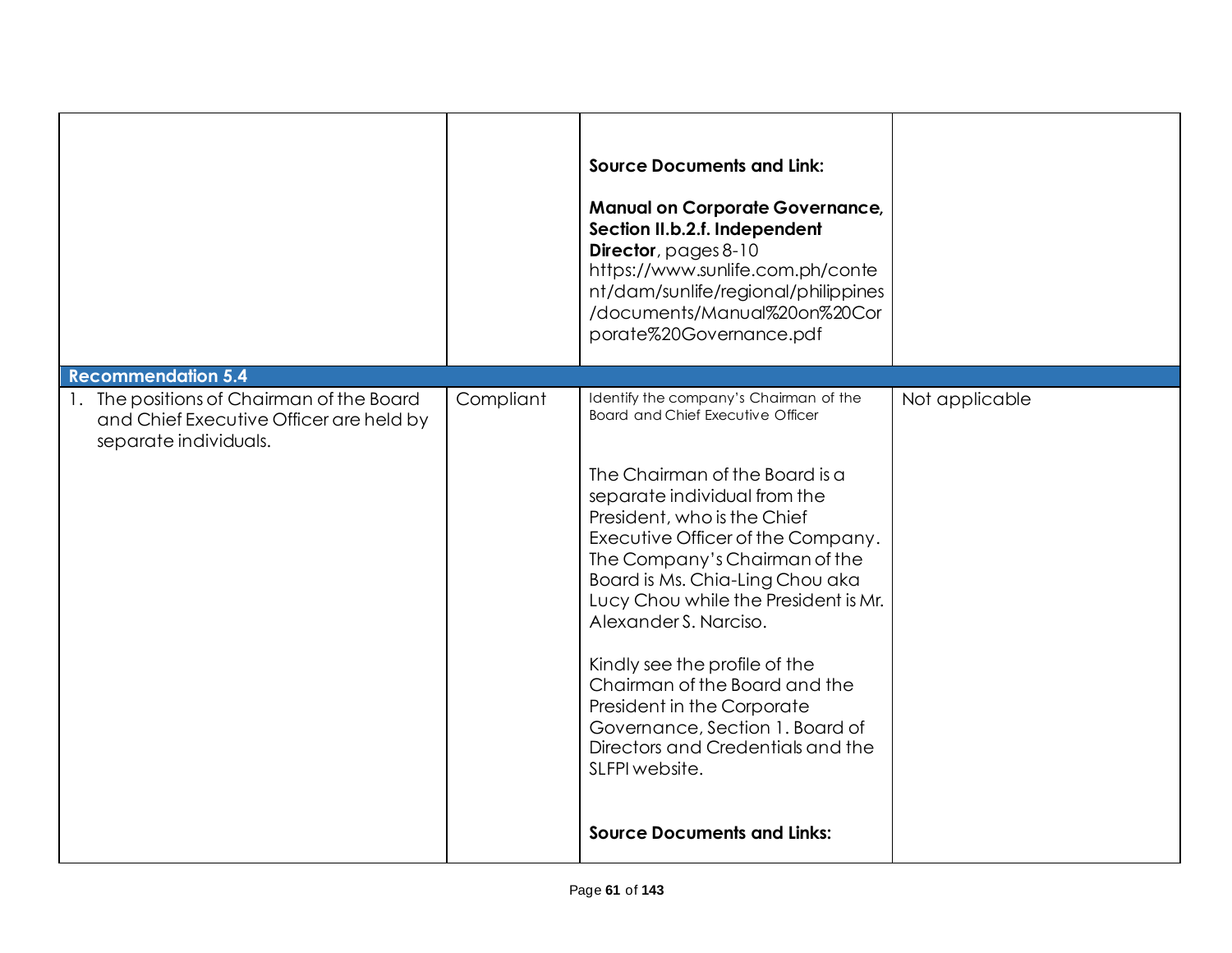| | | | |
|---|---|---|---|
| | | **Source Documents and Link:**<br><br>**Manual on Corporate Governance, Section II.b.2.f. Independent Director**, pages 8-10<br>https://www.sunlife.com.ph/content/dam/sunlife/regional/philippines/documents/Manual%20on%20Corporate%20Governance.pdf | |
| **Recommendation 5.4** | | | |
| 1. The positions of Chairman of the Board and Chief Executive Officer are held by separate individuals. | Compliant | Identify the company's Chairman of the Board and Chief Executive Officer<br><br>The Chairman of the Board is a separate individual from the President, who is the Chief Executive Officer of the Company. The Company's Chairman of the Board is Ms. Chia-Ling Chou aka Lucy Chou while the President is Mr. Alexander S. Narciso.<br><br>Kindly see the profile of the Chairman of the Board and the President in the Corporate Governance, Section 1. Board of Directors and Credentials and the SLFPI website.<br><br>**Source Documents and Links:** | Not applicable |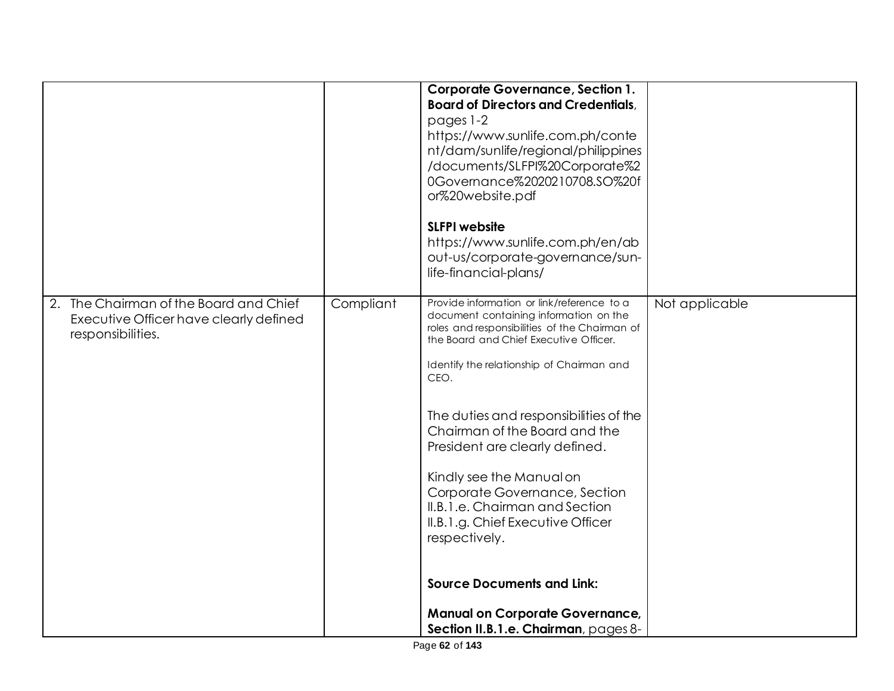| | | | |
|---|---|---|---|
| | | **Corporate Governance, Section 1. Board of Directors and Credentials**, pages 1-2 https://www.sunlife.com.ph/content/dam/sunlife/regional/philippines/documents/SLFPI%20Corporate%20Governance%2020210708.SO%20for%20website.pdf<br><br>**SLFPI website** https://www.sunlife.com.ph/en/about-us/corporate-governance/sun-life-financial-plans/ | |
| 2. The Chairman of the Board and Chief Executive Officer have clearly defined responsibilities. | Compliant | Provide information or link/reference to a document containing information on the roles and responsibilities of the Chairman of the Board and Chief Executive Officer.<br><br>Identify the relationship of Chairman and CEO.<br><br>The duties and responsibilities of the Chairman of the Board and the President are clearly defined.<br><br>Kindly see the Manual on Corporate Governance, Section II.B.1.e. Chairman and Section II.B.1.g. Chief Executive Officer respectively.<br><br>**Source Documents and Link:**<br><br>**Manual on Corporate Governance, Section II.B.1.e. Chairman**, pages 8- | Not applicable |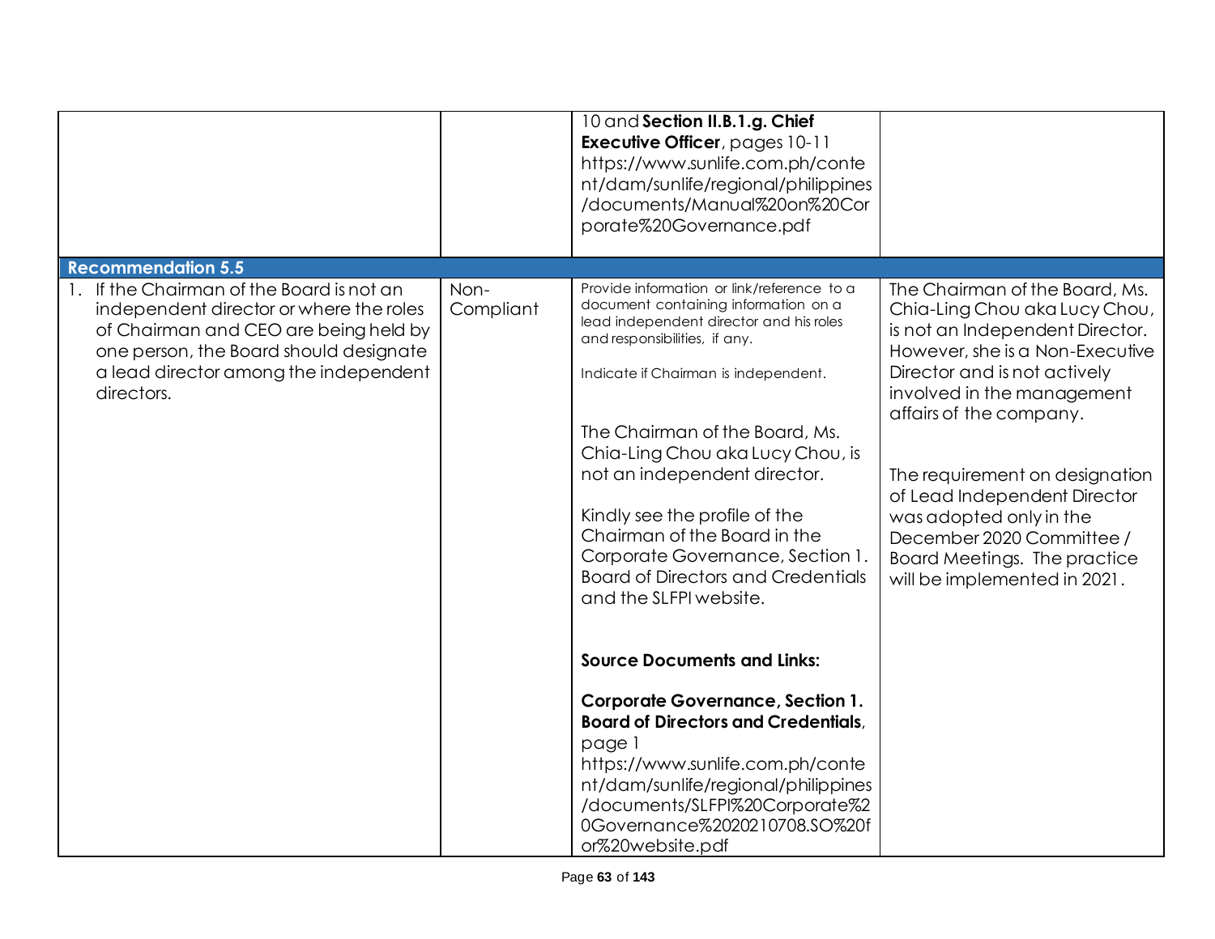| | | | |
|---|---|---|---|
| | | 10 and **Section II.B.1.g. Chief Executive Officer**, pages 10-11 https://www.sunlife.com.ph/content/dam/sunlife/regional/philippines/documents/Manual%20on%20Corporate%20Governance.pdf | |
| **Recommendation 5.5** | | | |
| 1. If the Chairman of the Board is not an independent director or where the roles of Chairman and CEO are being held by one person, the Board should designate a lead director among the independent directors. | Non-Compliant | Provide information or link/reference to a document containing information on a lead independent director and his roles and responsibilities, if any.<br><br>Indicate if Chairman is independent.<br><br>The Chairman of the Board, Ms. Chia-Ling Chou aka Lucy Chou, is not an independent director.<br><br>Kindly see the profile of the Chairman of the Board in the Corporate Governance, Section 1. Board of Directors and Credentials and the SLFPI website.<br><br>**Source Documents and Links:**<br><br>**Corporate Governance, Section 1. Board of Directors and Credentials**, page 1 https://www.sunlife.com.ph/content/dam/sunlife/regional/philippines/documents/SLFPI%20Corporate%20Governance%2020210708.SO%20for%20website.pdf | The Chairman of the Board, Ms. Chia-Ling Chou aka Lucy Chou, is not an Independent Director. However, she is a Non-Executive Director and is not actively involved in the management affairs of the company.<br><br>The requirement on designation of Lead Independent Director was adopted only in the December 2020 Committee / Board Meetings. The practice will be implemented in 2021. |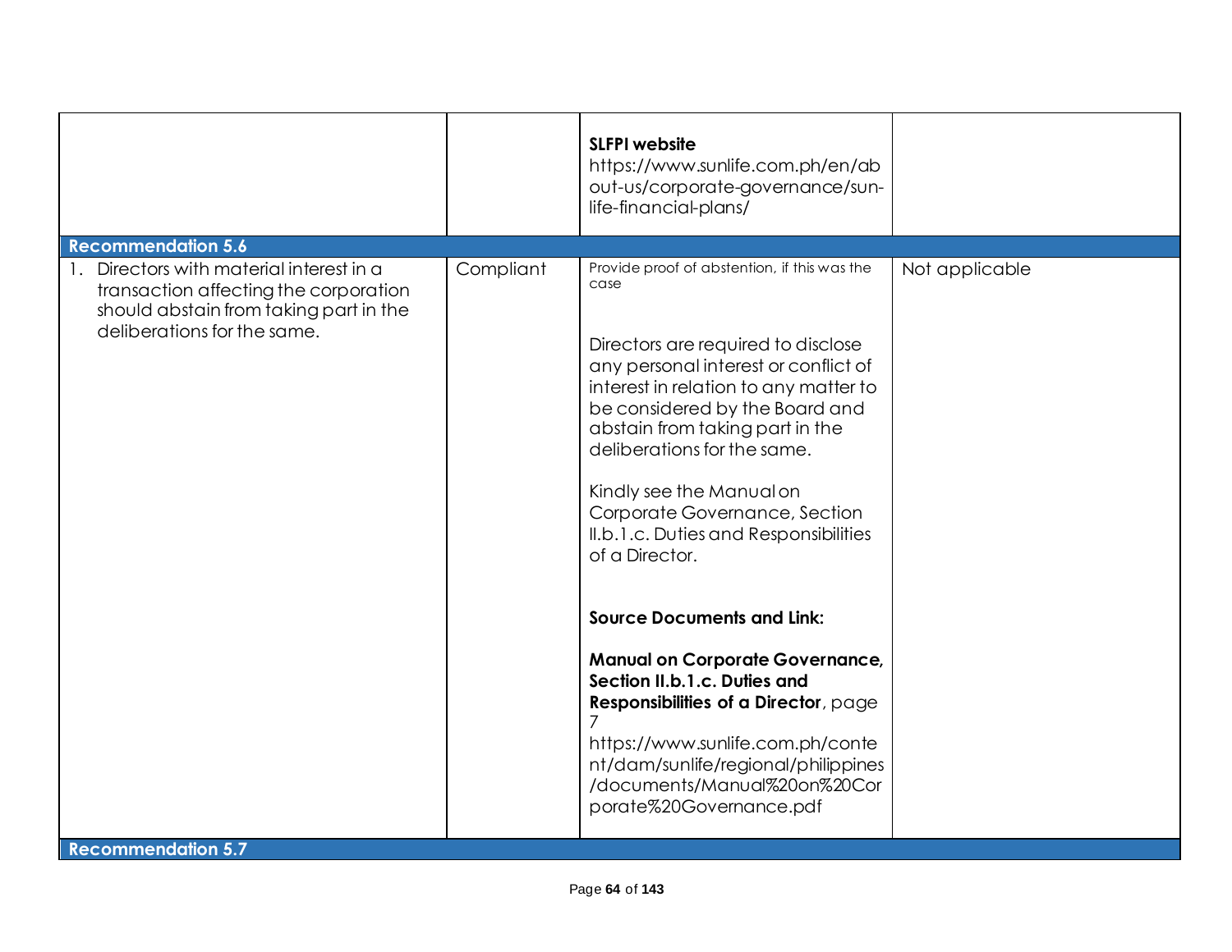| | | | |
|---|---|---|---|
| | | **SLFPI website** https://www.sunlife.com.ph/en/about-us/corporate-governance/sun-life-financial-plans/ | |
| **Recommendation 5.6** | | | |
| 1. Directors with material interest in a transaction affecting the corporation should abstain from taking part in the deliberations for the same. | Compliant | Provide proof of abstention, if this was the case<br><br>Directors are required to disclose any personal interest or conflict of interest in relation to any matter to be considered by the Board and abstain from taking part in the deliberations for the same.<br><br>Kindly see the Manual on Corporate Governance, Section II.b.1.c. Duties and Responsibilities of a Director.<br><br>**Source Documents and Link:**<br><br>**Manual on Corporate Governance, Section II.b.1.c. Duties and Responsibilities of a Director**, page 7 https://www.sunlife.com.ph/content/dam/sunlife/regional/philippines/documents/Manual%20on%20Corporate%20Governance.pdf | Not applicable |
| **Recommendation 5.7** | | | |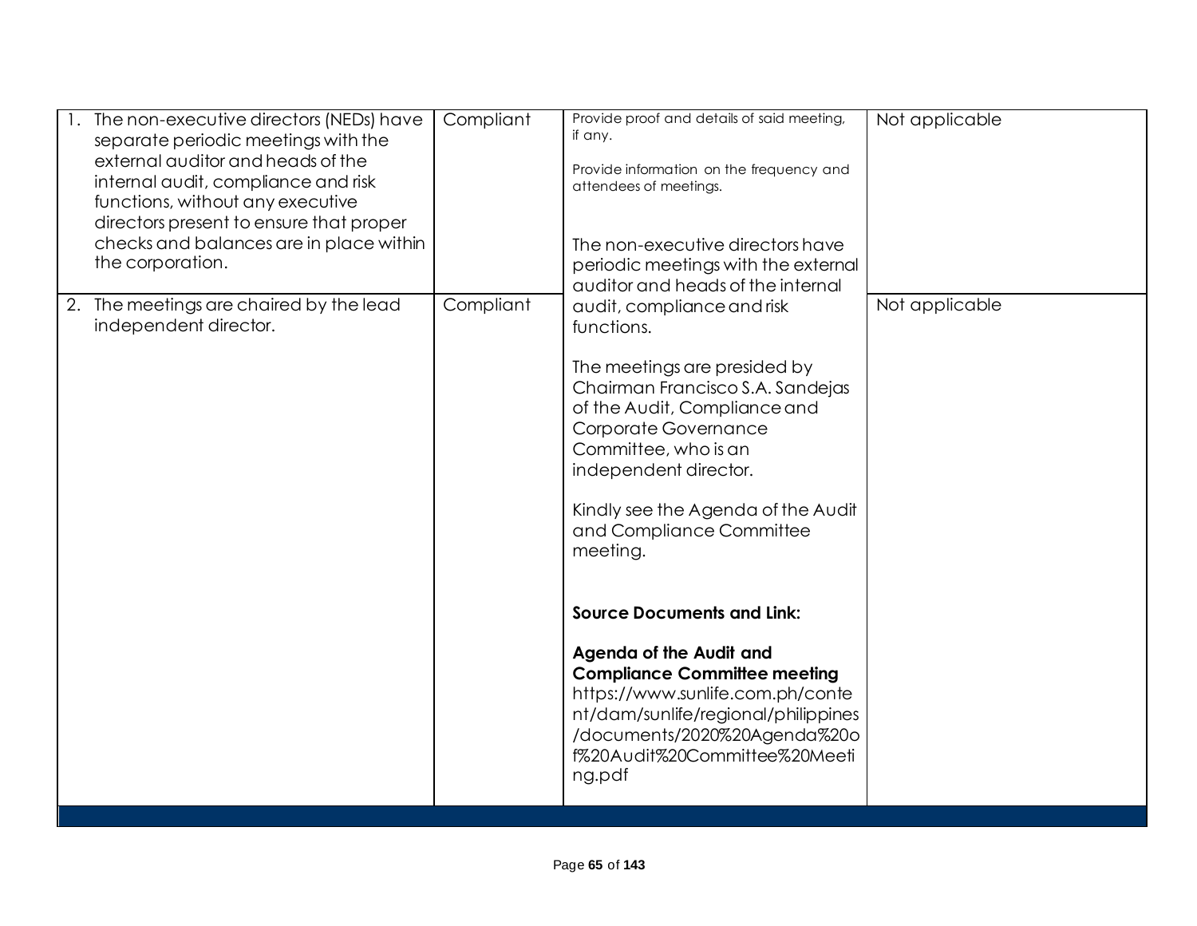| | | | |
|---|---|---|---|
| 1. The non-executive directors (NEDs) have separate periodic meetings with the external auditor and heads of the internal audit, compliance and risk functions, without any executive directors present to ensure that proper checks and balances are in place within the corporation. | Compliant | Provide proof and details of said meeting, if any.<br><br>Provide information on the frequency and attendees of meetings.<br><br>The non-executive directors have periodic meetings with the external auditor and heads of the internal audit, compliance and risk functions.<br><br>The meetings are presided by Chairman Francisco S.A. Sandejas of the Audit, Compliance and Corporate Governance Committee, who is an independent director.<br><br>Kindly see the Agenda of the Audit and Compliance Committee meeting.<br><br>**Source Documents and Link:**<br><br>**Agenda of the Audit and Compliance Committee meeting**<br>https://www.sunlife.com.ph/content/dam/sunlife/regional/philippines/documents/2020%20Agenda%20of%20Audit%20Committee%20Meeting.pdf | Not applicable |
| 2. The meetings are chaired by the lead independent director. | Compliant | | Not applicable |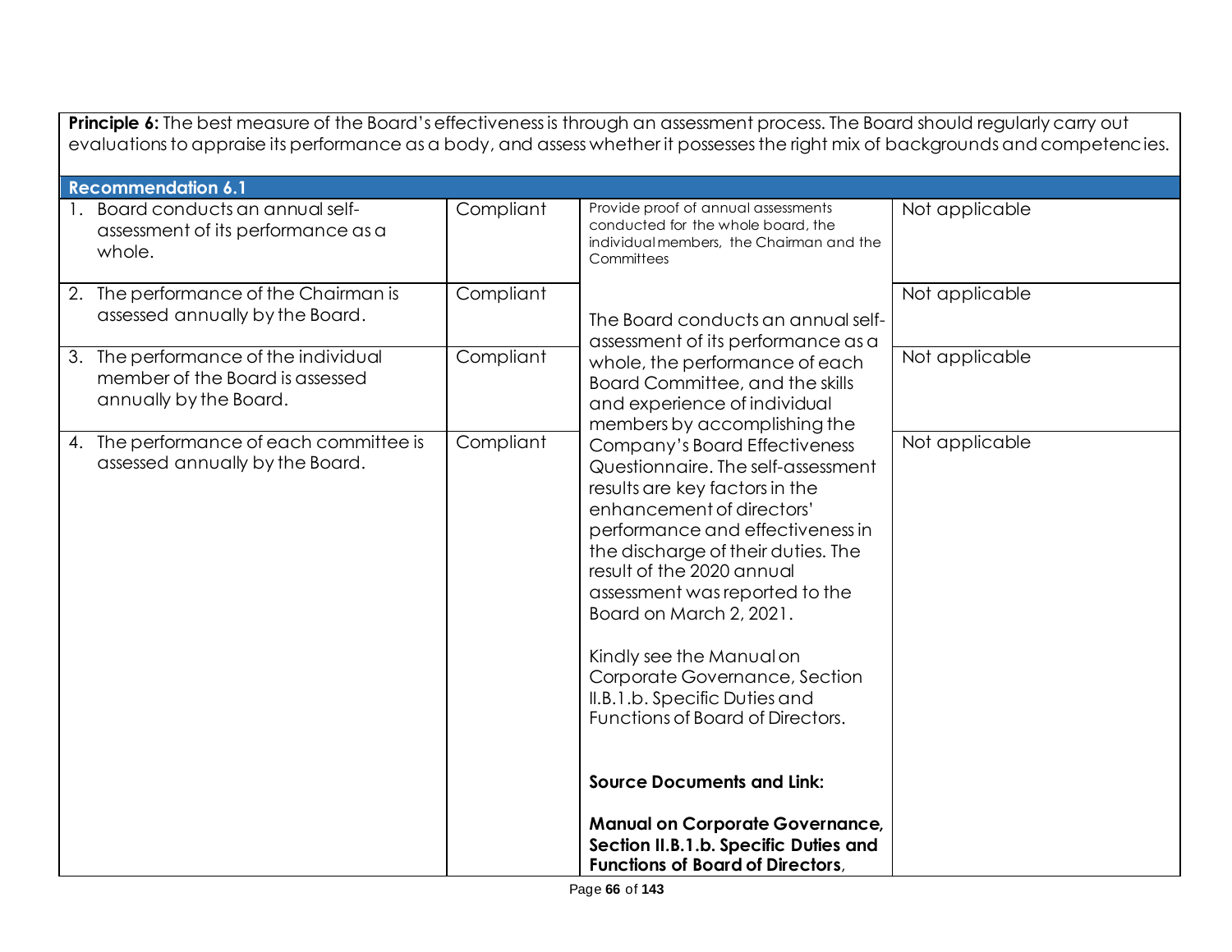**Principle 6:** The best measure of the Board's effectiveness is through an assessment process. The Board should regularly carry out evaluations to appraise its performance as a body, and assess whether it possesses the right mix of backgrounds and competencies.

| **Recommendation 6.1** | | | |
|---|---|---|---|
| 1. Board conducts an annual self-assessment of its performance as a whole. | Compliant | Provide proof of annual assessments conducted for the whole board, the individual members, the Chairman and the Committees | Not applicable |
| 2. The performance of the Chairman is assessed annually by the Board. | Compliant | The Board conducts an annual self-assessment of its performance as a whole, the performance of each Board Committee, and the skills and experience of individual members by accomplishing the Company's Board Effectiveness Questionnaire. The self-assessment results are key factors in the enhancement of directors' performance and effectiveness in the discharge of their duties. The result of the 2020 annual assessment was reported to the Board on March 2, 2021.<br><br>Kindly see the Manual on Corporate Governance, Section II.B.1.b. Specific Duties and Functions of Board of Directors.<br><br>**Source Documents and Link:**<br><br>**Manual on Corporate Governance, Section II.B.1.b. Specific Duties and Functions of Board of Directors**, | Not applicable |
| 3. The performance of the individual member of the Board is assessed annually by the Board. | Compliant | | Not applicable |
| 4. The performance of each committee is assessed annually by the Board. | Compliant | | Not applicable |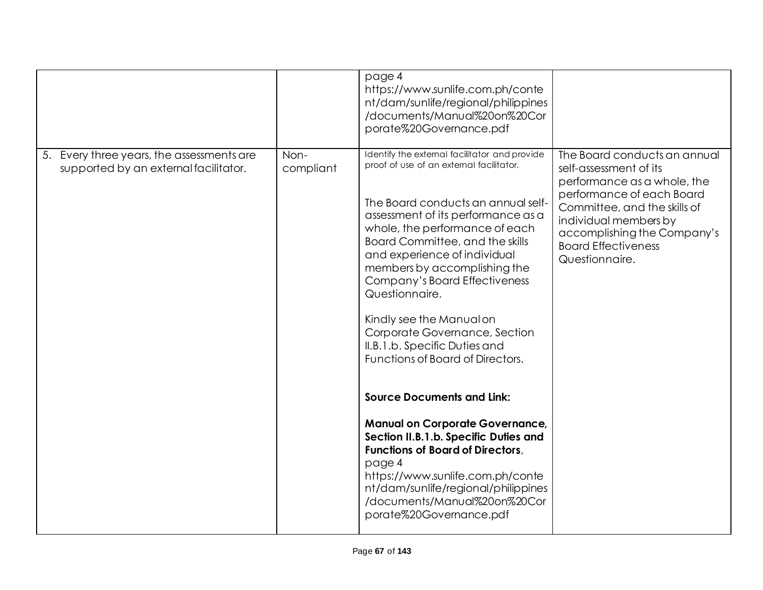| | | | |
|---|---|---|---|
| | | page 4 https://www.sunlife.com.ph/content/dam/sunlife/regional/philippines/documents/Manual%20on%20Corporate%20Governance.pdf | |
| 5. Every three years, the assessments are supported by an external facilitator. | Non-compliant | Identify the external facilitator and provide proof of use of an external facilitator.<br><br>The Board conducts an annual self-assessment of its performance as a whole, the performance of each Board Committee, and the skills and experience of individual members by accomplishing the Company's Board Effectiveness Questionnaire.<br><br>Kindly see the Manual on Corporate Governance, Section II.B.1.b. Specific Duties and Functions of Board of Directors.<br><br>**Source Documents and Link:**<br><br>**Manual on Corporate Governance, Section II.B.1.b. Specific Duties and Functions of Board of Directors**, page 4 https://www.sunlife.com.ph/content/dam/sunlife/regional/philippines/documents/Manual%20on%20Corporate%20Governance.pdf | The Board conducts an annual self-assessment of its performance as a whole, the performance of each Board Committee, and the skills of individual members by accomplishing the Company's Board Effectiveness Questionnaire. |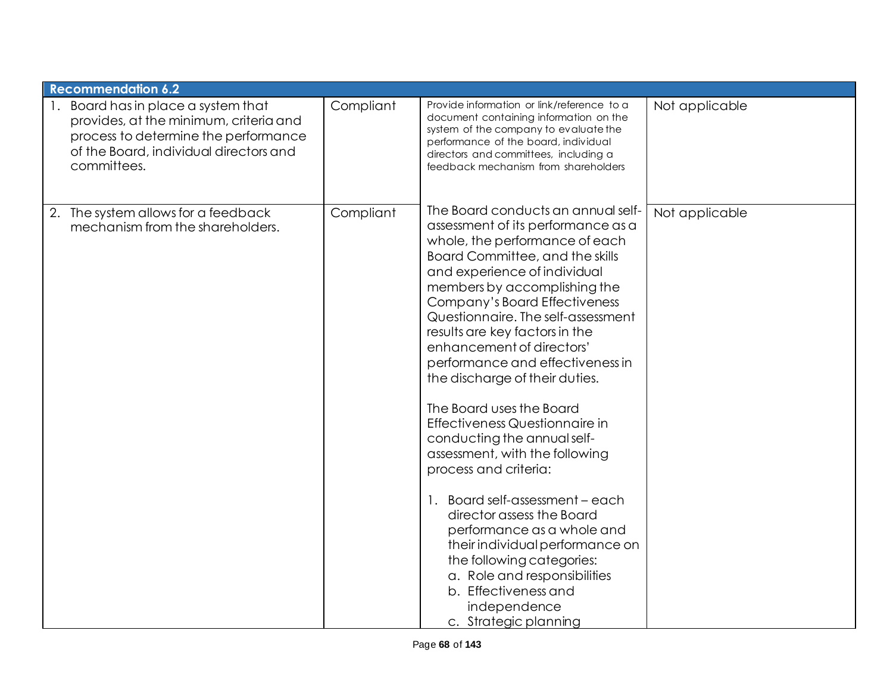| Recommendation 6.2 | | | |
|---|---|---|---|
| 1. Board has in place a system that provides, at the minimum, criteria and process to determine the performance of the Board, individual directors and committees. | Compliant | Provide information or link/reference to a document containing information on the system of the company to evaluate the performance of the board, individual directors and committees, including a feedback mechanism from shareholders | Not applicable |
| 2. The system allows for a feedback mechanism from the shareholders. | Compliant | The Board conducts an annual self-assessment of its performance as a whole, the performance of each Board Committee, and the skills and experience of individual members by accomplishing the Company's Board Effectiveness Questionnaire. The self-assessment results are key factors in the enhancement of directors' performance and effectiveness in the discharge of their duties.<br><br>The Board uses the Board Effectiveness Questionnaire in conducting the annual self-assessment, with the following process and criteria:<br><br>1. Board self-assessment – each director assess the Board performance as a whole and their individual performance on the following categories:<br>a. Role and responsibilities<br>b. Effectiveness and independence<br>c. Strategic planning | Not applicable |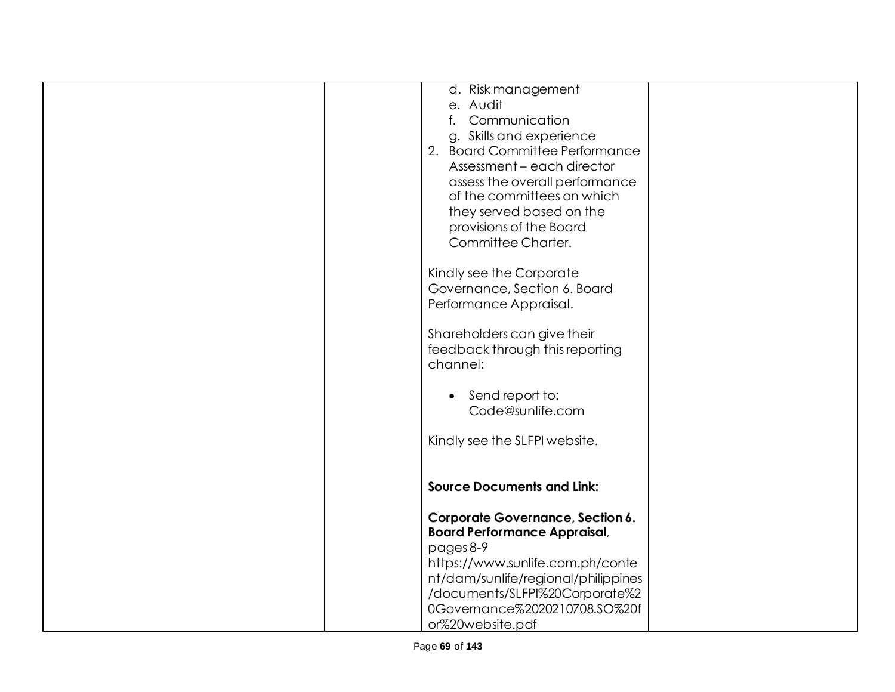| | | | |
|---|---|---|---|
| | | d. Risk management<br>e. Audit<br>f. Communication<br>g. Skills and experience<br>2. Board Committee Performance Assessment – each director assess the overall performance of the committees on which they served based on the provisions of the Board Committee Charter.<br><br>Kindly see the Corporate Governance, Section 6. Board Performance Appraisal.<br><br>Shareholders can give their feedback through this reporting channel:<br><br>• Send report to: Code@sunlife.com<br><br>Kindly see the SLFPI website.<br><br>**Source Documents and Link:**<br><br>**Corporate Governance, Section 6. Board Performance Appraisal**, pages 8-9<br>https://www.sunlife.com.ph/content/dam/sunlife/regional/philippines/documents/SLFPI%20Corporate%20Governance%2020210708.SO%20for%20website.pdf | |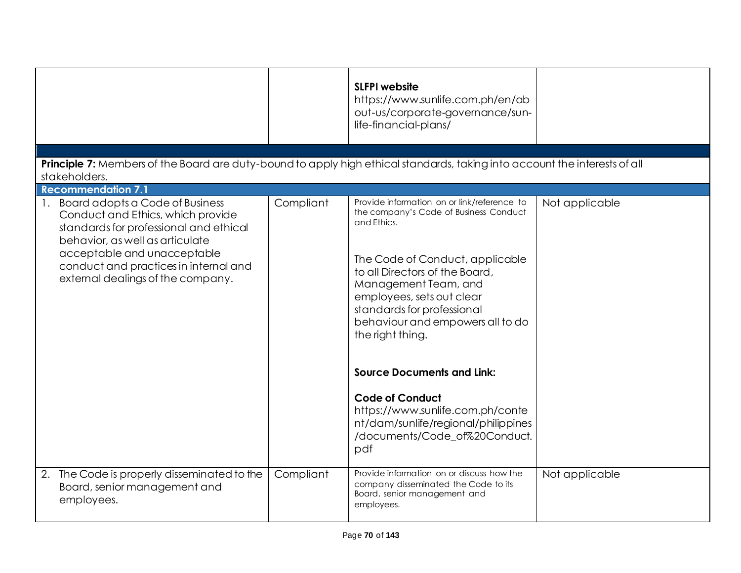| | | | |
|---|---|---|---|
| | | **SLFPI website**<br>https://www.sunlife.com.ph/en/about-us/corporate-governance/sun-life-financial-plans/ | |

**Principle 7:** Members of the Board are duty-bound to apply high ethical standards, taking into account the interests of all stakeholders.

**Recommendation 7.1**

| | | | |
|---|---|---|---|
| 1. Board adopts a Code of Business Conduct and Ethics, which provide standards for professional and ethical behavior, as well as articulate acceptable and unacceptable conduct and practices in internal and external dealings of the company. | Compliant | Provide information on or link/reference to the company's Code of Business Conduct and Ethics.<br><br>The Code of Conduct, applicable to all Directors of the Board, Management Team, and employees, sets out clear standards for professional behaviour and empowers all to do the right thing.<br><br>**Source Documents and Link:**<br><br>**Code of Conduct**<br>https://www.sunlife.com.ph/content/dam/sunlife/regional/philippines/documents/Code_of%20Conduct.pdf | Not applicable |
| 2. The Code is properly disseminated to the Board, senior management and employees. | Compliant | Provide information on or discuss how the company disseminated the Code to its Board, senior management and employees. | Not applicable |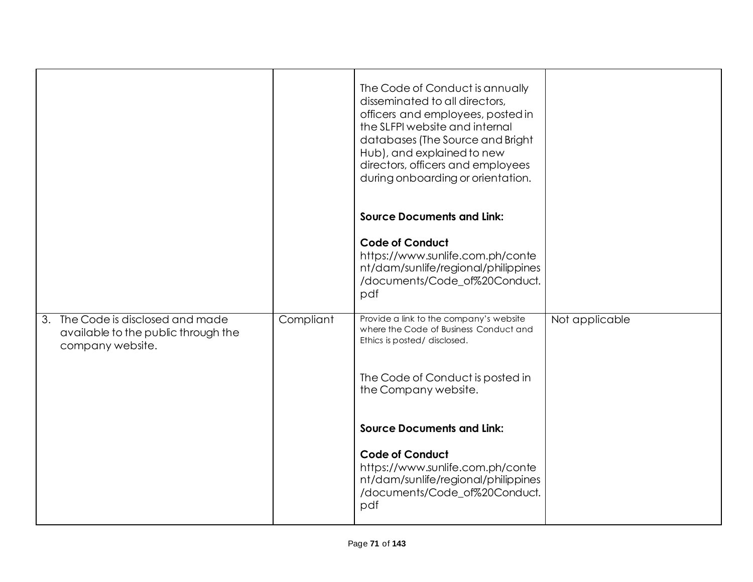| | | | |
|---|---|---|---|
| | | The Code of Conduct is annually disseminated to all directors, officers and employees, posted in the SLFPI website and internal databases (The Source and Bright Hub), and explained to new directors, officers and employees during onboarding or orientation.<br><br>**Source Documents and Link:**<br><br>**Code of Conduct**<br>https://www.sunlife.com.ph/content/dam/sunlife/regional/philippines/documents/Code_of%20Conduct.pdf | |
| 3. The Code is disclosed and made available to the public through the company website. | Compliant | Provide a link to the company's website where the Code of Business Conduct and Ethics is posted/ disclosed.<br><br>The Code of Conduct is posted in the Company website.<br><br>**Source Documents and Link:**<br><br>**Code of Conduct**<br>https://www.sunlife.com.ph/content/dam/sunlife/regional/philippines/documents/Code_of%20Conduct.pdf | Not applicable |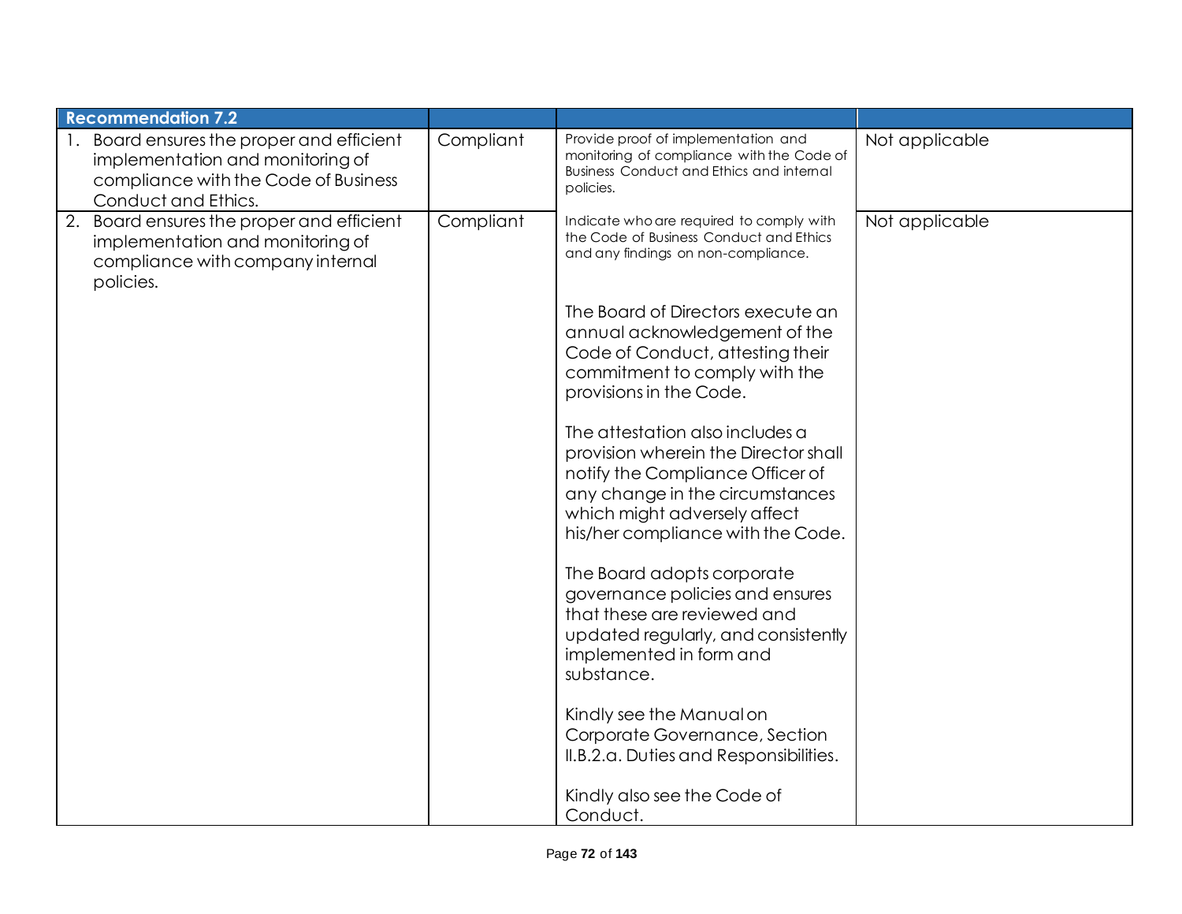| Recommendation 7.2 | | | |
|---|---|---|---|
| 1. Board ensures the proper and efficient implementation and monitoring of compliance with the Code of Business Conduct and Ethics. | Compliant | Provide proof of implementation and monitoring of compliance with the Code of Business Conduct and Ethics and internal policies. | Not applicable |
| 2. Board ensures the proper and efficient implementation and monitoring of compliance with company internal policies. | Compliant | Indicate who are required to comply with the Code of Business Conduct and Ethics and any findings on non-compliance.<br><br>The Board of Directors execute an annual acknowledgement of the Code of Conduct, attesting their commitment to comply with the provisions in the Code.<br><br>The attestation also includes a provision wherein the Director shall notify the Compliance Officer of any change in the circumstances which might adversely affect his/her compliance with the Code.<br><br>The Board adopts corporate governance policies and ensures that these are reviewed and updated regularly, and consistently implemented in form and substance.<br><br>Kindly see the Manual on Corporate Governance, Section II.B.2.a. Duties and Responsibilities.<br><br>Kindly also see the Code of Conduct. | Not applicable |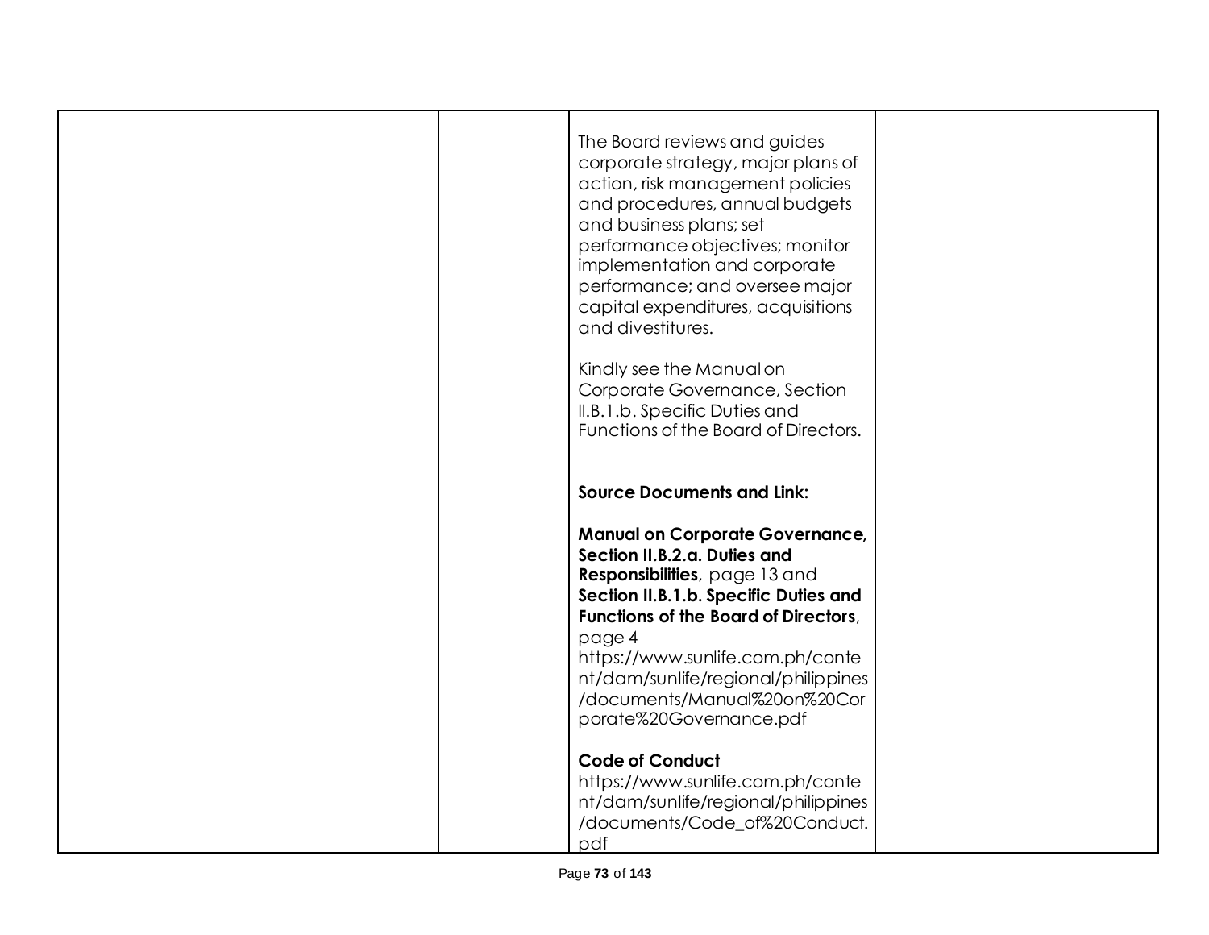| | | | |
|---|---|---|---|
| | | The Board reviews and guides corporate strategy, major plans of action, risk management policies and procedures, annual budgets and business plans; set performance objectives; monitor implementation and corporate performance; and oversee major capital expenditures, acquisitions and divestitures.<br><br>Kindly see the Manual on Corporate Governance, Section II.B.1.b. Specific Duties and Functions of the Board of Directors.<br><br>**Source Documents and Link:**<br><br>**Manual on Corporate Governance, Section II.B.2.a. Duties and Responsibilities**, page 13 and **Section II.B.1.b. Specific Duties and Functions of the Board of Directors**, page 4<br>https://www.sunlife.com.ph/content/dam/sunlife/regional/philippines/documents/Manual%20on%20Corporate%20Governance.pdf<br><br>**Code of Conduct**<br>https://www.sunlife.com.ph/content/dam/sunlife/regional/philippines/documents/Code_of%20Conduct.pdf | |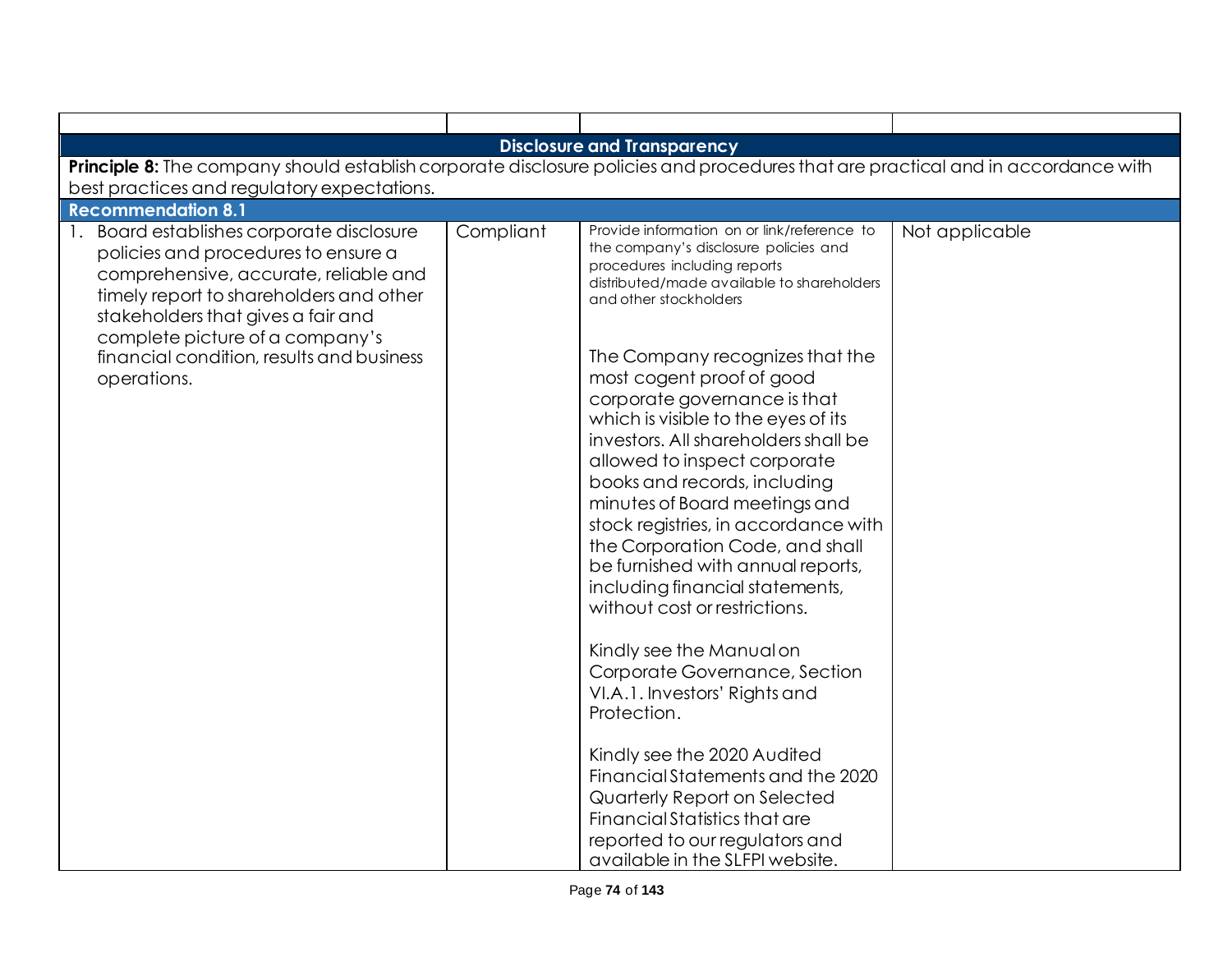| | | | |
|---|---|---|---|
| **Disclosure and Transparency** | | | |
| **Principle 8:** The company should establish corporate disclosure policies and procedures that are practical and in accordance with best practices and regulatory expectations. | | | |
| **Recommendation 8.1** | | | |
| 1. Board establishes corporate disclosure policies and procedures to ensure a comprehensive, accurate, reliable and timely report to shareholders and other stakeholders that gives a fair and complete picture of a company's financial condition, results and business operations. | Compliant | Provide information on or link/reference to the company's disclosure policies and procedures including reports distributed/made available to shareholders and other stockholders<br><br>The Company recognizes that the most cogent proof of good corporate governance is that which is visible to the eyes of its investors. All shareholders shall be allowed to inspect corporate books and records, including minutes of Board meetings and stock registries, in accordance with the Corporation Code, and shall be furnished with annual reports, including financial statements, without cost or restrictions.<br><br>Kindly see the Manual on Corporate Governance, Section VI.A.1. Investors' Rights and Protection.<br><br>Kindly see the 2020 Audited Financial Statements and the 2020 Quarterly Report on Selected Financial Statistics that are reported to our regulators and available in the SLFPI website. | Not applicable |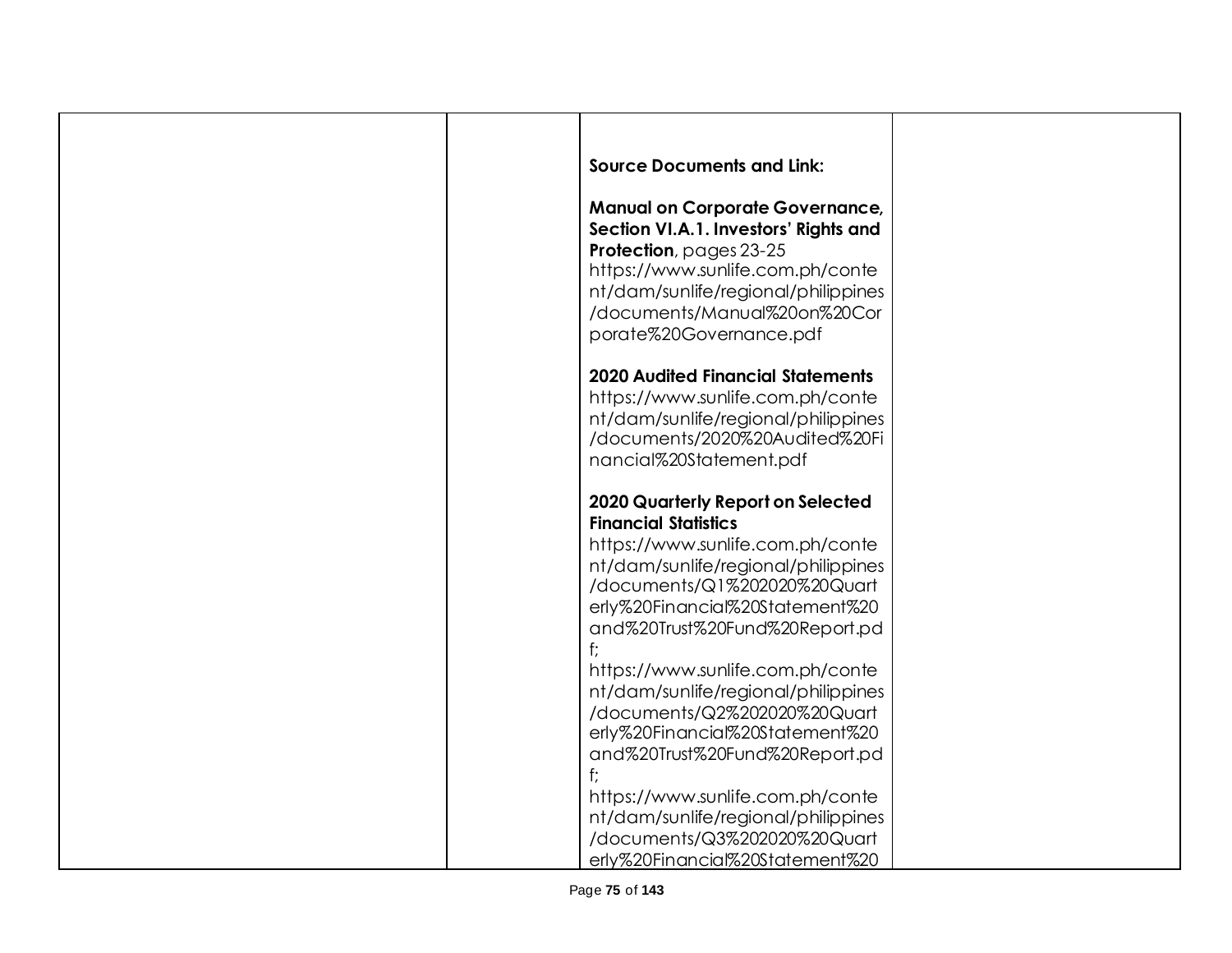|  |  | **Source Documents and Link:**<br><br>**Manual on Corporate Governance, Section VI.A.1. Investors' Rights and Protection**, pages 23-25<br>https://www.sunlife.com.ph/content/dam/sunlife/regional/philippines/documents/Manual%20on%20Corporate%20Governance.pdf<br><br>**2020 Audited Financial Statements**<br>https://www.sunlife.com.ph/content/dam/sunlife/regional/philippines/documents/2020%20Audited%20Financial%20Statement.pdf<br><br>**2020 Quarterly Report on Selected Financial Statistics**<br>https://www.sunlife.com.ph/content/dam/sunlife/regional/philippines/documents/Q1%202020%20Quarterly%20Financial%20Statement%20and%20Trust%20Fund%20Report.pdf;<br>https://www.sunlife.com.ph/content/dam/sunlife/regional/philippines/documents/Q2%202020%20Quarterly%20Financial%20Statement%20and%20Trust%20Fund%20Report.pdf;<br>https://www.sunlife.com.ph/content/dam/sunlife/regional/philippines/documents/Q3%202020%20Quarterly%20Financial%20Statement%20 |  |
|---|---|---|---|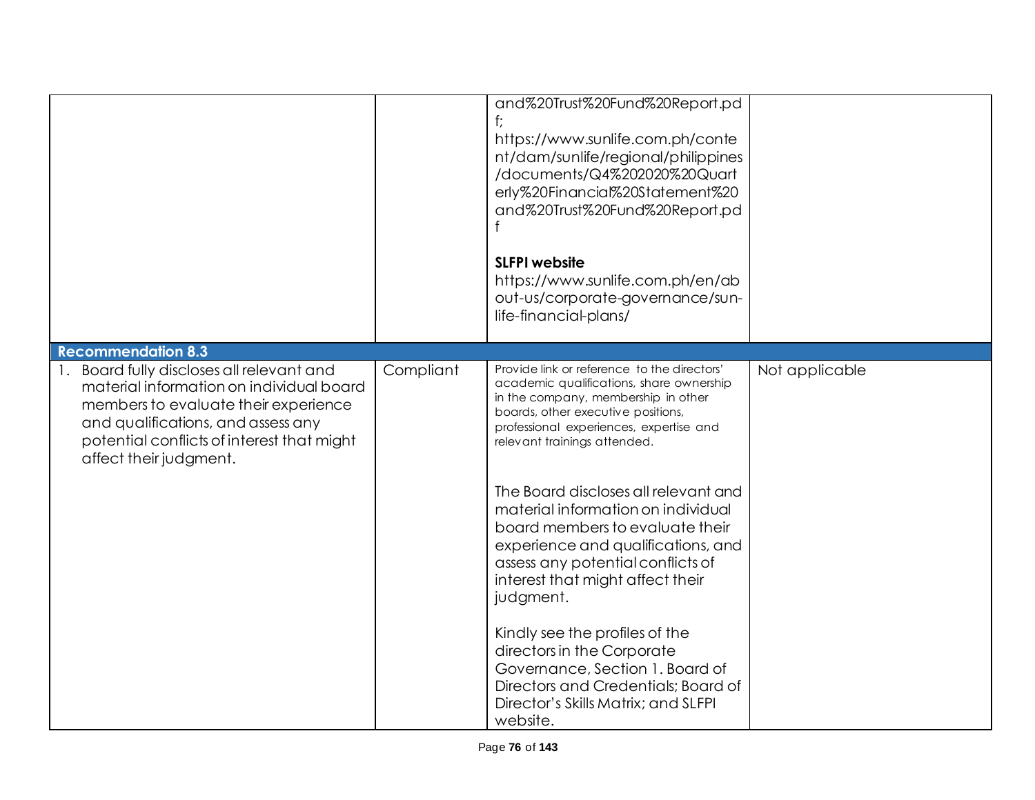| | | | |
|---|---|---|---|
| | | and%20Trust%20Fund%20Report.pdf;<br>https://www.sunlife.com.ph/content/dam/sunlife/regional/philippines/documents/Q4%202020%20Quarterly%20Financial%20Statement%20and%20Trust%20Fund%20Report.pdf<br><br>**SLFPI website**<br>https://www.sunlife.com.ph/en/about-us/corporate-governance/sun-life-financial-plans/ | |
| **Recommendation 8.3** | | | |
| 1. Board fully discloses all relevant and material information on individual board members to evaluate their experience and qualifications, and assess any potential conflicts of interest that might affect their judgment. | Compliant | Provide link or reference to the directors' academic qualifications, share ownership in the company, membership in other boards, other executive positions, professional experiences, expertise and relevant trainings attended.<br><br>The Board discloses all relevant and material information on individual board members to evaluate their experience and qualifications, and assess any potential conflicts of interest that might affect their judgment.<br><br>Kindly see the profiles of the directors in the Corporate Governance, Section 1. Board of Directors and Credentials; Board of Director's Skills Matrix; and SLFPI website. | Not applicable |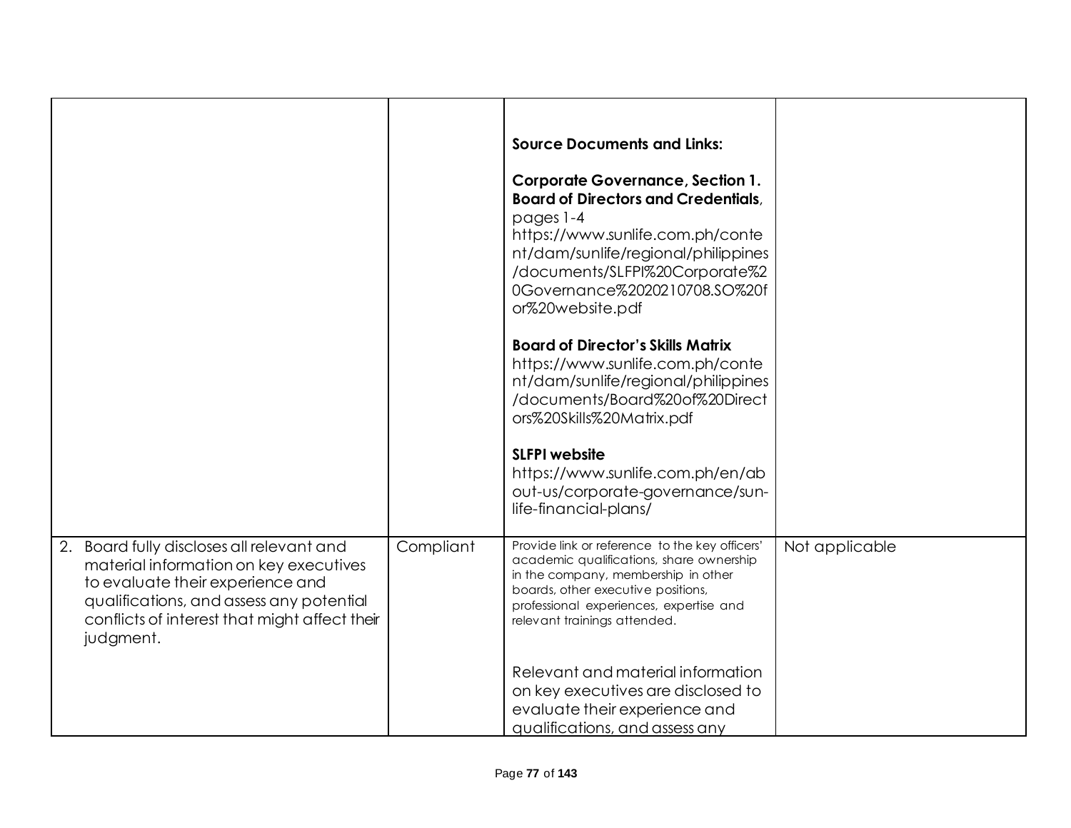| | | | |
|---|---|---|---|
| | | **Source Documents and Links:**<br><br>**Corporate Governance, Section 1. Board of Directors and Credentials**, pages 1-4<br>https://www.sunlife.com.ph/content/dam/sunlife/regional/philippines/documents/SLFPI%20Corporate%20Governance%2020210708.SO%20for%20website.pdf<br><br>**Board of Director's Skills Matrix**<br>https://www.sunlife.com.ph/content/dam/sunlife/regional/philippines/documents/Board%20of%20Directors%20Skills%20Matrix.pdf<br><br>**SLFPI website**<br>https://www.sunlife.com.ph/en/about-us/corporate-governance/sun-life-financial-plans/ | |
| 2. Board fully discloses all relevant and material information on key executives to evaluate their experience and qualifications, and assess any potential conflicts of interest that might affect their judgment. | Compliant | Provide link or reference to the key officers' academic qualifications, share ownership in the company, membership in other boards, other executive positions, professional experiences, expertise and relevant trainings attended.<br><br>Relevant and material information on key executives are disclosed to evaluate their experience and qualifications, and assess any | Not applicable |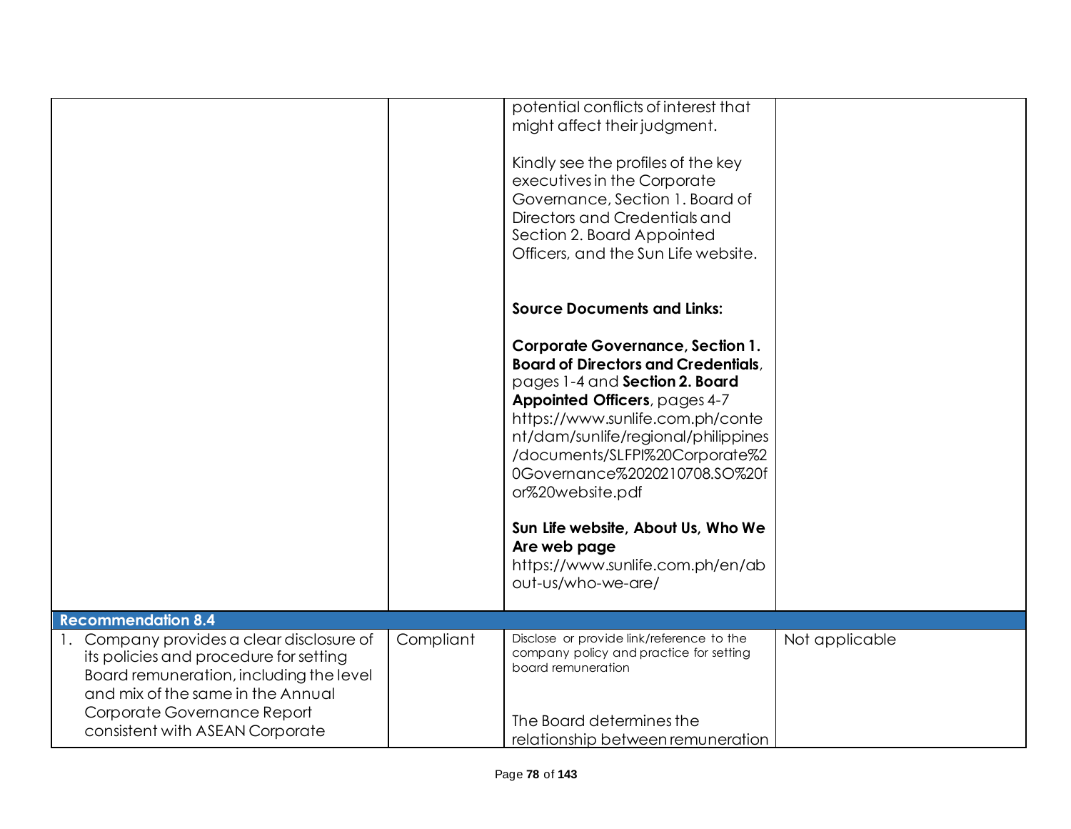| | | | |
|---|---|---|---|
| | | potential conflicts of interest that might affect their judgment.<br><br>Kindly see the profiles of the key executives in the Corporate Governance, Section 1. Board of Directors and Credentials and Section 2. Board Appointed Officers, and the Sun Life website.<br><br>**Source Documents and Links:**<br><br>**Corporate Governance, Section 1. Board of Directors and Credentials**, pages 1-4 and **Section 2. Board Appointed Officers**, pages 4-7 https://www.sunlife.com.ph/content/dam/sunlife/regional/philippines/documents/SLFPI%20Corporate%20Governance%2020210708.SO%20for%20website.pdf<br><br>**Sun Life website, About Us, Who We Are web page** https://www.sunlife.com.ph/en/about-us/who-we-are/ | |
| **Recommendation 8.4** | | | |
| 1. Company provides a clear disclosure of its policies and procedure for setting Board remuneration, including the level and mix of the same in the Annual Corporate Governance Report consistent with ASEAN Corporate | Compliant | Disclose or provide link/reference to the company policy and practice for setting board remuneration<br><br>The Board determines the relationship between remuneration | Not applicable |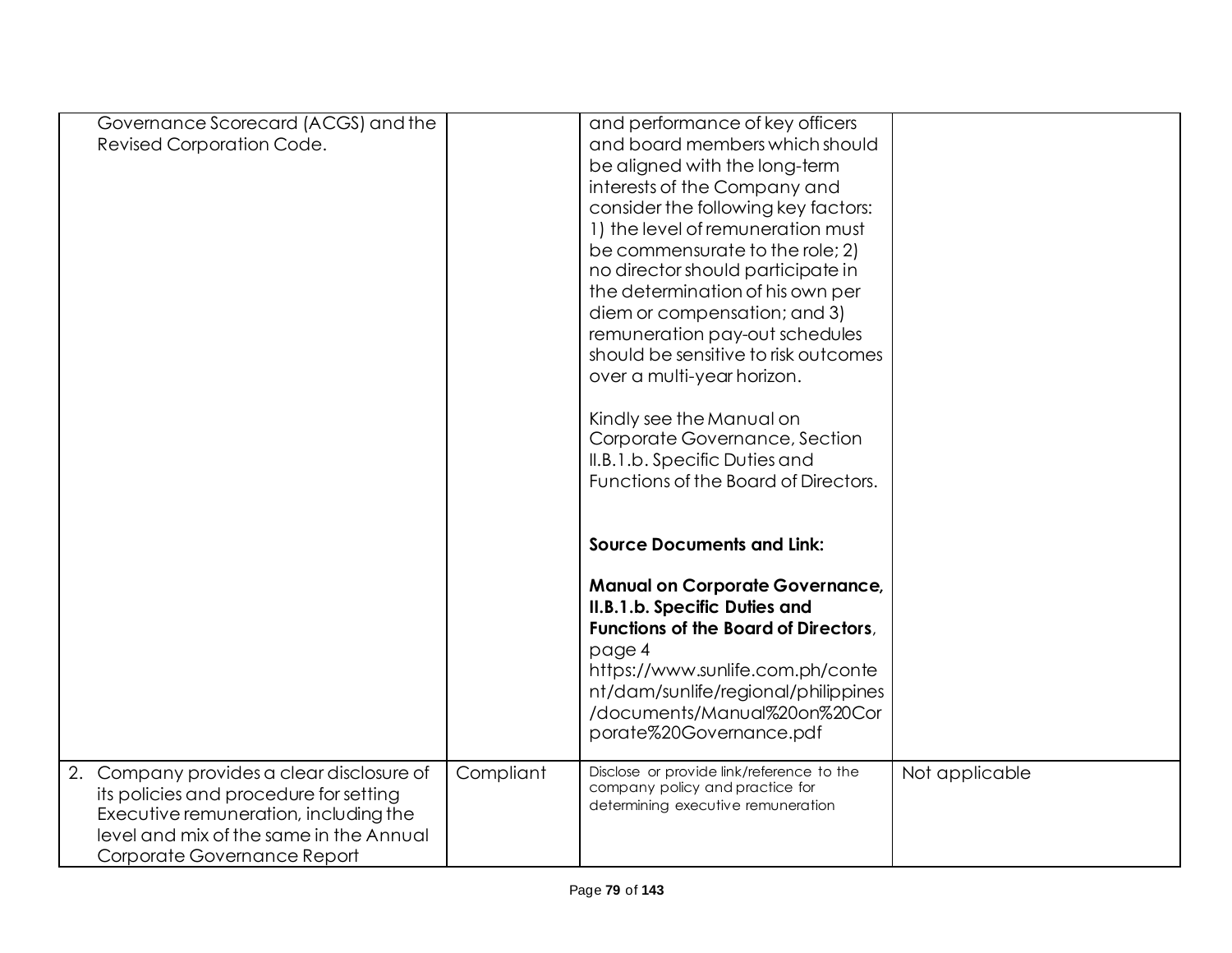| | | | |
|---|---|---|---|
| Governance Scorecard (ACGS) and the Revised Corporation Code. | | and performance of key officers and board members which should be aligned with the long-term interests of the Company and consider the following key factors: 1) the level of remuneration must be commensurate to the role; 2) no director should participate in the determination of his own per diem or compensation; and 3) remuneration pay-out schedules should be sensitive to risk outcomes over a multi-year horizon.<br><br>Kindly see the Manual on Corporate Governance, Section II.B.1.b. Specific Duties and Functions of the Board of Directors.<br><br>**Source Documents and Link:**<br><br>**Manual on Corporate Governance, II.B.1.b. Specific Duties and Functions of the Board of Directors**, page 4 https://www.sunlife.com.ph/content/dam/sunlife/regional/philippines/documents/Manual%20on%20Corporate%20Governance.pdf | |
| 2. Company provides a clear disclosure of its policies and procedure for setting Executive remuneration, including the level and mix of the same in the Annual Corporate Governance Report | Compliant | Disclose or provide link/reference to the company policy and practice for determining executive remuneration | Not applicable |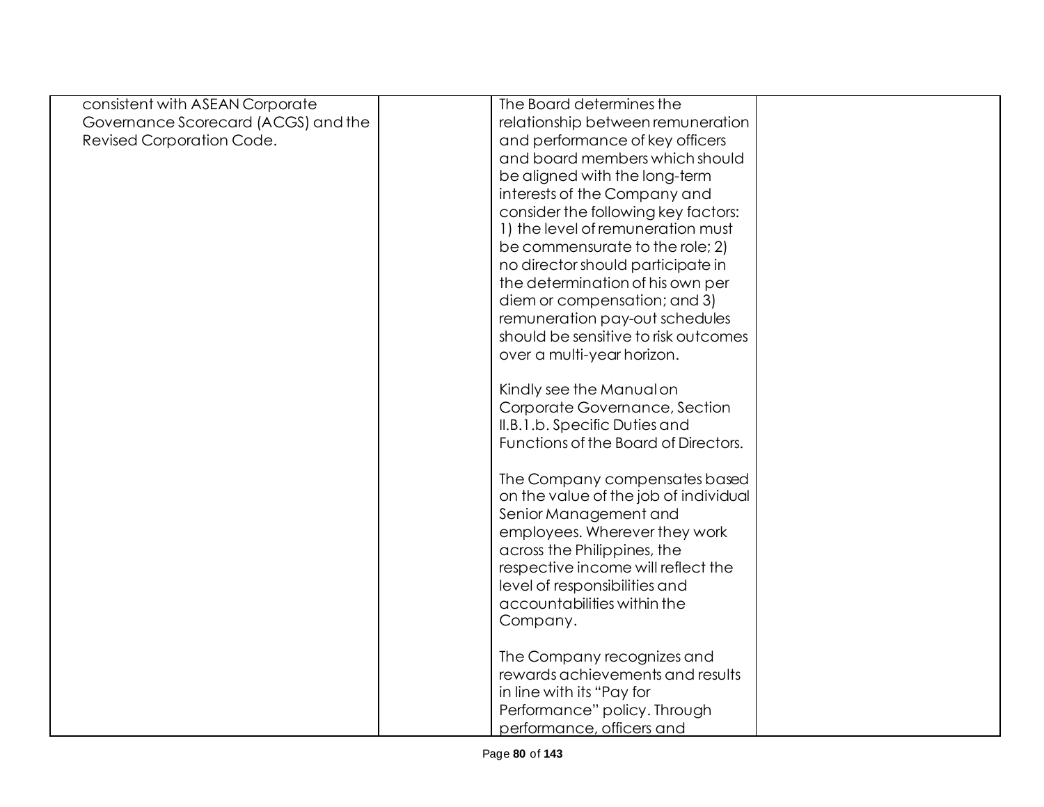| | | | |
|---|---|---|---|
| consistent with ASEAN Corporate Governance Scorecard (ACGS) and the Revised Corporation Code. | | The Board determines the relationship between remuneration and performance of key officers and board members which should be aligned with the long-term interests of the Company and consider the following key factors: 1) the level of remuneration must be commensurate to the role; 2) no director should participate in the determination of his own per diem or compensation; and 3) remuneration pay-out schedules should be sensitive to risk outcomes over a multi-year horizon.<br><br>Kindly see the Manual on Corporate Governance, Section II.B.1.b. Specific Duties and Functions of the Board of Directors.<br><br>The Company compensates based on the value of the job of individual Senior Management and employees. Wherever they work across the Philippines, the respective income will reflect the level of responsibilities and accountabilities within the Company.<br><br>The Company recognizes and rewards achievements and results in line with its "Pay for Performance" policy. Through performance, officers and | |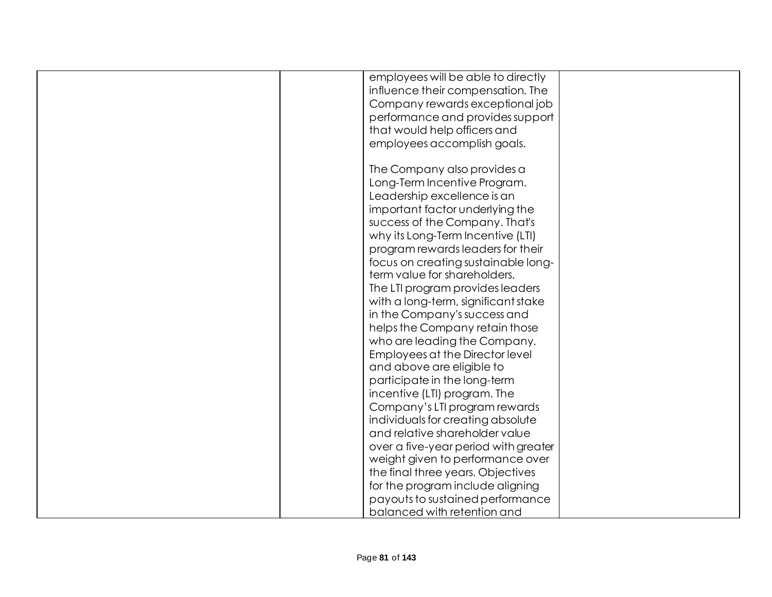| | | | |
|---|---|---|---|
| | | employees will be able to directly influence their compensation. The Company rewards exceptional job performance and provides support that would help officers and employees accomplish goals.<br><br>The Company also provides a Long-Term Incentive Program. Leadership excellence is an important factor underlying the success of the Company. That's why its Long-Term Incentive (LTI) program rewards leaders for their focus on creating sustainable long-term value for shareholders.<br>The LTI program provides leaders with a long-term, significant stake in the Company's success and helps the Company retain those who are leading the Company. Employees at the Director level and above are eligible to participate in the long-term incentive (LTI) program. The Company's LTI program rewards individuals for creating absolute and relative shareholder value over a five-year period with greater weight given to performance over the final three years. Objectives for the program include aligning payouts to sustained performance balanced with retention and | |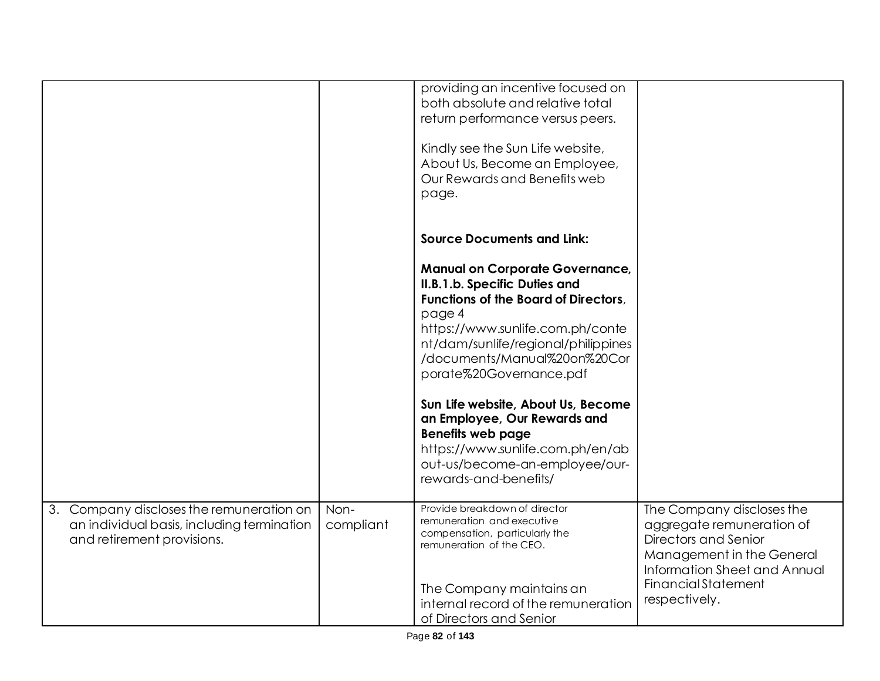| | | | |
|---|---|---|---|
| | | providing an incentive focused on both absolute and relative total return performance versus peers.<br><br>Kindly see the Sun Life website, About Us, Become an Employee, Our Rewards and Benefits web page.<br><br>**Source Documents and Link:**<br><br>**Manual on Corporate Governance, II.B.1.b. Specific Duties and Functions of the Board of Directors**, page 4<br>https://www.sunlife.com.ph/content/dam/sunlife/regional/philippines/documents/Manual%20on%20Corporate%20Governance.pdf<br><br>**Sun Life website, About Us, Become an Employee, Our Rewards and Benefits web page**<br>https://www.sunlife.com.ph/en/about-us/become-an-employee/our-rewards-and-benefits/ | |
| 3. Company discloses the remuneration on an individual basis, including termination and retirement provisions. | Non-compliant | Provide breakdown of director remuneration and executive compensation, particularly the remuneration of the CEO.<br><br>The Company maintains an internal record of the remuneration of Directors and Senior | The Company discloses the aggregate remuneration of Directors and Senior Management in the General Information Sheet and Annual Financial Statement respectively. |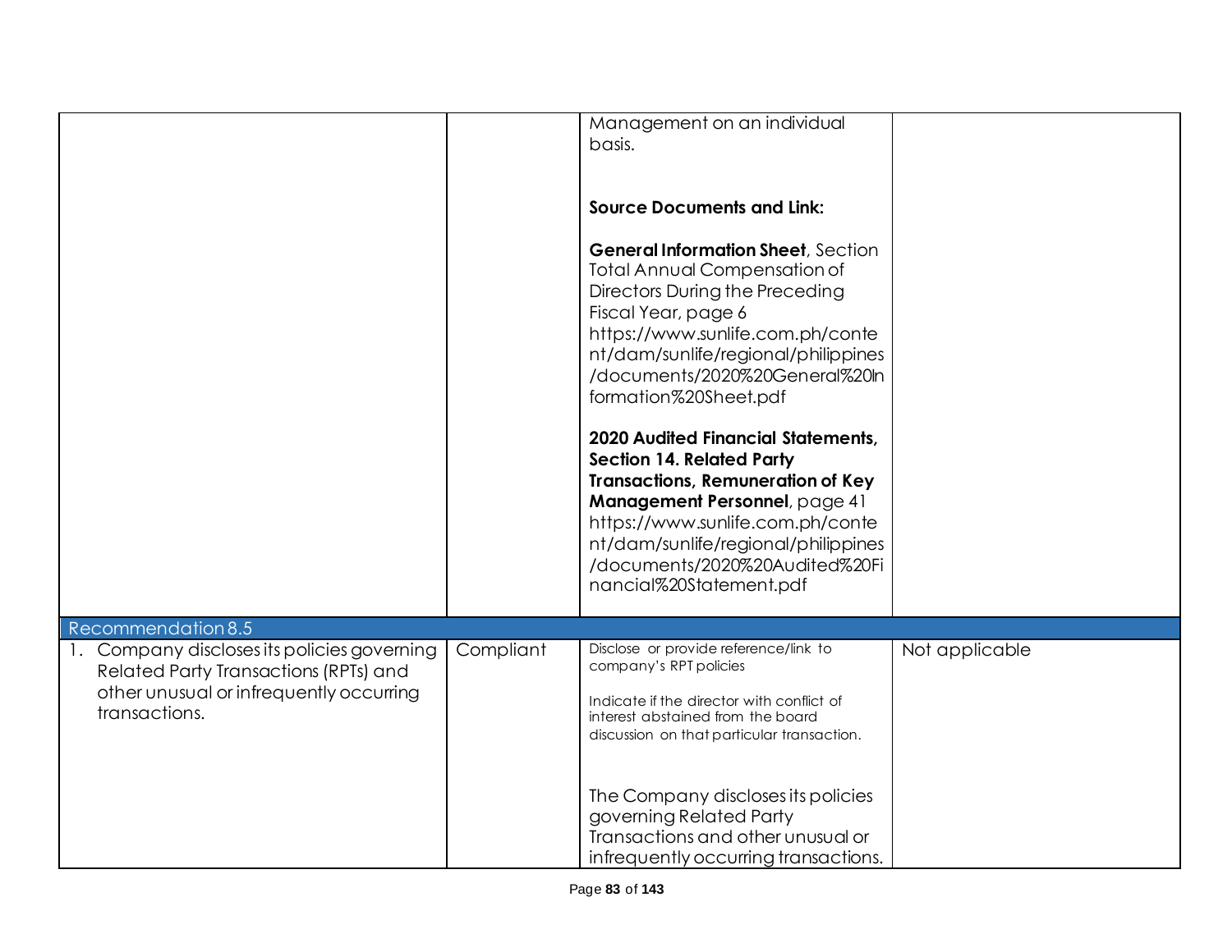| | | | |
|---|---|---|---|
| | | Management on an individual basis.<br><br>**Source Documents and Link:**<br><br>**General Information Sheet**, Section Total Annual Compensation of Directors During the Preceding Fiscal Year, page 6 https://www.sunlife.com.ph/content/dam/sunlife/regional/philippines/documents/2020%20General%20Information%20Sheet.pdf<br><br>**2020 Audited Financial Statements, Section 14. Related Party Transactions, Remuneration of Key Management Personnel**, page 41 https://www.sunlife.com.ph/content/dam/sunlife/regional/philippines/documents/2020%20Audited%20Financial%20Statement.pdf | |
| Recommendation 8.5 | | | |
| 1. Company discloses its policies governing Related Party Transactions (RPTs) and other unusual or infrequently occurring transactions. | Compliant | Disclose or provide reference/link to company's RPT policies<br><br>Indicate if the director with conflict of interest abstained from the board discussion on that particular transaction.<br><br>The Company discloses its policies governing Related Party Transactions and other unusual or infrequently occurring transactions. | Not applicable |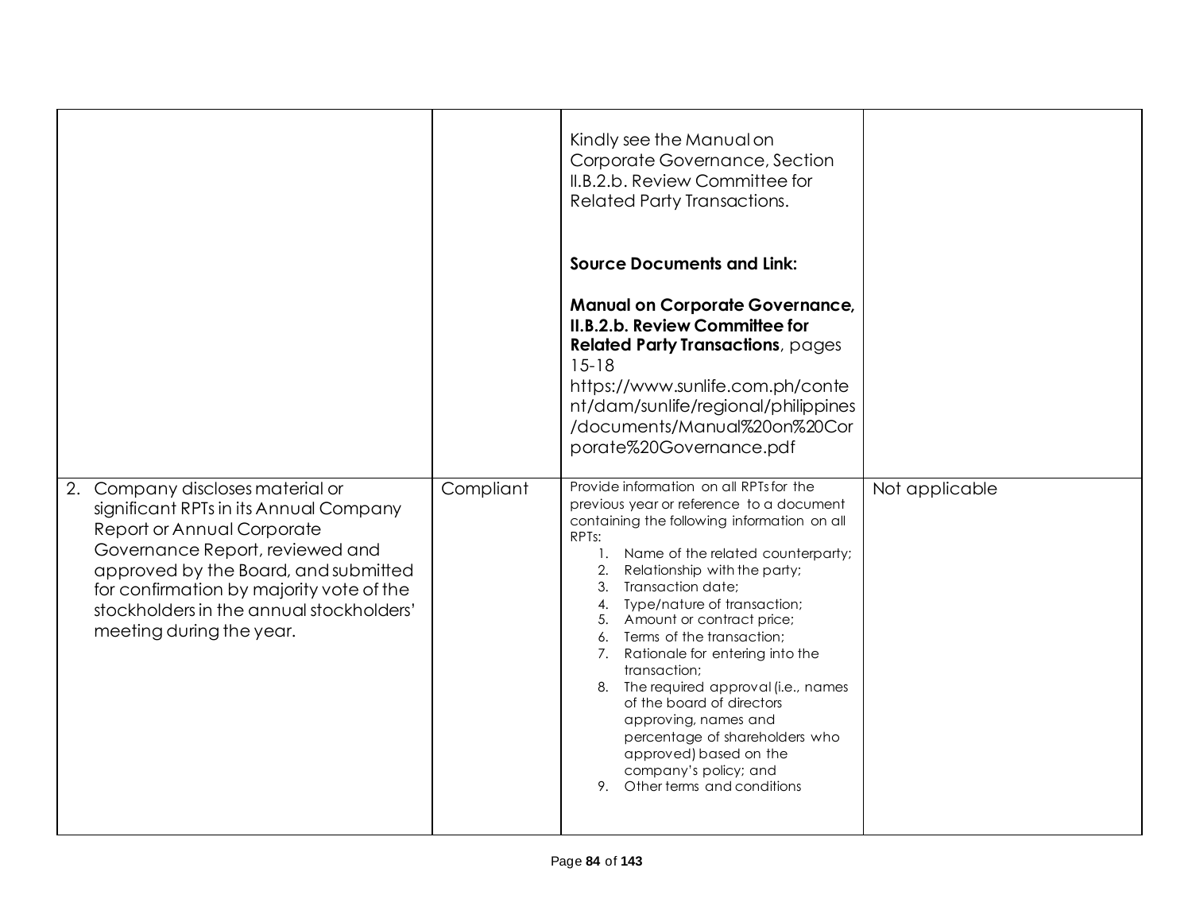| | | | |
|---|---|---|---|
| | | Kindly see the Manual on Corporate Governance, Section II.B.2.b. Review Committee for Related Party Transactions.<br><br>**Source Documents and Link:**<br><br>**Manual on Corporate Governance, II.B.2.b. Review Committee for Related Party Transactions**, pages 15-18<br>https://www.sunlife.com.ph/content/dam/sunlife/regional/philippines/documents/Manual%20on%20Corporate%20Governance.pdf | |
| 2. Company discloses material or significant RPTs in its Annual Company Report or Annual Corporate Governance Report, reviewed and approved by the Board, and submitted for confirmation by majority vote of the stockholders in the annual stockholders' meeting during the year. | Compliant | Provide information on all RPTs for the previous year or reference to a document containing the following information on all RPTs:<br>1. Name of the related counterparty;<br>2. Relationship with the party;<br>3. Transaction date;<br>4. Type/nature of transaction;<br>5. Amount or contract price;<br>6. Terms of the transaction;<br>7. Rationale for entering into the transaction;<br>8. The required approval (i.e., names of the board of directors approving, names and percentage of shareholders who approved) based on the company's policy; and<br>9. Other terms and conditions | Not applicable |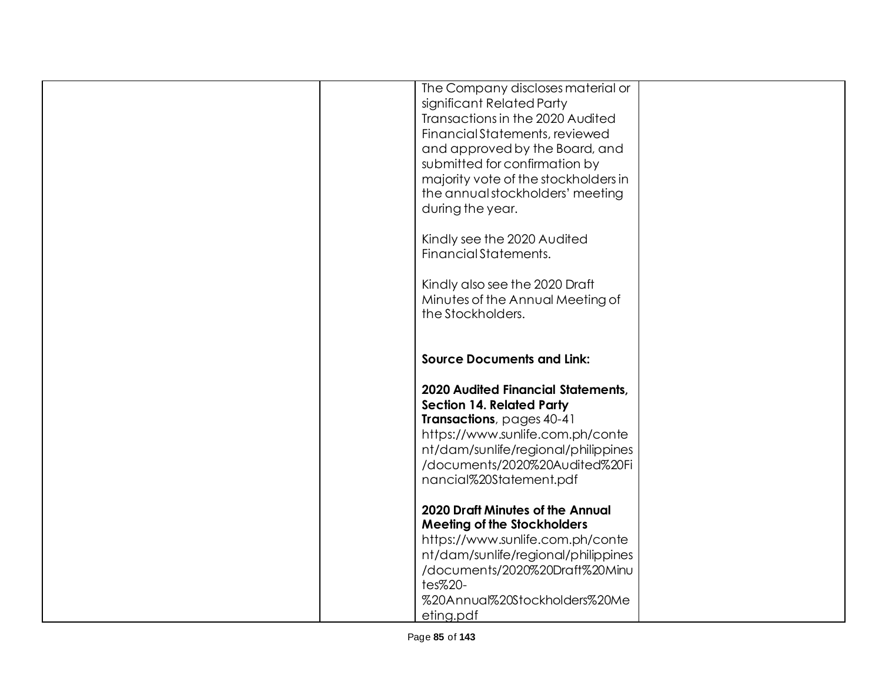|  |  | The Company discloses material or significant Related Party Transactions in the 2020 Audited Financial Statements, reviewed and approved by the Board, and submitted for confirmation by majority vote of the stockholders in the annual stockholders' meeting during the year.<br><br>Kindly see the 2020 Audited Financial Statements.<br><br>Kindly also see the 2020 Draft Minutes of the Annual Meeting of the Stockholders.<br><br>**Source Documents and Link:**<br><br>**2020 Audited Financial Statements, Section 14. Related Party Transactions**, pages 40-41<br>https://www.sunlife.com.ph/content/dam/sunlife/regional/philippines/documents/2020%20Audited%20Financial%20Statement.pdf<br><br>**2020 Draft Minutes of the Annual Meeting of the Stockholders**<br>https://www.sunlife.com.ph/content/dam/sunlife/regional/philippines/documents/2020%20Draft%20Minutes%20-%20Annual%20Stockholders%20Meeting.pdf |  |
|---|---|---|---|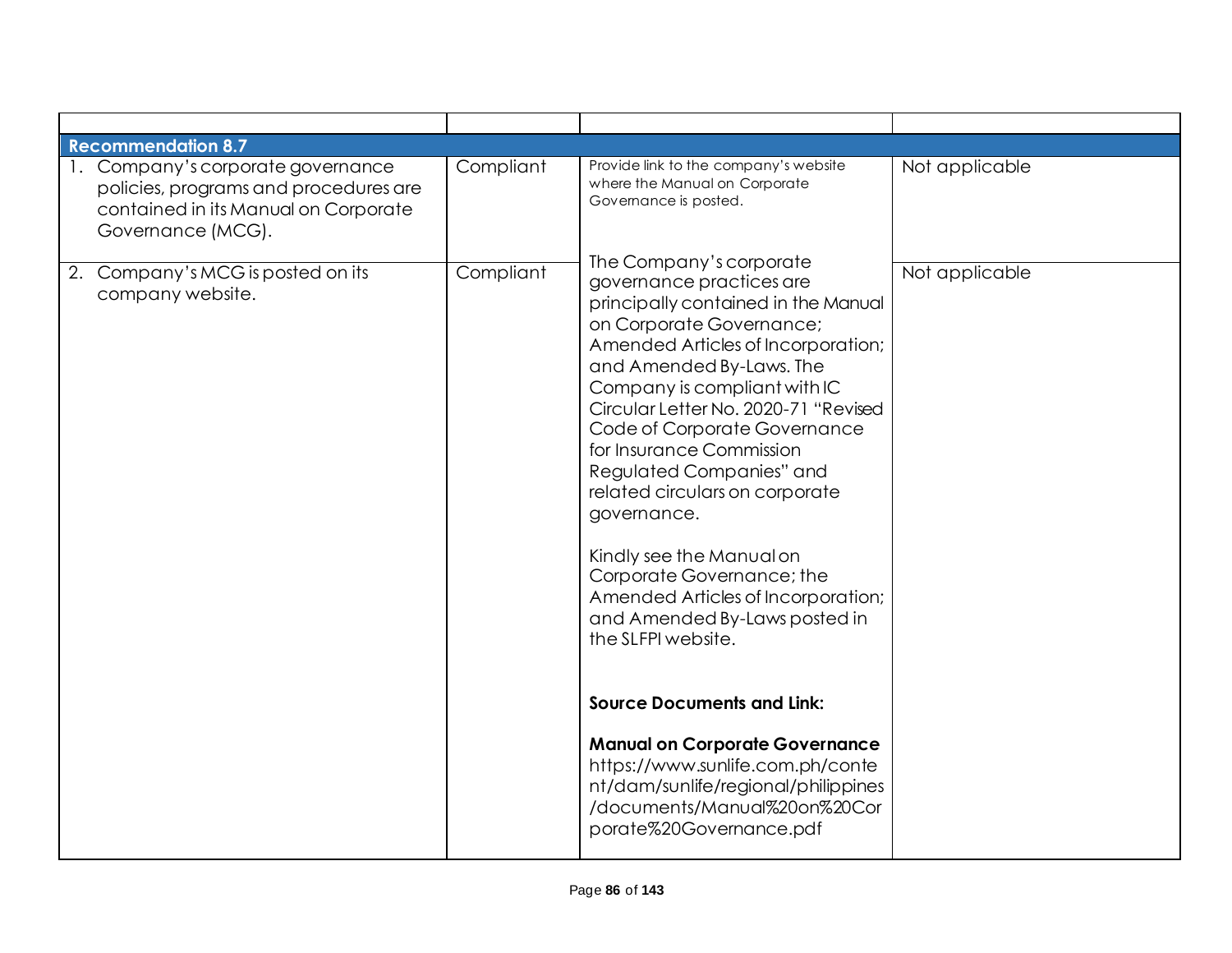| | | | |
|---|---|---|---|
| **Recommendation 8.7** | | | |
| 1. Company's corporate governance policies, programs and procedures are contained in its Manual on Corporate Governance (MCG). | Compliant | Provide link to the company's website where the Manual on Corporate Governance is posted. | Not applicable |
| 2. Company's MCG is posted on its company website. | Compliant | The Company's corporate governance practices are principally contained in the Manual on Corporate Governance; Amended Articles of Incorporation; and Amended By-Laws. The Company is compliant with IC Circular Letter No. 2020-71 "Revised Code of Corporate Governance for Insurance Commission Regulated Companies" and related circulars on corporate governance.<br><br>Kindly see the Manual on Corporate Governance; the Amended Articles of Incorporation; and Amended By-Laws posted in the SLFPI website.<br><br>**Source Documents and Link:**<br><br>**Manual on Corporate Governance**<br>https://www.sunlife.com.ph/content/dam/sunlife/regional/philippines/documents/Manual%20on%20Corporate%20Governance.pdf | Not applicable |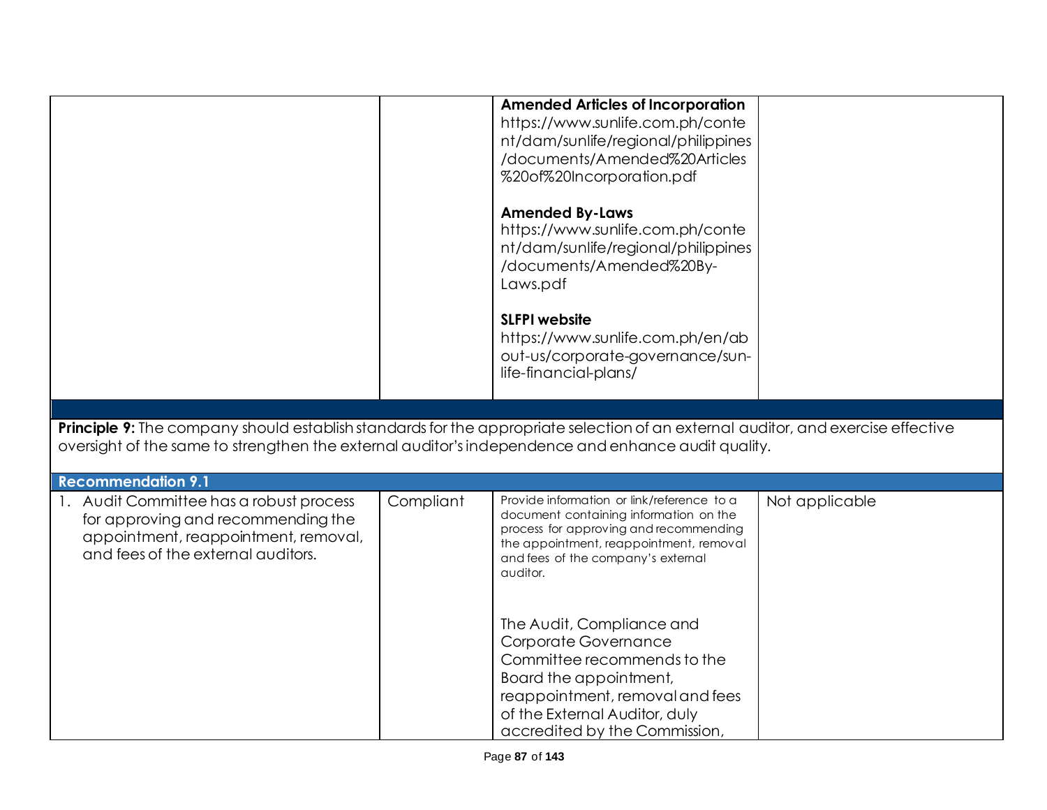| | | | |
|---|---|---|---|
| | | **Amended Articles of Incorporation** https://www.sunlife.com.ph/content/dam/sunlife/regional/philippines/documents/Amended%20Articles%20of%20Incorporation.pdf<br><br>**Amended By-Laws** https://www.sunlife.com.ph/content/dam/sunlife/regional/philippines/documents/Amended%20By-Laws.pdf<br><br>**SLFPI website** https://www.sunlife.com.ph/en/about-us/corporate-governance/sun-life-financial-plans/ | |

**Principle 9:** The company should establish standards for the appropriate selection of an external auditor, and exercise effective oversight of the same to strengthen the external auditor's independence and enhance audit quality.

| **Recommendation 9.1** | | | |
|---|---|---|---|
| 1. Audit Committee has a robust process for approving and recommending the appointment, reappointment, removal, and fees of the external auditors. | Compliant | Provide information or link/reference to a document containing information on the process for approving and recommending the appointment, reappointment, removal and fees of the company's external auditor.<br><br>The Audit, Compliance and Corporate Governance Committee recommends to the Board the appointment, reappointment, removal and fees of the External Auditor, duly accredited by the Commission, | Not applicable |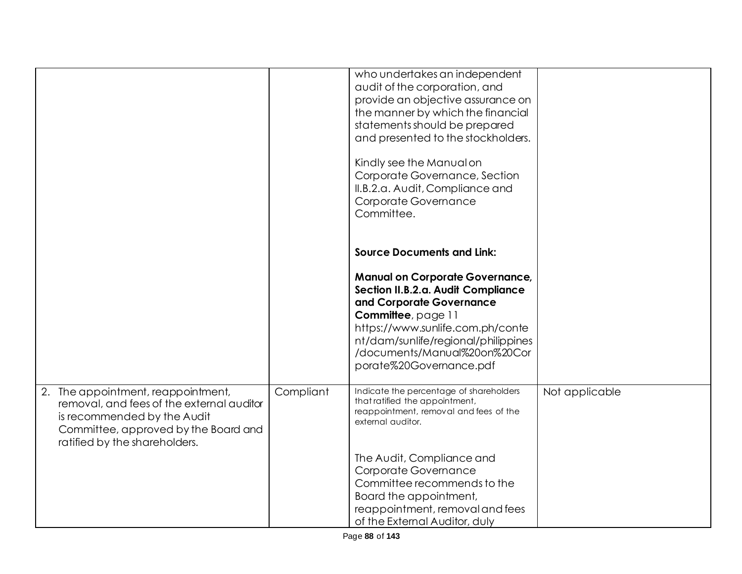| | | | |
|---|---|---|---|
| | | who undertakes an independent audit of the corporation, and provide an objective assurance on the manner by which the financial statements should be prepared and presented to the stockholders.<br><br>Kindly see the Manual on Corporate Governance, Section II.B.2.a. Audit, Compliance and Corporate Governance Committee.<br><br>**Source Documents and Link:**<br><br>**Manual on Corporate Governance, Section II.B.2.a. Audit Compliance and Corporate Governance Committee**, page 11 https://www.sunlife.com.ph/content/dam/sunlife/regional/philippines/documents/Manual%20on%20Corporate%20Governance.pdf | |
| 2. The appointment, reappointment, removal, and fees of the external auditor is recommended by the Audit Committee, approved by the Board and ratified by the shareholders. | Compliant | Indicate the percentage of shareholders that ratified the appointment, reappointment, removal and fees of the external auditor.<br><br>The Audit, Compliance and Corporate Governance Committee recommends to the Board the appointment, reappointment, removal and fees of the External Auditor, duly | Not applicable |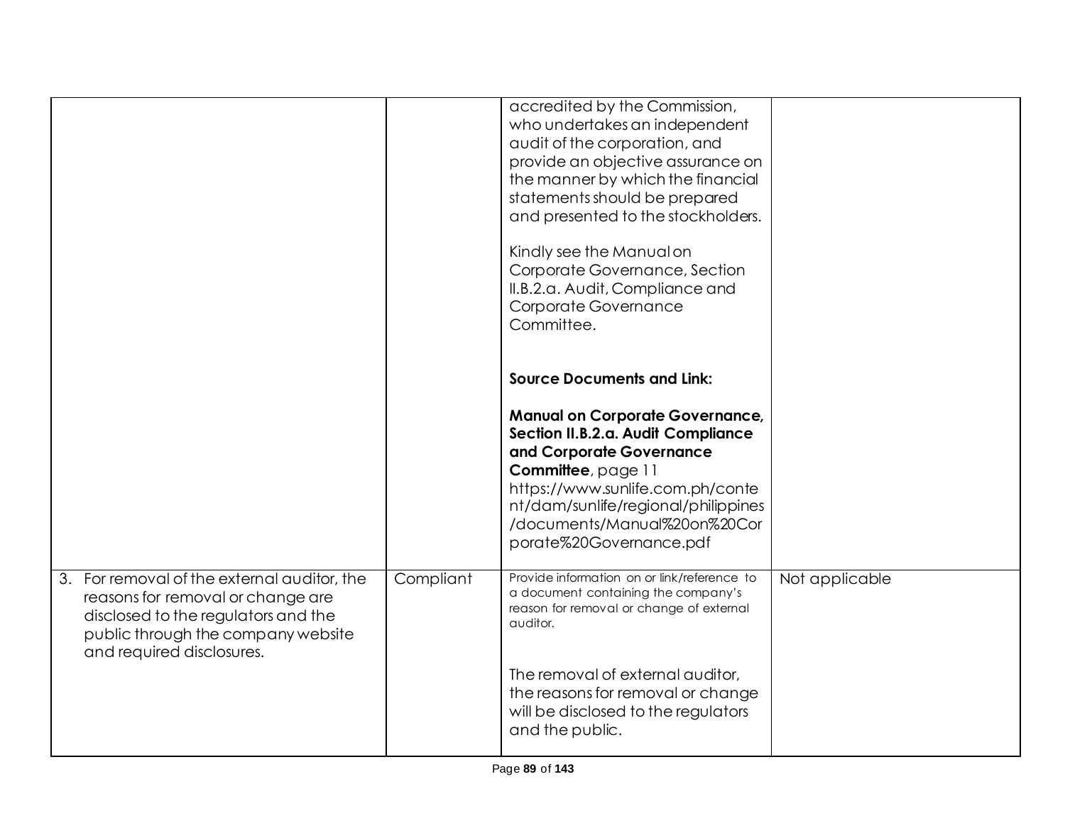| | | | |
|---|---|---|---|
| | | accredited by the Commission, who undertakes an independent audit of the corporation, and provide an objective assurance on the manner by which the financial statements should be prepared and presented to the stockholders.<br><br>Kindly see the Manual on Corporate Governance, Section II.B.2.a. Audit, Compliance and Corporate Governance Committee.<br><br>**Source Documents and Link:**<br><br>**Manual on Corporate Governance, Section II.B.2.a. Audit Compliance and Corporate Governance Committee**, page 11 https://www.sunlife.com.ph/content/dam/sunlife/regional/philippines/documents/Manual%20on%20Corporate%20Governance.pdf | |
| 3. For removal of the external auditor, the reasons for removal or change are disclosed to the regulators and the public through the company website and required disclosures. | Compliant | Provide information on or link/reference to a document containing the company's reason for removal or change of external auditor.<br><br>The removal of external auditor, the reasons for removal or change will be disclosed to the regulators and the public. | Not applicable |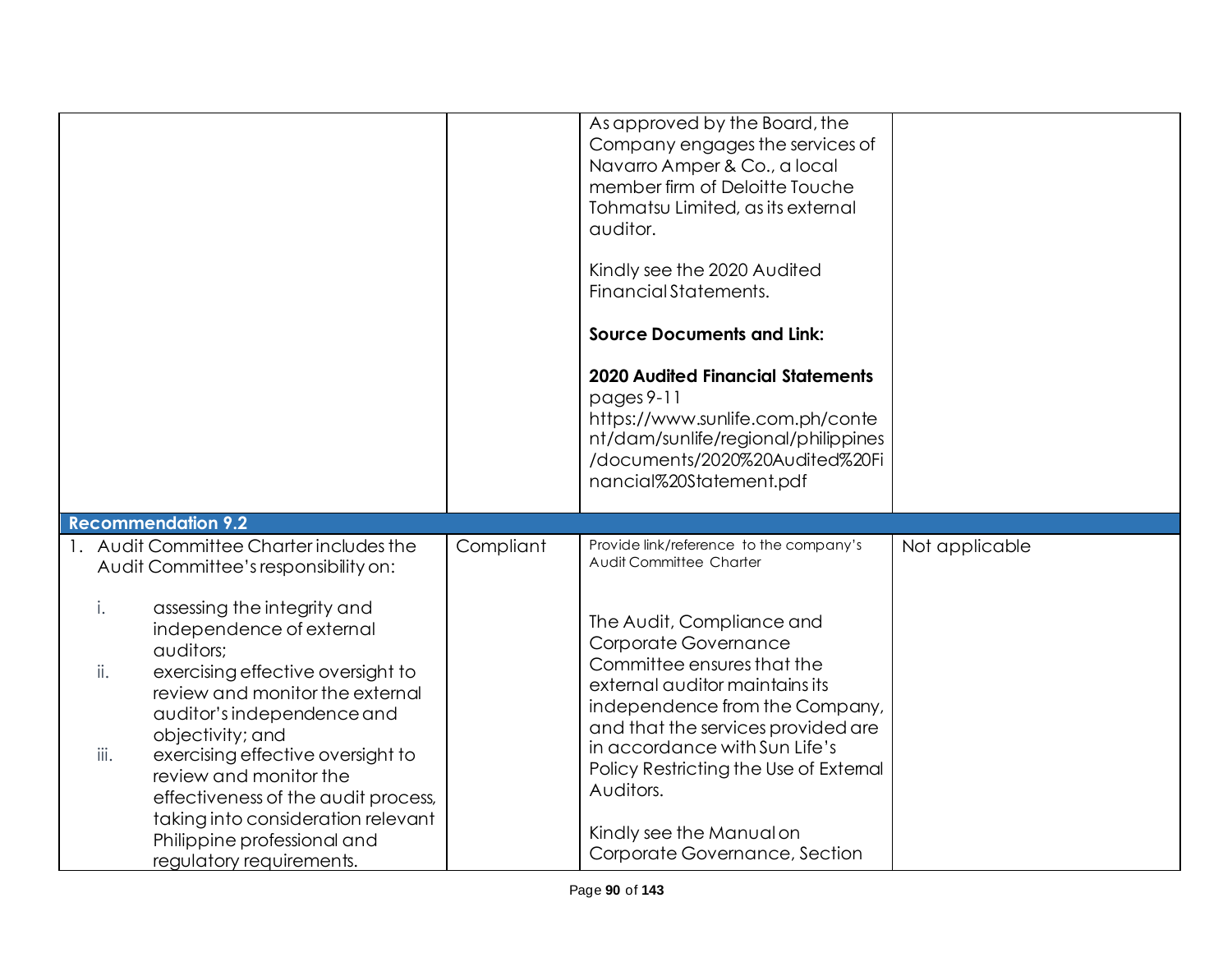| | | | |
|---|---|---|---|
| | | As approved by the Board, the Company engages the services of Navarro Amper & Co., a local member firm of Deloitte Touche Tohmatsu Limited, as its external auditor.<br><br>Kindly see the 2020 Audited Financial Statements.<br><br>**Source Documents and Link:**<br><br>**2020 Audited Financial Statements** pages 9-11 https://www.sunlife.com.ph/content/dam/sunlife/regional/philippines/documents/2020%20Audited%20Financial%20Statement.pdf | |
| **Recommendation 9.2** | | | |
| 1. Audit Committee Charter includes the Audit Committee's responsibility on:<br><br>i. assessing the integrity and independence of external auditors;<br>ii. exercising effective oversight to review and monitor the external auditor's independence and objectivity; and<br>iii. exercising effective oversight to review and monitor the effectiveness of the audit process, taking into consideration relevant Philippine professional and regulatory requirements. | Compliant | Provide link/reference to the company's Audit Committee Charter<br><br>The Audit, Compliance and Corporate Governance Committee ensures that the external auditor maintains its independence from the Company, and that the services provided are in accordance with Sun Life's Policy Restricting the Use of External Auditors.<br><br>Kindly see the Manual on Corporate Governance, Section | Not applicable |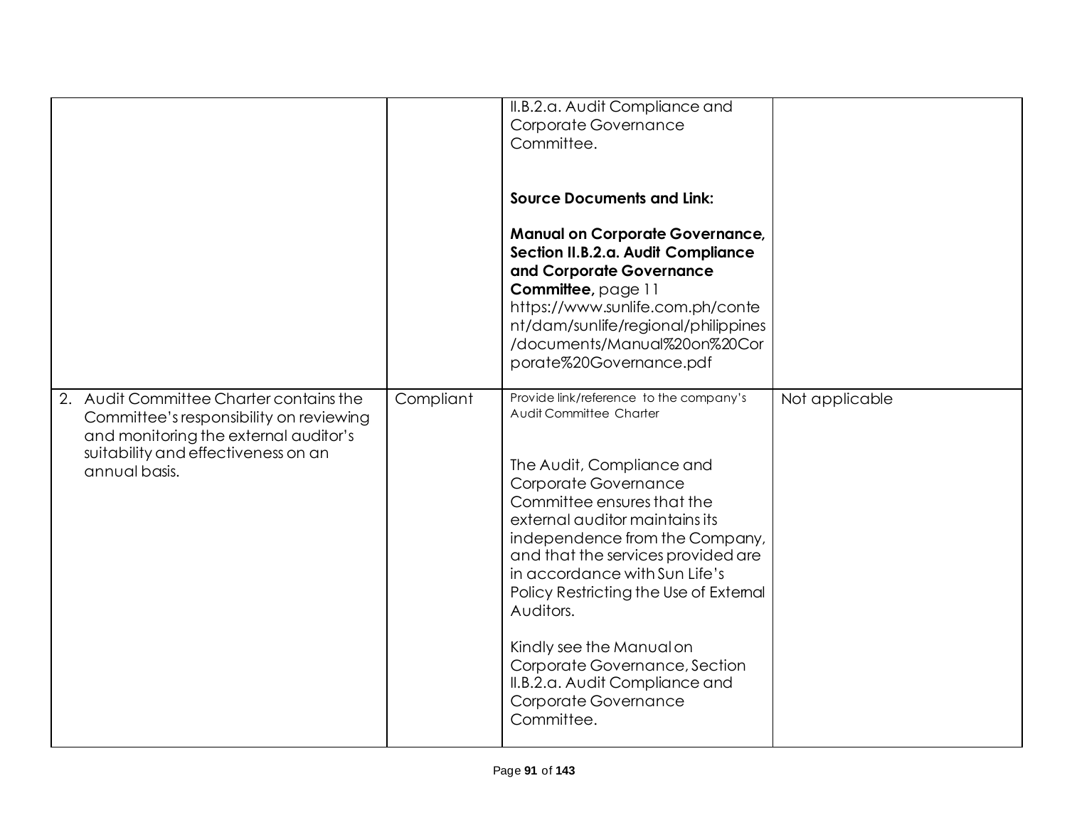| | | | |
|---|---|---|---|
| | | II.B.2.a. Audit Compliance and Corporate Governance Committee.<br><br>**Source Documents and Link:**<br><br>**Manual on Corporate Governance, Section II.B.2.a. Audit Compliance and Corporate Governance Committee,** page 11 https://www.sunlife.com.ph/content/dam/sunlife/regional/philippines/documents/Manual%20on%20Corporate%20Governance.pdf | |
| 2. Audit Committee Charter contains the Committee's responsibility on reviewing and monitoring the external auditor's suitability and effectiveness on an annual basis. | Compliant | Provide link/reference to the company's Audit Committee Charter<br><br>The Audit, Compliance and Corporate Governance Committee ensures that the external auditor maintains its independence from the Company, and that the services provided are in accordance with Sun Life's Policy Restricting the Use of External Auditors.<br><br>Kindly see the Manual on Corporate Governance, Section II.B.2.a. Audit Compliance and Corporate Governance Committee. | Not applicable |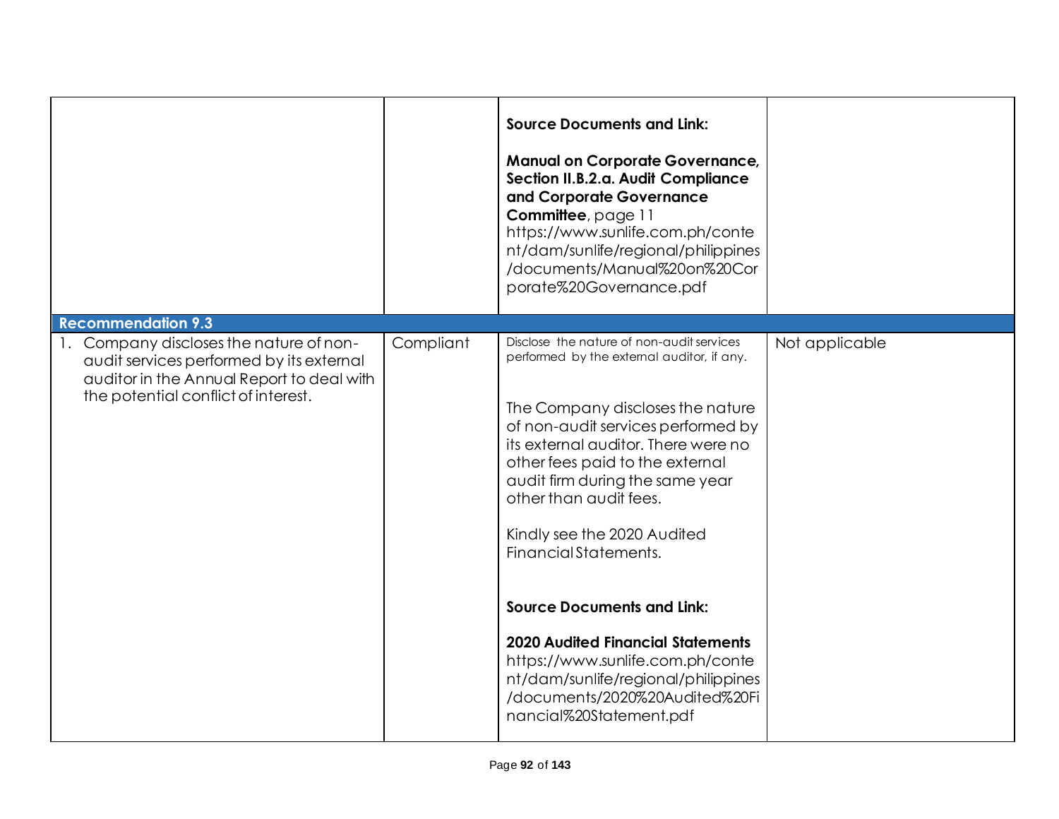| | | | |
|---|---|---|---|
| | | **Source Documents and Link:**<br><br>**Manual on Corporate Governance, Section II.B.2.a. Audit Compliance and Corporate Governance Committee**, page 11<br>https://www.sunlife.com.ph/content/dam/sunlife/regional/philippines/documents/Manual%20on%20Corporate%20Governance.pdf | |
| **Recommendation 9.3** | | | |
| 1. Company discloses the nature of non-audit services performed by its external auditor in the Annual Report to deal with the potential conflict of interest. | Compliant | Disclose the nature of non-audit services performed by the external auditor, if any.<br><br>The Company discloses the nature of non-audit services performed by its external auditor. There were no other fees paid to the external audit firm during the same year other than audit fees.<br><br>Kindly see the 2020 Audited Financial Statements.<br><br>**Source Documents and Link:**<br><br>**2020 Audited Financial Statements**<br>https://www.sunlife.com.ph/content/dam/sunlife/regional/philippines/documents/2020%20Audited%20Financial%20Statement.pdf | Not applicable |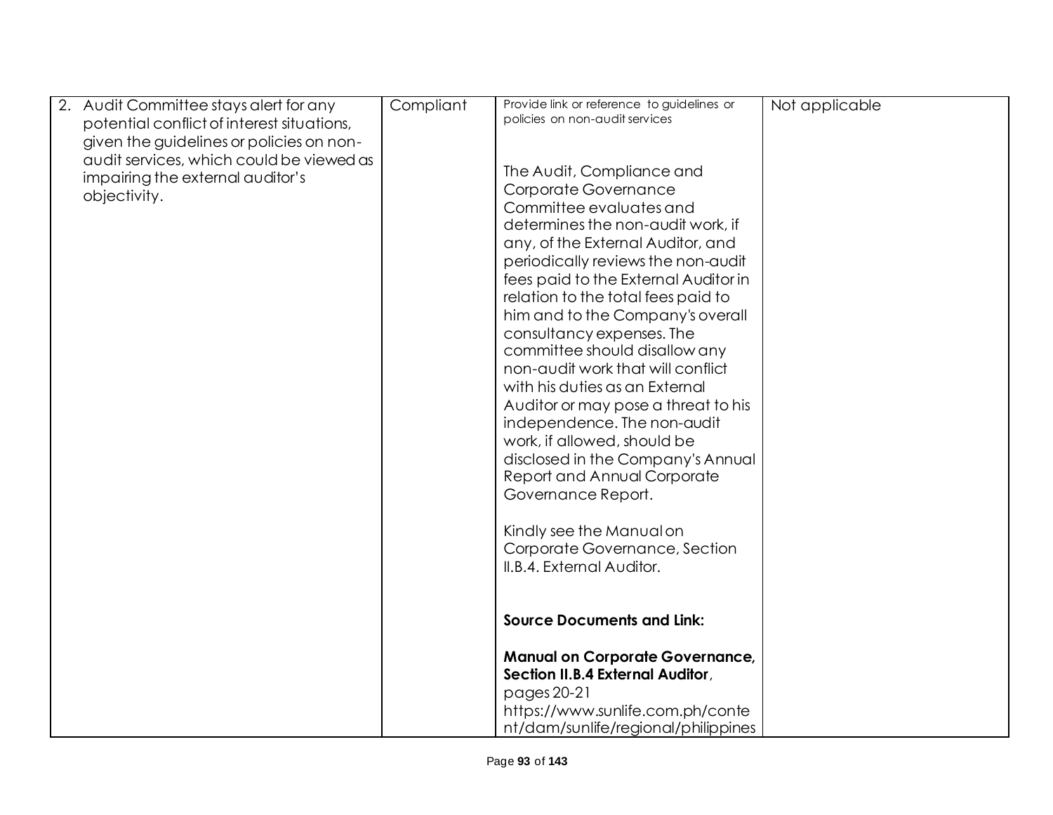| | | | |
|---|---|---|---|
| 2. Audit Committee stays alert for any potential conflict of interest situations, given the guidelines or policies on non-audit services, which could be viewed as impairing the external auditor's objectivity. | Compliant | Provide link or reference to guidelines or policies on non-audit services<br><br>The Audit, Compliance and Corporate Governance Committee evaluates and determines the non-audit work, if any, of the External Auditor, and periodically reviews the non-audit fees paid to the External Auditor in relation to the total fees paid to him and to the Company's overall consultancy expenses. The committee should disallow any non-audit work that will conflict with his duties as an External Auditor or may pose a threat to his independence. The non-audit work, if allowed, should be disclosed in the Company's Annual Report and Annual Corporate Governance Report.<br><br>Kindly see the Manual on Corporate Governance, Section II.B.4. External Auditor.<br><br>**Source Documents and Link:**<br><br>**Manual on Corporate Governance, Section II.B.4 External Auditor**, pages 20-21 https://www.sunlife.com.ph/content/dam/sunlife/regional/philippines | Not applicable |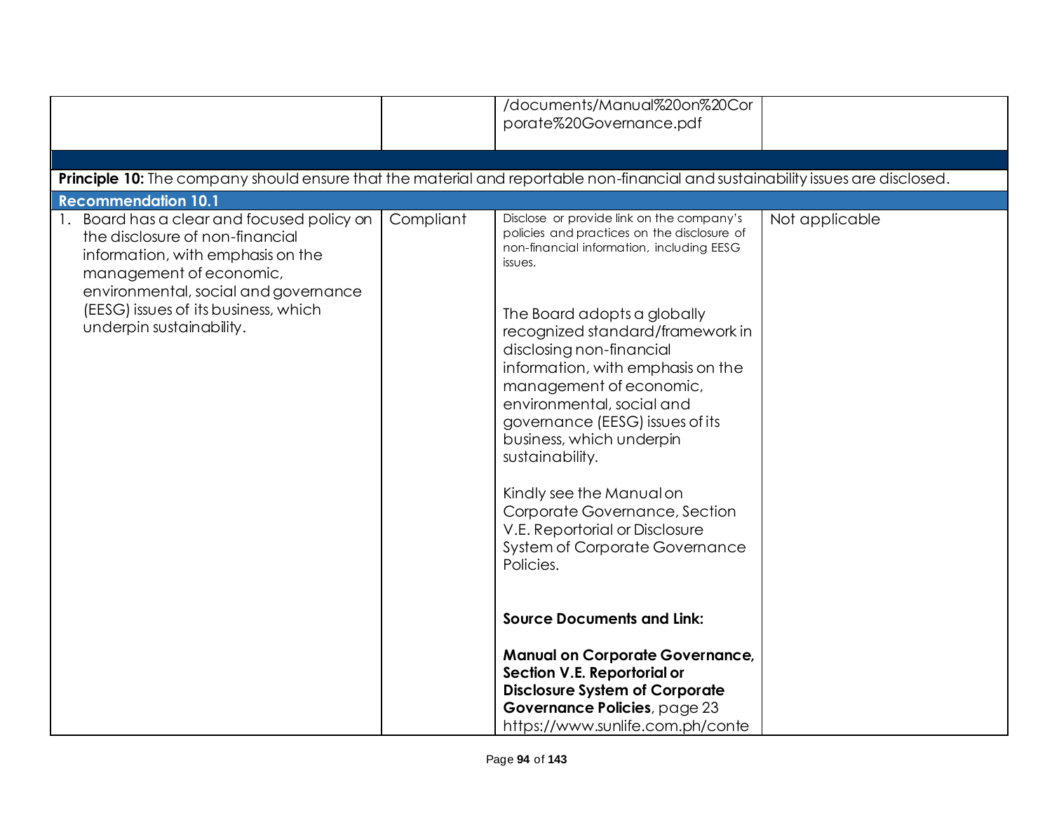| | | | |
|---|---|---|---|
| | | /documents/Manual%20on%20Corporate%20Governance.pdf | |
| | | | |
| **Principle 10:** The company should ensure that the material and reportable non-financial and sustainability issues are disclosed. | | | |
| **Recommendation 10.1** | | | |
| 1. Board has a clear and focused policy on the disclosure of non-financial information, with emphasis on the management of economic, environmental, social and governance (EESG) issues of its business, which underpin sustainability. | Compliant | Disclose or provide link on the company's policies and practices on the disclosure of non-financial information, including EESG issues.<br><br>The Board adopts a globally recognized standard/framework in disclosing non-financial information, with emphasis on the management of economic, environmental, social and governance (EESG) issues of its business, which underpin sustainability.<br><br>Kindly see the Manual on Corporate Governance, Section V.E. Reportorial or Disclosure System of Corporate Governance Policies.<br><br>**Source Documents and Link:**<br><br>**Manual on Corporate Governance, Section V.E. Reportorial or Disclosure System of Corporate Governance Policies**, page 23<br>https://www.sunlife.com.ph/conte | Not applicable |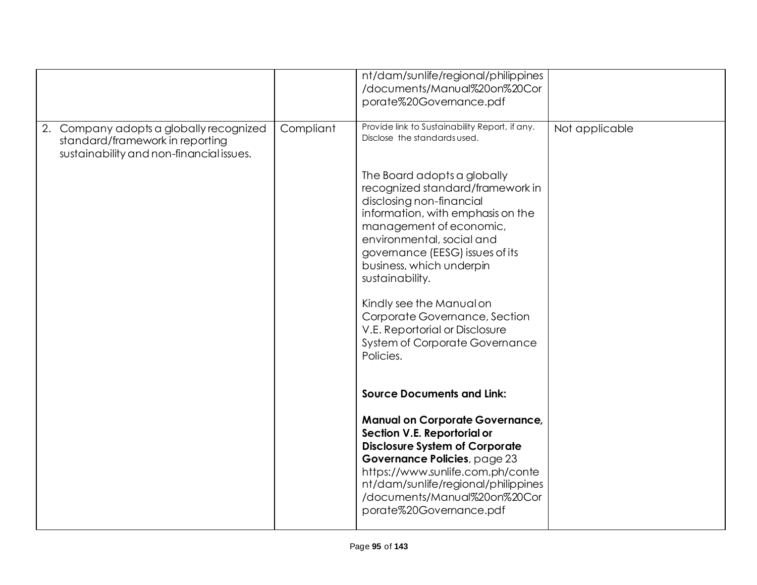| | | | |
|---|---|---|---|
| | | nt/dam/sunlife/regional/philippines/documents/Manual%20on%20Corporate%20Governance.pdf | |
| 2. Company adopts a globally recognized standard/framework in reporting sustainability and non-financial issues. | Compliant | Provide link to Sustainability Report, if any. Disclose the standards used.<br><br>The Board adopts a globally recognized standard/framework in disclosing non-financial information, with emphasis on the management of economic, environmental, social and governance (EESG) issues of its business, which underpin sustainability.<br><br>Kindly see the Manual on Corporate Governance, Section V.E. Reportorial or Disclosure System of Corporate Governance Policies.<br><br>**Source Documents and Link:**<br><br>**Manual on Corporate Governance, Section V.E. Reportorial or Disclosure System of Corporate Governance Policies**, page 23 https://www.sunlife.com.ph/content/dam/sunlife/regional/philippines/documents/Manual%20on%20Corporate%20Governance.pdf | Not applicable |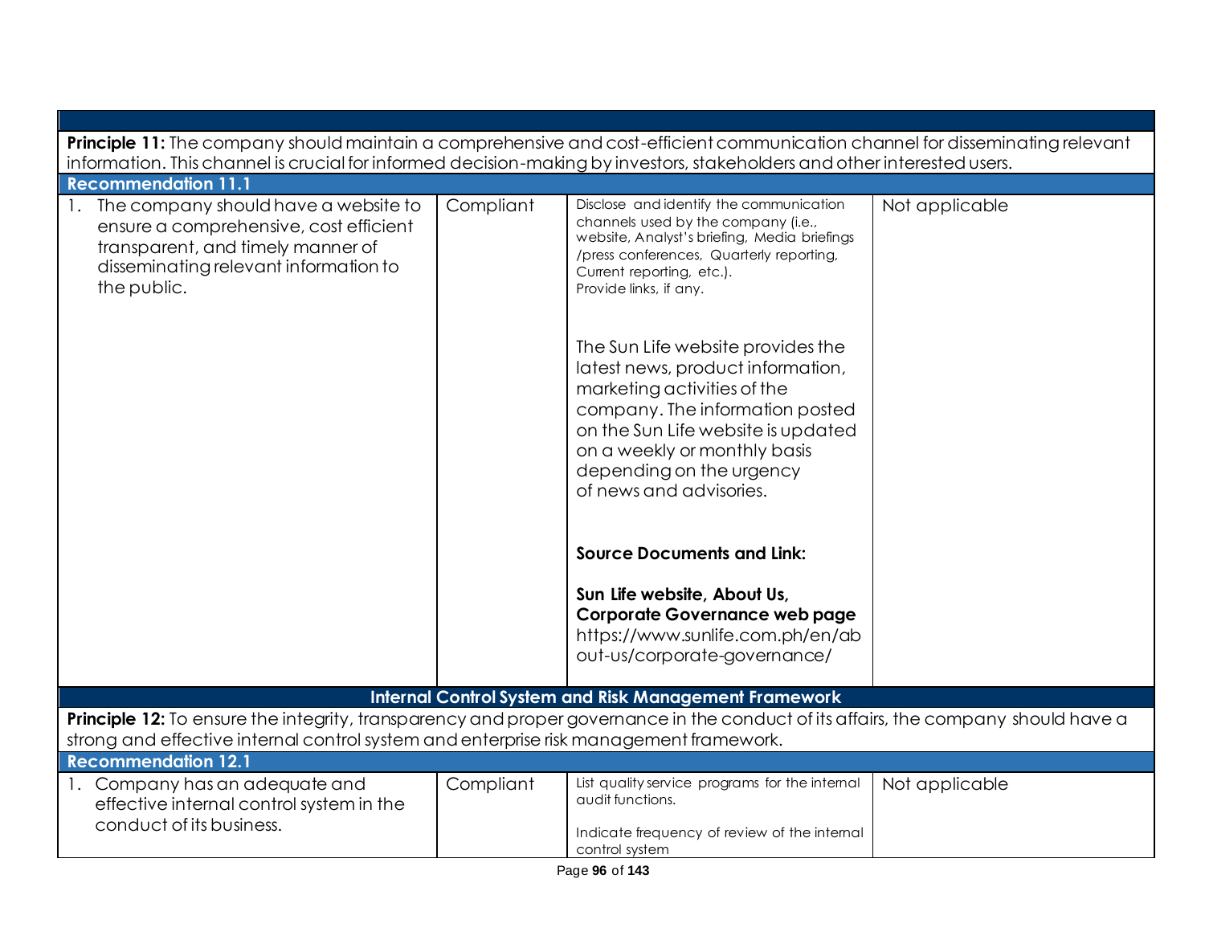| | | | |
|---|---|---|---|
| **Principle 11:** The company should maintain a comprehensive and cost-efficient communication channel for disseminating relevant information. This channel is crucial for informed decision-making by investors, stakeholders and other interested users. | | | |
| **Recommendation 11.1** | | | |
| 1. The company should have a website to ensure a comprehensive, cost efficient transparent, and timely manner of disseminating relevant information to the public. | Compliant | Disclose and identify the communication channels used by the company (i.e., website, Analyst's briefing, Media briefings /press conferences, Quarterly reporting, Current reporting, etc.). Provide links, if any.<br><br>The Sun Life website provides the latest news, product information, marketing activities of the company. The information posted on the Sun Life website is updated on a weekly or monthly basis depending on the urgency of news and advisories.<br><br>**Source Documents and Link:**<br><br>**Sun Life website, About Us, Corporate Governance web page** https://www.sunlife.com.ph/en/about-us/corporate-governance/ | Not applicable |
| **Internal Control System and Risk Management Framework** | | | |
| **Principle 12:** To ensure the integrity, transparency and proper governance in the conduct of its affairs, the company should have a strong and effective internal control system and enterprise risk management framework. | | | |
| **Recommendation 12.1** | | | |
| 1. Company has an adequate and effective internal control system in the conduct of its business. | Compliant | List quality service programs for the internal audit functions.<br><br>Indicate frequency of review of the internal control system | Not applicable |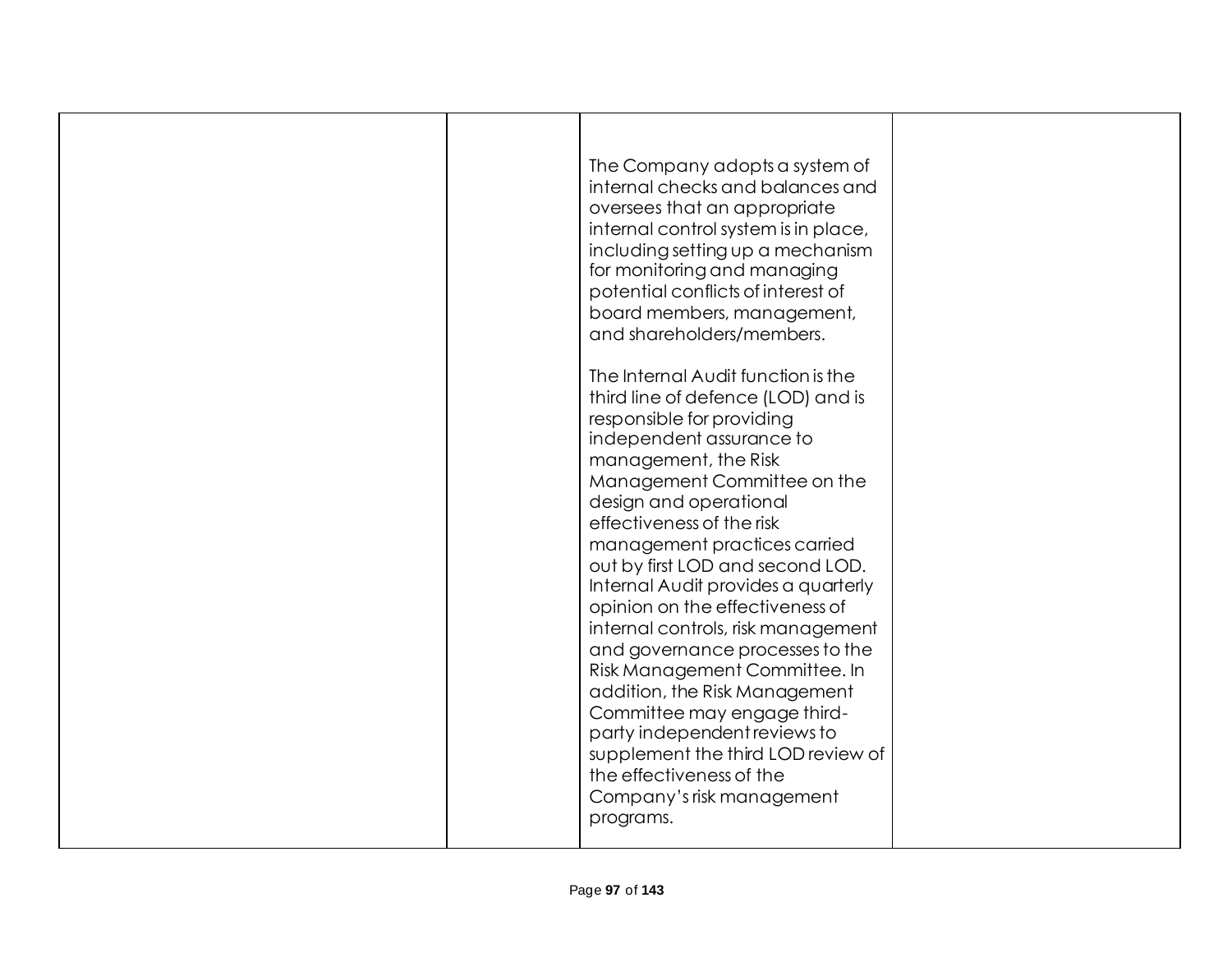| | | | |
|---|---|---|---|
| | | The Company adopts a system of internal checks and balances and oversees that an appropriate internal control system is in place, including setting up a mechanism for monitoring and managing potential conflicts of interest of board members, management, and shareholders/members.<br><br>The Internal Audit function is the third line of defence (LOD) and is responsible for providing independent assurance to management, the Risk Management Committee on the design and operational effectiveness of the risk management practices carried out by first LOD and second LOD. Internal Audit provides a quarterly opinion on the effectiveness of internal controls, risk management and governance processes to the Risk Management Committee. In addition, the Risk Management Committee may engage third-party independent reviews to supplement the third LOD review of the effectiveness of the Company's risk management programs. | |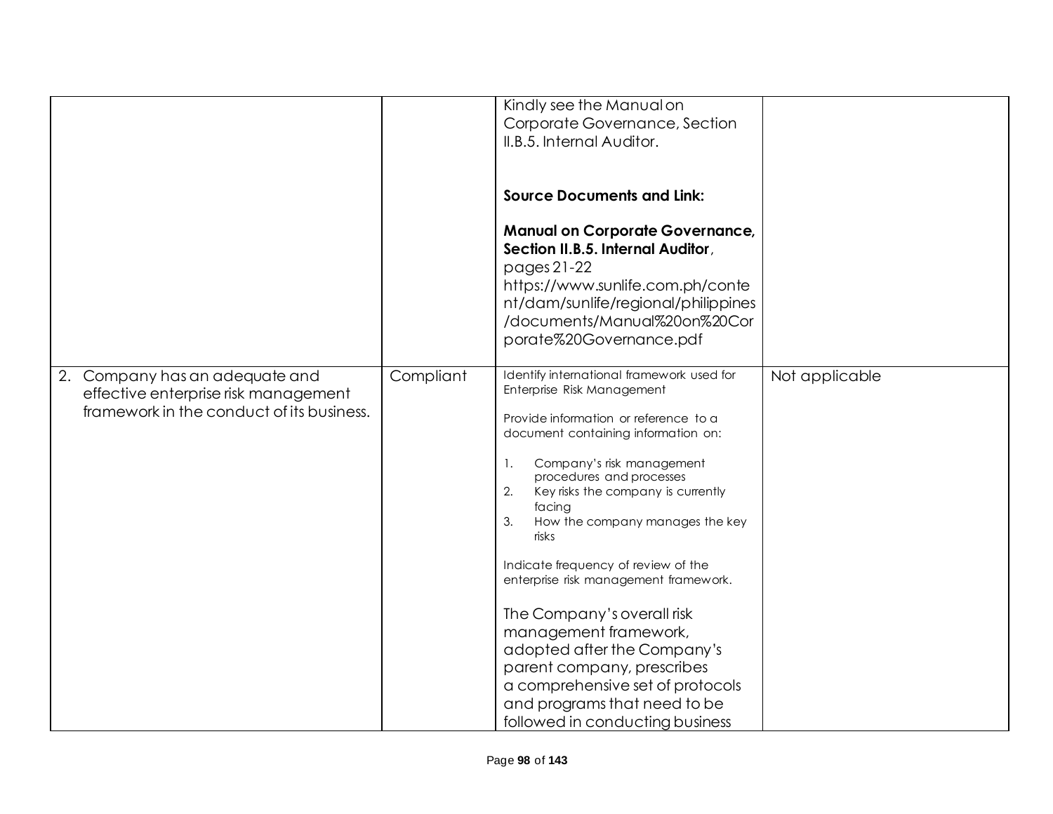| | | | |
|---|---|---|---|
| | | Kindly see the Manual on Corporate Governance, Section II.B.5. Internal Auditor.<br><br>**Source Documents and Link:**<br><br>**Manual on Corporate Governance, Section II.B.5. Internal Auditor**, pages 21-22 https://www.sunlife.com.ph/content/dam/sunlife/regional/philippines/documents/Manual%20on%20Corporate%20Governance.pdf | |
| 2. Company has an adequate and effective enterprise risk management framework in the conduct of its business. | Compliant | Identify international framework used for Enterprise Risk Management<br><br>Provide information or reference to a document containing information on:<br><br>1. Company's risk management procedures and processes<br>2. Key risks the company is currently facing<br>3. How the company manages the key risks<br><br>Indicate frequency of review of the enterprise risk management framework.<br><br>The Company's overall risk management framework, adopted after the Company's parent company, prescribes a comprehensive set of protocols and programs that need to be followed in conducting business | Not applicable |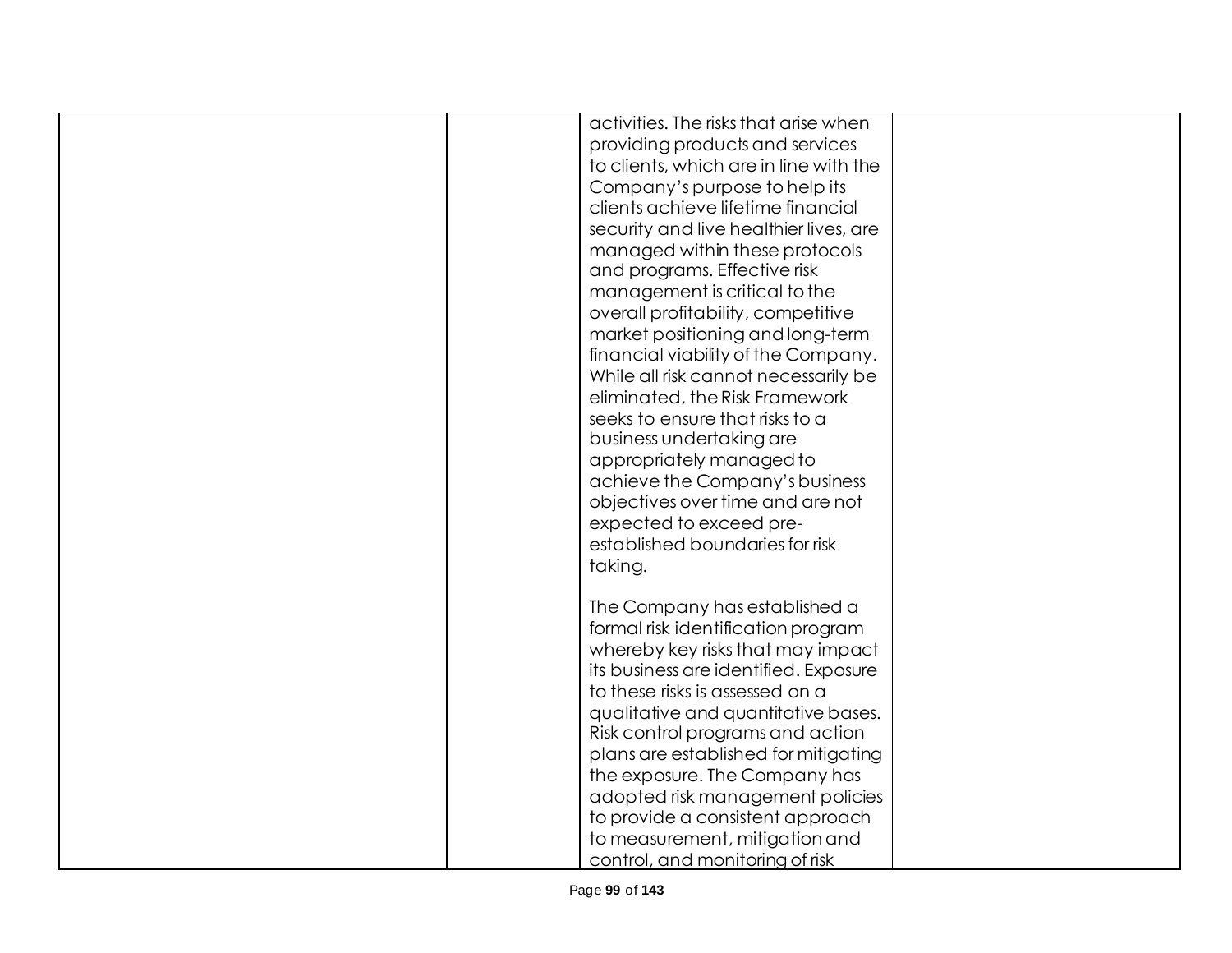| | | | |
|---|---|---|---|
| | | activities. The risks that arise when providing products and services to clients, which are in line with the Company's purpose to help its clients achieve lifetime financial security and live healthier lives, are managed within these protocols and programs. Effective risk management is critical to the overall profitability, competitive market positioning and long-term financial viability of the Company. While all risk cannot necessarily be eliminated, the Risk Framework seeks to ensure that risks to a business undertaking are appropriately managed to achieve the Company's business objectives over time and are not expected to exceed pre-established boundaries for risk taking.<br><br>The Company has established a formal risk identification program whereby key risks that may impact its business are identified. Exposure to these risks is assessed on a qualitative and quantitative bases. Risk control programs and action plans are established for mitigating the exposure. The Company has adopted risk management policies to provide a consistent approach to measurement, mitigation and control, and monitoring of risk | |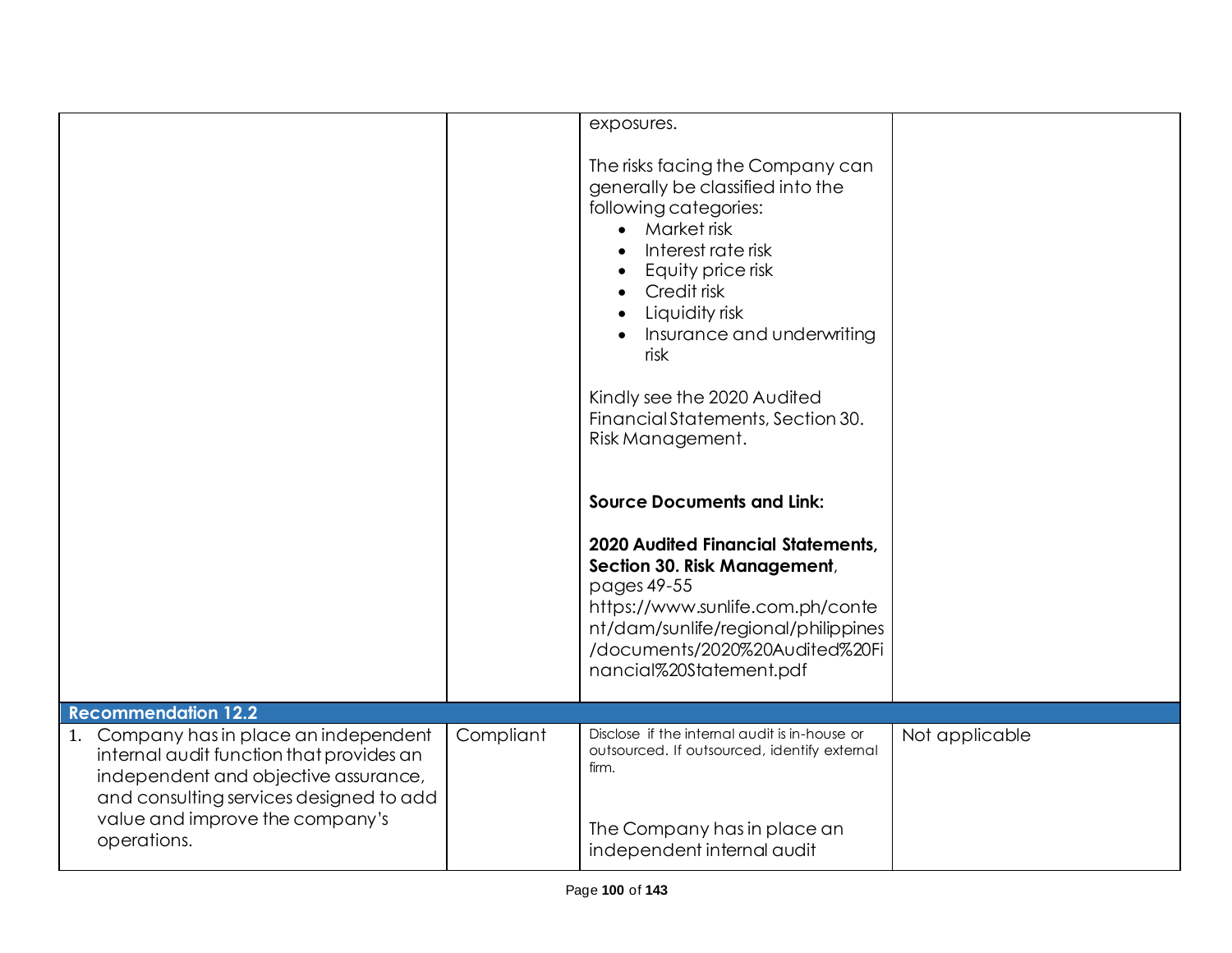| | | | |
|---|---|---|---|
| | | exposures.<br><br>The risks facing the Company can generally be classified into the following categories:<br>• Market risk<br>• Interest rate risk<br>• Equity price risk<br>• Credit risk<br>• Liquidity risk<br>• Insurance and underwriting risk<br><br>Kindly see the 2020 Audited Financial Statements, Section 30. Risk Management.<br><br>**Source Documents and Link:**<br><br>**2020 Audited Financial Statements, Section 30. Risk Management**, pages 49-55<br>https://www.sunlife.com.ph/content/dam/sunlife/regional/philippines/documents/2020%20Audited%20Financial%20Statement.pdf | |
| **Recommendation 12.2** | | | |
| 1. Company has in place an independent internal audit function that provides an independent and objective assurance, and consulting services designed to add value and improve the company's operations. | Compliant | Disclose if the internal audit is in-house or outsourced. If outsourced, identify external firm.<br><br>The Company has in place an independent internal audit | Not applicable |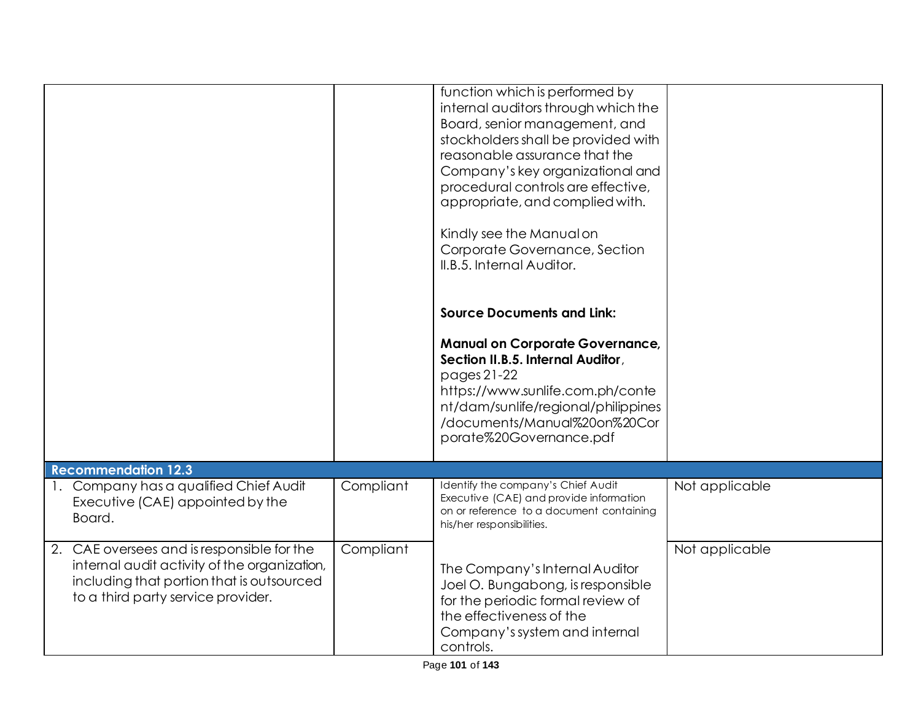| | | | |
|---|---|---|---|
| | | function which is performed by internal auditors through which the Board, senior management, and stockholders shall be provided with reasonable assurance that the Company's key organizational and procedural controls are effective, appropriate, and complied with.<br><br>Kindly see the Manual on Corporate Governance, Section II.B.5. Internal Auditor.<br><br>**Source Documents and Link:**<br><br>**Manual on Corporate Governance, Section II.B.5. Internal Auditor**, pages 21-22 https://www.sunlife.com.ph/content/dam/sunlife/regional/philippines/documents/Manual%20on%20Corporate%20Governance.pdf | |
| **Recommendation 12.3** | | | |
| 1. Company has a qualified Chief Audit Executive (CAE) appointed by the Board. | Compliant | Identify the company's Chief Audit Executive (CAE) and provide information on or reference to a document containing his/her responsibilities. | Not applicable |
| 2. CAE oversees and is responsible for the internal audit activity of the organization, including that portion that is outsourced to a third party service provider. | Compliant | The Company's Internal Auditor Joel O. Bungabong, is responsible for the periodic formal review of the effectiveness of the Company's system and internal controls. | Not applicable |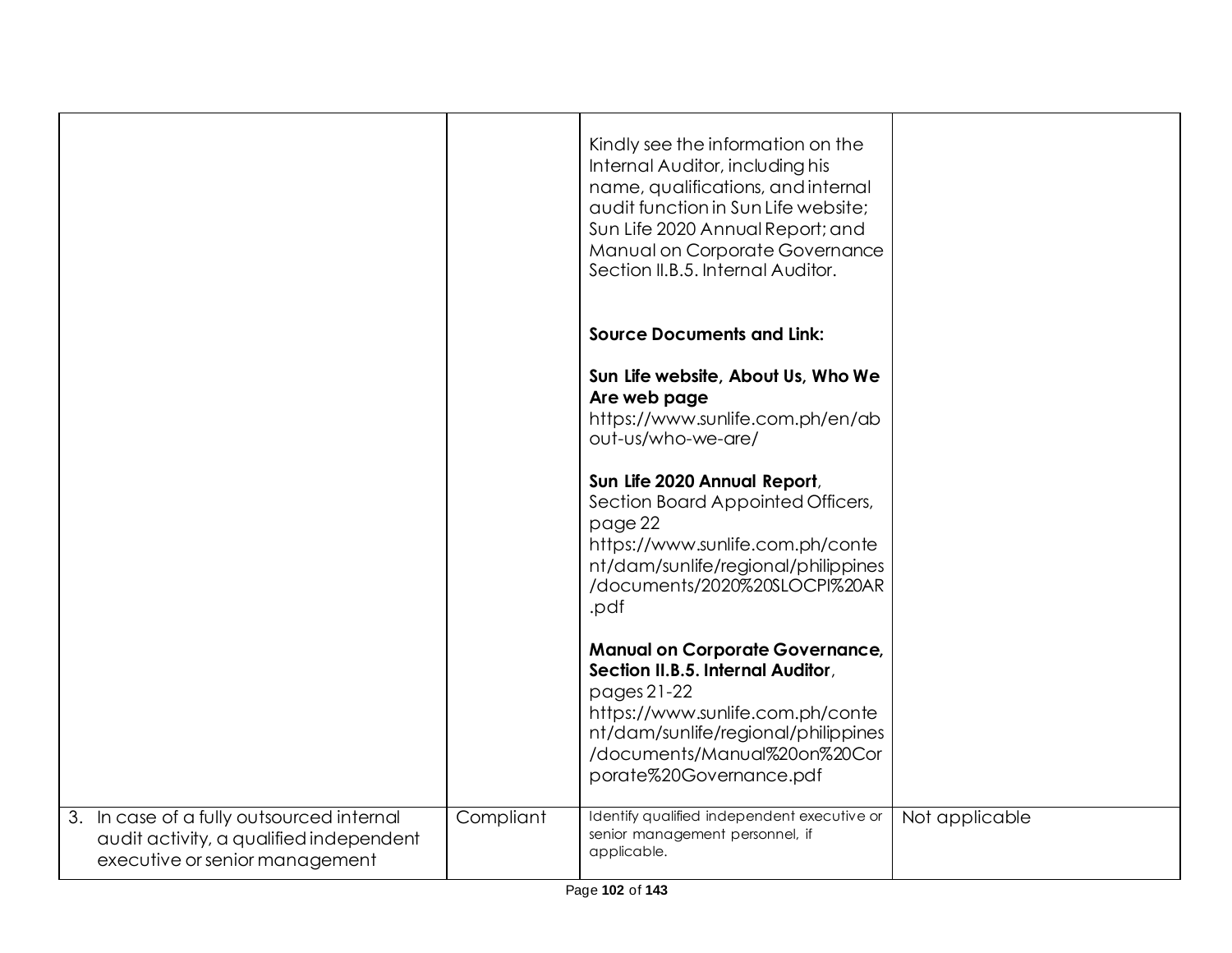| | | | |
|---|---|---|---|
| | | Kindly see the information on the Internal Auditor, including his name, qualifications, and internal audit function in Sun Life website; Sun Life 2020 Annual Report; and Manual on Corporate Governance Section II.B.5. Internal Auditor.<br><br>**Source Documents and Link:**<br><br>**Sun Life website, About Us, Who We Are web page**<br>https://www.sunlife.com.ph/en/about-us/who-we-are/<br><br>**Sun Life 2020 Annual Report**, Section Board Appointed Officers, page 22<br>https://www.sunlife.com.ph/content/dam/sunlife/regional/philippines/documents/2020%20SLOCPI%20AR.pdf<br><br>**Manual on Corporate Governance, Section II.B.5. Internal Auditor**, pages 21-22<br>https://www.sunlife.com.ph/content/dam/sunlife/regional/philippines/documents/Manual%20on%20Corporate%20Governance.pdf | |
| 3. In case of a fully outsourced internal audit activity, a qualified independent executive or senior management | Compliant | Identify qualified independent executive or senior management personnel, if applicable. | Not applicable |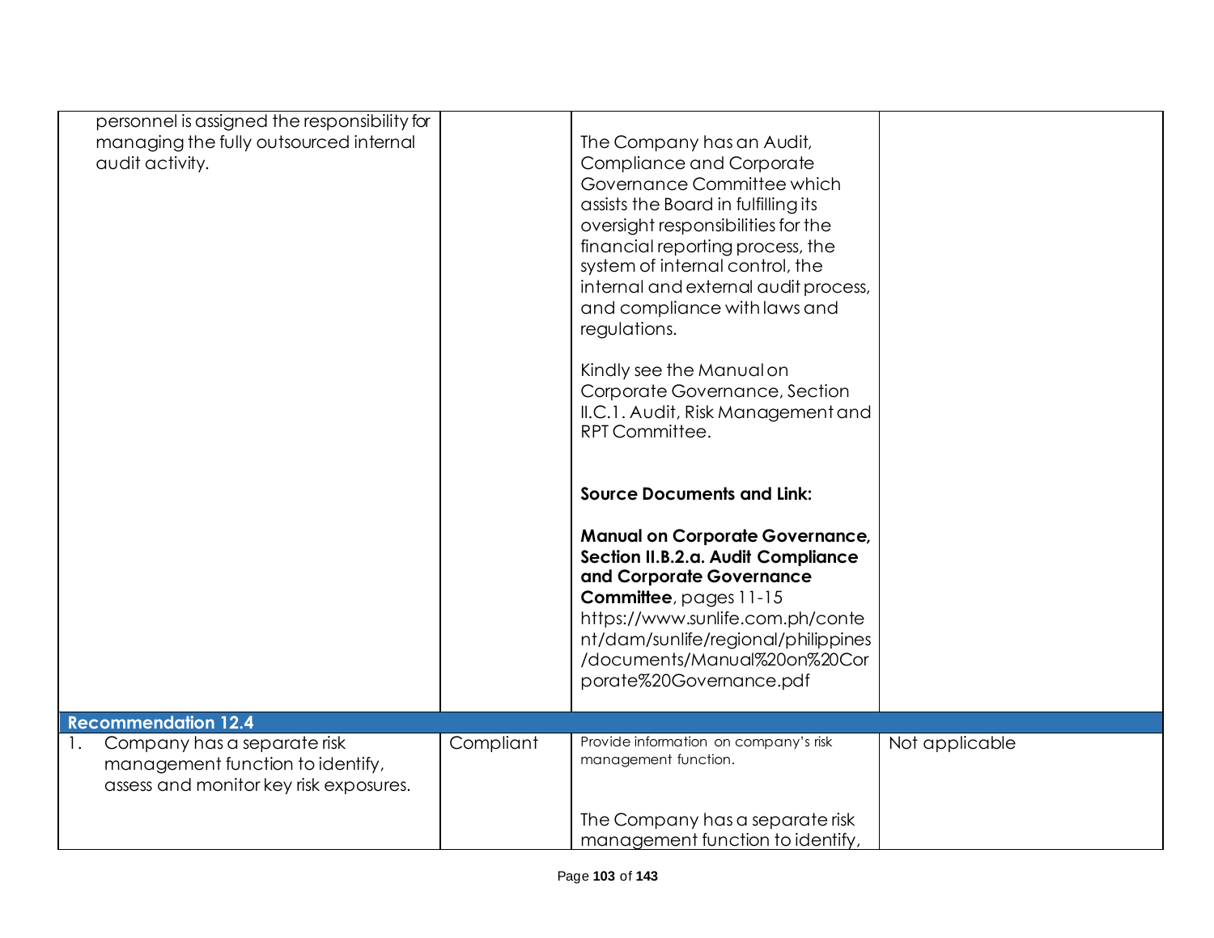| | | | |
|---|---|---|---|
| personnel is assigned the responsibility for managing the fully outsourced internal audit activity. | | The Company has an Audit, Compliance and Corporate Governance Committee which assists the Board in fulfilling its oversight responsibilities for the financial reporting process, the system of internal control, the internal and external audit process, and compliance with laws and regulations.<br><br>Kindly see the Manual on Corporate Governance, Section II.C.1. Audit, Risk Management and RPT Committee.<br><br>**Source Documents and Link:**<br><br>**Manual on Corporate Governance, Section II.B.2.a. Audit Compliance and Corporate Governance Committee**, pages 11-15 https://www.sunlife.com.ph/content/dam/sunlife/regional/philippines/documents/Manual%20on%20Corporate%20Governance.pdf | |
| **Recommendation 12.4** | | | |
| 1. Company has a separate risk management function to identify, assess and monitor key risk exposures. | Compliant | Provide information on company's risk management function.<br><br>The Company has a separate risk management function to identify, | Not applicable |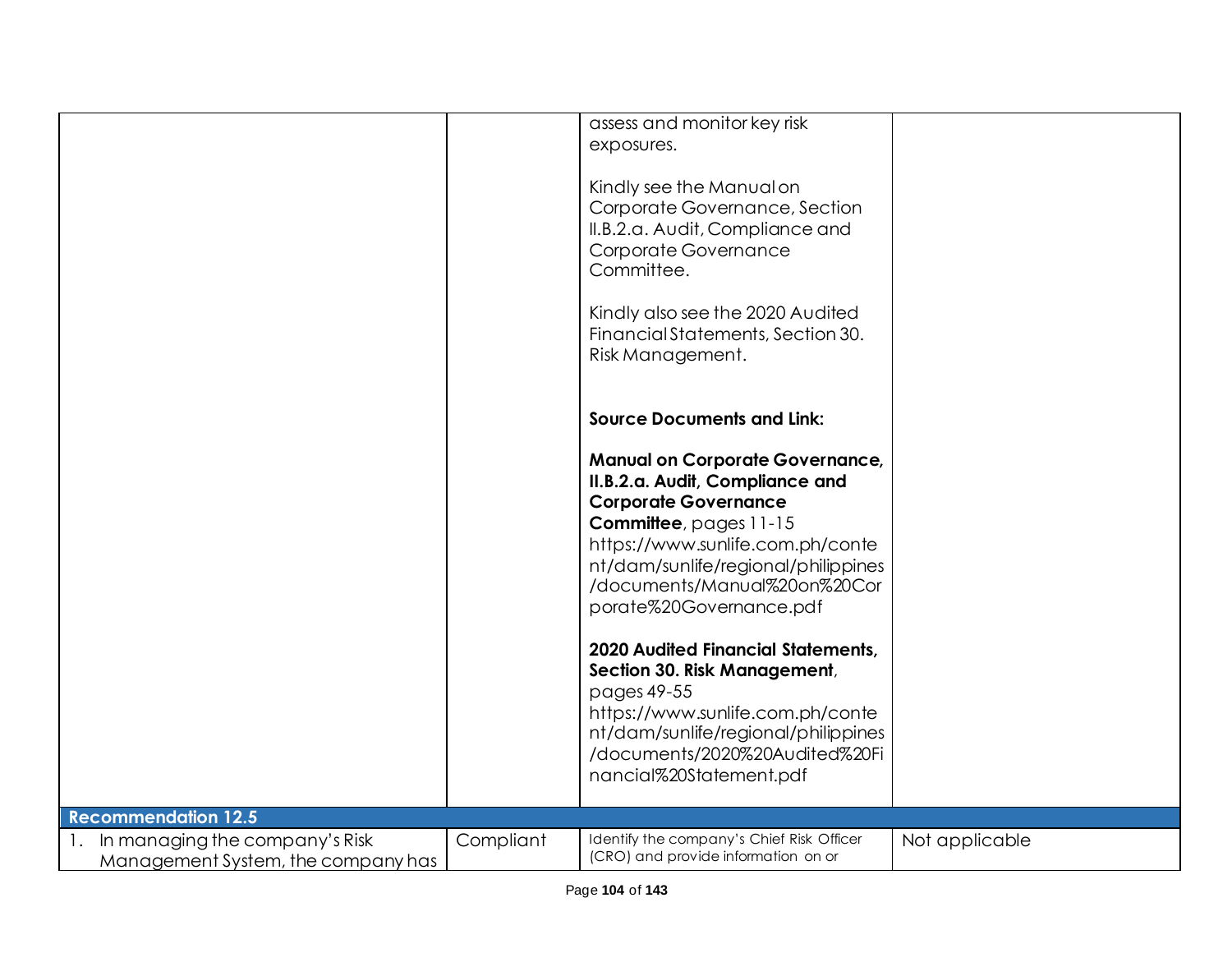| | | | |
|---|---|---|---|
| | | assess and monitor key risk exposures.<br><br>Kindly see the Manual on Corporate Governance, Section II.B.2.a. Audit, Compliance and Corporate Governance Committee.<br><br>Kindly also see the 2020 Audited Financial Statements, Section 30. Risk Management.<br><br>**Source Documents and Link:**<br><br>**Manual on Corporate Governance, II.B.2.a. Audit, Compliance and Corporate Governance Committee**, pages 11-15 https://www.sunlife.com.ph/content/dam/sunlife/regional/philippines/documents/Manual%20on%20Corporate%20Governance.pdf<br><br>**2020 Audited Financial Statements, Section 30. Risk Management**, pages 49-55 https://www.sunlife.com.ph/content/dam/sunlife/regional/philippines/documents/2020%20Audited%20Financial%20Statement.pdf | |
| **Recommendation 12.5** | | | |
| 1. In managing the company's Risk Management System, the company has | Compliant | Identify the company's Chief Risk Officer (CRO) and provide information on or | Not applicable |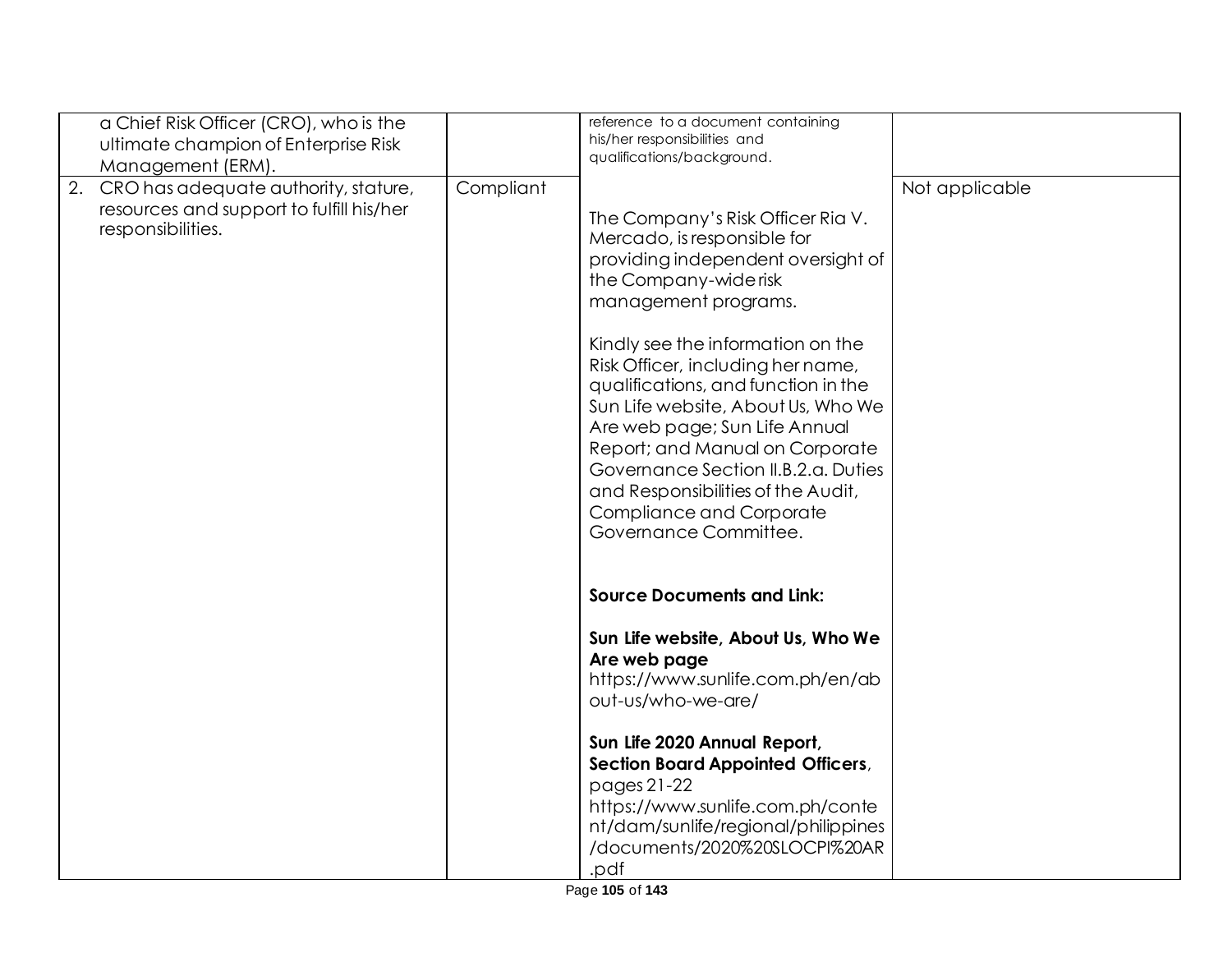| | | | |
|---|---|---|---|
| a Chief Risk Officer (CRO), who is the ultimate champion of Enterprise Risk Management (ERM). | | reference to a document containing his/her responsibilities and qualifications/background. | |
| 2. CRO has adequate authority, stature, resources and support to fulfill his/her responsibilities. | Compliant | The Company's Risk Officer Ria V. Mercado, is responsible for providing independent oversight of the Company-wide risk management programs.<br><br>Kindly see the information on the Risk Officer, including her name, qualifications, and function in the Sun Life website, About Us, Who We Are web page; Sun Life Annual Report; and Manual on Corporate Governance Section II.B.2.a. Duties and Responsibilities of the Audit, Compliance and Corporate Governance Committee.<br><br>**Source Documents and Link:**<br><br>**Sun Life website, About Us, Who We Are web page**<br>https://www.sunlife.com.ph/en/about-us/who-we-are/<br><br>**Sun Life 2020 Annual Report, Section Board Appointed Officers**, pages 21-22<br>https://www.sunlife.com.ph/content/dam/sunlife/regional/philippines/documents/2020%20SLOCPI%20AR.pdf | Not applicable |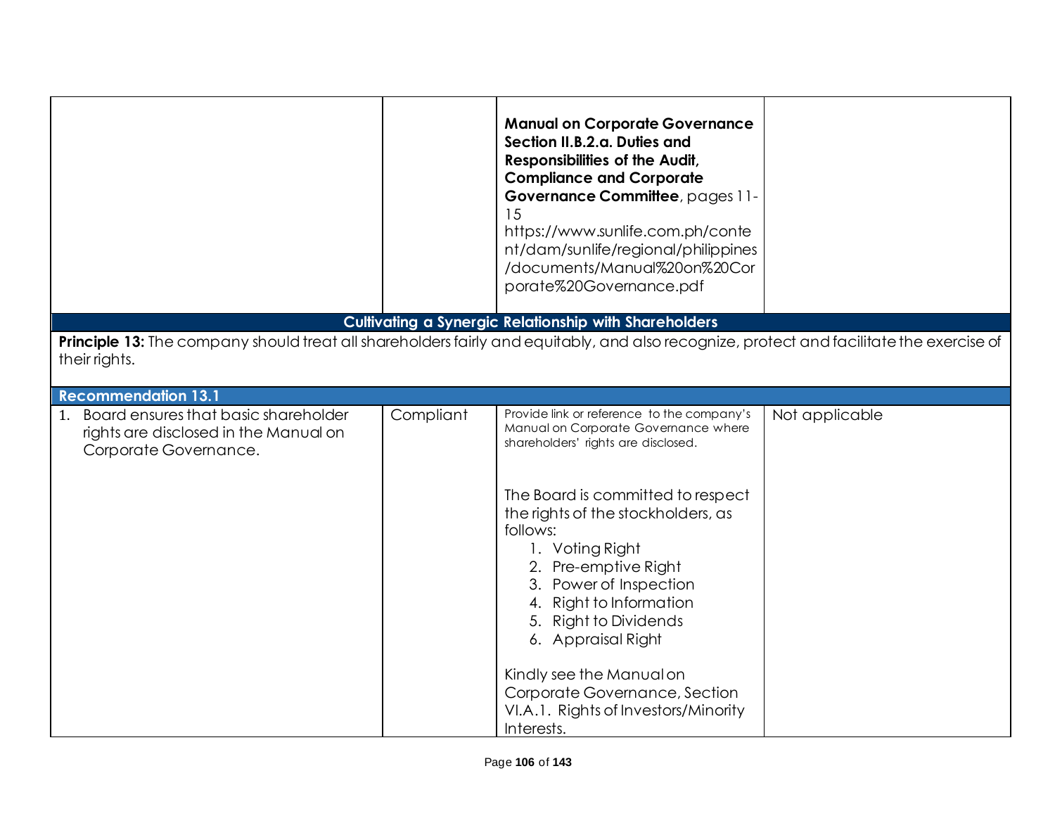| | | | |
|---|---|---|---|
| | | **Manual on Corporate Governance Section II.B.2.a. Duties and Responsibilities of the Audit, Compliance and Corporate Governance Committee**, pages 11-15<br>https://www.sunlife.com.ph/content/dam/sunlife/regional/philippines/documents/Manual%20on%20Corporate%20Governance.pdf | |

**Cultivating a Synergic Relationship with Shareholders**

**Principle 13:** The company should treat all shareholders fairly and equitably, and also recognize, protect and facilitate the exercise of their rights.

**Recommendation 13.1**

| | | | |
|---|---|---|---|
| 1. Board ensures that basic shareholder rights are disclosed in the Manual on Corporate Governance. | Compliant | Provide link or reference to the company's Manual on Corporate Governance where shareholders' rights are disclosed.<br><br>The Board is committed to respect the rights of the stockholders, as follows:<br>1. Voting Right<br>2. Pre-emptive Right<br>3. Power of Inspection<br>4. Right to Information<br>5. Right to Dividends<br>6. Appraisal Right<br><br>Kindly see the Manual on Corporate Governance, Section VI.A.1. Rights of Investors/Minority Interests. | Not applicable |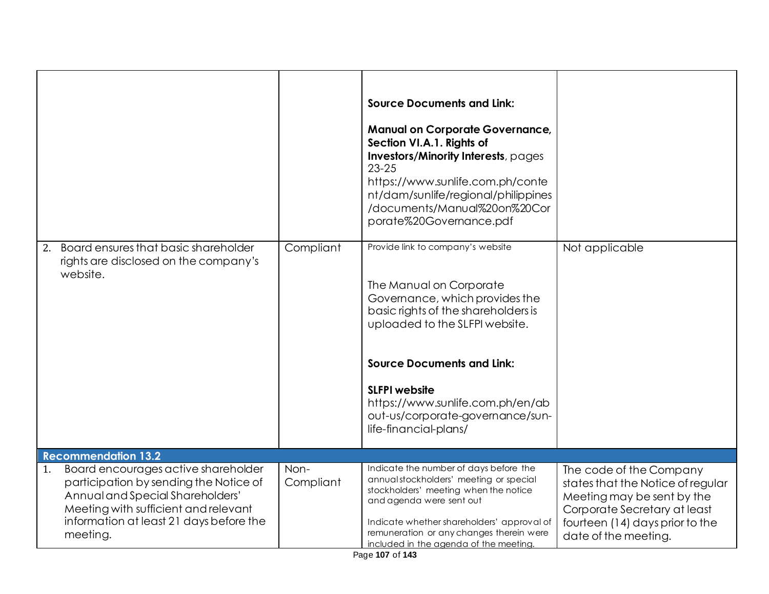| | | | |
|---|---|---|---|
| | | **Source Documents and Link:**<br><br>**Manual on Corporate Governance, Section VI.A.1. Rights of Investors/Minority Interests**, pages 23-25<br>https://www.sunlife.com.ph/content/dam/sunlife/regional/philippines/documents/Manual%20on%20Corporate%20Governance.pdf | |
| 2. Board ensures that basic shareholder rights are disclosed on the company's website. | Compliant | Provide link to company's website<br><br>The Manual on Corporate Governance, which provides the basic rights of the shareholders is uploaded to the SLFPI website.<br><br>**Source Documents and Link:**<br><br>**SLFPI website**<br>https://www.sunlife.com.ph/en/about-us/corporate-governance/sun-life-financial-plans/ | Not applicable |
| **Recommendation 13.2** | | | |
| 1. Board encourages active shareholder participation by sending the Notice of Annual and Special Shareholders' Meeting with sufficient and relevant information at least 21 days before the meeting. | Non-Compliant | Indicate the number of days before the annual stockholders' meeting or special stockholders' meeting when the notice and agenda were sent out<br><br>Indicate whether shareholders' approval of remuneration or any changes therein were included in the agenda of the meeting. | The code of the Company states that the Notice of regular Meeting may be sent by the Corporate Secretary at least fourteen (14) days prior to the date of the meeting. |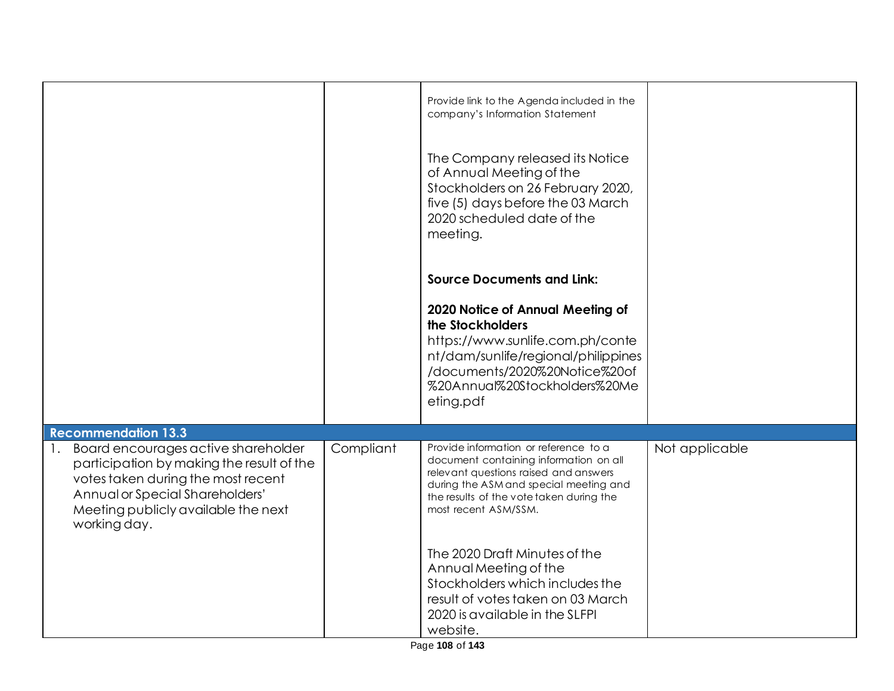| | | | |
|---|---|---|---|
| | | Provide link to the Agenda included in the company's Information Statement<br><br>The Company released its Notice of Annual Meeting of the Stockholders on 26 February 2020, five (5) days before the 03 March 2020 scheduled date of the meeting.<br><br>**Source Documents and Link:**<br><br>**2020 Notice of Annual Meeting of the Stockholders**<br>https://www.sunlife.com.ph/content/dam/sunlife/regional/philippines/documents/2020%20Notice%20of%20Annual%20Stockholders%20Meeting.pdf | |
| **Recommendation 13.3** | | | |
| 1. Board encourages active shareholder participation by making the result of the votes taken during the most recent Annual or Special Shareholders' Meeting publicly available the next working day. | Compliant | Provide information or reference to a document containing information on all relevant questions raised and answers during the ASM and special meeting and the results of the vote taken during the most recent ASM/SSM.<br><br>The 2020 Draft Minutes of the Annual Meeting of the Stockholders which includes the result of votes taken on 03 March 2020 is available in the SLFPI website. | Not applicable |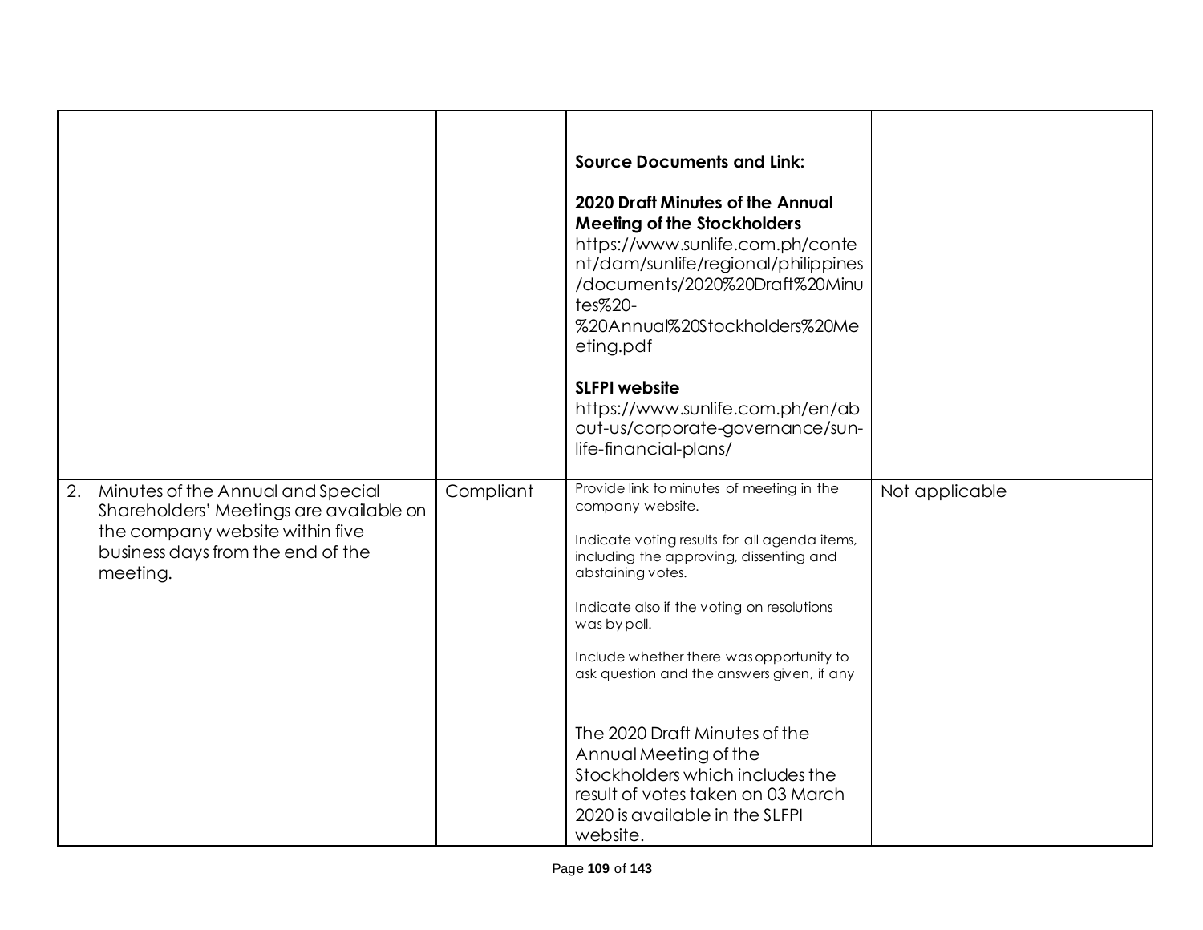| | | | |
|---|---|---|---|
| | | **Source Documents and Link:**<br><br>**2020 Draft Minutes of the Annual Meeting of the Stockholders**<br>https://www.sunlife.com.ph/content/dam/sunlife/regional/philippines/documents/2020%20Draft%20Minutes%20-%20Annual%20Stockholders%20Meeting.pdf<br><br>**SLFPI website**<br>https://www.sunlife.com.ph/en/about-us/corporate-governance/sun-life-financial-plans/ | |
| 2. Minutes of the Annual and Special Shareholders' Meetings are available on the company website within five business days from the end of the meeting. | Compliant | Provide link to minutes of meeting in the company website.<br><br>Indicate voting results for all agenda items, including the approving, dissenting and abstaining votes.<br><br>Indicate also if the voting on resolutions was by poll.<br><br>Include whether there was opportunity to ask question and the answers given, if any<br><br>The 2020 Draft Minutes of the Annual Meeting of the Stockholders which includes the result of votes taken on 03 March 2020 is available in the SLFPI website. | Not applicable |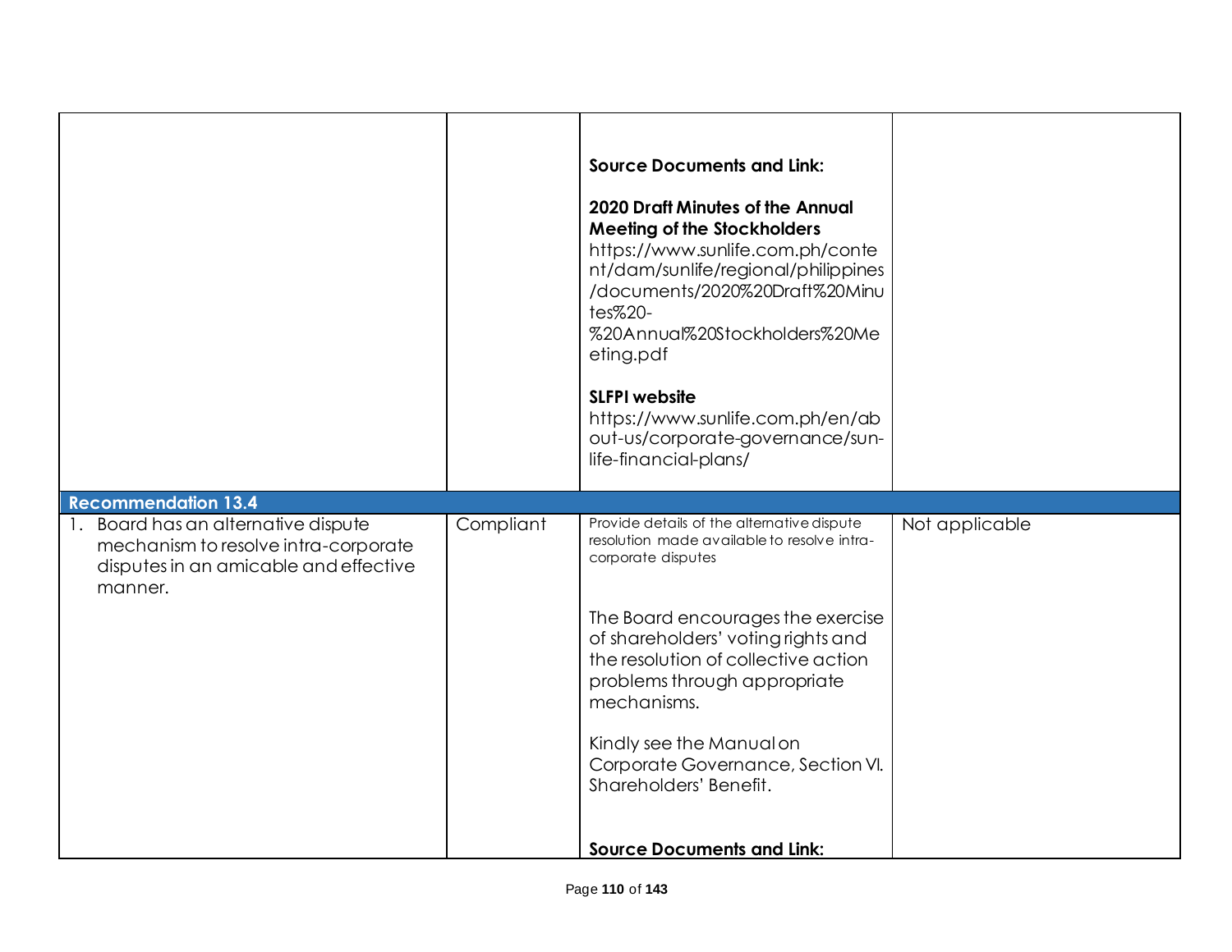| | | | |
|---|---|---|---|
| | | **Source Documents and Link:**<br><br>**2020 Draft Minutes of the Annual Meeting of the Stockholders**<br>https://www.sunlife.com.ph/content/dam/sunlife/regional/philippines/documents/2020%20Draft%20Minutes%20-%20Annual%20Stockholders%20Meeting.pdf<br><br>**SLFPI website**<br>https://www.sunlife.com.ph/en/about-us/corporate-governance/sun-life-financial-plans/ | |
| **Recommendation 13.4** | | | |
| 1. Board has an alternative dispute mechanism to resolve intra-corporate disputes in an amicable and effective manner. | Compliant | Provide details of the alternative dispute resolution made available to resolve intra-corporate disputes<br><br>The Board encourages the exercise of shareholders' voting rights and the resolution of collective action problems through appropriate mechanisms.<br><br>Kindly see the Manual on Corporate Governance, Section VI. Shareholders' Benefit.<br><br>**Source Documents and Link:** | Not applicable |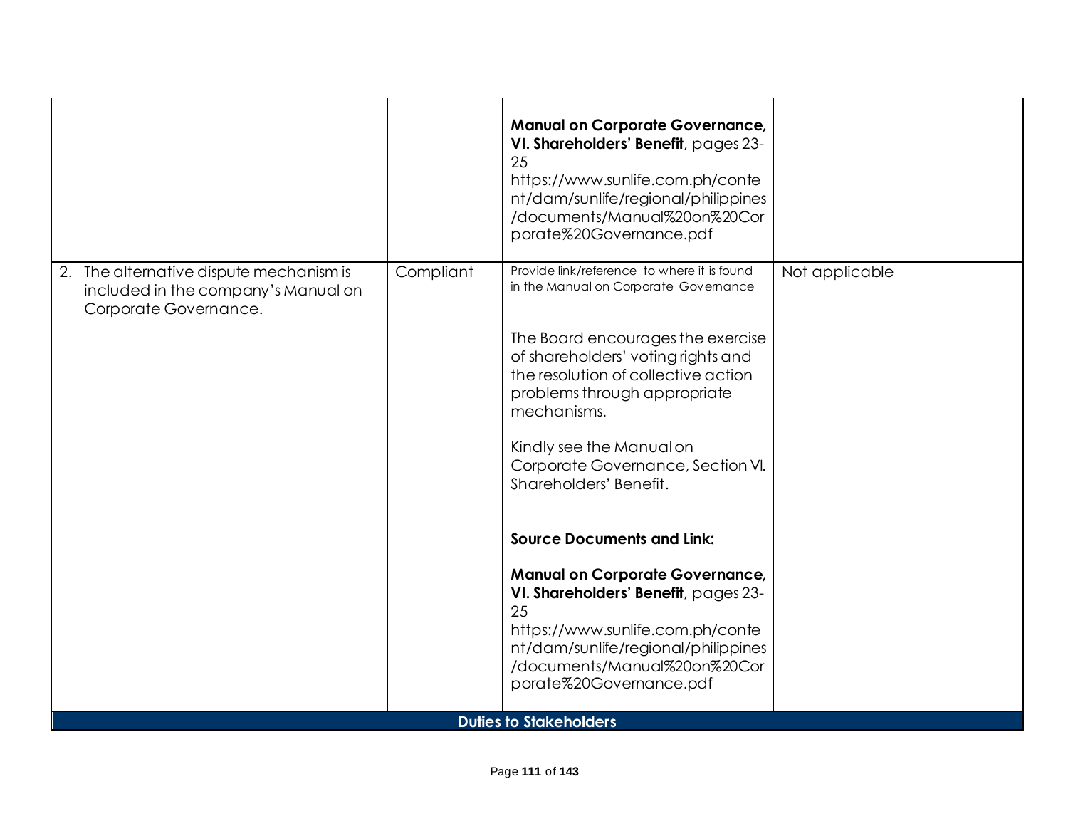| | | | |
|---|---|---|---|
| | | **Manual on Corporate Governance, VI. Shareholders' Benefit**, pages 23-25<br>https://www.sunlife.com.ph/content/dam/sunlife/regional/philippines/documents/Manual%20on%20Corporate%20Governance.pdf | |
| 2. The alternative dispute mechanism is included in the company's Manual on Corporate Governance. | Compliant | Provide link/reference to where it is found in the Manual on Corporate Governance<br><br>The Board encourages the exercise of shareholders' voting rights and the resolution of collective action problems through appropriate mechanisms.<br><br>Kindly see the Manual on Corporate Governance, Section VI. Shareholders' Benefit.<br><br>**Source Documents and Link:**<br><br>**Manual on Corporate Governance, VI. Shareholders' Benefit**, pages 23-25<br>https://www.sunlife.com.ph/content/dam/sunlife/regional/philippines/documents/Manual%20on%20Corporate%20Governance.pdf | Not applicable |
| **Duties to Stakeholders** | | | |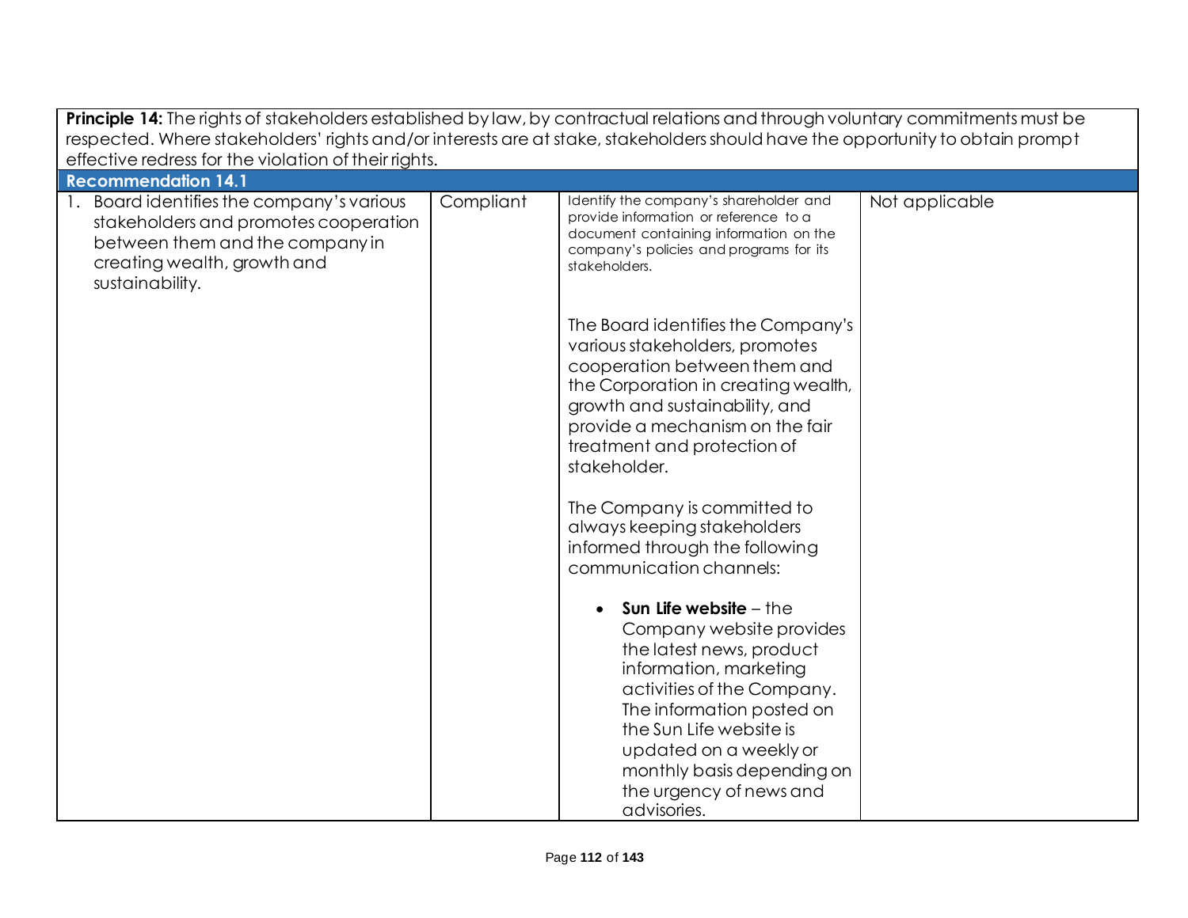| **Principle 14:** The rights of stakeholders established by law, by contractual relations and through voluntary commitments must be respected. Where stakeholders' rights and/or interests are at stake, stakeholders should have the opportunity to obtain prompt effective redress for the violation of their rights. | | | |
|---|---|---|---|
| **Recommendation 14.1** | | | |
| 1. Board identifies the company's various stakeholders and promotes cooperation between them and the company in creating wealth, growth and sustainability. | Compliant | Identify the company's shareholder and provide information or reference to a document containing information on the company's policies and programs for its stakeholders.<br><br>The Board identifies the Company's various stakeholders, promotes cooperation between them and the Corporation in creating wealth, growth and sustainability, and provide a mechanism on the fair treatment and protection of stakeholder.<br><br>The Company is committed to always keeping stakeholders informed through the following communication channels:<br><br>• **Sun Life website** – the Company website provides the latest news, product information, marketing activities of the Company. The information posted on the Sun Life website is updated on a weekly or monthly basis depending on the urgency of news and advisories. | Not applicable |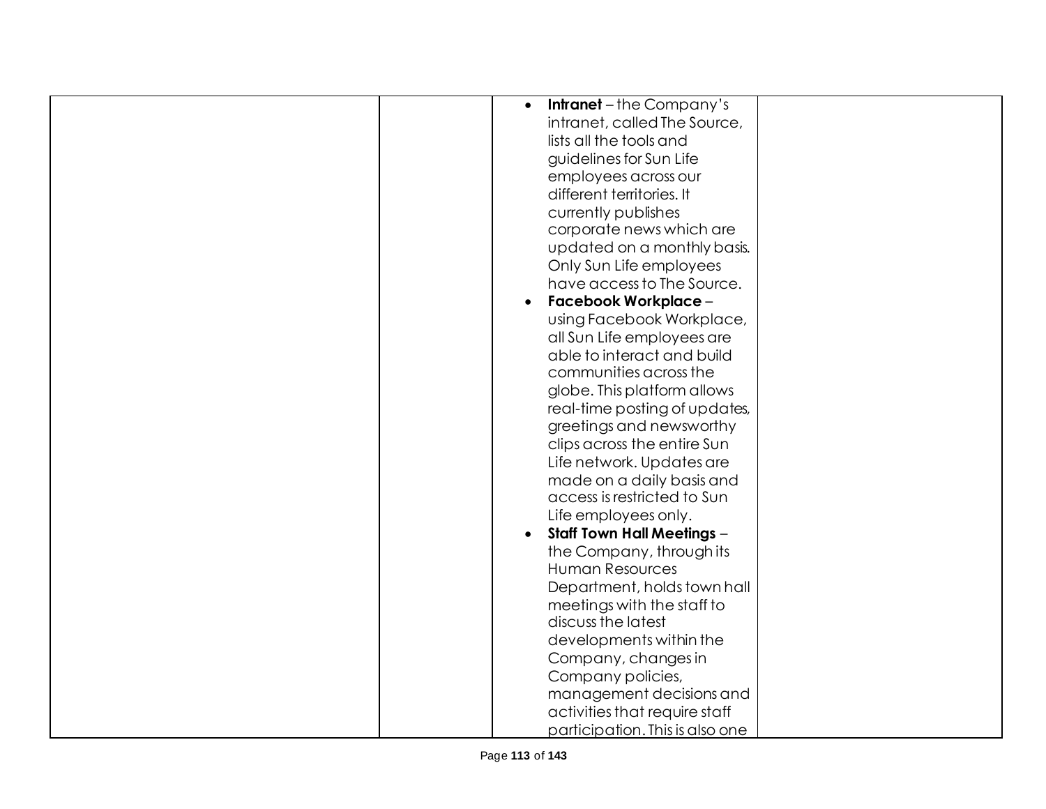|  |  |  |  |
|---|---|---|---|
|  |  | • **Intranet** – the Company's intranet, called The Source, lists all the tools and guidelines for Sun Life employees across our different territories. It currently publishes corporate news which are updated on a monthly basis. Only Sun Life employees have access to The Source.<br>• **Facebook Workplace** – using Facebook Workplace, all Sun Life employees are able to interact and build communities across the globe. This platform allows real-time posting of updates, greetings and newsworthy clips across the entire Sun Life network. Updates are made on a daily basis and access is restricted to Sun Life employees only.<br>• **Staff Town Hall Meetings** – the Company, through its Human Resources Department, holds town hall meetings with the staff to discuss the latest developments within the Company, changes in Company policies, management decisions and activities that require staff participation. This is also one |  |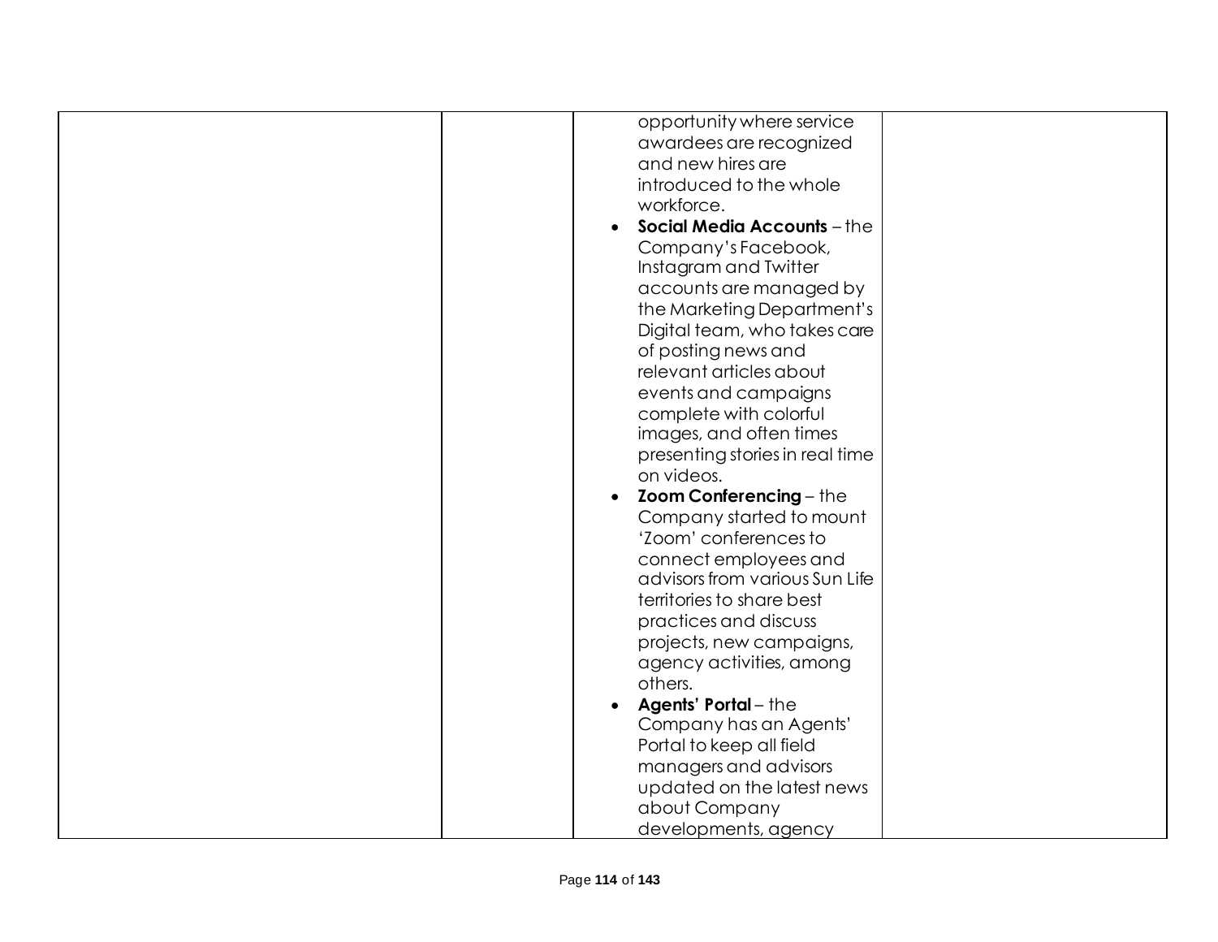|  |  | opportunity where service awardees are recognized and new hires are introduced to the whole workforce.<br>• **Social Media Accounts** – the Company's Facebook, Instagram and Twitter accounts are managed by the Marketing Department's Digital team, who takes care of posting news and relevant articles about events and campaigns complete with colorful images, and often times presenting stories in real time on videos.<br>• **Zoom Conferencing** – the Company started to mount 'Zoom' conferences to connect employees and advisors from various Sun Life territories to share best practices and discuss projects, new campaigns, agency activities, among others.<br>• **Agents' Portal** – the Company has an Agents' Portal to keep all field managers and advisors updated on the latest news about Company developments, agency |  |
|---|---|---|---|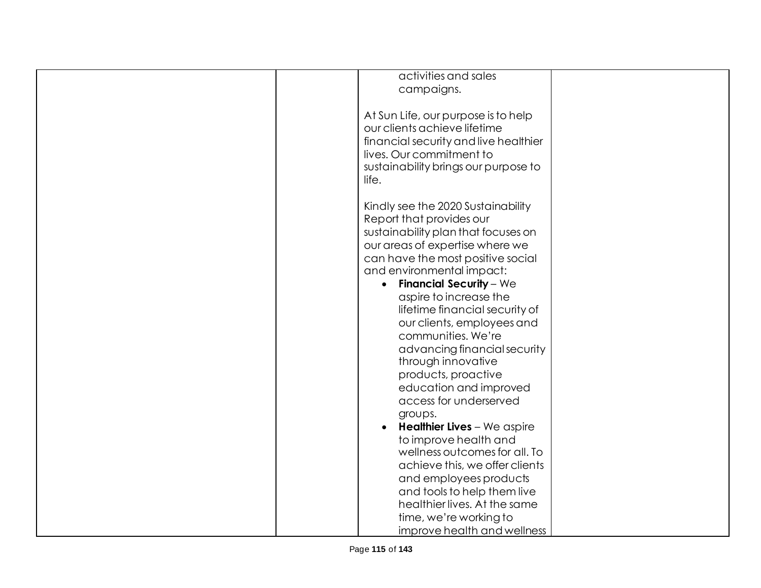|  |  | activities and sales campaigns.<br><br>At Sun Life, our purpose is to help our clients achieve lifetime financial security and live healthier lives. Our commitment to sustainability brings our purpose to life.<br><br>Kindly see the 2020 Sustainability Report that provides our sustainability plan that focuses on our areas of expertise where we can have the most positive social and environmental impact:<br>• **Financial Security** – We aspire to increase the lifetime financial security of our clients, employees and communities. We're advancing financial security through innovative products, proactive education and improved access for underserved groups.<br>• **Healthier Lives** – We aspire to improve health and wellness outcomes for all. To achieve this, we offer clients and employees products and tools to help them live healthier lives. At the same time, we're working to improve health and wellness |  |
|---|---|---|---|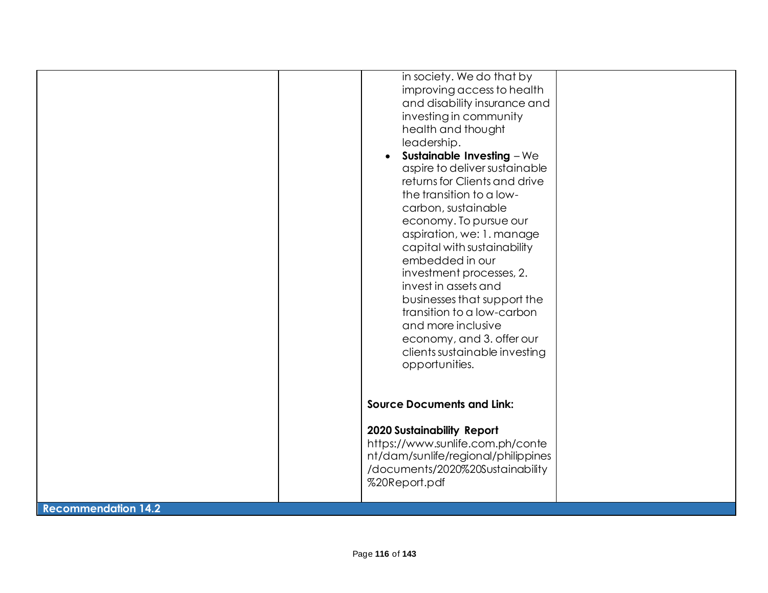| | | in society. We do that by improving access to health and disability insurance and investing in community health and thought leadership.<br>• **Sustainable Investing** – We aspire to deliver sustainable returns for Clients and drive the transition to a low-carbon, sustainable economy. To pursue our aspiration, we: 1. manage capital with sustainability embedded in our investment processes, 2. invest in assets and businesses that support the transition to a low-carbon and more inclusive economy, and 3. offer our clients sustainable investing opportunities.<br><br>**Source Documents and Link:**<br><br>**2020 Sustainability Report**<br>https://www.sunlife.com.ph/content/dam/sunlife/regional/philippines/documents/2020%20Sustainability%20Report.pdf | |
|---|---|---|---|
| **Recommendation 14.2** | | | |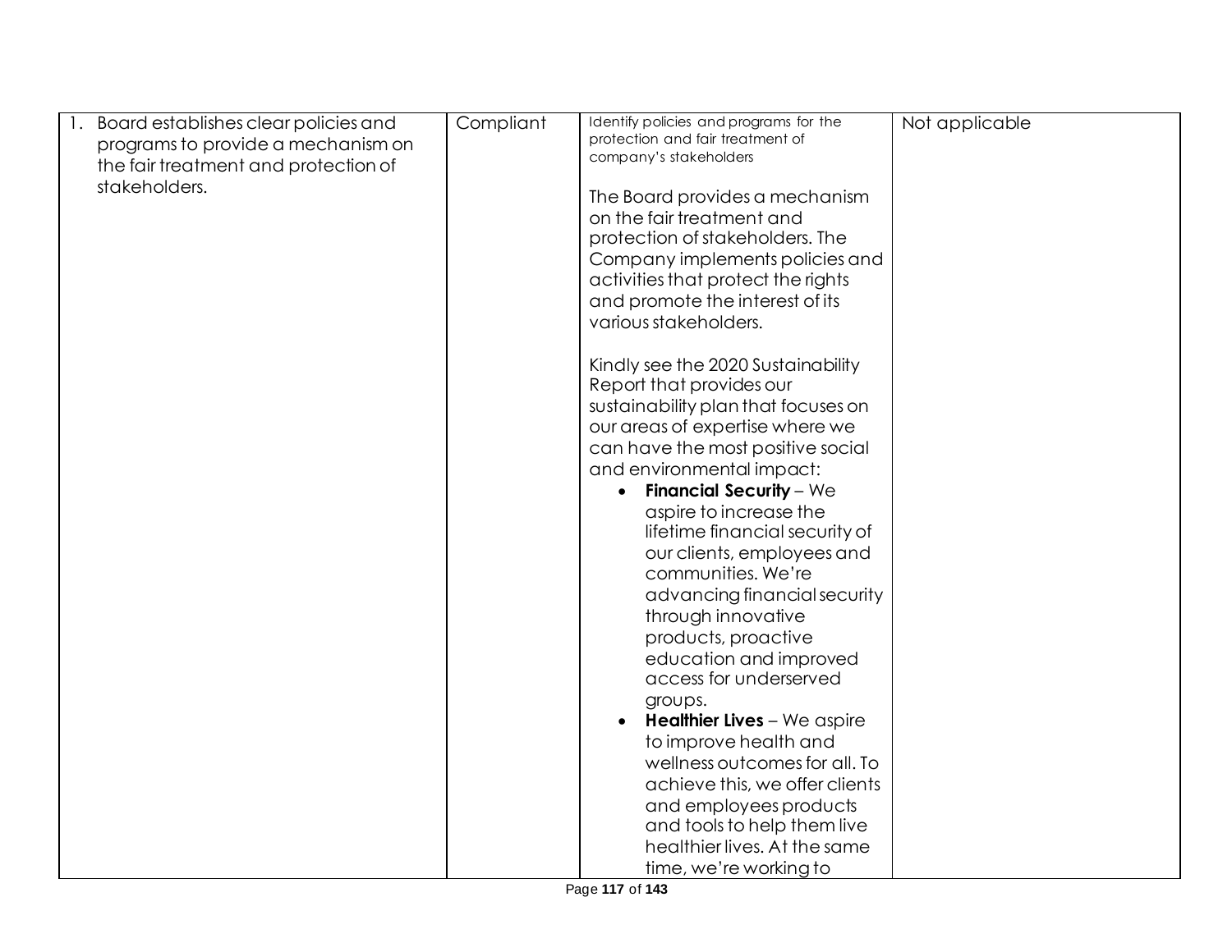| | | | |
|---|---|---|---|
| 1. Board establishes clear policies and programs to provide a mechanism on the fair treatment and protection of stakeholders. | Compliant | Identify policies and programs for the protection and fair treatment of company's stakeholders<br><br>The Board provides a mechanism on the fair treatment and protection of stakeholders. The Company implements policies and activities that protect the rights and promote the interest of its various stakeholders.<br><br>Kindly see the 2020 Sustainability Report that provides our sustainability plan that focuses on our areas of expertise where we can have the most positive social and environmental impact:<br>• **Financial Security** – We aspire to increase the lifetime financial security of our clients, employees and communities. We're advancing financial security through innovative products, proactive education and improved access for underserved groups.<br>• **Healthier Lives** – We aspire to improve health and wellness outcomes for all. To achieve this, we offer clients and employees products and tools to help them live healthier lives. At the same time, we're working to | Not applicable |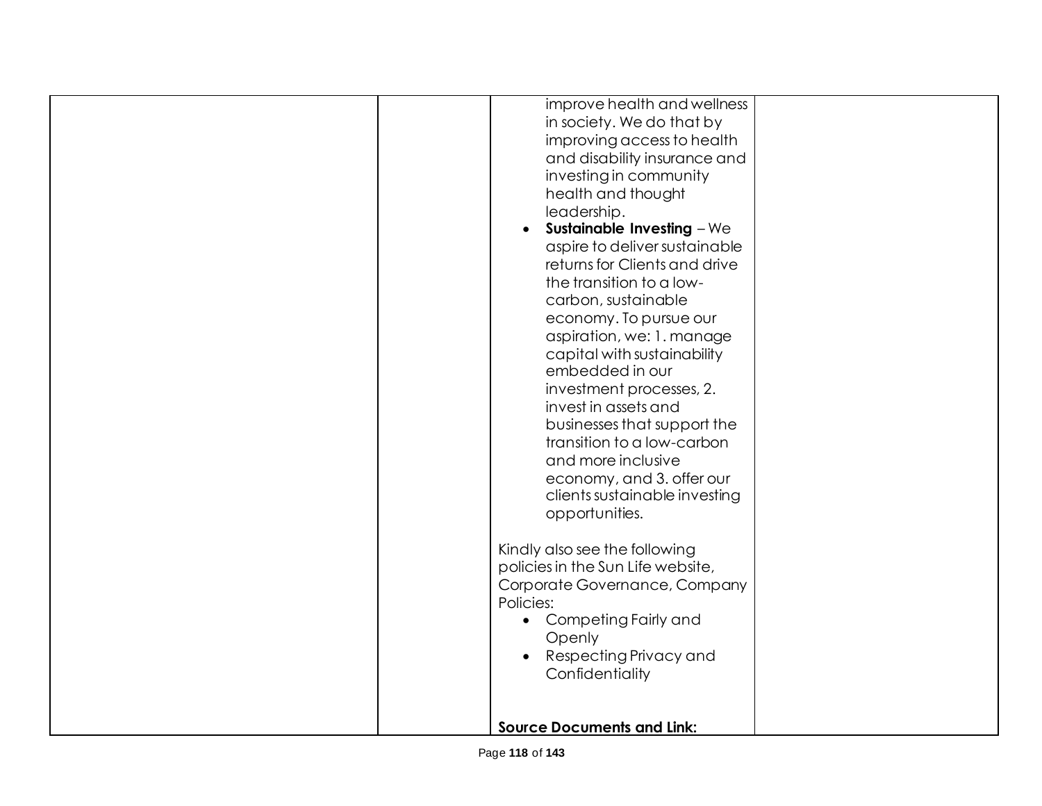| | | improve health and wellness in society. We do that by improving access to health and disability insurance and investing in community health and thought leadership.<br>• **Sustainable Investing** – We aspire to deliver sustainable returns for Clients and drive the transition to a low-carbon, sustainable economy. To pursue our aspiration, we: 1. manage capital with sustainability embedded in our investment processes, 2. invest in assets and businesses that support the transition to a low-carbon and more inclusive economy, and 3. offer our clients sustainable investing opportunities.<br><br>Kindly also see the following policies in the Sun Life website, Corporate Governance, Company Policies:<br>• Competing Fairly and Openly<br>• Respecting Privacy and Confidentiality<br><br>**Source Documents and Link:** | |
|---|---|---|---|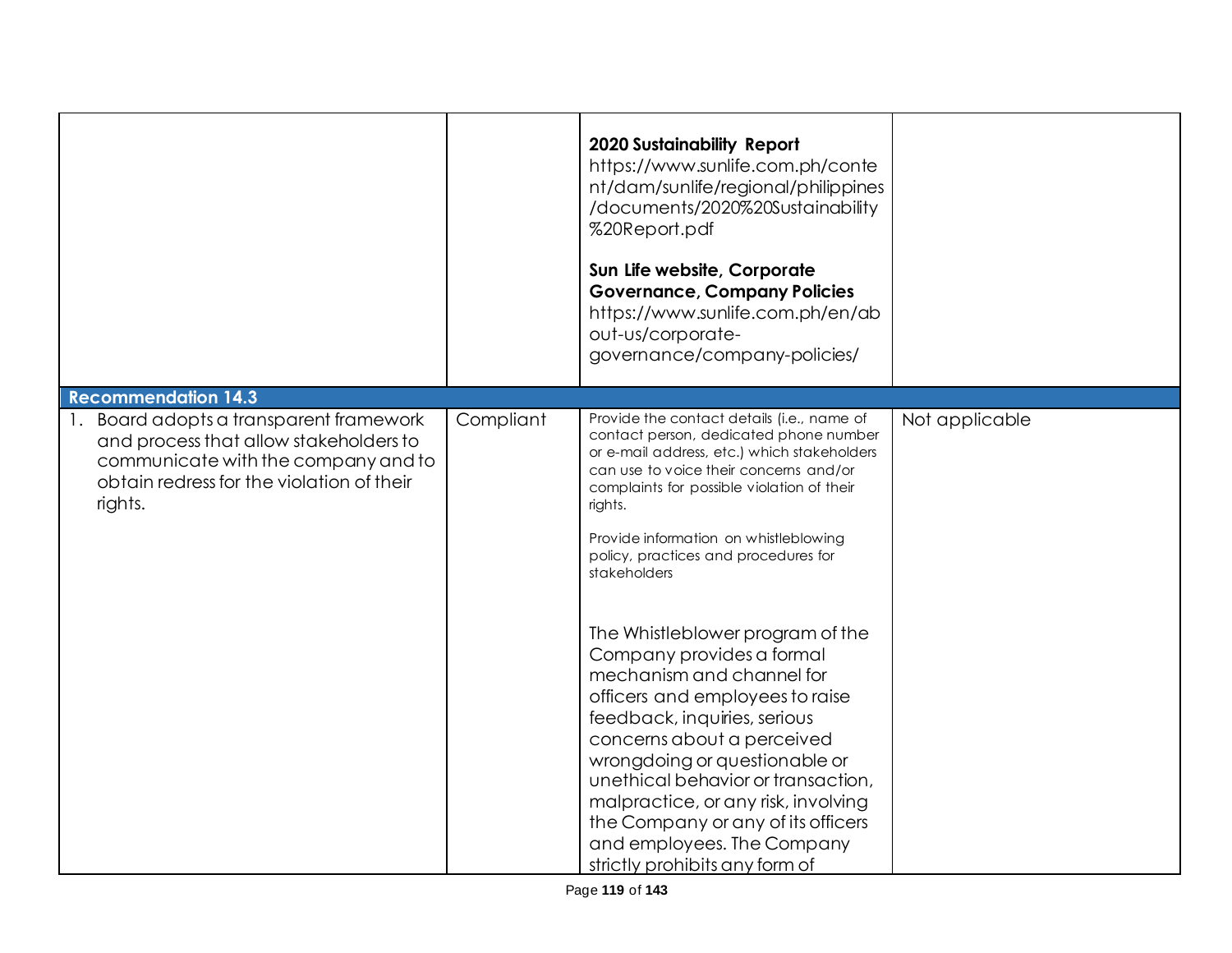| | | | |
|---|---|---|---|
| | | **2020 Sustainability Report** https://www.sunlife.com.ph/content/dam/sunlife/regional/philippines/documents/2020%20Sustainability%20Report.pdf<br><br>**Sun Life website, Corporate Governance, Company Policies** https://www.sunlife.com.ph/en/about-us/corporate-governance/company-policies/ | |
| **Recommendation 14.3** | | | |
| 1. Board adopts a transparent framework and process that allow stakeholders to communicate with the company and to obtain redress for the violation of their rights. | Compliant | Provide the contact details (i.e., name of contact person, dedicated phone number or e-mail address, etc.) which stakeholders can use to voice their concerns and/or complaints for possible violation of their rights.<br><br>Provide information on whistleblowing policy, practices and procedures for stakeholders<br><br>The Whistleblower program of the Company provides a formal mechanism and channel for officers and employees to raise feedback, inquiries, serious concerns about a perceived wrongdoing or questionable or unethical behavior or transaction, malpractice, or any risk, involving the Company or any of its officers and employees. The Company strictly prohibits any form of | Not applicable |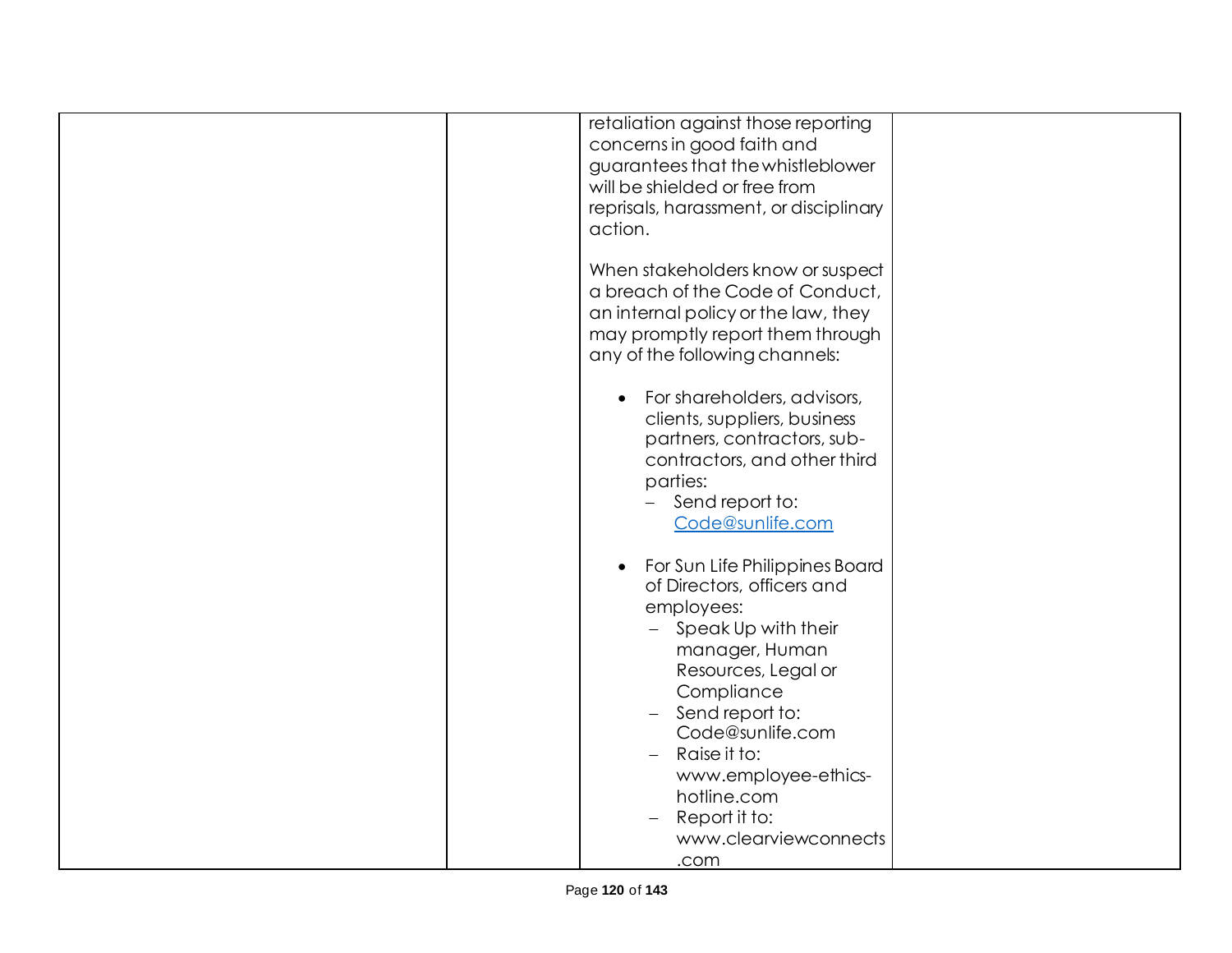|  |  | retaliation against those reporting concerns in good faith and guarantees that the whistleblower will be shielded or free from reprisals, harassment, or disciplinary action.<br><br>When stakeholders know or suspect a breach of the Code of Conduct, an internal policy or the law, they may promptly report them through any of the following channels:<br><br>• For shareholders, advisors, clients, suppliers, business partners, contractors, sub-contractors, and other third parties:<br>– Send report to: Code@sunlife.com<br><br>• For Sun Life Philippines Board of Directors, officers and employees:<br>– Speak Up with their manager, Human Resources, Legal or Compliance<br>– Send report to: Code@sunlife.com<br>– Raise it to: www.employee-ethics-hotline.com<br>– Report it to: www.clearviewconnects.com |  |
|---|---|---|---|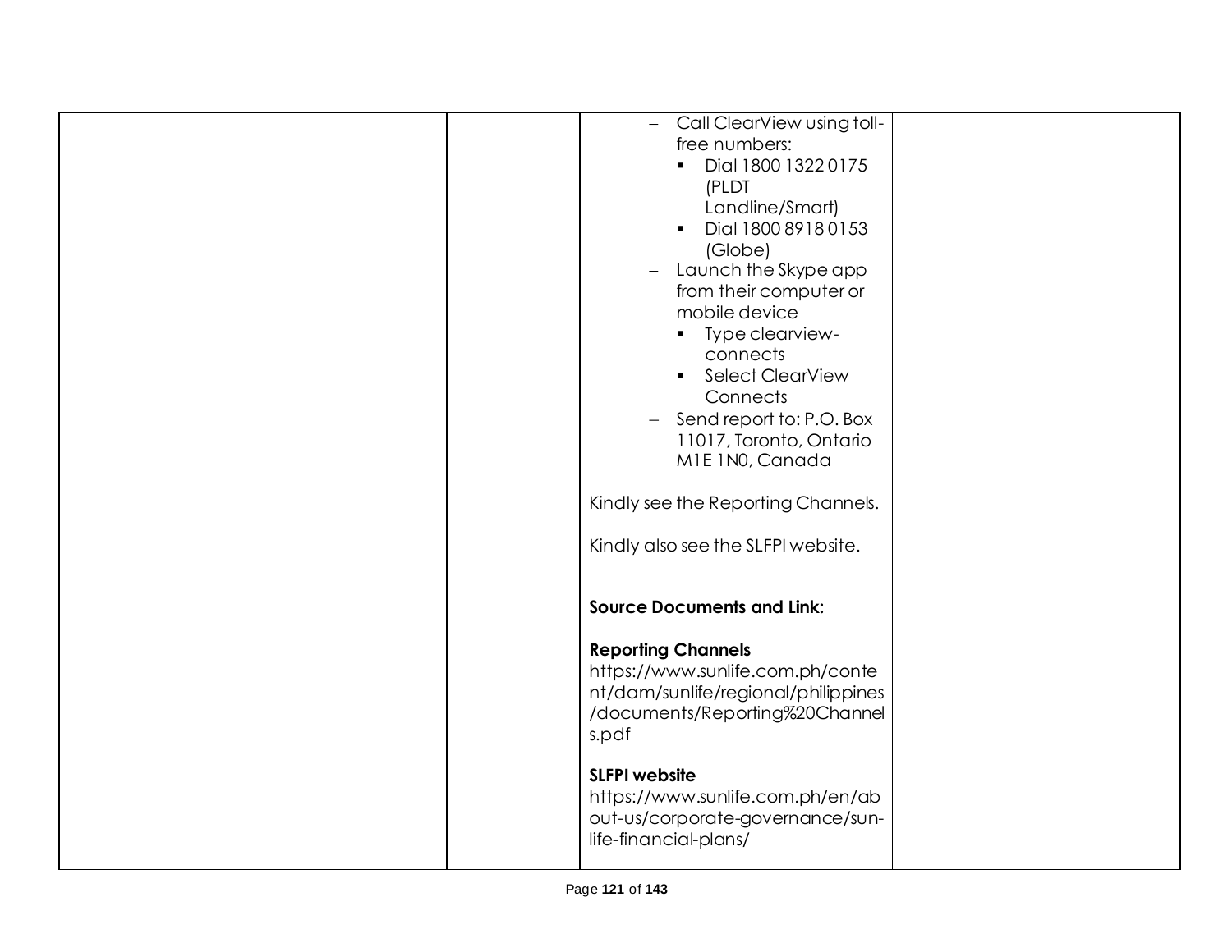| | | – Call ClearView using toll-free numbers:<br>▪ Dial 1800 1322 0175 (PLDT Landline/Smart)<br>▪ Dial 1800 8918 0153 (Globe)<br>– Launch the Skype app from their computer or mobile device<br>▪ Type clearview-connects<br>▪ Select ClearView Connects<br>– Send report to: P.O. Box 11017, Toronto, Ontario M1E 1N0, Canada<br><br>Kindly see the Reporting Channels.<br><br>Kindly also see the SLFPI website.<br><br>**Source Documents and Link:**<br><br>**Reporting Channels**<br>https://www.sunlife.com.ph/content/dam/sunlife/regional/philippines/documents/Reporting%20Channels.pdf<br><br>**SLFPI website**<br>https://www.sunlife.com.ph/en/about-us/corporate-governance/sun-life-financial-plans/ | |
|---|---|---|---|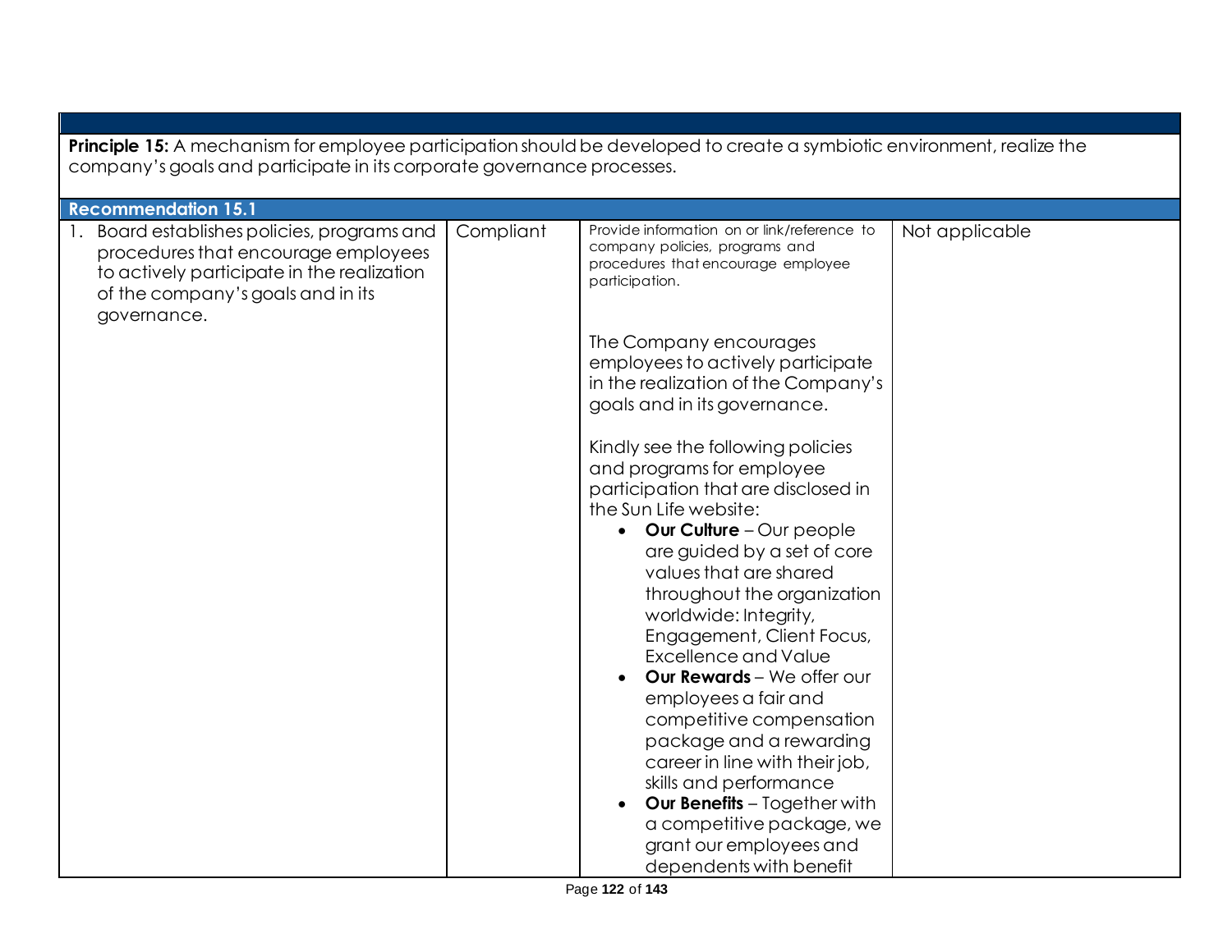| | | | |
|---|---|---|---|
| **Principle 15:** A mechanism for employee participation should be developed to create a symbiotic environment, realize the company's goals and participate in its corporate governance processes. | | | |
| **Recommendation 15.1** | | | |
| 1. Board establishes policies, programs and procedures that encourage employees to actively participate in the realization of the company's goals and in its governance. | Compliant | Provide information on or link/reference to company policies, programs and procedures that encourage employee participation.<br><br>The Company encourages employees to actively participate in the realization of the Company's goals and in its governance.<br><br>Kindly see the following policies and programs for employee participation that are disclosed in the Sun Life website:<br>• **Our Culture** – Our people are guided by a set of core values that are shared throughout the organization worldwide: Integrity, Engagement, Client Focus, Excellence and Value<br>• **Our Rewards** – We offer our employees a fair and competitive compensation package and a rewarding career in line with their job, skills and performance<br>• **Our Benefits** – Together with a competitive package, we grant our employees and dependents with benefit | Not applicable |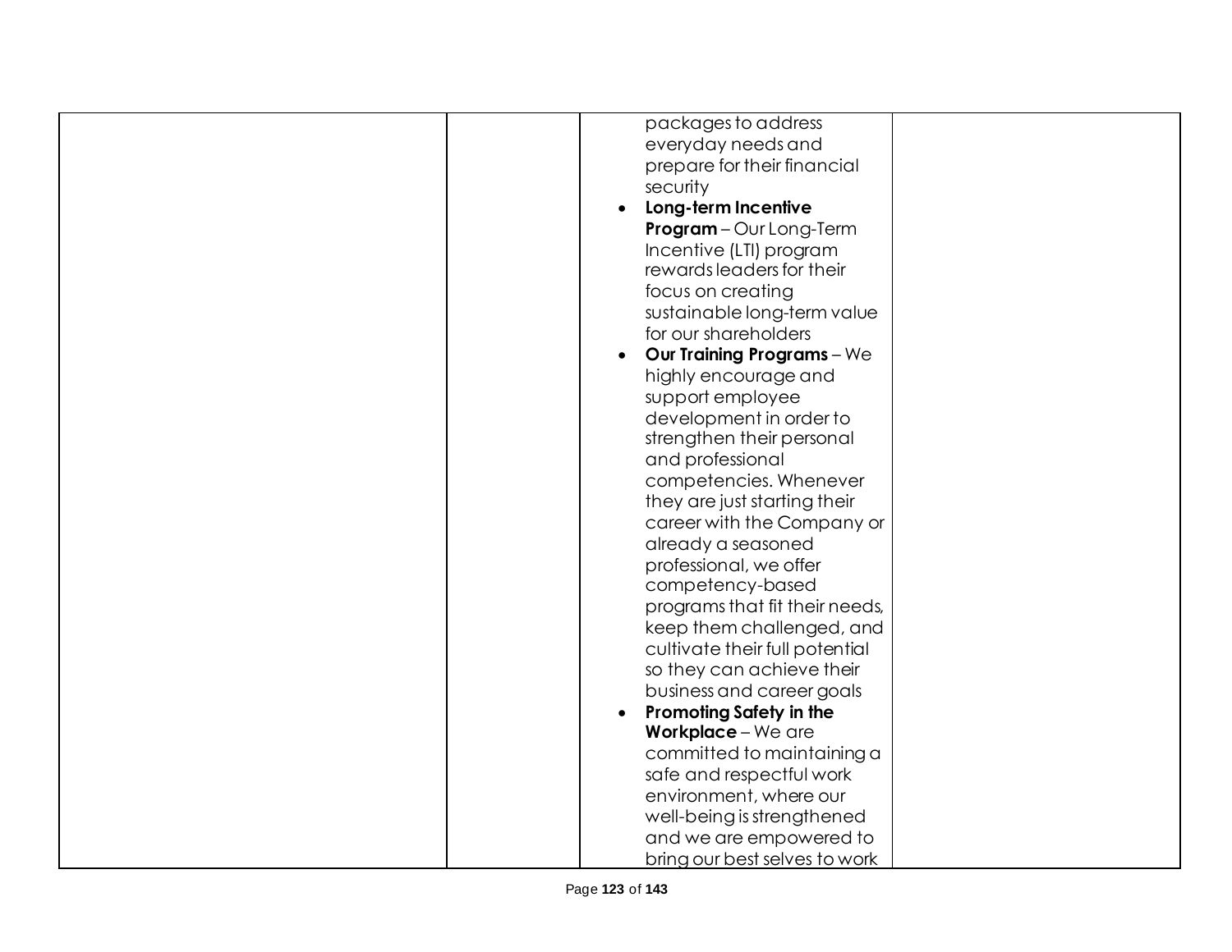| | | | |
|---|---|---|---|
| | | packages to address everyday needs and prepare for their financial security<br>• **Long-term Incentive Program** – Our Long-Term Incentive (LTI) program rewards leaders for their focus on creating sustainable long-term value for our shareholders<br>• **Our Training Programs** – We highly encourage and support employee development in order to strengthen their personal and professional competencies. Whenever they are just starting their career with the Company or already a seasoned professional, we offer competency-based programs that fit their needs, keep them challenged, and cultivate their full potential so they can achieve their business and career goals<br>• **Promoting Safety in the Workplace** – We are committed to maintaining a safe and respectful work environment, where our well-being is strengthened and we are empowered to bring our best selves to work | |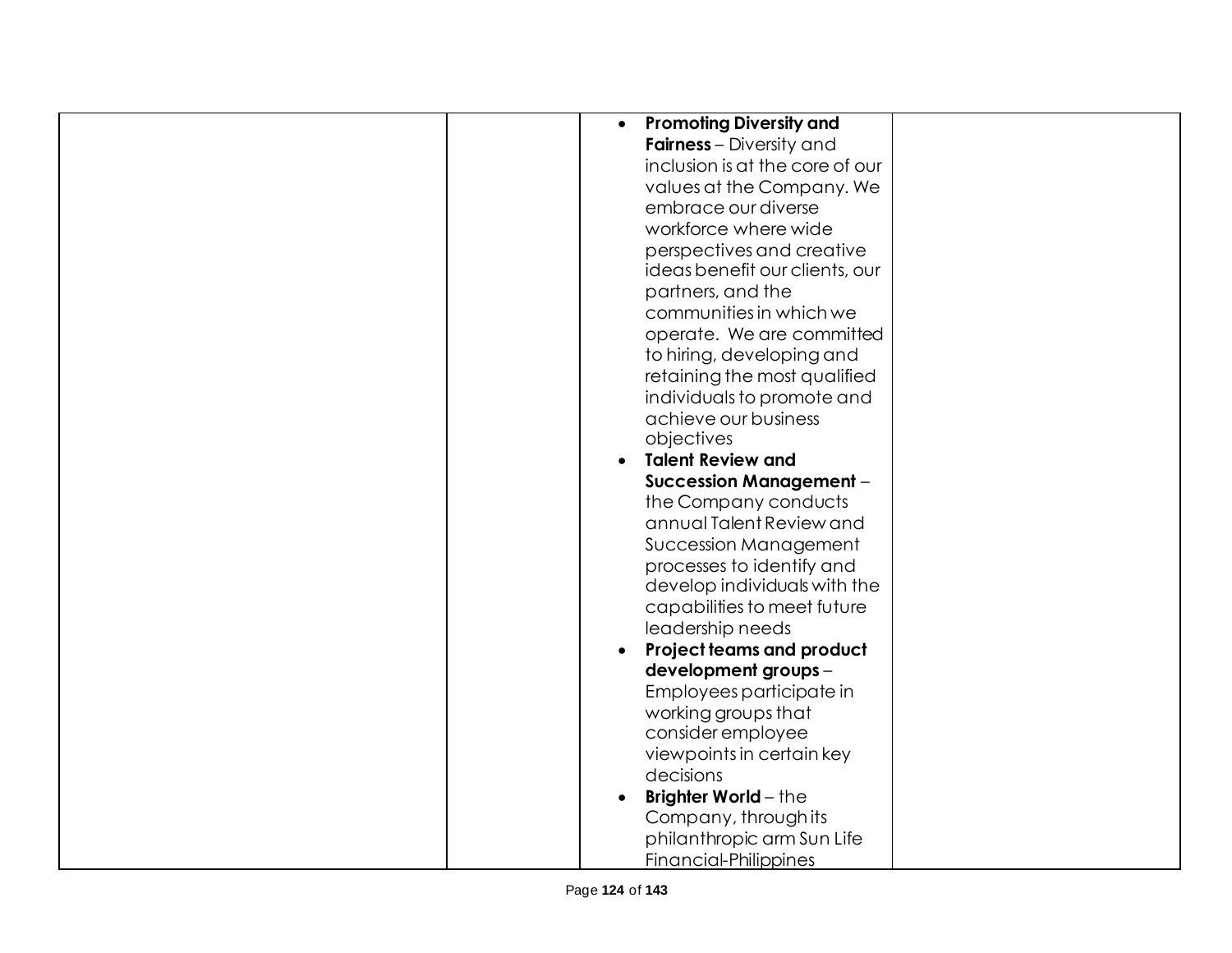|  |  |  |  |
|---|---|---|---|
|  |  | • **Promoting Diversity and Fairness** – Diversity and inclusion is at the core of our values at the Company. We embrace our diverse workforce where wide perspectives and creative ideas benefit our clients, our partners, and the communities in which we operate. We are committed to hiring, developing and retaining the most qualified individuals to promote and achieve our business objectives<br>• **Talent Review and Succession Management** – the Company conducts annual Talent Review and Succession Management processes to identify and develop individuals with the capabilities to meet future leadership needs<br>• **Project teams and product development groups** – Employees participate in working groups that consider employee viewpoints in certain key decisions<br>• **Brighter World** – the Company, through its philanthropic arm Sun Life Financial-Philippines |  |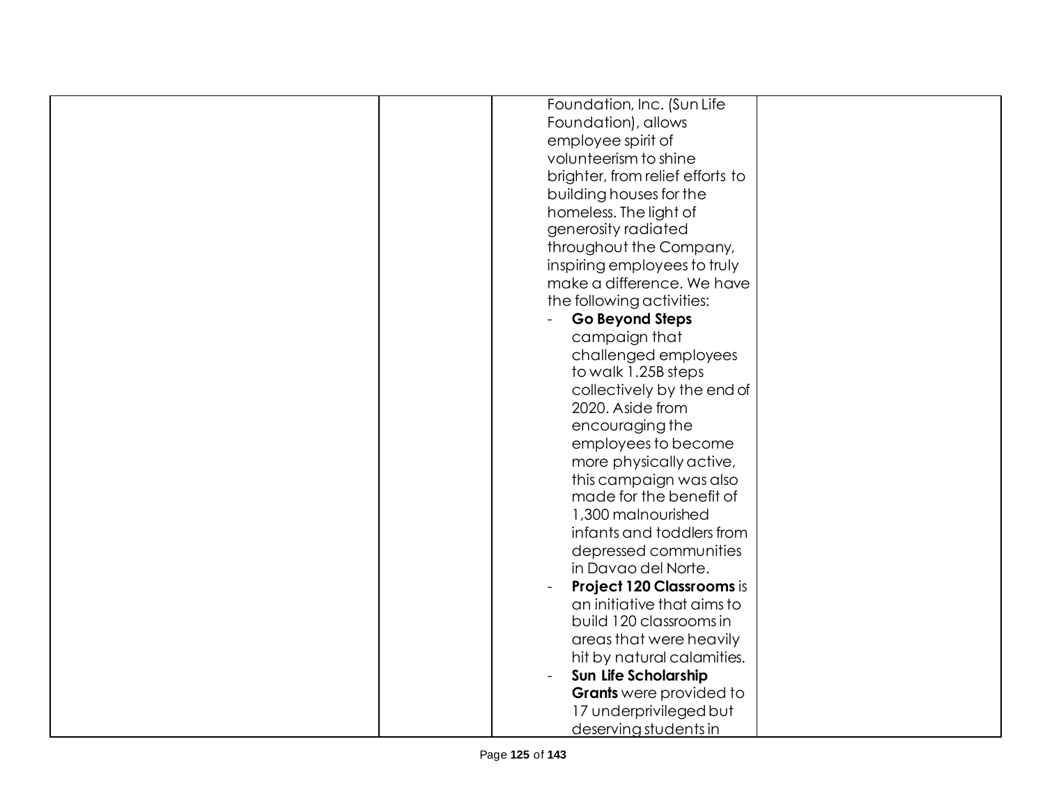|  |  | Foundation, Inc. (Sun Life Foundation), allows employee spirit of volunteerism to shine brighter, from relief efforts to building houses for the homeless. The light of generosity radiated throughout the Company, inspiring employees to truly make a difference. We have the following activities:<br>- **Go Beyond Steps** campaign that challenged employees to walk 1.25B steps collectively by the end of 2020. Aside from encouraging the employees to become more physically active, this campaign was also made for the benefit of 1,300 malnourished infants and toddlers from depressed communities in Davao del Norte.<br>- **Project 120 Classrooms** is an initiative that aims to build 120 classrooms in areas that were heavily hit by natural calamities.<br>- **Sun Life Scholarship Grants** were provided to 17 underprivileged but deserving students in |  |
|---|---|---|---|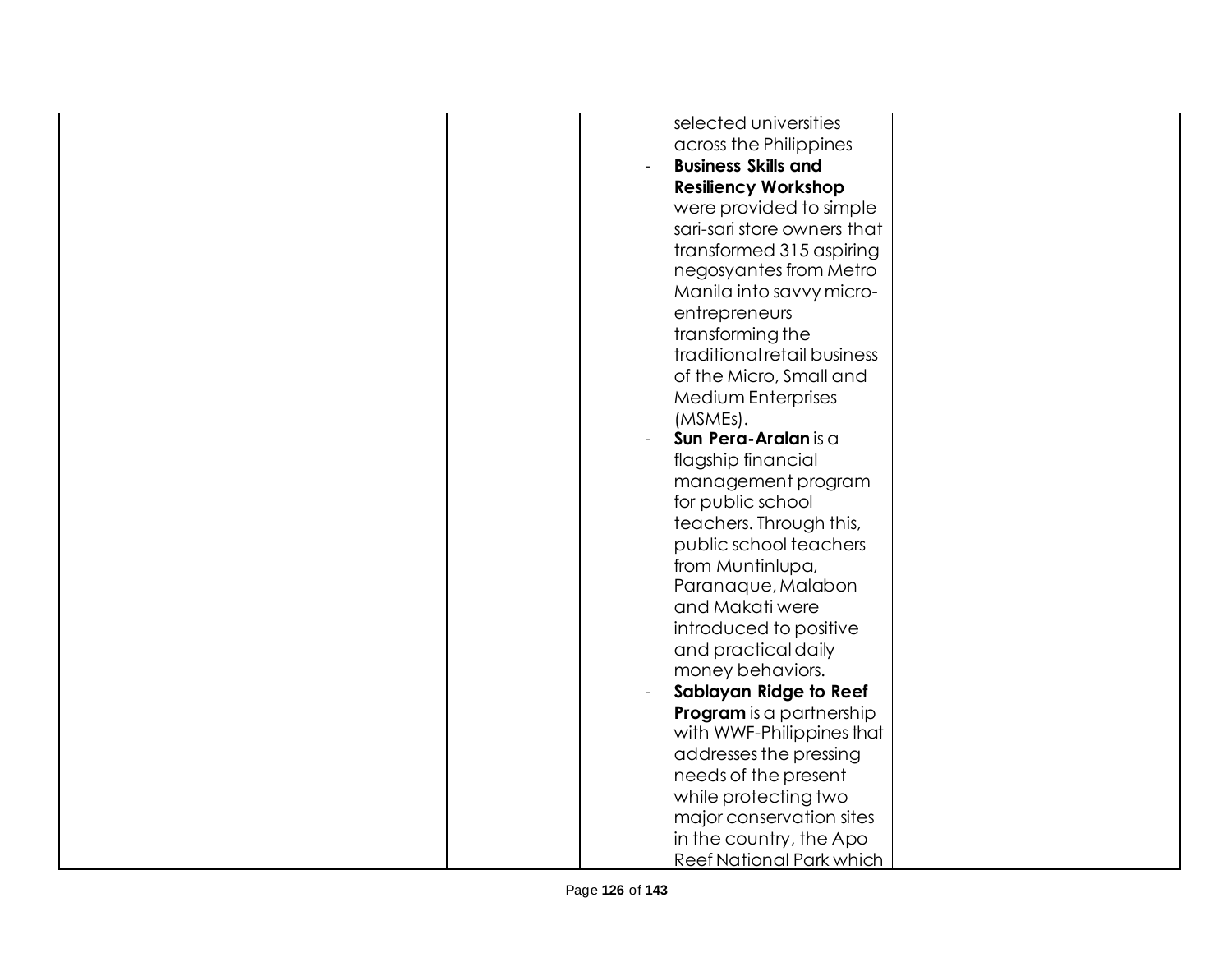| | | selected universities across the Philippines<br>- **Business Skills and Resiliency Workshop** were provided to simple sari-sari store owners that transformed 315 aspiring negosyantes from Metro Manila into savvy micro-entrepreneurs transforming the traditional retail business of the Micro, Small and Medium Enterprises (MSMEs).<br>- **Sun Pera-Aralan** is a flagship financial management program for public school teachers. Through this, public school teachers from Muntinlupa, Paranaque, Malabon and Makati were introduced to positive and practical daily money behaviors.<br>- **Sablayan Ridge to Reef Program** is a partnership with WWF-Philippines that addresses the pressing needs of the present while protecting two major conservation sites in the country, the Apo Reef National Park which | |
|---|---|---|---|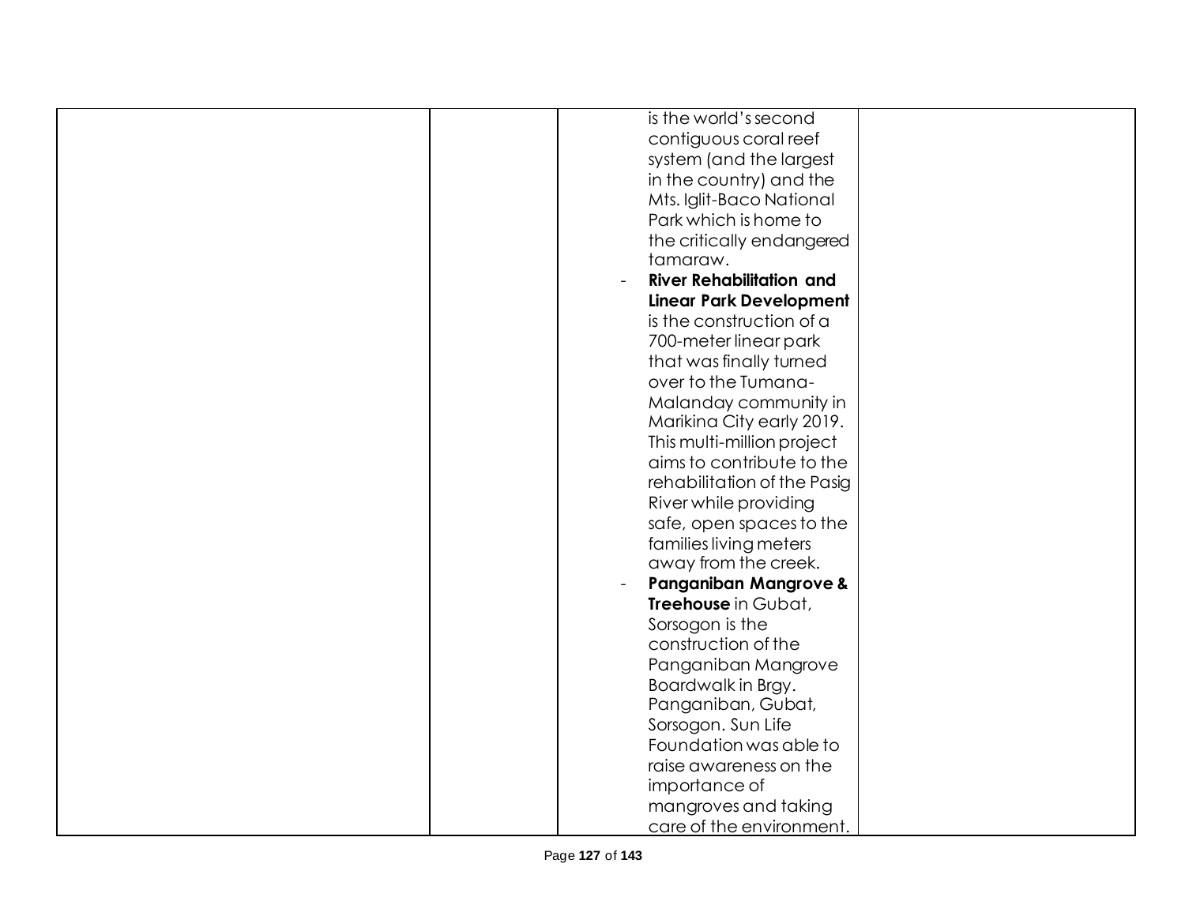| | | | |
|---|---|---|---|
| | | is the world's second contiguous coral reef system (and the largest in the country) and the Mts. Iglit-Baco National Park which is home to the critically endangered tamaraw.<br>- **River Rehabilitation and Linear Park Development** is the construction of a 700-meter linear park that was finally turned over to the Tumana-Malanday community in Marikina City early 2019. This multi-million project aims to contribute to the rehabilitation of the Pasig River while providing safe, open spaces to the families living meters away from the creek.<br>- **Panganiban Mangrove & Treehouse** in Gubat, Sorsogon is the construction of the Panganiban Mangrove Boardwalk in Brgy. Panganiban, Gubat, Sorsogon. Sun Life Foundation was able to raise awareness on the importance of mangroves and taking care of the environment. | |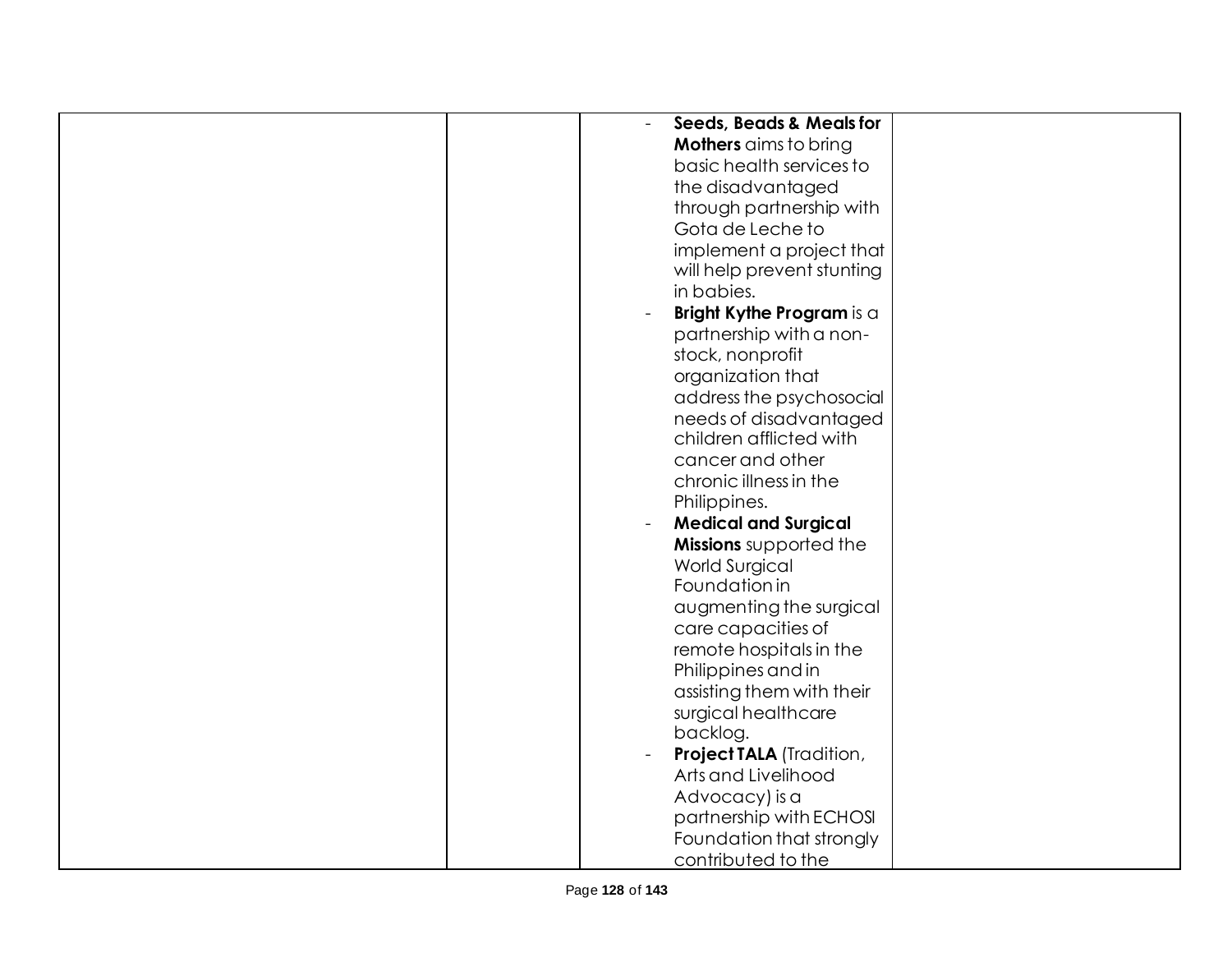|  |  | - **Seeds, Beads & Meals for Mothers** aims to bring basic health services to the disadvantaged through partnership with Gota de Leche to implement a project that will help prevent stunting in babies.<br>- **Bright Kythe Program** is a partnership with a non-stock, nonprofit organization that address the psychosocial needs of disadvantaged children afflicted with cancer and other chronic illness in the Philippines.<br>- **Medical and Surgical Missions** supported the World Surgical Foundation in augmenting the surgical care capacities of remote hospitals in the Philippines and in assisting them with their surgical healthcare backlog.<br>- **Project TALA** (Tradition, Arts and Livelihood Advocacy) is a partnership with ECHOSI Foundation that strongly contributed to the |  |
|---|---|---|---|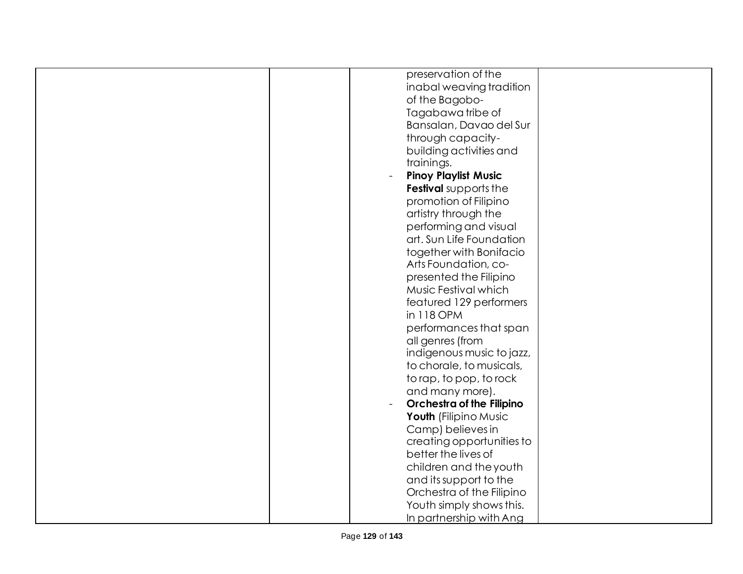| | | | |
|---|---|---|---|
| | | preservation of the inabal weaving tradition of the Bagobo-Tagabawa tribe of Bansalan, Davao del Sur through capacity-building activities and trainings.<br>- **Pinoy Playlist Music Festival** supports the promotion of Filipino artistry through the performing and visual art. Sun Life Foundation together with Bonifacio Arts Foundation, co-presented the Filipino Music Festival which featured 129 performers in 118 OPM performances that span all genres (from indigenous music to jazz, to chorale, to musicals, to rap, to pop, to rock and many more).<br>- **Orchestra of the Filipino Youth** (Filipino Music Camp) believes in creating opportunities to better the lives of children and the youth and its support to the Orchestra of the Filipino Youth simply shows this. In partnership with Ang | |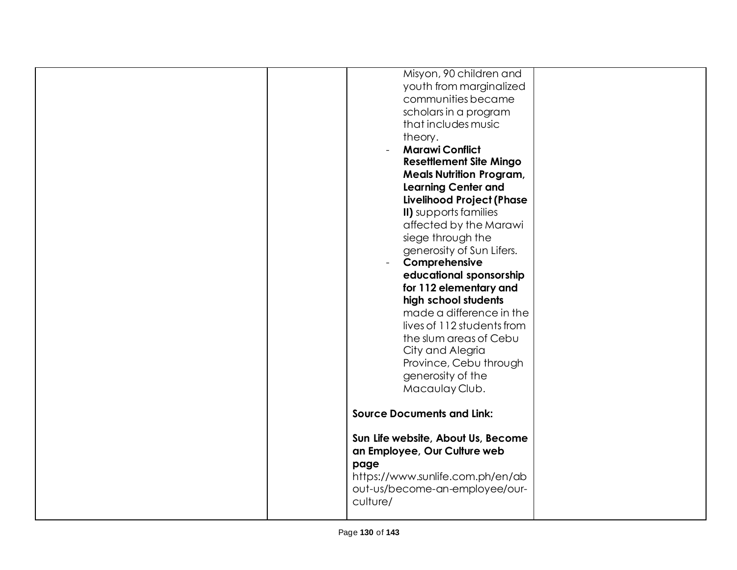| | | Misyon, 90 children and youth from marginalized communities became scholars in a program that includes music theory.<br>- **Marawi Conflict Resettlement Site Mingo Meals Nutrition Program, Learning Center and Livelihood Project (Phase II)** supports families affected by the Marawi siege through the generosity of Sun Lifers.<br>- **Comprehensive educational sponsorship for 112 elementary and high school students** made a difference in the lives of 112 students from the slum areas of Cebu City and Alegria Province, Cebu through generosity of the Macaulay Club.<br><br>**Source Documents and Link:**<br><br>**Sun Life website, About Us, Become an Employee, Our Culture web page**<br>https://www.sunlife.com.ph/en/about-us/become-an-employee/our-culture/ | |
|---|---|---|---|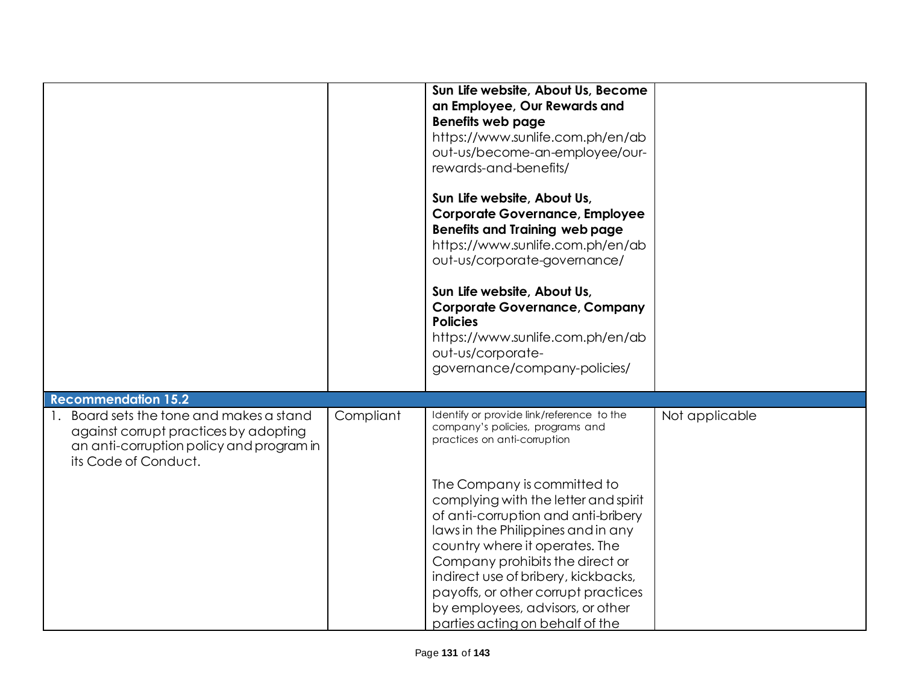| | | | |
|---|---|---|---|
| | | **Sun Life website, About Us, Become an Employee, Our Rewards and Benefits web page**<br>https://www.sunlife.com.ph/en/about-us/become-an-employee/our-rewards-and-benefits/<br><br>**Sun Life website, About Us, Corporate Governance, Employee Benefits and Training web page**<br>https://www.sunlife.com.ph/en/about-us/corporate-governance/<br><br>**Sun Life website, About Us, Corporate Governance, Company Policies**<br>https://www.sunlife.com.ph/en/about-us/corporate-governance/company-policies/ | |
| **Recommendation 15.2** | | | |
| 1. Board sets the tone and makes a stand against corrupt practices by adopting an anti-corruption policy and program in its Code of Conduct. | Compliant | Identify or provide link/reference to the company's policies, programs and practices on anti-corruption<br><br>The Company is committed to complying with the letter and spirit of anti-corruption and anti-bribery laws in the Philippines and in any country where it operates. The Company prohibits the direct or indirect use of bribery, kickbacks, payoffs, or other corrupt practices by employees, advisors, or other parties acting on behalf of the | Not applicable |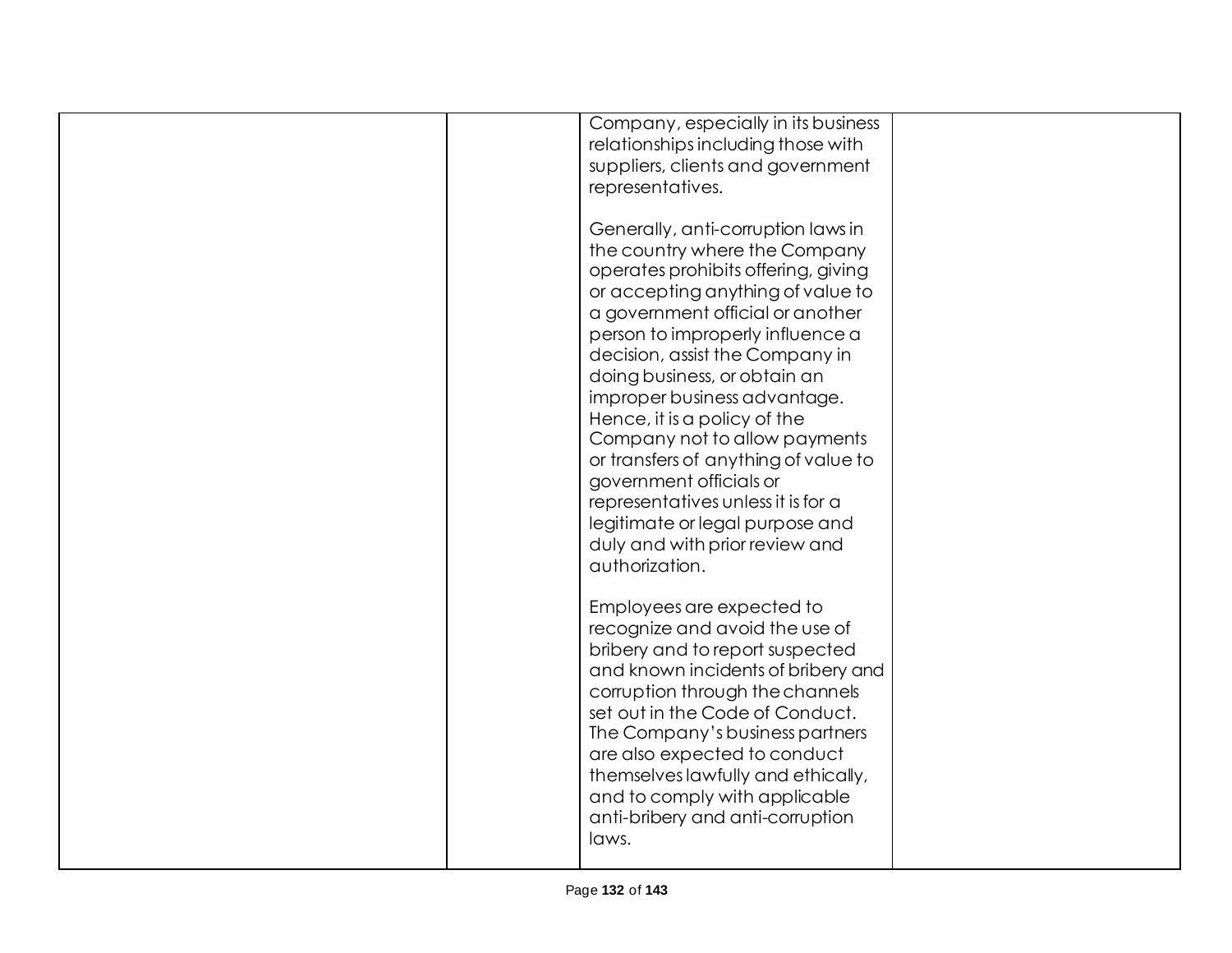|  |  |  |  |
|---|---|---|---|
|  |  | Company, especially in its business relationships including those with suppliers, clients and government representatives.<br><br>Generally, anti-corruption laws in the country where the Company operates prohibits offering, giving or accepting anything of value to a government official or another person to improperly influence a decision, assist the Company in doing business, or obtain an improper business advantage. Hence, it is a policy of the Company not to allow payments or transfers of anything of value to government officials or representatives unless it is for a legitimate or legal purpose and duly and with prior review and authorization.<br><br>Employees are expected to recognize and avoid the use of bribery and to report suspected and known incidents of bribery and corruption through the channels set out in the Code of Conduct. The Company's business partners are also expected to conduct themselves lawfully and ethically, and to comply with applicable anti-bribery and anti-corruption laws. |  |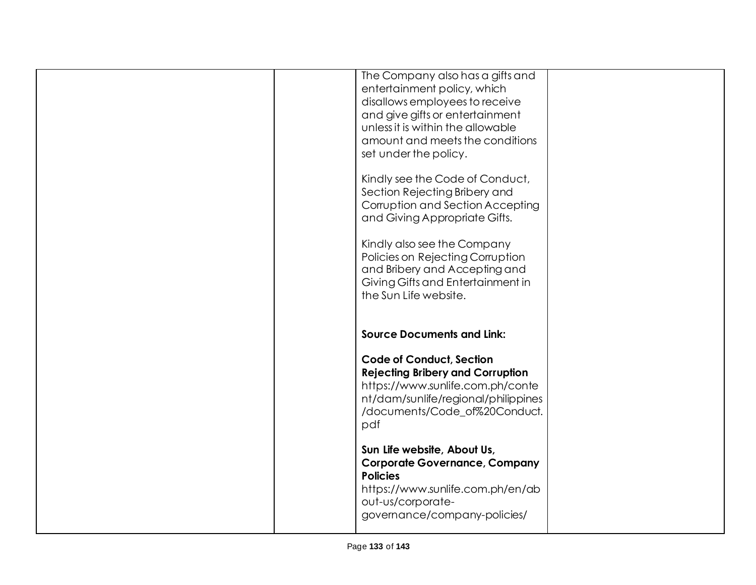| | | | |
|---|---|---|---|
| | | The Company also has a gifts and entertainment policy, which disallows employees to receive and give gifts or entertainment unless it is within the allowable amount and meets the conditions set under the policy.<br><br>Kindly see the Code of Conduct, Section Rejecting Bribery and Corruption and Section Accepting and Giving Appropriate Gifts.<br><br>Kindly also see the Company Policies on Rejecting Corruption and Bribery and Accepting and Giving Gifts and Entertainment in the Sun Life website.<br><br>**Source Documents and Link:**<br><br>**Code of Conduct, Section Rejecting Bribery and Corruption**<br>https://www.sunlife.com.ph/content/dam/sunlife/regional/philippines/documents/Code_of%20Conduct.pdf<br><br>**Sun Life website, About Us, Corporate Governance, Company Policies**<br>https://www.sunlife.com.ph/en/about-us/corporate-governance/company-policies/ | |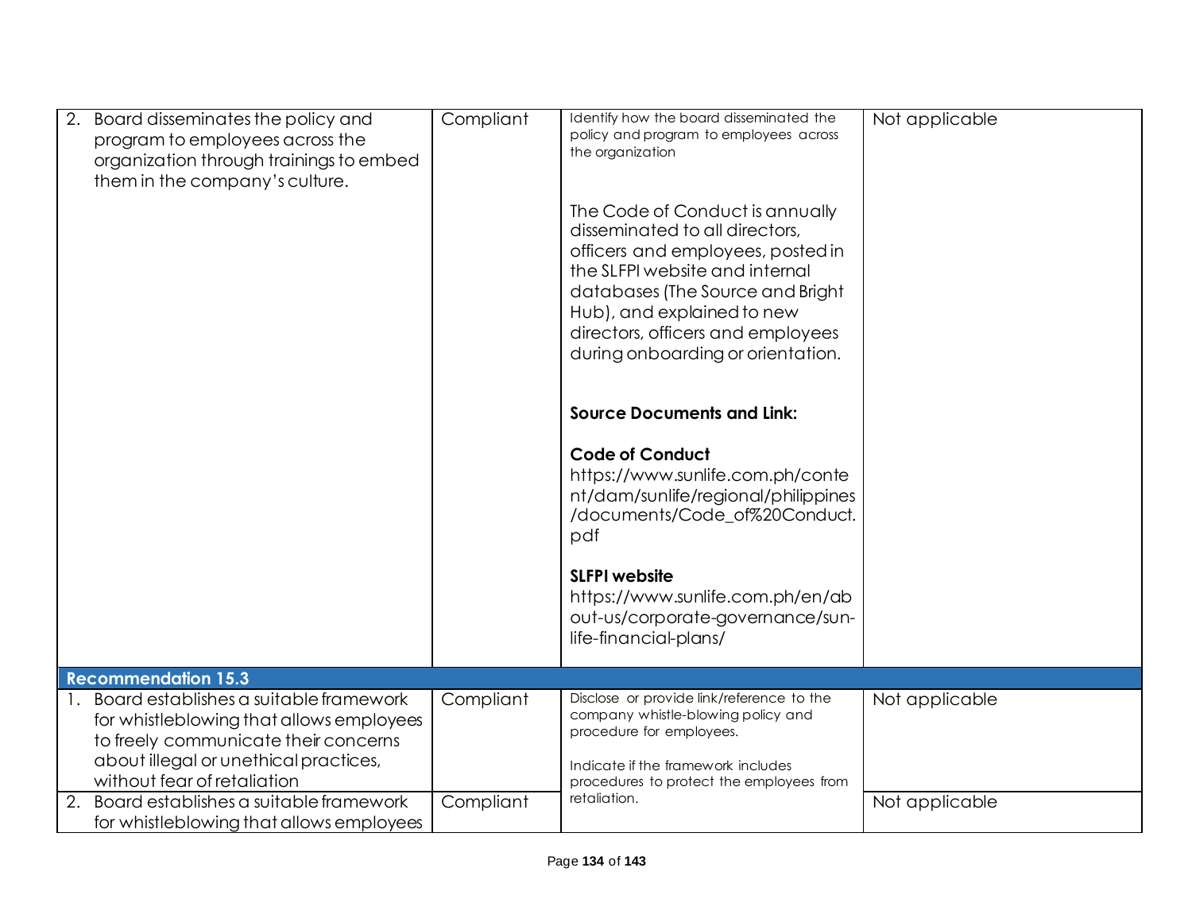| | | | |
|---|---|---|---|
| 2. Board disseminates the policy and program to employees across the organization through trainings to embed them in the company's culture. | Compliant | Identify how the board disseminated the policy and program to employees across the organization<br><br>The Code of Conduct is annually disseminated to all directors, officers and employees, posted in the SLFPI website and internal databases (The Source and Bright Hub), and explained to new directors, officers and employees during onboarding or orientation.<br><br>**Source Documents and Link:**<br><br>**Code of Conduct**<br>https://www.sunlife.com.ph/content/dam/sunlife/regional/philippines/documents/Code_of%20Conduct.pdf<br><br>**SLFPI website**<br>https://www.sunlife.com.ph/en/about-us/corporate-governance/sun-life-financial-plans/ | Not applicable |
| **Recommendation 15.3** | | | |
| 1. Board establishes a suitable framework for whistleblowing that allows employees to freely communicate their concerns about illegal or unethical practices, without fear of retaliation | Compliant | Disclose or provide link/reference to the company whistle-blowing policy and procedure for employees.<br><br>Indicate if the framework includes procedures to protect the employees from retaliation. | Not applicable |
| 2. Board establishes a suitable framework for whistleblowing that allows employees | Compliant | | Not applicable |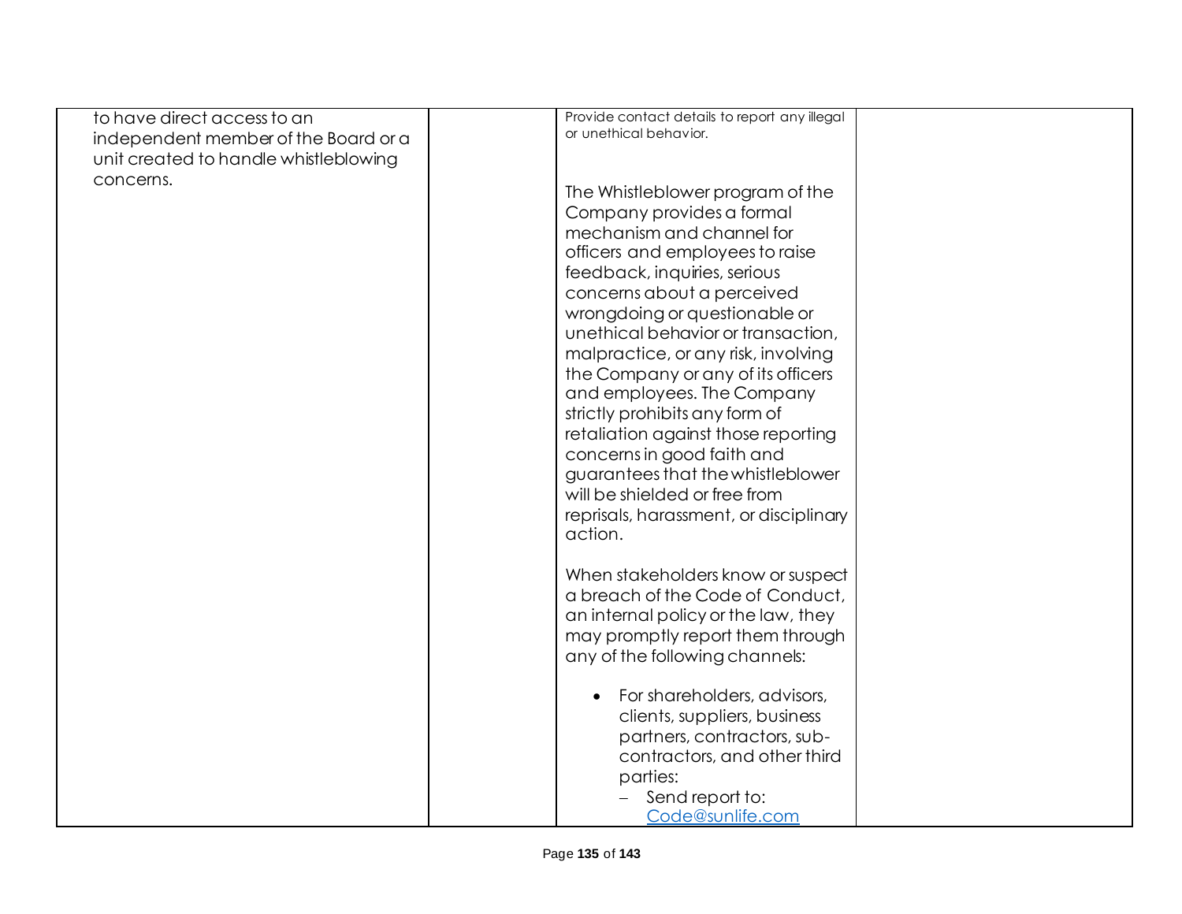| | | | |
|---|---|---|---|
| to have direct access to an independent member of the Board or a unit created to handle whistleblowing concerns. | | Provide contact details to report any illegal or unethical behavior.<br><br>The Whistleblower program of the Company provides a formal mechanism and channel for officers and employees to raise feedback, inquiries, serious concerns about a perceived wrongdoing or questionable or unethical behavior or transaction, malpractice, or any risk, involving the Company or any of its officers and employees. The Company strictly prohibits any form of retaliation against those reporting concerns in good faith and guarantees that the whistleblower will be shielded or free from reprisals, harassment, or disciplinary action.<br><br>When stakeholders know or suspect a breach of the Code of Conduct, an internal policy or the law, they may promptly report them through any of the following channels:<br><br>• For shareholders, advisors, clients, suppliers, business partners, contractors, sub-contractors, and other third parties:<br>– Send report to: Code@sunlife.com | |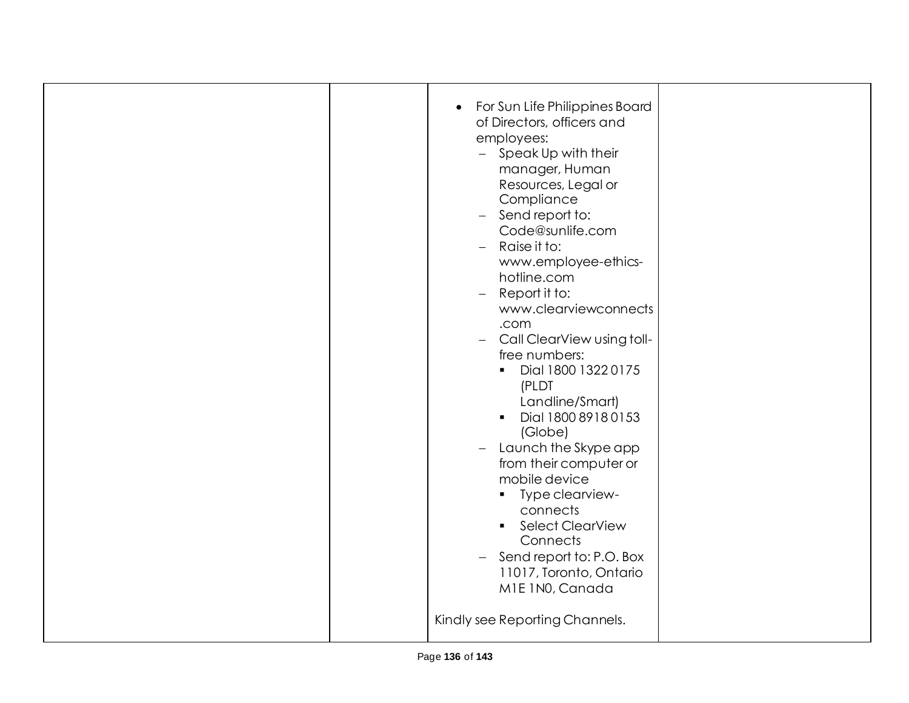|  |  |  |  |
|---|---|---|---|
|  |  | • For Sun Life Philippines Board of Directors, officers and employees:<br>– Speak Up with their manager, Human Resources, Legal or Compliance<br>– Send report to: Code@sunlife.com<br>– Raise it to: www.employee-ethics-hotline.com<br>– Report it to: www.clearviewconnects.com<br>– Call ClearView using toll-free numbers:<br>&nbsp;&nbsp;▪ Dial 1800 1322 0175 (PLDT Landline/Smart)<br>&nbsp;&nbsp;▪ Dial 1800 8918 0153 (Globe)<br>– Launch the Skype app from their computer or mobile device<br>&nbsp;&nbsp;▪ Type clearview-connects<br>&nbsp;&nbsp;▪ Select ClearView Connects<br>– Send report to: P.O. Box 11017, Toronto, Ontario M1E 1N0, Canada<br><br>Kindly see Reporting Channels. |  |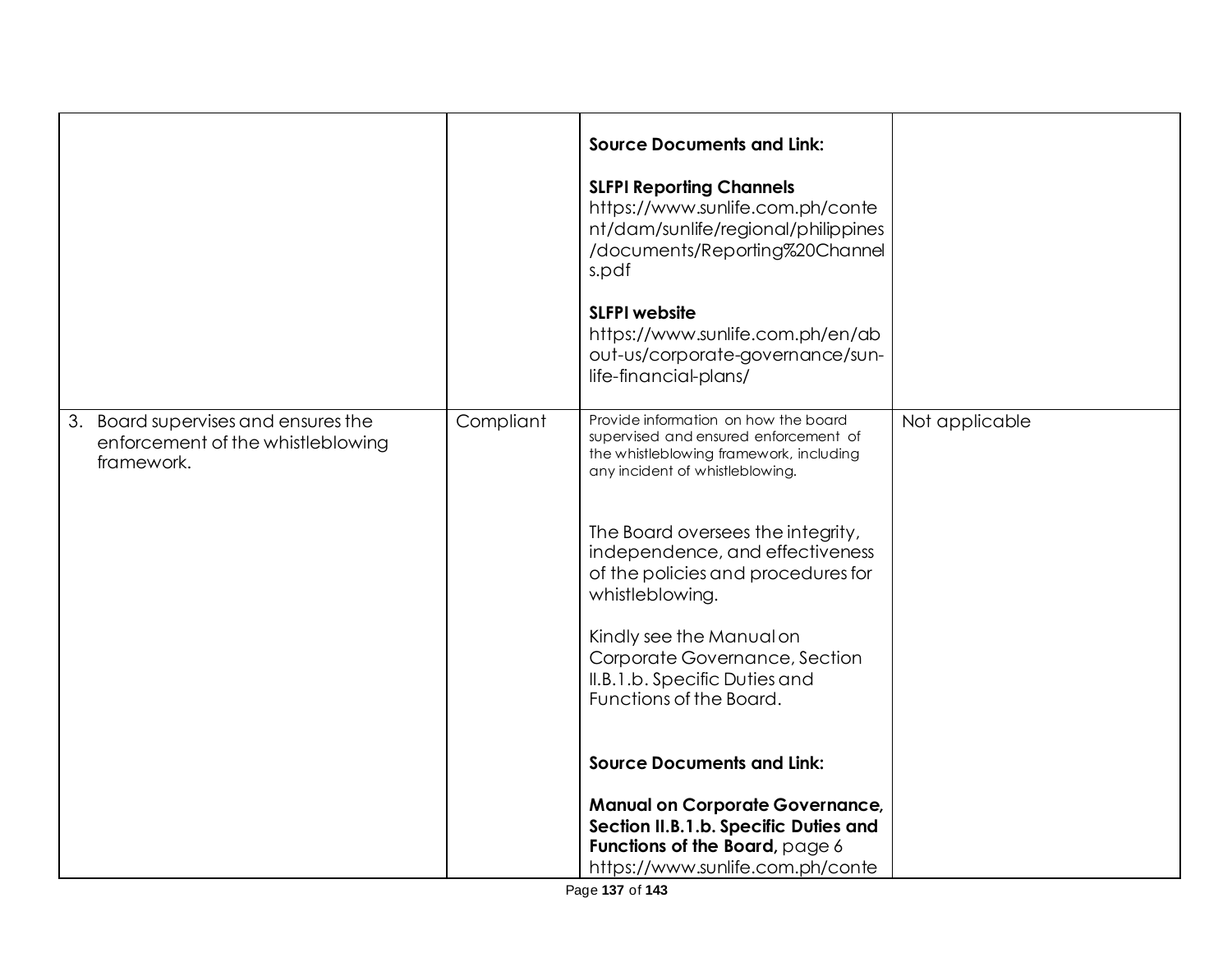| | | | |
|---|---|---|---|
| | | **Source Documents and Link:**<br><br>**SLFPI Reporting Channels**<br>https://www.sunlife.com.ph/content/dam/sunlife/regional/philippines/documents/Reporting%20Channels.pdf<br><br>**SLFPI website**<br>https://www.sunlife.com.ph/en/about-us/corporate-governance/sun-life-financial-plans/ | |
| 3. Board supervises and ensures the enforcement of the whistleblowing framework. | Compliant | Provide information on how the board supervised and ensured enforcement of the whistleblowing framework, including any incident of whistleblowing.<br><br>The Board oversees the integrity, independence, and effectiveness of the policies and procedures for whistleblowing.<br><br>Kindly see the Manual on Corporate Governance, Section II.B.1.b. Specific Duties and Functions of the Board.<br><br>**Source Documents and Link:**<br><br>**Manual on Corporate Governance, Section II.B.1.b. Specific Duties and Functions of the Board,** page 6<br>https://www.sunlife.com.ph/conte | Not applicable |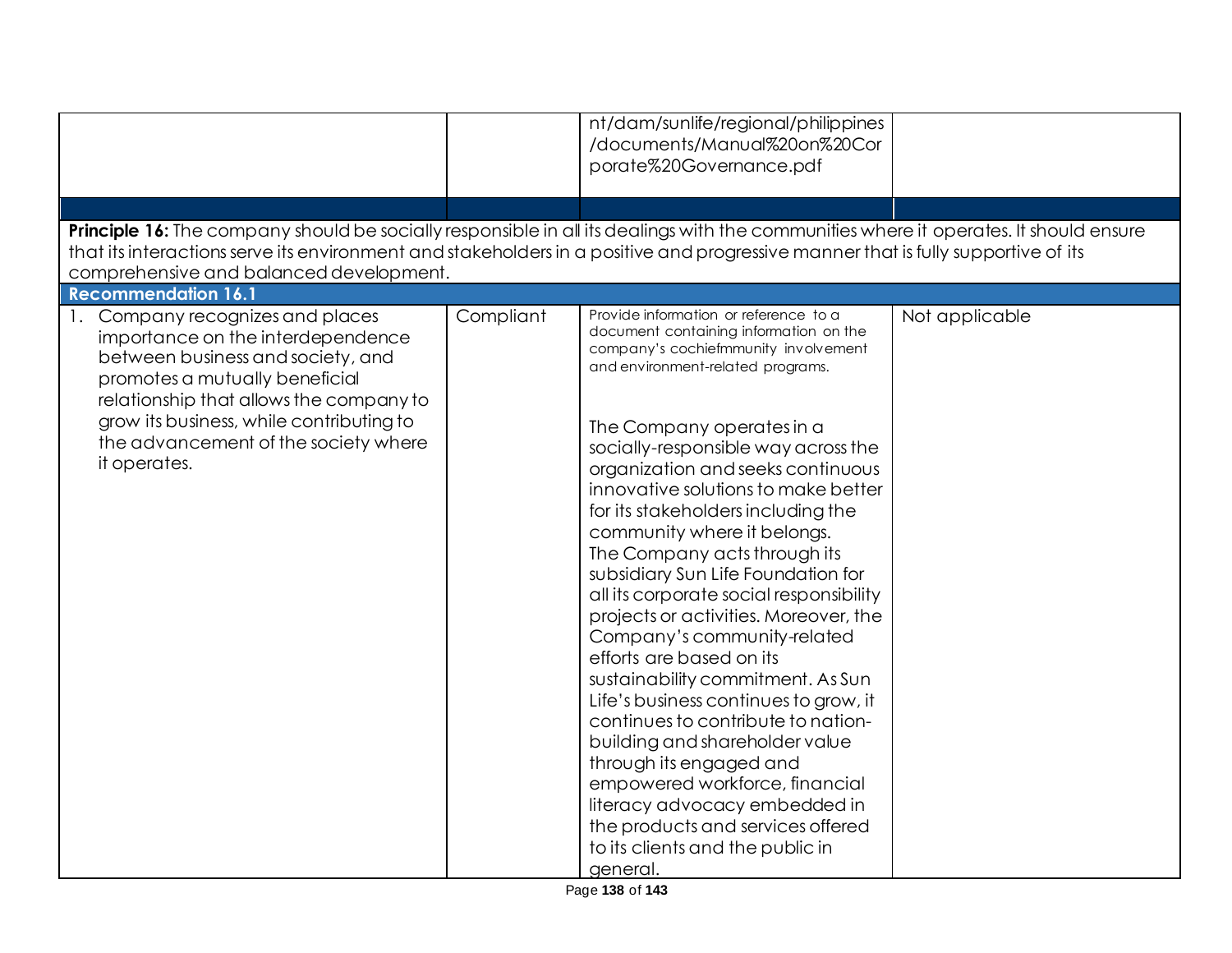| | | nt/dam/sunlife/regional/philippines/documents/Manual%20on%20Corporate%20Governance.pdf | |
|---|---|---|---|
| | | | |
| **Principle 16:** The company should be socially responsible in all its dealings with the communities where it operates. It should ensure that its interactions serve its environment and stakeholders in a positive and progressive manner that is fully supportive of its comprehensive and balanced development. | | | |
| **Recommendation 16.1** | | | |
| 1. Company recognizes and places importance on the interdependence between business and society, and promotes a mutually beneficial relationship that allows the company to grow its business, while contributing to the advancement of the society where it operates. | Compliant | Provide information or reference to a document containing information on the company's cochiefmmunity involvement and environment-related programs.<br><br>The Company operates in a socially-responsible way across the organization and seeks continuous innovative solutions to make better for its stakeholders including the community where it belongs. The Company acts through its subsidiary Sun Life Foundation for all its corporate social responsibility projects or activities. Moreover, the Company's community-related efforts are based on its sustainability commitment. As Sun Life's business continues to grow, it continues to contribute to nation-building and shareholder value through its engaged and empowered workforce, financial literacy advocacy embedded in the products and services offered to its clients and the public in general. | Not applicable |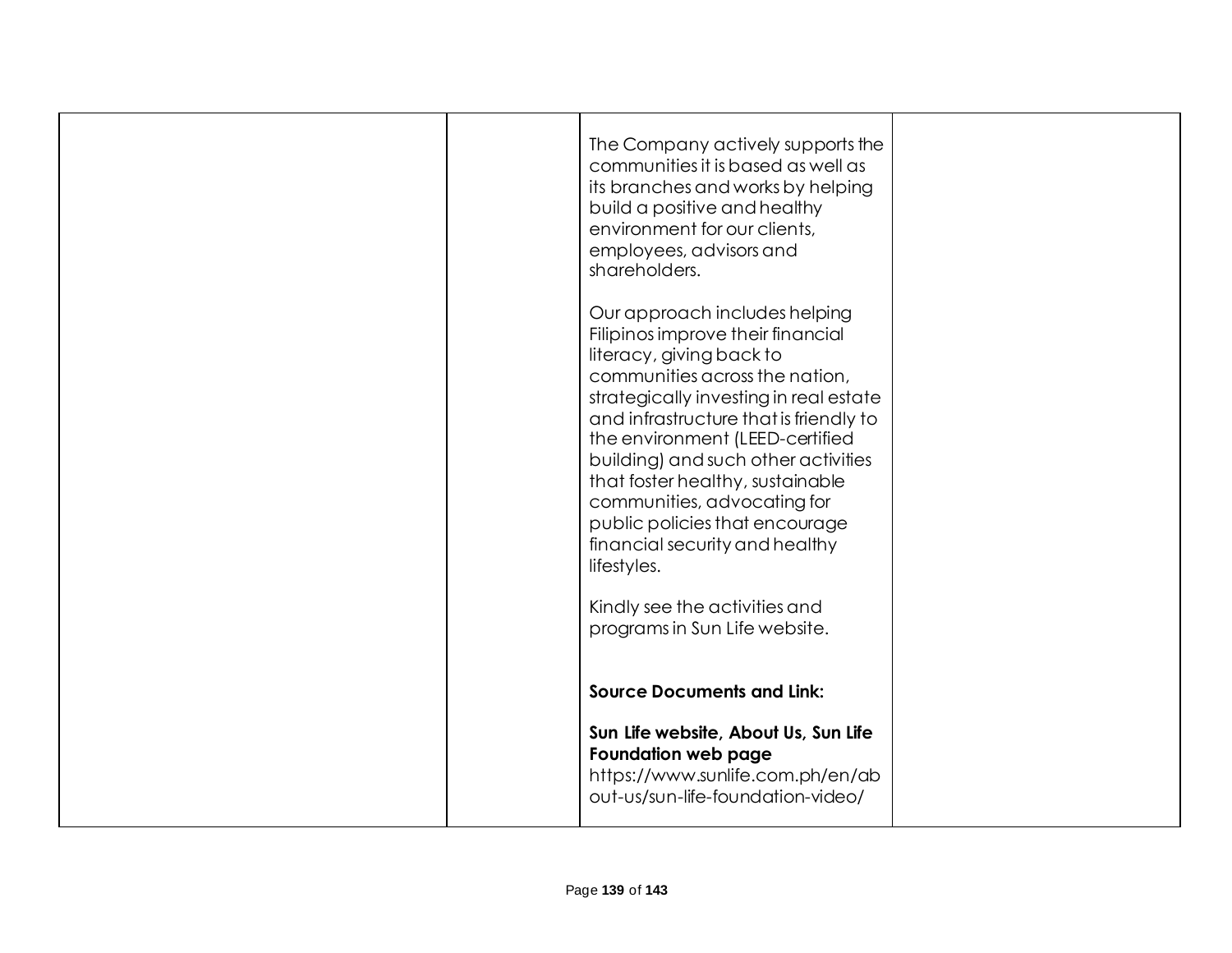|  |  |  |  |
|---|---|---|---|
|  |  | The Company actively supports the communities it is based as well as its branches and works by helping build a positive and healthy environment for our clients, employees, advisors and shareholders.<br><br>Our approach includes helping Filipinos improve their financial literacy, giving back to communities across the nation, strategically investing in real estate and infrastructure that is friendly to the environment (LEED-certified building) and such other activities that foster healthy, sustainable communities, advocating for public policies that encourage financial security and healthy lifestyles.<br><br>Kindly see the activities and programs in Sun Life website.<br><br>**Source Documents and Link:**<br><br>**Sun Life website, About Us, Sun Life Foundation web page**<br>https://www.sunlife.com.ph/en/about-us/sun-life-foundation-video/ |  |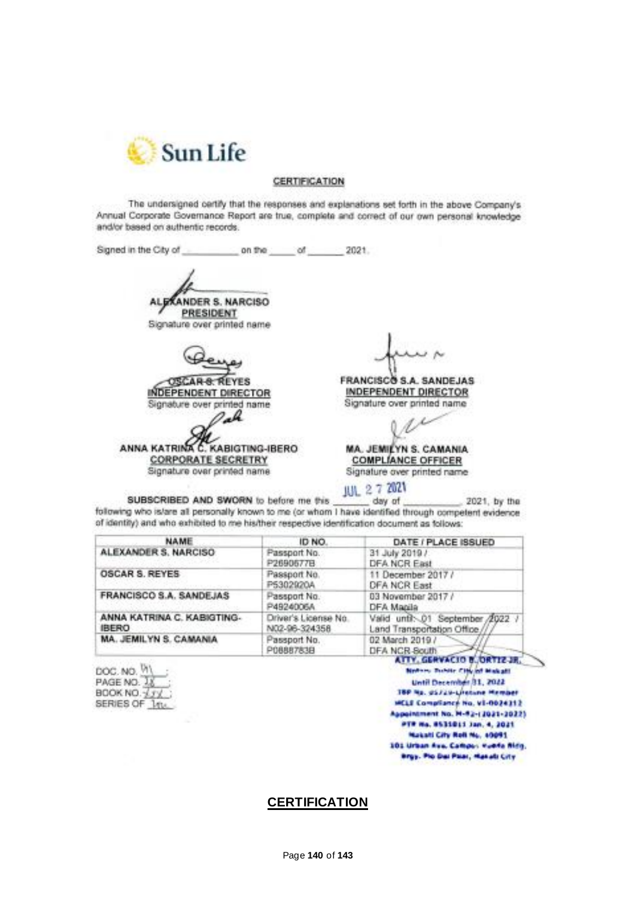Sun Life

**CERTIFICATION**

The undersigned certify that the responses and explanations set forth in the above Company's Annual Corporate Governance Report are true, complete and correct of our own personal knowledge and/or based on authentic records.

Signed in the City of \_\_\_\_\_\_\_\_\_\_ on the \_\_\_\_\_ of \_\_\_\_\_\_\_ 2021.

**ALEXANDER S. NARCISO**
**PRESIDENT**
Signature over printed name

**OSCAR S. REYES**
**INDEPENDENT DIRECTOR**
Signature over printed name

**FRANCISCO S.A. SANDEJAS**
**INDEPENDENT DIRECTOR**
Signature over printed name

**ANNA KATRINA C. KABIGTING-IBERO**
**CORPORATE SECRETRY**
Signature over printed name

**MA. JEMILYN S. CAMANIA**
**COMPLIANCE OFFICER**
Signature over printed name

**SUBSCRIBED AND SWORN** to before me this JUL 27 2021 day of \_\_\_\_\_\_\_\_\_\_\_ 2021, by the following who is/are all personally known to me (or whom I have identified through competent evidence of identity) and who exhibited to me his/their respective identification document as follows:

| NAME | ID NO. | DATE / PLACE ISSUED |
|---|---|---|
| ALEXANDER S. NARCISO | Passport No. P2690677B | 31 July 2019 / DFA NCR East |
| OSCAR S. REYES | Passport No. P5302920A | 11 December 2017 / DFA NCR East |
| FRANCISCO S.A. SANDEJAS | Passport No. P4924006A | 03 November 2017 / DFA Manila |
| ANNA KATRINA C. KABIGTING-IBERO | Driver's License No. N02-96-324358 | Valid until 01 September 2022 / Land Transportation Office |
| MA. JEMILYN S. CAMANIA | Passport No. P0888783B | 02 March 2019 / DFA NCR South |

DOC. NO. 141 ;
PAGE NO. 18 ;
BOOK NO. 154 ;
SERIES OF 2021

ATTY. GERVACIO B. ORTIZ JR.
Notary Public City of Makati
Until December 31, 2022
IBP No. 05729-Lifetime Member
MCLE Compliance No. VI-0024312
Appointment No. M-92-(2021-2022)
PTR No. 8531011 Jan. 4, 2021
Makati City Roll No. 40091
101 Urban Ave. Campos Rueda Bldg.
Brgy. Pio Del Pilar, Makati City

**CERTIFICATION**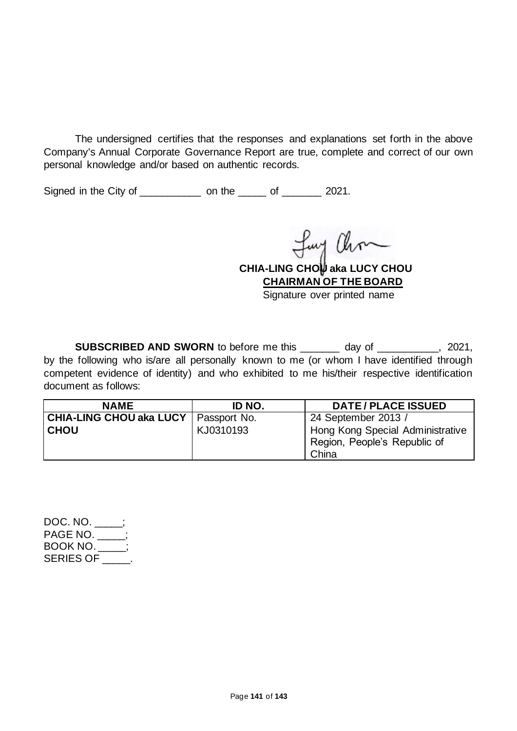The undersigned certifies that the responses and explanations set forth in the above Company's Annual Corporate Governance Report are true, complete and correct of our own personal knowledge and/or based on authentic records.

Signed in the City of ___________ on the _____ of _______ 2021.

**CHIA-LING CHOU aka LUCY CHOU**
**CHAIRMAN OF THE BOARD**
Signature over printed name

**SUBSCRIBED AND SWORN** to before me this _______ day of ___________, 2021, by the following who is/are all personally known to me (or whom I have identified through competent evidence of identity) and who exhibited to me his/their respective identification document as follows:

| NAME | ID NO. | DATE / PLACE ISSUED |
|---|---|---|
| **CHIA-LING CHOU aka LUCY CHOU** | Passport No. KJ0310193 | 24 September 2013 / Hong Kong Special Administrative Region, People's Republic of China |

DOC. NO. _____;
PAGE NO. _____;
BOOK NO. _____;
SERIES OF _____.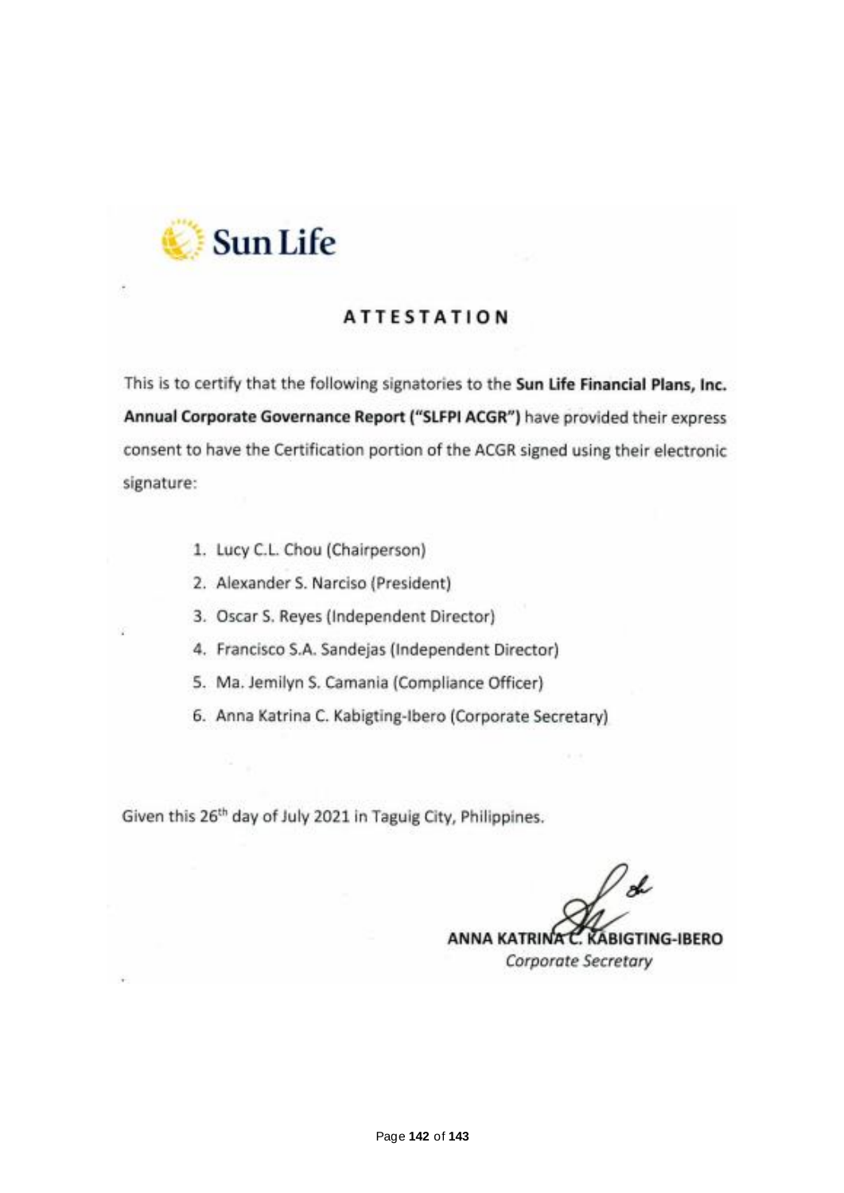Sun Life

# ATTESTATION

This is to certify that the following signatories to the **Sun Life Financial Plans, Inc. Annual Corporate Governance Report ("SLFPI ACGR")** have provided their express consent to have the Certification portion of the ACGR signed using their electronic signature:

1. Lucy C.L. Chou (Chairperson)
2. Alexander S. Narciso (President)
3. Oscar S. Reyes (Independent Director)
4. Francisco S.A. Sandejas (Independent Director)
5. Ma. Jemilyn S. Camania (Compliance Officer)
6. Anna Katrina C. Kabigting-Ibero (Corporate Secretary)

Given this 26th day of July 2021 in Taguig City, Philippines.

**ANNA KATRINA C. KABIGTING-IBERO**
*Corporate Secretary*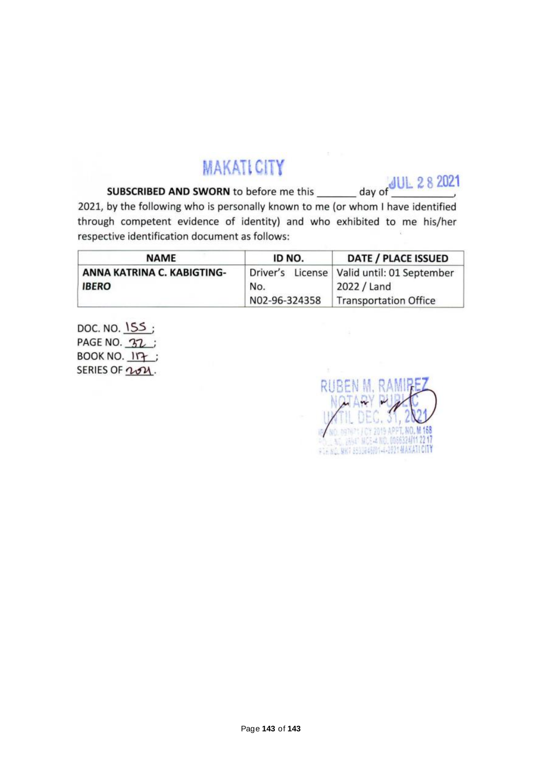MAKATI CITY

**SUBSCRIBED AND SWORN** to before me this _______ day of JUL 28 2021, 2021, by the following who is personally known to me (or whom I have identified through competent evidence of identity) and who exhibited to me his/her respective identification document as follows:

| NAME | ID NO. | DATE / PLACE ISSUED |
|---|---|---|
| **ANNA KATRINA C. KABIGTING-*IBERO*** | Driver's License No. N02-96-324358 | Valid until: 01 September 2022 / Land Transportation Office |

DOC. NO. 155;
PAGE NO. 32;
BOOK NO. 117;
SERIES OF 2021.

RUBEN M. RAMIREZ
NOTARY PUBLIC
UNTIL DEC. 31, 2021